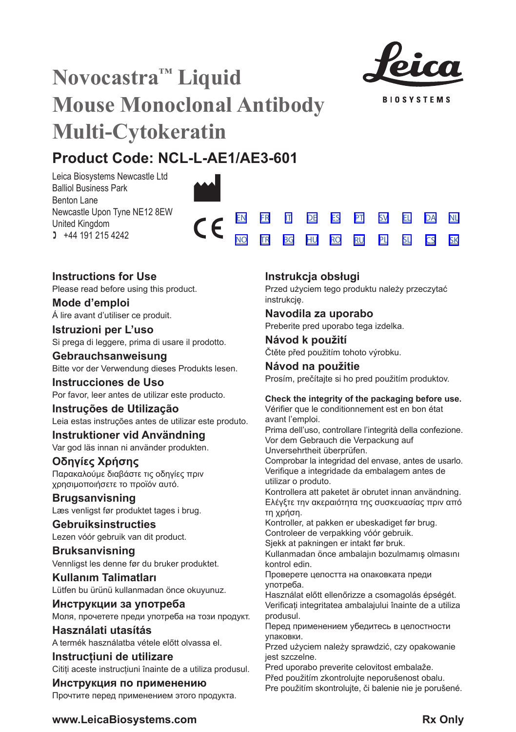# Novocastra™ Liquid Mouse Monoclonal Antibody Multi-Cytokeratin

Leica BIOSYSTEMS

## Product Code: NCL-L-AE1/AE3-601

Leica Biosystems Newcastle Ltd
Balliol Business Park
Benton Lane
Newcastle Upon Tyne NE12 8EW
United Kingdom
+44 191 215 4242

CE

EN FR IT DE ES PT SV EL DA NL
NO TR BG HU RO RU PL SL CS SK

### Instructions for Use

Please read before using this product.

### Mode d'emploi

À lire avant d'utiliser ce produit.

### Istruzioni per L'uso

Si prega di leggere, prima di usare il prodotto.

### Gebrauchsanweisung

Bitte vor der Verwendung dieses Produkts lesen.

### Instrucciones de Uso

Por favor, leer antes de utilizar este producto.

### Instruções de Utilização

Leia estas instruções antes de utilizar este produto.

### Instruktioner vid Användning

Var god läs innan ni använder produkten.

### Οδηγίες Χρήσης

Παρακαλούμε διαβάστε τις οδηγίες πριν χρησιμοποιήσετε το προϊόν αυτό.

### Brugsanvisning

Læs venligst før produktet tages i brug.

### Gebruiksinstructies

Lezen vóór gebruik van dit product.

### Bruksanvisning

Vennligst les denne før du bruker produktet.

### Kullanım Talimatları

Lütfen bu ürünü kullanmadan önce okuyunuz.

### Инструкции за употреба

Моля, прочетете преди употреба на този продукт.

### Használati utasítás

A termék használatba vétele előtt olvassa el.

### Instrucțiuni de utilizare

Citiți aceste instrucțiuni înainte de a utiliza produsul.

### Инструкция по применению

Прочтите перед применением этого продукта.

### Instrukcja obsługi

Przed użyciem tego produktu należy przeczytać instrukcję.

### Navodila za uporabo

Preberite pred uporabo tega izdelka.

### Návod k použití

Čtěte před použitím tohoto výrobku.

### Návod na použitie

Prosím, prečítajte si ho pred použitím produktov.

**Check the integrity of the packaging before use.**
Vérifier que le conditionnement est en bon état avant l'emploi.
Prima dell'uso, controllare l'integrità della confezione.
Vor dem Gebrauch die Verpackung auf Unversehrtheit überprüfen.
Comprobar la integridad del envase, antes de usarlo.
Verifique a integridade da embalagem antes de utilizar o produto.
Kontrollera att paketet är obrutet innan användning.
Ελέγξτε την ακεραιότητα της συσκευασίας πριν από τη χρήση.
Kontroller, at pakken er ubeskadiget før brug.
Controleer de verpakking vóór gebruik.
Sjekk at pakningen er intakt før bruk.
Kullanmadan önce ambalajın bozulmamış olmasını kontrol edin.
Проверете целостта на опаковката преди употреба.
Használat előtt ellenőrizze a csomagolás épségét.
Verificați integritatea ambalajului înainte de a utiliza produsul.
Перед применением убедитесь в целостности упаковки.
Przed użyciem należy sprawdzić, czy opakowanie jest szczelne.
Pred uporabo preverite celovitost embalaže.
Před použitím zkontrolujte neporušenost obalu.
Pre použitím skontrolujte, či balenie nie je porušené.

www.LeicaBiosystems.com

Rx Only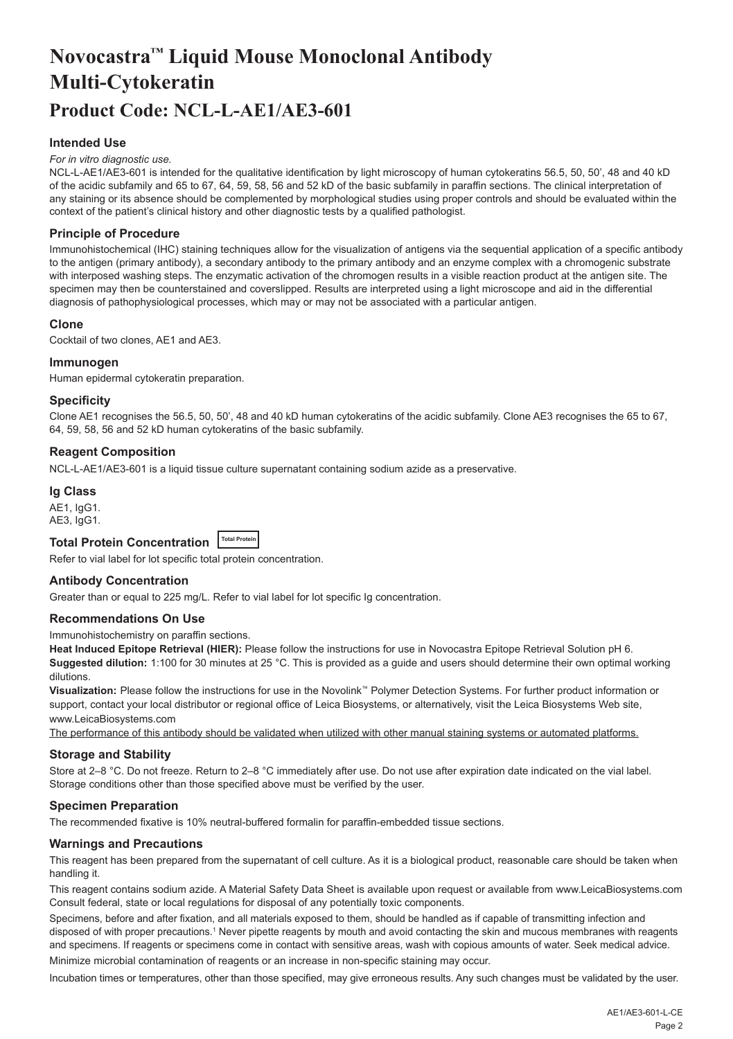# Novocastra™ Liquid Mouse Monoclonal Antibody Multi-Cytokeratin

# Product Code: NCL-L-AE1/AE3-601

### Intended Use

*For in vitro diagnostic use.*

NCL-L-AE1/AE3-601 is intended for the qualitative identification by light microscopy of human cytokeratins 56.5, 50, 50', 48 and 40 kD of the acidic subfamily and 65 to 67, 64, 59, 58, 56 and 52 kD of the basic subfamily in paraffin sections. The clinical interpretation of any staining or its absence should be complemented by morphological studies using proper controls and should be evaluated within the context of the patient's clinical history and other diagnostic tests by a qualified pathologist.

### Principle of Procedure

Immunohistochemical (IHC) staining techniques allow for the visualization of antigens via the sequential application of a specific antibody to the antigen (primary antibody), a secondary antibody to the primary antibody and an enzyme complex with a chromogenic substrate with interposed washing steps. The enzymatic activation of the chromogen results in a visible reaction product at the antigen site. The specimen may then be counterstained and coverslipped. Results are interpreted using a light microscope and aid in the differential diagnosis of pathophysiological processes, which may or may not be associated with a particular antigen.

### Clone

Cocktail of two clones, AE1 and AE3.

### Immunogen

Human epidermal cytokeratin preparation.

### Specificity

Clone AE1 recognises the 56.5, 50, 50', 48 and 40 kD human cytokeratins of the acidic subfamily. Clone AE3 recognises the 65 to 67, 64, 59, 58, 56 and 52 kD human cytokeratins of the basic subfamily.

### Reagent Composition

NCL-L-AE1/AE3-601 is a liquid tissue culture supernatant containing sodium azide as a preservative.

### Ig Class

AE1, IgG1.
AE3, IgG1.

### Total Protein Concentration Total Protein

Refer to vial label for lot specific total protein concentration.

### Antibody Concentration

Greater than or equal to 225 mg/L. Refer to vial label for lot specific Ig concentration.

### Recommendations On Use

Immunohistochemistry on paraffin sections.

**Heat Induced Epitope Retrieval (HIER):** Please follow the instructions for use in Novocastra Epitope Retrieval Solution pH 6.

**Suggested dilution:** 1:100 for 30 minutes at 25 °C. This is provided as a guide and users should determine their own optimal working dilutions.

**Visualization:** Please follow the instructions for use in the Novolink™ Polymer Detection Systems. For further product information or support, contact your local distributor or regional office of Leica Biosystems, or alternatively, visit the Leica Biosystems Web site, www.LeicaBiosystems.com

The performance of this antibody should be validated when utilized with other manual staining systems or automated platforms.

### Storage and Stability

Store at 2–8 °C. Do not freeze. Return to 2–8 °C immediately after use. Do not use after expiration date indicated on the vial label. Storage conditions other than those specified above must be verified by the user.

### Specimen Preparation

The recommended fixative is 10% neutral-buffered formalin for paraffin-embedded tissue sections.

### Warnings and Precautions

This reagent has been prepared from the supernatant of cell culture. As it is a biological product, reasonable care should be taken when handling it.

This reagent contains sodium azide. A Material Safety Data Sheet is available upon request or available from www.LeicaBiosystems.com Consult federal, state or local regulations for disposal of any potentially toxic components.

Specimens, before and after fixation, and all materials exposed to them, should be handled as if capable of transmitting infection and disposed of with proper precautions.[1] Never pipette reagents by mouth and avoid contacting the skin and mucous membranes with reagents and specimens. If reagents or specimens come in contact with sensitive areas, wash with copious amounts of water. Seek medical advice.

Minimize microbial contamination of reagents or an increase in non-specific staining may occur.

Incubation times or temperatures, other than those specified, may give erroneous results. Any such changes must be validated by the user.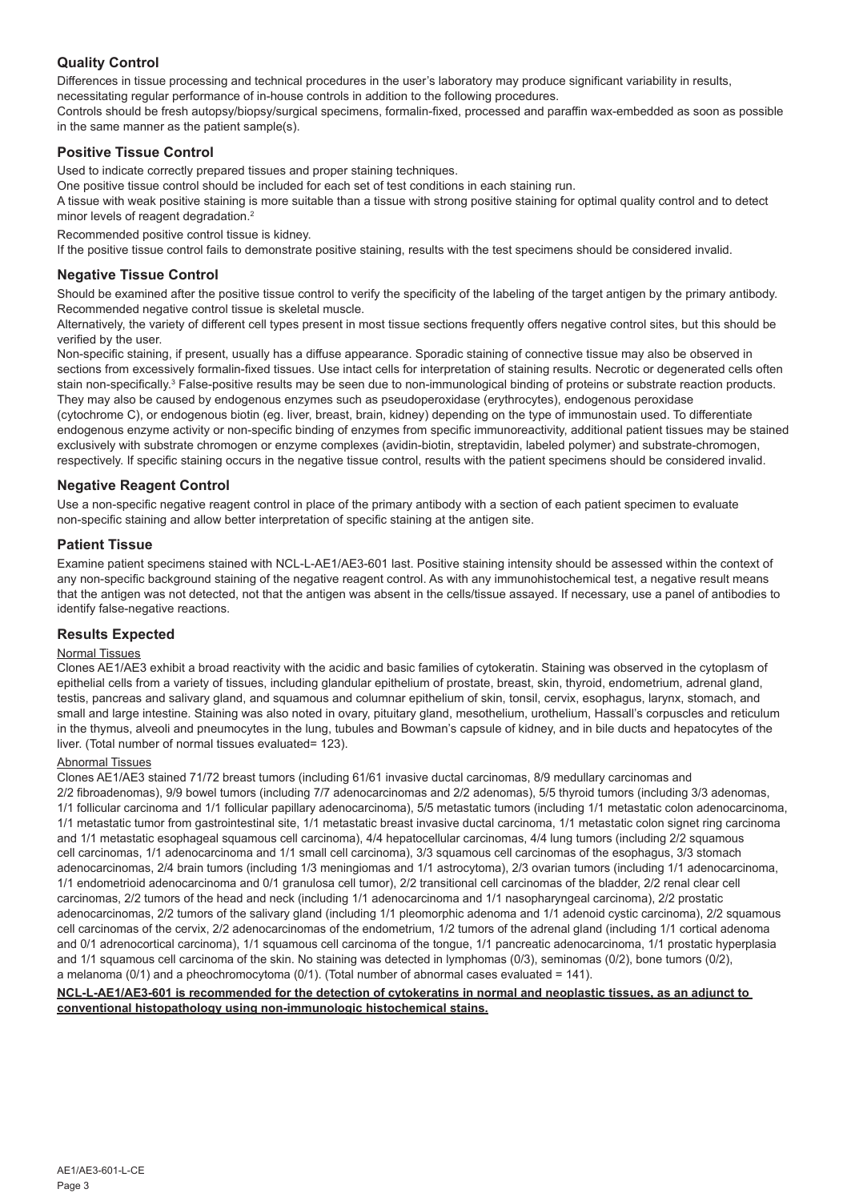## Quality Control

Differences in tissue processing and technical procedures in the user's laboratory may produce significant variability in results, necessitating regular performance of in-house controls in addition to the following procedures.

Controls should be fresh autopsy/biopsy/surgical specimens, formalin-fixed, processed and paraffin wax-embedded as soon as possible in the same manner as the patient sample(s).

## Positive Tissue Control

Used to indicate correctly prepared tissues and proper staining techniques.

One positive tissue control should be included for each set of test conditions in each staining run.

A tissue with weak positive staining is more suitable than a tissue with strong positive staining for optimal quality control and to detect minor levels of reagent degradation.[2]

Recommended positive control tissue is kidney.

If the positive tissue control fails to demonstrate positive staining, results with the test specimens should be considered invalid.

## Negative Tissue Control

Should be examined after the positive tissue control to verify the specificity of the labeling of the target antigen by the primary antibody. Recommended negative control tissue is skeletal muscle.

Alternatively, the variety of different cell types present in most tissue sections frequently offers negative control sites, but this should be verified by the user.

Non-specific staining, if present, usually has a diffuse appearance. Sporadic staining of connective tissue may also be observed in sections from excessively formalin-fixed tissues. Use intact cells for interpretation of staining results. Necrotic or degenerated cells often stain non-specifically.[3] False-positive results may be seen due to non-immunological binding of proteins or substrate reaction products. They may also be caused by endogenous enzymes such as pseudoperoxidase (erythrocytes), endogenous peroxidase (cytochrome C), or endogenous biotin (eg. liver, breast, brain, kidney) depending on the type of immunostain used. To differentiate endogenous enzyme activity or non-specific binding of enzymes from specific immunoreactivity, additional patient tissues may be stained exclusively with substrate chromogen or enzyme complexes (avidin-biotin, streptavidin, labeled polymer) and substrate-chromogen, respectively. If specific staining occurs in the negative tissue control, results with the patient specimens should be considered invalid.

## Negative Reagent Control

Use a non-specific negative reagent control in place of the primary antibody with a section of each patient specimen to evaluate non-specific staining and allow better interpretation of specific staining at the antigen site.

## Patient Tissue

Examine patient specimens stained with NCL-L-AE1/AE3-601 last. Positive staining intensity should be assessed within the context of any non-specific background staining of the negative reagent control. As with any immunohistochemical test, a negative result means that the antigen was not detected, not that the antigen was absent in the cells/tissue assayed. If necessary, use a panel of antibodies to identify false-negative reactions.

## Results Expected

### Normal Tissues

Clones AE1/AE3 exhibit a broad reactivity with the acidic and basic families of cytokeratin. Staining was observed in the cytoplasm of epithelial cells from a variety of tissues, including glandular epithelium of prostate, breast, skin, thyroid, endometrium, adrenal gland, testis, pancreas and salivary gland, and squamous and columnar epithelium of skin, tonsil, cervix, esophagus, larynx, stomach, and small and large intestine. Staining was also noted in ovary, pituitary gland, mesothelium, urothelium, Hassall's corpuscles and reticulum in the thymus, alveoli and pneumocytes in the lung, tubules and Bowman's capsule of kidney, and in bile ducts and hepatocytes of the liver. (Total number of normal tissues evaluated= 123).

### Abnormal Tissues

Clones AE1/AE3 stained 71/72 breast tumors (including 61/61 invasive ductal carcinomas, 8/9 medullary carcinomas and 2/2 fibroadenomas), 9/9 bowel tumors (including 7/7 adenocarcinomas and 2/2 adenomas), 5/5 thyroid tumors (including 3/3 adenomas, 1/1 follicular carcinoma and 1/1 follicular papillary adenocarcinoma), 5/5 metastatic tumors (including 1/1 metastatic colon adenocarcinoma, 1/1 metastatic tumor from gastrointestinal site, 1/1 metastatic breast invasive ductal carcinoma, 1/1 metastatic colon signet ring carcinoma and 1/1 metastatic esophageal squamous cell carcinoma), 4/4 hepatocellular carcinomas, 4/4 lung tumors (including 2/2 squamous cell carcinomas, 1/1 adenocarcinoma and 1/1 small cell carcinoma), 3/3 squamous cell carcinomas of the esophagus, 3/3 stomach adenocarcinomas, 2/4 brain tumors (including 1/3 meningiomas and 1/1 astrocytoma), 2/3 ovarian tumors (including 1/1 adenocarcinoma, 1/1 endometrioid adenocarcinoma and 0/1 granulosa cell tumor), 2/2 transitional cell carcinomas of the bladder, 2/2 renal clear cell carcinomas, 2/2 tumors of the head and neck (including 1/1 adenocarcinoma and 1/1 nasopharyngeal carcinoma), 2/2 prostatic adenocarcinomas, 2/2 tumors of the salivary gland (including 1/1 pleomorphic adenoma and 1/1 adenoid cystic carcinoma), 2/2 squamous cell carcinomas of the cervix, 2/2 adenocarcinomas of the endometrium, 1/2 tumors of the adrenal gland (including 1/1 cortical adenoma and 0/1 adrenocortical carcinoma), 1/1 squamous cell carcinoma of the tongue, 1/1 pancreatic adenocarcinoma, 1/1 prostatic hyperplasia and 1/1 squamous cell carcinoma of the skin. No staining was detected in lymphomas (0/3), seminomas (0/2), bone tumors (0/2), a melanoma (0/1) and a pheochromocytoma (0/1). (Total number of abnormal cases evaluated = 141).

**NCL-L-AE1/AE3-601 is recommended for the detection of cytokeratins in normal and neoplastic tissues, as an adjunct to conventional histopathology using non-immunologic histochemical stains.**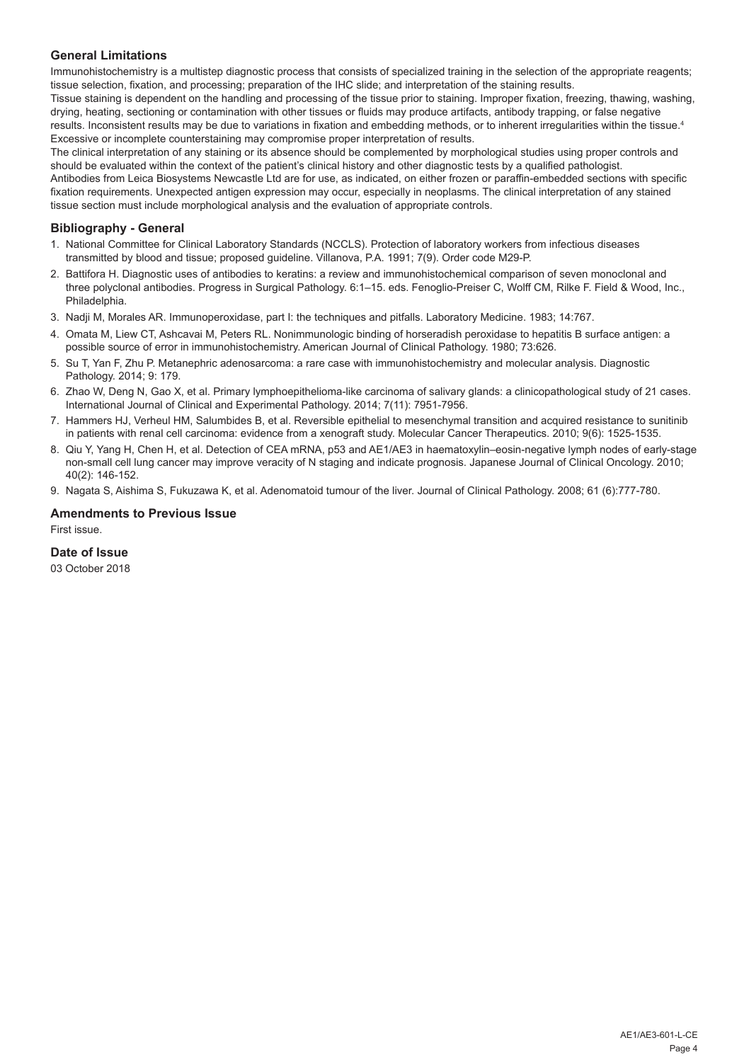## General Limitations

Immunohistochemistry is a multistep diagnostic process that consists of specialized training in the selection of the appropriate reagents; tissue selection, fixation, and processing; preparation of the IHC slide; and interpretation of the staining results.
Tissue staining is dependent on the handling and processing of the tissue prior to staining. Improper fixation, freezing, thawing, washing, drying, heating, sectioning or contamination with other tissues or fluids may produce artifacts, antibody trapping, or false negative results. Inconsistent results may be due to variations in fixation and embedding methods, or to inherent irregularities within the tissue.[4]
Excessive or incomplete counterstaining may compromise proper interpretation of results.
The clinical interpretation of any staining or its absence should be complemented by morphological studies using proper controls and should be evaluated within the context of the patient's clinical history and other diagnostic tests by a qualified pathologist.
Antibodies from Leica Biosystems Newcastle Ltd are for use, as indicated, on either frozen or paraffin-embedded sections with specific fixation requirements. Unexpected antigen expression may occur, especially in neoplasms. The clinical interpretation of any stained tissue section must include morphological analysis and the evaluation of appropriate controls.

## Bibliography - General

1. National Committee for Clinical Laboratory Standards (NCCLS). Protection of laboratory workers from infectious diseases transmitted by blood and tissue; proposed guideline. Villanova, P.A. 1991; 7(9). Order code M29-P.
2. Battifora H. Diagnostic uses of antibodies to keratins: a review and immunohistochemical comparison of seven monoclonal and three polyclonal antibodies. Progress in Surgical Pathology. 6:1–15. eds. Fenoglio-Preiser C, Wolff CM, Rilke F. Field & Wood, Inc., Philadelphia.
3. Nadji M, Morales AR. Immunoperoxidase, part I: the techniques and pitfalls. Laboratory Medicine. 1983; 14:767.
4. Omata M, Liew CT, Ashcavai M, Peters RL. Nonimmunologic binding of horseradish peroxidase to hepatitis B surface antigen: a possible source of error in immunohistochemistry. American Journal of Clinical Pathology. 1980; 73:626.
5. Su T, Yan F, Zhu P. Metanephric adenosarcoma: a rare case with immunohistochemistry and molecular analysis. Diagnostic Pathology. 2014; 9: 179.
6. Zhao W, Deng N, Gao X, et al. Primary lymphoepithelioma-like carcinoma of salivary glands: a clinicopathological study of 21 cases. International Journal of Clinical and Experimental Pathology. 2014; 7(11): 7951-7956.
7. Hammers HJ, Verheul HM, Salumbides B, et al. Reversible epithelial to mesenchymal transition and acquired resistance to sunitinib in patients with renal cell carcinoma: evidence from a xenograft study. Molecular Cancer Therapeutics. 2010; 9(6): 1525-1535.
8. Qiu Y, Yang H, Chen H, et al. Detection of CEA mRNA, p53 and AE1/AE3 in haematoxylin–eosin-negative lymph nodes of early-stage non-small cell lung cancer may improve veracity of N staging and indicate prognosis. Japanese Journal of Clinical Oncology. 2010; 40(2): 146-152.
9. Nagata S, Aishima S, Fukuzawa K, et al. Adenomatoid tumour of the liver. Journal of Clinical Pathology. 2008; 61 (6):777-780.

## Amendments to Previous Issue

First issue.

## Date of Issue

03 October 2018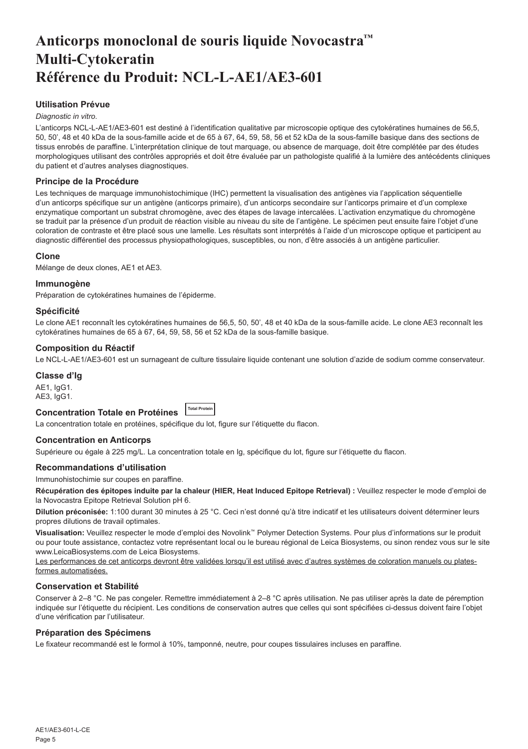# Anticorps monoclonal de souris liquide Novocastra™ Multi-Cytokeratin Référence du Produit: NCL-L-AE1/AE3-601

### Utilisation Prévue

*Diagnostic in vitro*.

L'anticorps NCL-L-AE1/AE3-601 est destiné à l'identification qualitative par microscopie optique des cytokératines humaines de 56,5, 50, 50', 48 et 40 kDa de la sous-famille acide et de 65 à 67, 64, 59, 58, 56 et 52 kDa de la sous-famille basique dans des sections de tissus enrobés de paraffine. L'interprétation clinique de tout marquage, ou absence de marquage, doit être complétée par des études morphologiques utilisant des contrôles appropriés et doit être évaluée par un pathologiste qualifié à la lumière des antécédents cliniques du patient et d'autres analyses diagnostiques.

### Principe de la Procédure

Les techniques de marquage immunohistochimique (IHC) permettent la visualisation des antigènes via l'application séquentielle d'un anticorps spécifique sur un antigène (anticorps primaire), d'un anticorps secondaire sur l'anticorps primaire et d'un complexe enzymatique comportant un substrat chromogène, avec des étapes de lavage intercalées. L'activation enzymatique du chromogène se traduit par la présence d'un produit de réaction visible au niveau du site de l'antigène. Le spécimen peut ensuite faire l'objet d'une coloration de contraste et être placé sous une lamelle. Les résultats sont interprétés à l'aide d'un microscope optique et participent au diagnostic différentiel des processus physiopathologiques, susceptibles, ou non, d'être associés à un antigène particulier.

### Clone

Mélange de deux clones, AE1 et AE3.

### Immunogène

Préparation de cytokératines humaines de l'épiderme.

### Spécificité

Le clone AE1 reconnaît les cytokératines humaines de 56,5, 50, 50', 48 et 40 kDa de la sous-famille acide. Le clone AE3 reconnaît les cytokératines humaines de 65 à 67, 64, 59, 58, 56 et 52 kDa de la sous-famille basique.

### Composition du Réactif

Le NCL-L-AE1/AE3-601 est un surnageant de culture tissulaire liquide contenant une solution d'azide de sodium comme conservateur.

### Classe d'Ig

AE1, IgG1.
AE3, IgG1.

### Concentration Totale en Protéines

Total Protein

La concentration totale en protéines, spécifique du lot, figure sur l'étiquette du flacon.

### Concentration en Anticorps

Supérieure ou égale à 225 mg/L. La concentration totale en Ig, spécifique du lot, figure sur l'étiquette du flacon.

### Recommandations d'utilisation

Immunohistochimie sur coupes en paraffine.

**Récupération des épitopes induite par la chaleur (HIER, Heat Induced Epitope Retrieval) :** Veuillez respecter le mode d'emploi de la Novocastra Epitope Retrieval Solution pH 6.

**Dilution préconisée:** 1:100 durant 30 minutes à 25 °C. Ceci n'est donné qu'à titre indicatif et les utilisateurs doivent déterminer leurs propres dilutions de travail optimales.

**Visualisation:** Veuillez respecter le mode d'emploi des Novolink™ Polymer Detection Systems. Pour plus d'informations sur le produit ou pour toute assistance, contactez votre représentant local ou le bureau régional de Leica Biosystems, ou sinon rendez vous sur le site www.LeicaBiosystems.com de Leica Biosystems.

Les performances de cet anticorps devront être validées lorsqu'il est utilisé avec d'autres systèmes de coloration manuels ou plates-formes automatisées.

### Conservation et Stabilité

Conserver à 2–8 °C. Ne pas congeler. Remettre immédiatement à 2–8 °C après utilisation. Ne pas utiliser après la date de péremption indiquée sur l'étiquette du récipient. Les conditions de conservation autres que celles qui sont spécifiées ci-dessus doivent faire l'objet d'une vérification par l'utilisateur.

### Préparation des Spécimens

Le fixateur recommandé est le formol à 10%, tamponné, neutre, pour coupes tissulaires incluses en paraffine.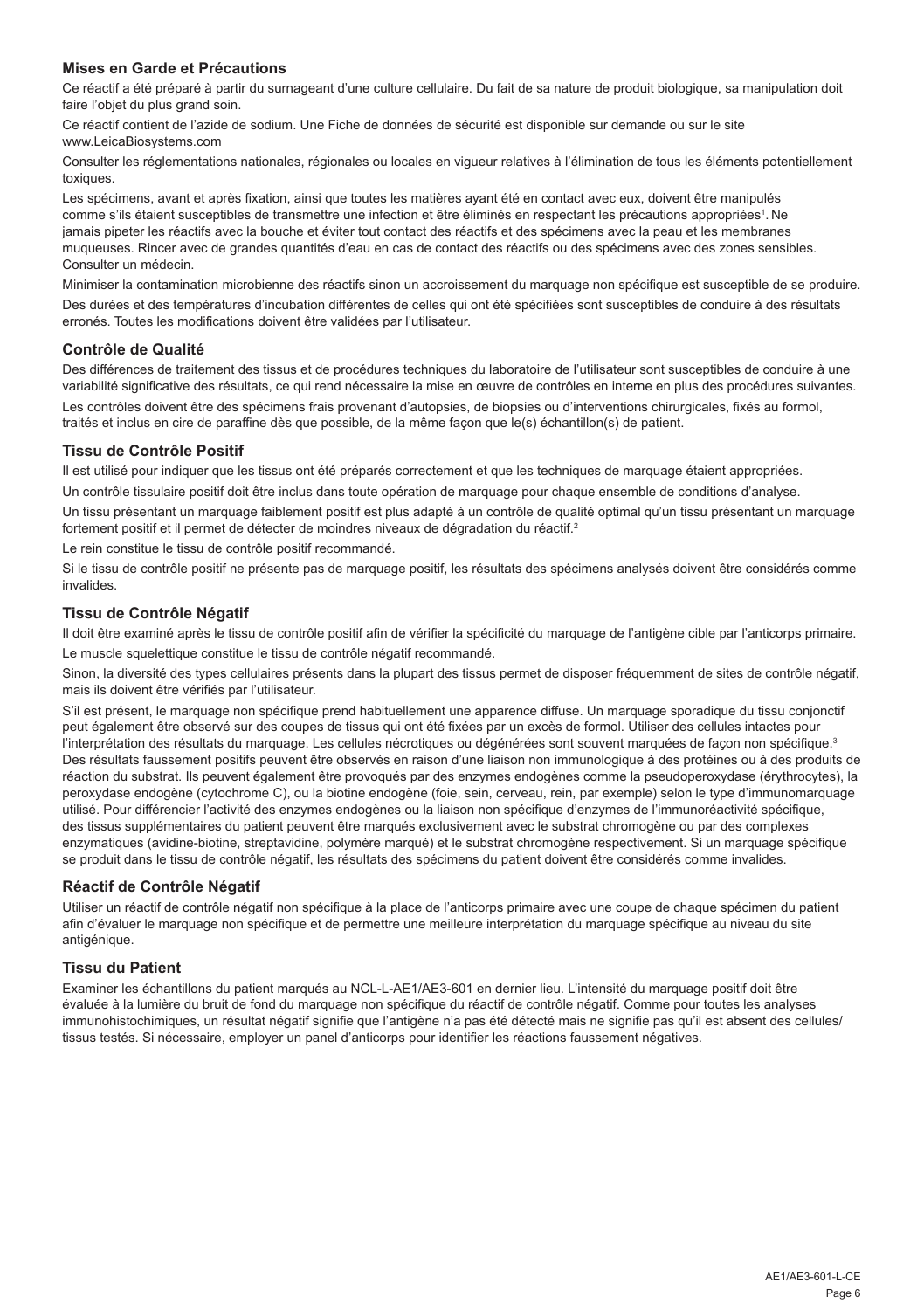### Mises en Garde et Précautions

Ce réactif a été préparé à partir du surnageant d'une culture cellulaire. Du fait de sa nature de produit biologique, sa manipulation doit faire l'objet du plus grand soin.

Ce réactif contient de l'azide de sodium. Une Fiche de données de sécurité est disponible sur demande ou sur le site www.LeicaBiosystems.com

Consulter les réglementations nationales, régionales ou locales en vigueur relatives à l'élimination de tous les éléments potentiellement toxiques.

Les spécimens, avant et après fixation, ainsi que toutes les matières ayant été en contact avec eux, doivent être manipulés comme s'ils étaient susceptibles de transmettre une infection et être éliminés en respectant les précautions appropriées[1]. Ne jamais pipeter les réactifs avec la bouche et éviter tout contact des réactifs et des spécimens avec la peau et les membranes muqueuses. Rincer avec de grandes quantités d'eau en cas de contact des réactifs ou des spécimens avec des zones sensibles. Consulter un médecin.

Minimiser la contamination microbienne des réactifs sinon un accroissement du marquage non spécifique est susceptible de se produire.

Des durées et des températures d'incubation différentes de celles qui ont été spécifiées sont susceptibles de conduire à des résultats erronés. Toutes les modifications doivent être validées par l'utilisateur.

### Contrôle de Qualité

Des différences de traitement des tissus et de procédures techniques du laboratoire de l'utilisateur sont susceptibles de conduire à une variabilité significative des résultats, ce qui rend nécessaire la mise en œuvre de contrôles en interne en plus des procédures suivantes.

Les contrôles doivent être des spécimens frais provenant d'autopsies, de biopsies ou d'interventions chirurgicales, fixés au formol, traités et inclus en cire de paraffine dès que possible, de la même façon que le(s) échantillon(s) de patient.

### Tissu de Contrôle Positif

Il est utilisé pour indiquer que les tissus ont été préparés correctement et que les techniques de marquage étaient appropriées.

Un contrôle tissulaire positif doit être inclus dans toute opération de marquage pour chaque ensemble de conditions d'analyse.

Un tissu présentant un marquage faiblement positif est plus adapté à un contrôle de qualité optimal qu'un tissu présentant un marquage fortement positif et il permet de détecter de moindres niveaux de dégradation du réactif.[2]

Le rein constitue le tissu de contrôle positif recommandé.

Si le tissu de contrôle positif ne présente pas de marquage positif, les résultats des spécimens analysés doivent être considérés comme invalides.

### Tissu de Contrôle Négatif

Il doit être examiné après le tissu de contrôle positif afin de vérifier la spécificité du marquage de l'antigène cible par l'anticorps primaire.

Le muscle squelettique constitue le tissu de contrôle négatif recommandé.

Sinon, la diversité des types cellulaires présents dans la plupart des tissus permet de disposer fréquemment de sites de contrôle négatif, mais ils doivent être vérifiés par l'utilisateur.

S'il est présent, le marquage non spécifique prend habituellement une apparence diffuse. Un marquage sporadique du tissu conjonctif peut également être observé sur des coupes de tissus qui ont été fixées par un excès de formol. Utiliser des cellules intactes pour l'interprétation des résultats du marquage. Les cellules nécrotiques ou dégénérées sont souvent marquées de façon non spécifique.[3] Des résultats faussement positifs peuvent être observés en raison d'une liaison non immunologique à des protéines ou à des produits de réaction du substrat. Ils peuvent également être provoqués par des enzymes endogènes comme la pseudoperoxydase (érythrocytes), la peroxydase endogène (cytochrome C), ou la biotine endogène (foie, sein, cerveau, rein, par exemple) selon le type d'immunomarquage utilisé. Pour différencier l'activité des enzymes endogènes ou la liaison non spécifique d'enzymes de l'immunoréactivité spécifique, des tissus supplémentaires du patient peuvent être marqués exclusivement avec le substrat chromogène ou par des complexes enzymatiques (avidine-biotine, streptavidine, polymère marqué) et le substrat chromogène respectivement. Si un marquage spécifique se produit dans le tissu de contrôle négatif, les résultats des spécimens du patient doivent être considérés comme invalides.

### Réactif de Contrôle Négatif

Utiliser un réactif de contrôle négatif non spécifique à la place de l'anticorps primaire avec une coupe de chaque spécimen du patient afin d'évaluer le marquage non spécifique et de permettre une meilleure interprétation du marquage spécifique au niveau du site antigénique.

### Tissu du Patient

Examiner les échantillons du patient marqués au NCL-L-AE1/AE3-601 en dernier lieu. L'intensité du marquage positif doit être évaluée à la lumière du bruit de fond du marquage non spécifique du réactif de contrôle négatif. Comme pour toutes les analyses immunohistochimiques, un résultat négatif signifie que l'antigène n'a pas été détecté mais ne signifie pas qu'il est absent des cellules/tissus testés. Si nécessaire, employer un panel d'anticorps pour identifier les réactions faussement négatives.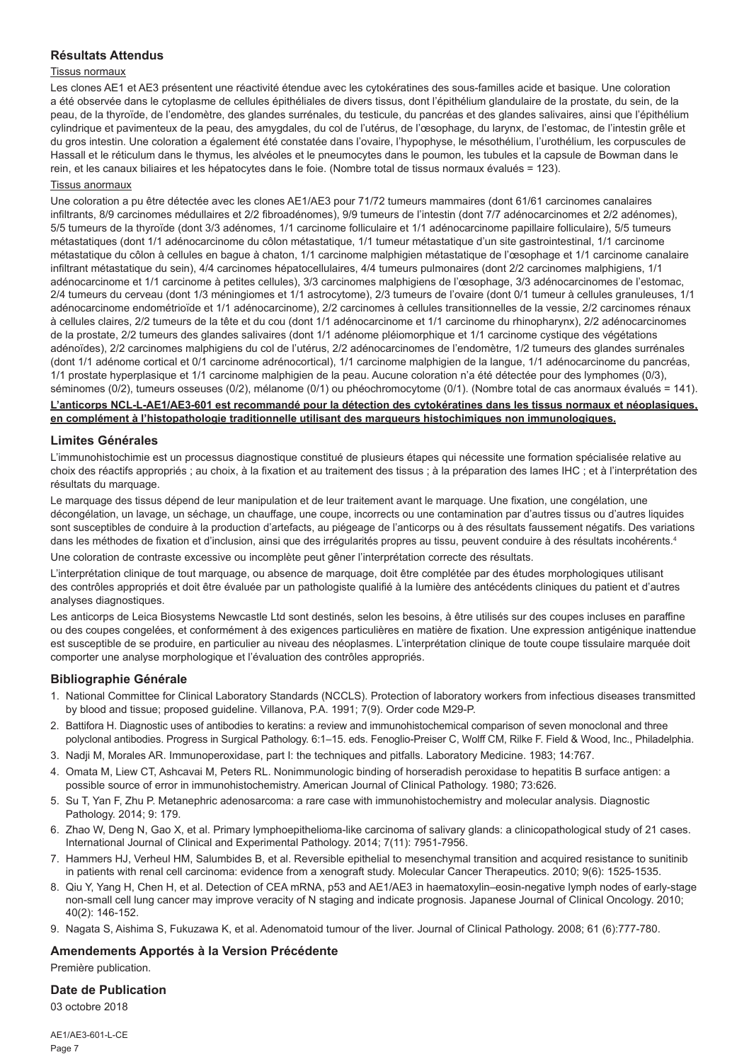## Résultats Attendus

Tissus normaux

Les clones AE1 et AE3 présentent une réactivité étendue avec les cytokératines des sous-familles acide et basique. Une coloration a été observée dans le cytoplasme de cellules épithéliales de divers tissus, dont l'épithélium glandulaire de la prostate, du sein, de la peau, de la thyroïde, de l'endomètre, des glandes surrénales, du testicule, du pancréas et des glandes salivaires, ainsi que l'épithélium cylindrique et pavimenteux de la peau, des amygdales, du col de l'utérus, de l'œsophage, du larynx, de l'estomac, de l'intestin grêle et du gros intestin. Une coloration a également été constatée dans l'ovaire, l'hypophyse, le mésothélium, l'urothélium, les corpuscules de Hassall et le réticulum dans le thymus, les alvéoles et le pneumocytes dans le poumon, les tubules et la capsule de Bowman dans le rein, et les canaux biliaires et les hépatocytes dans le foie. (Nombre total de tissus normaux évalués = 123).

Tissus anormaux

Une coloration a pu être détectée avec les clones AE1/AE3 pour 71/72 tumeurs mammaires (dont 61/61 carcinomes canalaires infiltrants, 8/9 carcinomes médullaires et 2/2 fibroadénomes), 9/9 tumeurs de l'intestin (dont 7/7 adénocarcinomes et 2/2 adénomes), 5/5 tumeurs de la thyroïde (dont 3/3 adénomes, 1/1 carcinome folliculaire et 1/1 adénocarcinome papillaire folliculaire), 5/5 tumeurs métastatiques (dont 1/1 adénocarcinome du côlon métastatique, 1/1 tumeur métastatique d'un site gastrointestinal, 1/1 carcinome métastatique du côlon à cellules en bague à chaton, 1/1 carcinome malphigien métastatique de l'œsophage et 1/1 carcinome canalaire infiltrant métastatique du sein), 4/4 carcinomes hépatocellulaires, 4/4 tumeurs pulmonaires (dont 2/2 carcinomes malphigiens, 1/1 adénocarcinome et 1/1 carcinome à petites cellules), 3/3 carcinomes malphigiens de l'œsophage, 3/3 adénocarcinomes de l'estomac, 2/4 tumeurs du cerveau (dont 1/3 méningiomes et 1/1 astrocytome), 2/3 tumeurs de l'ovaire (dont 0/1 tumeur à cellules granuleuses, 1/1 adénocarcinome endométrioïde et 1/1 adénocarcinome), 2/2 carcinomes à cellules transitionnelles de la vessie, 2/2 carcinomes rénaux à cellules claires, 2/2 tumeurs de la tête et du cou (dont 1/1 adénocarcinome et 1/1 carcinome du rhinopharynx), 2/2 adénocarcinomes de la prostate, 2/2 tumeurs des glandes salivaires (dont 1/1 adénome pléiomorphique et 1/1 carcinome cystique des végétations adénoïdes), 2/2 carcinomes malphigiens du col de l'utérus, 2/2 adénocarcinomes de l'endomètre, 1/2 tumeurs des glandes surrénales (dont 1/1 adénome cortical et 0/1 carcinome adrénocortical), 1/1 carcinome malphigien de la langue, 1/1 adénocarcinome du pancréas, 1/1 prostate hyperplasique et 1/1 carcinome malphigien de la peau. Aucune coloration n'a été détectée pour des lymphomes (0/3), séminomes (0/2), tumeurs osseuses (0/2), mélanome (0/1) ou phéochromocytome (0/1). (Nombre total de cas anormaux évalués = 141).

**L'anticorps NCL-L-AE1/AE3-601 est recommandé pour la détection des cytokératines dans les tissus normaux et néoplasiques, en complément à l'histopathologie traditionnelle utilisant des marqueurs histochimiques non immunologiques.**

## Limites Générales

L'immunohistochimie est un processus diagnostique constitué de plusieurs étapes qui nécessite une formation spécialisée relative au choix des réactifs appropriés ; au choix, à la fixation et au traitement des tissus ; à la préparation des lames IHC ; et à l'interprétation des résultats du marquage.

Le marquage des tissus dépend de leur manipulation et de leur traitement avant le marquage. Une fixation, une congélation, une décongélation, un lavage, un séchage, un chauffage, une coupe, incorrects ou une contamination par d'autres tissus ou d'autres liquides sont susceptibles de conduire à la production d'artefacts, au piégeage de l'anticorps ou à des résultats faussement négatifs. Des variations dans les méthodes de fixation et d'inclusion, ainsi que des irrégularités propres au tissu, peuvent conduire à des résultats incohérents.[4]

Une coloration de contraste excessive ou incomplète peut gêner l'interprétation correcte des résultats.

L'interprétation clinique de tout marquage, ou absence de marquage, doit être complétée par des études morphologiques utilisant des contrôles appropriés et doit être évaluée par un pathologiste qualifié à la lumière des antécédents cliniques du patient et d'autres analyses diagnostiques.

Les anticorps de Leica Biosystems Newcastle Ltd sont destinés, selon les besoins, à être utilisés sur des coupes incluses en paraffine ou des coupes congelées, et conformément à des exigences particulières en matière de fixation. Une expression antigénique inattendue est susceptible de se produire, en particulier au niveau des néoplasmes. L'interprétation clinique de toute coupe tissulaire marquée doit comporter une analyse morphologique et l'évaluation des contrôles appropriés.

## Bibliographie Générale

1. National Committee for Clinical Laboratory Standards (NCCLS). Protection of laboratory workers from infectious diseases transmitted by blood and tissue; proposed guideline. Villanova, P.A. 1991; 7(9). Order code M29-P.
2. Battifora H. Diagnostic uses of antibodies to keratins: a review and immunohistochemical comparison of seven monoclonal and three polyclonal antibodies. Progress in Surgical Pathology. 6:1–15. eds. Fenoglio-Preiser C, Wolff CM, Rilke F. Field & Wood, Inc., Philadelphia.
3. Nadji M, Morales AR. Immunoperoxidase, part I: the techniques and pitfalls. Laboratory Medicine. 1983; 14:767.
4. Omata M, Liew CT, Ashcavai M, Peters RL. Nonimmunologic binding of horseradish peroxidase to hepatitis B surface antigen: a possible source of error in immunohistochemistry. American Journal of Clinical Pathology. 1980; 73:626.
5. Su T, Yan F, Zhu P. Metanephric adenosarcoma: a rare case with immunohistochemistry and molecular analysis. Diagnostic Pathology. 2014; 9: 179.
6. Zhao W, Deng N, Gao X, et al. Primary lymphoepithelioma-like carcinoma of salivary glands: a clinicopathological study of 21 cases. International Journal of Clinical and Experimental Pathology. 2014; 7(11): 7951-7956.
7. Hammers HJ, Verheul HM, Salumbides B, et al. Reversible epithelial to mesenchymal transition and acquired resistance to sunitinib in patients with renal cell carcinoma: evidence from a xenograft study. Molecular Cancer Therapeutics. 2010; 9(6): 1525-1535.
8. Qiu Y, Yang H, Chen H, et al. Detection of CEA mRNA, p53 and AE1/AE3 in haematoxylin–eosin-negative lymph nodes of early-stage non-small cell lung cancer may improve veracity of N staging and indicate prognosis. Japanese Journal of Clinical Oncology. 2010; 40(2): 146-152.
9. Nagata S, Aishima S, Fukuzawa K, et al. Adenomatoid tumour of the liver. Journal of Clinical Pathology. 2008; 61 (6):777-780.

## Amendements Apportés à la Version Précédente

Première publication.

## Date de Publication

03 octobre 2018

AE1/AE3-601-L-CE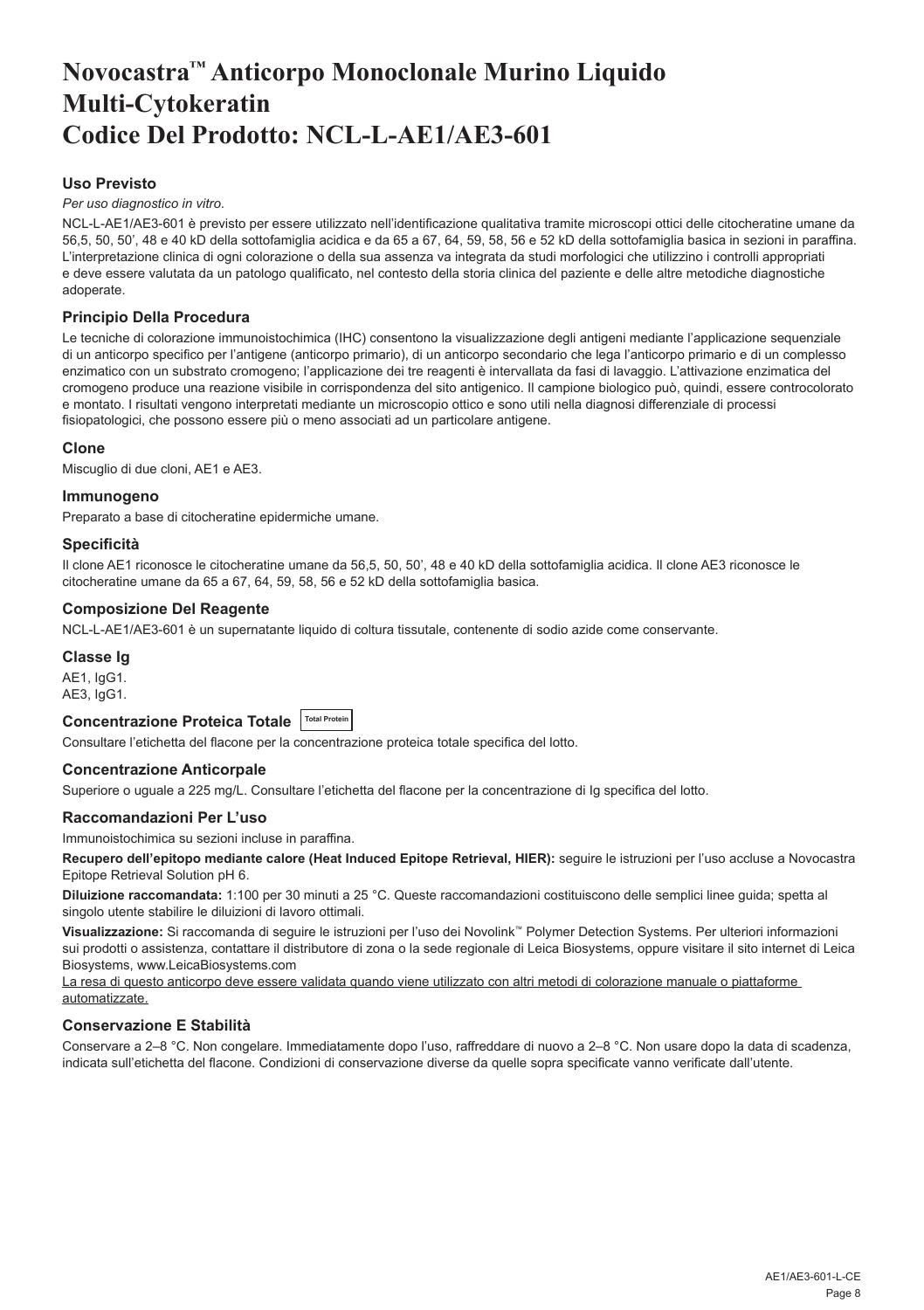# Novocastra™ Anticorpo Monoclonale Murino Liquido Multi-Cytokeratin Codice Del Prodotto: NCL-L-AE1/AE3-601

## Uso Previsto

*Per uso diagnostico in vitro.*

NCL-L-AE1/AE3-601 è previsto per essere utilizzato nell'identificazione qualitativa tramite microscopi ottici delle citocheratine umane da 56,5, 50, 50', 48 e 40 kD della sottofamiglia acidica e da 65 a 67, 64, 59, 58, 56 e 52 kD della sottofamiglia basica in sezioni in paraffina. L'interpretazione clinica di ogni colorazione o della sua assenza va integrata da studi morfologici che utilizzino i controlli appropriati e deve essere valutata da un patologo qualificato, nel contesto della storia clinica del paziente e delle altre metodiche diagnostiche adoperate.

## Principio Della Procedura

Le tecniche di colorazione immunoistochimica (IHC) consentono la visualizzazione degli antigeni mediante l'applicazione sequenziale di un anticorpo specifico per l'antigene (anticorpo primario), di un anticorpo secondario che lega l'anticorpo primario e di un complesso enzimatico con un substrato cromogeno; l'applicazione dei tre reagenti è intervallata da fasi di lavaggio. L'attivazione enzimatica del cromogeno produce una reazione visibile in corrispondenza del sito antigenico. Il campione biologico può, quindi, essere controcolorato e montato. I risultati vengono interpretati mediante un microscopio ottico e sono utili nella diagnosi differenziale di processi fisiopatologici, che possono essere più o meno associati ad un particolare antigene.

## Clone

Miscuglio di due cloni, AE1 e AE3.

## Immunogeno

Preparato a base di citocheratine epidermiche umane.

## Specificità

Il clone AE1 riconosce le citocheratine umane da 56,5, 50, 50', 48 e 40 kD della sottofamiglia acidica. Il clone AE3 riconosce le citocheratine umane da 65 a 67, 64, 59, 58, 56 e 52 kD della sottofamiglia basica.

## Composizione Del Reagente

NCL-L-AE1/AE3-601 è un supernatante liquido di coltura tissutale, contenente di sodio azide come conservante.

## Classe Ig

AE1, IgG1.
AE3, IgG1.

## Concentrazione Proteica Totale Total Protein

Consultare l'etichetta del flacone per la concentrazione proteica totale specifica del lotto.

## Concentrazione Anticorpale

Superiore o uguale a 225 mg/L. Consultare l'etichetta del flacone per la concentrazione di Ig specifica del lotto.

## Raccomandazioni Per L'uso

Immunoistochimica su sezioni incluse in paraffina.

**Recupero dell'epitopo mediante calore (Heat Induced Epitope Retrieval, HIER):** seguire le istruzioni per l'uso accluse a Novocastra Epitope Retrieval Solution pH 6.

**Diluizione raccomandata:** 1:100 per 30 minuti a 25 °C. Queste raccomandazioni costituiscono delle semplici linee guida; spetta al singolo utente stabilire le diluizioni di lavoro ottimali.

**Visualizzazione:** Si raccomanda di seguire le istruzioni per l'uso dei Novolink™ Polymer Detection Systems. Per ulteriori informazioni sui prodotti o assistenza, contattare il distributore di zona o la sede regionale di Leica Biosystems, oppure visitare il sito internet di Leica Biosystems, www.LeicaBiosystems.com

La resa di questo anticorpo deve essere validata quando viene utilizzato con altri metodi di colorazione manuale o piattaforme automatizzate.

## Conservazione E Stabilità

Conservare a 2–8 °C. Non congelare. Immediatamente dopo l'uso, raffreddare di nuovo a 2–8 °C. Non usare dopo la data di scadenza, indicata sull'etichetta del flacone. Condizioni di conservazione diverse da quelle sopra specificate vanno verificate dall'utente.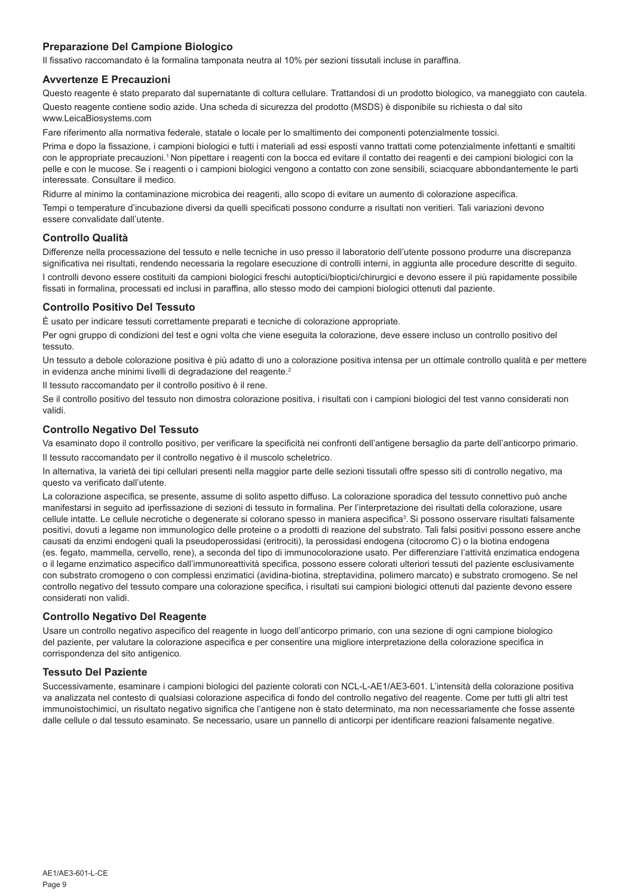### Preparazione Del Campione Biologico

Il fissativo raccomandato è la formalina tamponata neutra al 10% per sezioni tissutali incluse in paraffina.

### Avvertenze E Precauzioni

Questo reagente è stato preparato dal supernatante di coltura cellulare. Trattandosi di un prodotto biologico, va maneggiato con cautela.

Questo reagente contiene sodio azide. Una scheda di sicurezza del prodotto (MSDS) è disponibile su richiesta o dal sito www.LeicaBiosystems.com

Fare riferimento alla normativa federale, statale o locale per lo smaltimento dei componenti potenzialmente tossici.

Prima e dopo la fissazione, i campioni biologici e tutti i materiali ad essi esposti vanno trattati come potenzialmente infettanti e smaltiti con le appropriate precauzioni.[1] Non pipettare i reagenti con la bocca ed evitare il contatto dei reagenti e dei campioni biologici con la pelle e con le mucose. Se i reagenti o i campioni biologici vengono a contatto con zone sensibili, sciacquare abbondantemente le parti interessate. Consultare il medico.

Ridurre al minimo la contaminazione microbica dei reagenti, allo scopo di evitare un aumento di colorazione aspecifica.

Tempi o temperature d'incubazione diversi da quelli specificati possono condurre a risultati non veritieri. Tali variazioni devono essere convalidate dall'utente.

### Controllo Qualità

Differenze nella processazione del tessuto e nelle tecniche in uso presso il laboratorio dell'utente possono produrre una discrepanza significativa nei risultati, rendendo necessaria la regolare esecuzione di controlli interni, in aggiunta alle procedure descritte di seguito.

I controlli devono essere costituiti da campioni biologici freschi autoptici/bioptici/chirurgici e devono essere il più rapidamente possibile fissati in formalina, processati ed inclusi in paraffina, allo stesso modo dei campioni biologici ottenuti dal paziente.

### Controllo Positivo Del Tessuto

È usato per indicare tessuti correttamente preparati e tecniche di colorazione appropriate.

Per ogni gruppo di condizioni del test e ogni volta che viene eseguita la colorazione, deve essere incluso un controllo positivo del tessuto.

Un tessuto a debole colorazione positiva è più adatto di uno a colorazione positiva intensa per un ottimale controllo qualità e per mettere in evidenza anche minimi livelli di degradazione del reagente.[2]

Il tessuto raccomandato per il controllo positivo è il rene.

Se il controllo positivo del tessuto non dimostra colorazione positiva, i risultati con i campioni biologici del test vanno considerati non validi.

### Controllo Negativo Del Tessuto

Va esaminato dopo il controllo positivo, per verificare la specificità nei confronti dell'antigene bersaglio da parte dell'anticorpo primario.

Il tessuto raccomandato per il controllo negativo è il muscolo scheletrico.

In alternativa, la varietà dei tipi cellulari presenti nella maggior parte delle sezioni tissutali offre spesso siti di controllo negativo, ma questo va verificato dall'utente.

La colorazione aspecifica, se presente, assume di solito aspetto diffuso. La colorazione sporadica del tessuto connettivo può anche manifestarsi in seguito ad iperfissazione di sezioni di tessuto in formalina. Per l'interpretazione dei risultati della colorazione, usare cellule intatte. Le cellule necrotiche o degenerate si colorano spesso in maniera aspecifica[3]. Si possono osservare risultati falsamente positivi, dovuti a legame non immunologico delle proteine o a prodotti di reazione del substrato. Tali falsi positivi possono essere anche causati da enzimi endogeni quali la pseudoperossidasi (eritrociti), la perossidasi endogena (citocromo C) o la biotina endogena (es. fegato, mammella, cervello, rene), a seconda del tipo di immunocolorazione usato. Per differenziare l'attività enzimatica endogena o il legame enzimatico aspecifico dall'immunoreattività specifica, possono essere colorati ulteriori tessuti del paziente esclusivamente con substrato cromogeno o con complessi enzimatici (avidina-biotina, streptavidina, polimero marcato) e substrato cromogeno. Se nel controllo negativo del tessuto compare una colorazione specifica, i risultati sui campioni biologici ottenuti dal paziente devono essere considerati non validi.

### Controllo Negativo Del Reagente

Usare un controllo negativo aspecifico del reagente in luogo dell'anticorpo primario, con una sezione di ogni campione biologico del paziente, per valutare la colorazione aspecifica e per consentire una migliore interpretazione della colorazione specifica in corrispondenza del sito antigenico.

### Tessuto Del Paziente

Successivamente, esaminare i campioni biologici del paziente colorati con NCL-L-AE1/AE3-601. L'intensità della colorazione positiva va analizzata nel contesto di qualsiasi colorazione aspecifica di fondo del controllo negativo del reagente. Come per tutti gli altri test immunoistochimici, un risultato negativo significa che l'antigene non è stato determinato, ma non necessariamente che fosse assente dalle cellule o dal tessuto esaminato. Se necessario, usare un pannello di anticorpi per identificare reazioni falsamente negative.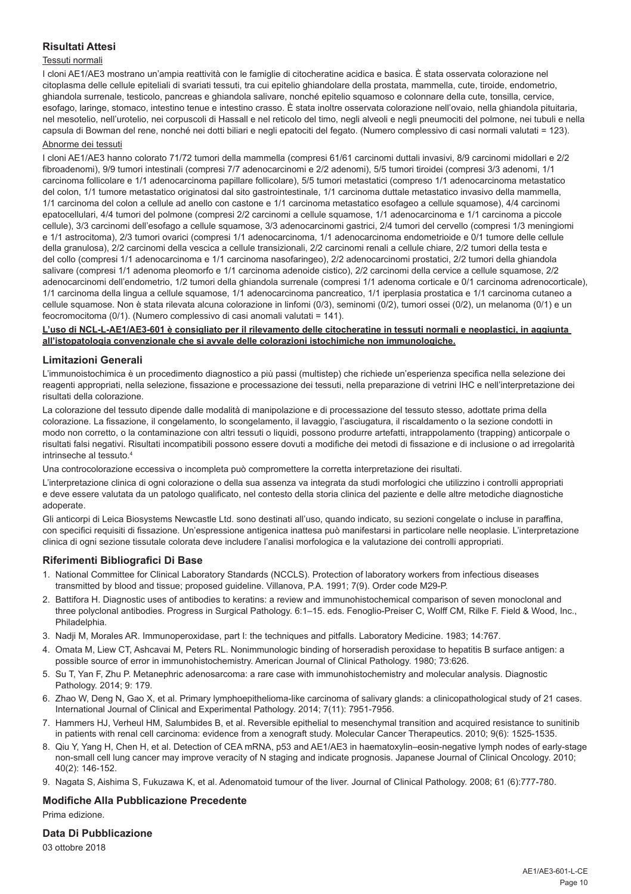## Risultati Attesi

### Tessuti normali

I cloni AE1/AE3 mostrano un'ampia reattività con le famiglie di citocheratine acidica e basica. È stata osservata colorazione nel citoplasma delle cellule epiteliali di svariati tessuti, tra cui epitelio ghiandolare della prostata, mammella, cute, tiroide, endometrio, ghiandola surrenale, testicolo, pancreas e ghiandola salivare, nonché epitelio squamoso e colonnare della cute, tonsilla, cervice, esofago, laringe, stomaco, intestino tenue e intestino crasso. È stata inoltre osservata colorazione nell'ovaio, nella ghiandola pituitaria, nel mesotelio, nell'urotelio, nei corpuscoli di Hassall e nel reticolo del timo, negli alveoli e negli pneumociti del polmone, nei tubuli e nella capsula di Bowman del rene, nonché nei dotti biliari e negli epatociti del fegato. (Numero complessivo di casi normali valutati = 123).

### Abnorme dei tessuti

I cloni AE1/AE3 hanno colorato 71/72 tumori della mammella (compresi 61/61 carcinomi duttali invasivi, 8/9 carcinomi midollari e 2/2 fibroadenomi), 9/9 tumori intestinali (compresi 7/7 adenocarcinomi e 2/2 adenomi), 5/5 tumori tiroidei (compresi 3/3 adenomi, 1/1 carcinoma follicolare e 1/1 adenocarcinoma papillare follicolare), 5/5 tumori metastatici (compreso 1/1 adenocarcinoma metastatico del colon, 1/1 tumore metastatico originatosi dal sito gastrointestinale, 1/1 carcinoma duttale metastatico invasivo della mammella, 1/1 carcinoma del colon a cellule ad anello con castone e 1/1 carcinoma metastatico esofageo a cellule squamose), 4/4 carcinomi epatocellulari, 4/4 tumori del polmone (compresi 2/2 carcinomi a cellule squamose, 1/1 adenocarcinoma e 1/1 carcinoma a piccole cellule), 3/3 carcinomi dell'esofago a cellule squamose, 3/3 adenocarcinomi gastrici, 2/4 tumori del cervello (compresi 1/3 meningiomi e 1/1 astrocitoma), 2/3 tumori ovarici (compresi 1/1 adenocarcinoma, 1/1 adenocarcinoma endometrioide e 0/1 tumore delle cellule della granulosa), 2/2 carcinomi della vescica a cellule transizionali, 2/2 carcinomi renali a cellule chiare, 2/2 tumori della testa e del collo (compresi 1/1 adenocarcinoma e 1/1 carcinoma nasofaringeo), 2/2 adenocarcinomi prostatici, 2/2 tumori della ghiandola salivare (compresi 1/1 adenoma pleomorfo e 1/1 carcinoma adenoide cistico), 2/2 carcinomi della cervice a cellule squamose, 2/2 adenocarcinomi dell'endometrio, 1/2 tumori della ghiandola surrenale (compresi 1/1 adenoma corticale e 0/1 carcinoma adrenocorticale), 1/1 carcinoma della lingua a cellule squamose, 1/1 adenocarcinoma pancreatico, 1/1 iperplasia prostatica e 1/1 carcinoma cutaneo a cellule squamose. Non è stata rilevata alcuna colorazione in linfomi (0/3), seminomi (0/2), tumori ossei (0/2), un melanoma (0/1) e un feocromocitoma (0/1). (Numero complessivo di casi anomali valutati = 141).

**L'uso di NCL-L-AE1/AE3-601 è consigliato per il rilevamento delle citocheratine in tessuti normali e neoplastici, in aggiunta all'istopatologia convenzionale che si avvale delle colorazioni istochimiche non immunologiche.**

## Limitazioni Generali

L'immunoistochimica è un procedimento diagnostico a più passi (multistep) che richiede un'esperienza specifica nella selezione dei reagenti appropriati, nella selezione, fissazione e processazione dei tessuti, nella preparazione di vetrini IHC e nell'interpretazione dei risultati della colorazione.

La colorazione del tessuto dipende dalle modalità di manipolazione e di processazione del tessuto stesso, adottate prima della colorazione. La fissazione, il congelamento, lo scongelamento, il lavaggio, l'asciugatura, il riscaldamento o la sezione condotti in modo non corretto, o la contaminazione con altri tessuti o liquidi, possono produrre artefatti, intrappolamento (trapping) anticorpale o risultati falsi negativi. Risultati incompatibili possono essere dovuti a modifiche dei metodi di fissazione e di inclusione o ad irregolarità intrinseche al tessuto.[4]

Una controcolorazione eccessiva o incompleta può compromettere la corretta interpretazione dei risultati.

L'interpretazione clinica di ogni colorazione o della sua assenza va integrata da studi morfologici che utilizzino i controlli appropriati e deve essere valutata da un patologo qualificato, nel contesto della storia clinica del paziente e delle altre metodiche diagnostiche adoperate.

Gli anticorpi di Leica Biosystems Newcastle Ltd. sono destinati all'uso, quando indicato, su sezioni congelate o incluse in paraffina, con specifici requisiti di fissazione. Un'espressione antigenica inattesa può manifestarsi in particolare nelle neoplasie. L'interpretazione clinica di ogni sezione tissutale colorata deve includere l'analisi morfologica e la valutazione dei controlli appropriati.

## Riferimenti Bibliografici Di Base

1. National Committee for Clinical Laboratory Standards (NCCLS). Protection of laboratory workers from infectious diseases transmitted by blood and tissue; proposed guideline. Villanova, P.A. 1991; 7(9). Order code M29-P.
2. Battifora H. Diagnostic uses of antibodies to keratins: a review and immunohistochemical comparison of seven monoclonal and three polyclonal antibodies. Progress in Surgical Pathology. 6:1–15. eds. Fenoglio-Preiser C, Wolff CM, Rilke F. Field & Wood, Inc., Philadelphia.
3. Nadji M, Morales AR. Immunoperoxidase, part I: the techniques and pitfalls. Laboratory Medicine. 1983; 14:767.
4. Omata M, Liew CT, Ashcavai M, Peters RL. Nonimmunologic binding of horseradish peroxidase to hepatitis B surface antigen: a possible source of error in immunohistochemistry. American Journal of Clinical Pathology. 1980; 73:626.
5. Su T, Yan F, Zhu P. Metanephric adenosarcoma: a rare case with immunohistochemistry and molecular analysis. Diagnostic Pathology. 2014; 9: 179.
6. Zhao W, Deng N, Gao X, et al. Primary lymphoepithelioma-like carcinoma of salivary glands: a clinicopathological study of 21 cases. International Journal of Clinical and Experimental Pathology. 2014; 7(11): 7951-7956.
7. Hammers HJ, Verheul HM, Salumbides B, et al. Reversible epithelial to mesenchymal transition and acquired resistance to sunitinib in patients with renal cell carcinoma: evidence from a xenograft study. Molecular Cancer Therapeutics. 2010; 9(6): 1525-1535.
8. Qiu Y, Yang H, Chen H, et al. Detection of CEA mRNA, p53 and AE1/AE3 in haematoxylin–eosin-negative lymph nodes of early-stage non-small cell lung cancer may improve veracity of N staging and indicate prognosis. Japanese Journal of Clinical Oncology. 2010; 40(2): 146-152.
9. Nagata S, Aishima S, Fukuzawa K, et al. Adenomatoid tumour of the liver. Journal of Clinical Pathology. 2008; 61 (6):777-780.

## Modifiche Alla Pubblicazione Precedente

Prima edizione.

## Data Di Pubblicazione

03 ottobre 2018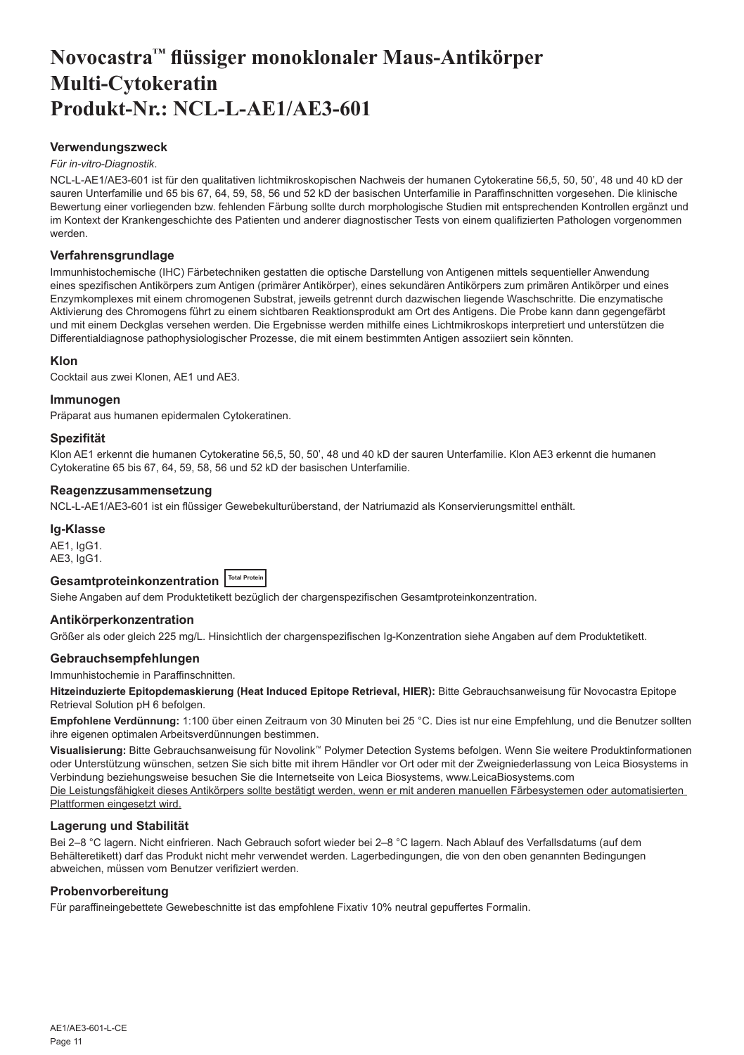# Novocastra™ flüssiger monoklonaler Maus-Antikörper Multi-Cytokeratin Produkt-Nr.: NCL-L-AE1/AE3-601

### Verwendungszweck

*Für in-vitro-Diagnostik*.

NCL-L-AE1/AE3-601 ist für den qualitativen lichtmikroskopischen Nachweis der humanen Cytokeratine 56,5, 50, 50', 48 und 40 kD der sauren Unterfamilie und 65 bis 67, 64, 59, 58, 56 und 52 kD der basischen Unterfamilie in Paraffinschnitten vorgesehen. Die klinische Bewertung einer vorliegenden bzw. fehlenden Färbung sollte durch morphologische Studien mit entsprechenden Kontrollen ergänzt und im Kontext der Krankengeschichte des Patienten und anderer diagnostischer Tests von einem qualifizierten Pathologen vorgenommen werden.

### Verfahrensgrundlage

Immunhistochemische (IHC) Färbetechniken gestatten die optische Darstellung von Antigenen mittels sequentieller Anwendung eines spezifischen Antikörpers zum Antigen (primärer Antikörper), eines sekundären Antikörpers zum primären Antikörper und eines Enzymkomplexes mit einem chromogenen Substrat, jeweils getrennt durch dazwischen liegende Waschschritte. Die enzymatische Aktivierung des Chromogens führt zu einem sichtbaren Reaktionsprodukt am Ort des Antigens. Die Probe kann dann gegengefärbt und mit einem Deckglas versehen werden. Die Ergebnisse werden mithilfe eines Lichtmikroskops interpretiert und unterstützen die Differentialdiagnose pathophysiologischer Prozesse, die mit einem bestimmten Antigen assoziiert sein könnten.

### Klon

Cocktail aus zwei Klonen, AE1 und AE3.

### Immunogen

Präparat aus humanen epidermalen Cytokeratinen.

### Spezifität

Klon AE1 erkennt die humanen Cytokeratine 56,5, 50, 50', 48 und 40 kD der sauren Unterfamilie. Klon AE3 erkennt die humanen Cytokeratine 65 bis 67, 64, 59, 58, 56 und 52 kD der basischen Unterfamilie.

### Reagenzzusammensetzung

NCL-L-AE1/AE3-601 ist ein flüssiger Gewebekulturüberstand, der Natriumazid als Konservierungsmittel enthält.

### Ig-Klasse

AE1, IgG1.
AE3, IgG1.

### Gesamtproteinkonzentration Total Protein

Siehe Angaben auf dem Produktetikett bezüglich der chargenspezifischen Gesamtproteinkonzentration.

### Antikörperkonzentration

Größer als oder gleich 225 mg/L. Hinsichtlich der chargenspezifischen Ig-Konzentration siehe Angaben auf dem Produktetikett.

### Gebrauchsempfehlungen

Immunhistochemie in Paraffinschnitten.

**Hitzeinduzierte Epitopdemaskierung (Heat Induced Epitope Retrieval, HIER):** Bitte Gebrauchsanweisung für Novocastra Epitope Retrieval Solution pH 6 befolgen.

**Empfohlene Verdünnung:** 1:100 über einen Zeitraum von 30 Minuten bei 25 °C. Dies ist nur eine Empfehlung, und die Benutzer sollten ihre eigenen optimalen Arbeitsverdünnungen bestimmen.

**Visualisierung:** Bitte Gebrauchsanweisung für Novolink™ Polymer Detection Systems befolgen. Wenn Sie weitere Produktinformationen oder Unterstützung wünschen, setzen Sie sich bitte mit ihrem Händler vor Ort oder mit der Zweigniederlassung von Leica Biosystems in Verbindung beziehungsweise besuchen Sie die Internetseite von Leica Biosystems, www.LeicaBiosystems.com

<u>Die Leistungsfähigkeit dieses Antikörpers sollte bestätigt werden, wenn er mit anderen manuellen Färbesystemen oder automatisierten Plattformen eingesetzt wird.</u>

### Lagerung und Stabilität

Bei 2–8 °C lagern. Nicht einfrieren. Nach Gebrauch sofort wieder bei 2–8 °C lagern. Nach Ablauf des Verfallsdatums (auf dem Behälteretikett) darf das Produkt nicht mehr verwendet werden. Lagerbedingungen, die von den oben genannten Bedingungen abweichen, müssen vom Benutzer verifiziert werden.

### Probenvorbereitung

Für paraffineingebettete Gewebeschnitte ist das empfohlene Fixativ 10% neutral gepuffertes Formalin.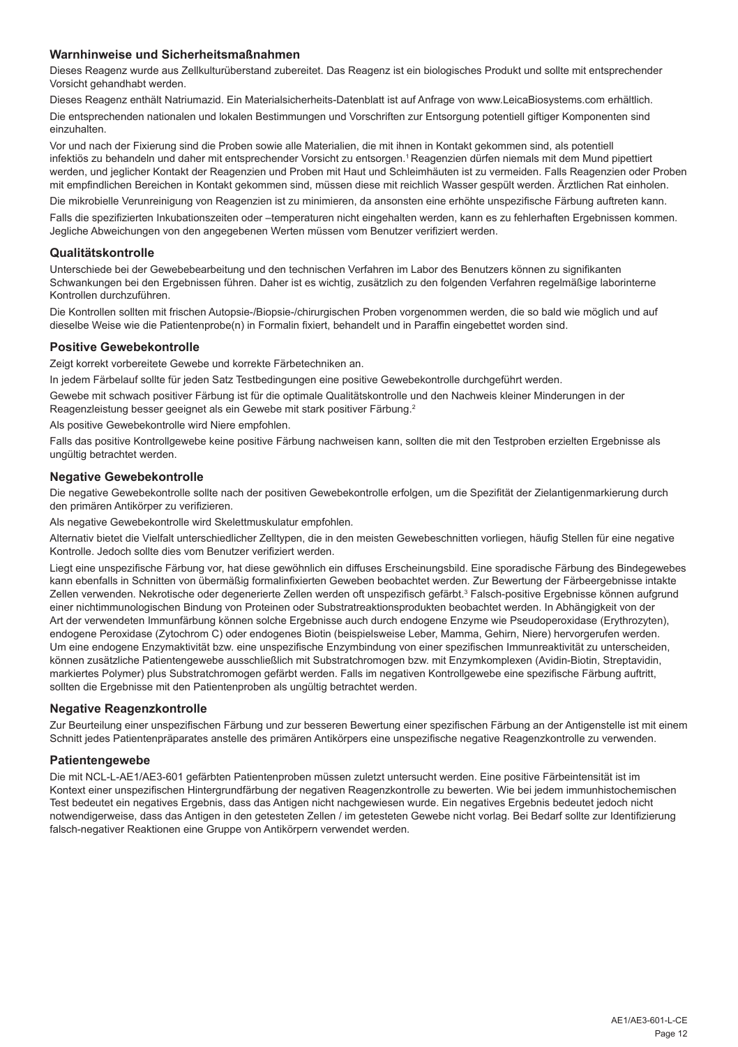## Warnhinweise und Sicherheitsmaßnahmen

Dieses Reagenz wurde aus Zellkulturüberstand zubereitet. Das Reagenz ist ein biologisches Produkt und sollte mit entsprechender Vorsicht gehandhabt werden.

Dieses Reagenz enthält Natriumazid. Ein Materialsicherheits-Datenblatt ist auf Anfrage von www.LeicaBiosystems.com erhältlich.

Die entsprechenden nationalen und lokalen Bestimmungen und Vorschriften zur Entsorgung potentiell giftiger Komponenten sind einzuhalten.

Vor und nach der Fixierung sind die Proben sowie alle Materialien, die mit ihnen in Kontakt gekommen sind, als potentiell infektiös zu behandeln und daher mit entsprechender Vorsicht zu entsorgen.[1] Reagenzien dürfen niemals mit dem Mund pipettiert werden, und jeglicher Kontakt der Reagenzien und Proben mit Haut und Schleimhäuten ist zu vermeiden. Falls Reagenzien oder Proben mit empfindlichen Bereichen in Kontakt gekommen sind, müssen diese mit reichlich Wasser gespült werden. Ärztlichen Rat einholen.

Die mikrobielle Verunreinigung von Reagenzien ist zu minimieren, da ansonsten eine erhöhte unspezifische Färbung auftreten kann.

Falls die spezifizierten Inkubationszeiten oder –temperaturen nicht eingehalten werden, kann es zu fehlerhaften Ergebnissen kommen. Jegliche Abweichungen von den angegebenen Werten müssen vom Benutzer verifiziert werden.

## Qualitätskontrolle

Unterschiede bei der Gewebebearbeitung und den technischen Verfahren im Labor des Benutzers können zu signifikanten Schwankungen bei den Ergebnissen führen. Daher ist es wichtig, zusätzlich zu den folgenden Verfahren regelmäßige laborinterne Kontrollen durchzuführen.

Die Kontrollen sollten mit frischen Autopsie-/Biopsie-/chirurgischen Proben vorgenommen werden, die so bald wie möglich und auf dieselbe Weise wie die Patientenprobe(n) in Formalin fixiert, behandelt und in Paraffin eingebettet worden sind.

## Positive Gewebekontrolle

Zeigt korrekt vorbereitete Gewebe und korrekte Färbetechniken an.

In jedem Färbelauf sollte für jeden Satz Testbedingungen eine positive Gewebekontrolle durchgeführt werden.

Gewebe mit schwach positiver Färbung ist für die optimale Qualitätskontrolle und den Nachweis kleiner Minderungen in der Reagenzleistung besser geeignet als ein Gewebe mit stark positiver Färbung.[2]

Als positive Gewebekontrolle wird Niere empfohlen.

Falls das positive Kontrollgewebe keine positive Färbung nachweisen kann, sollten die mit den Testproben erzielten Ergebnisse als ungültig betrachtet werden.

## Negative Gewebekontrolle

Die negative Gewebekontrolle sollte nach der positiven Gewebekontrolle erfolgen, um die Spezifität der Zielantigenmarkierung durch den primären Antikörper zu verifizieren.

Als negative Gewebekontrolle wird Skelettmuskulatur empfohlen.

Alternativ bietet die Vielfalt unterschiedlicher Zelltypen, die in den meisten Gewebeschnitten vorliegen, häufig Stellen für eine negative Kontrolle. Jedoch sollte dies vom Benutzer verifiziert werden.

Liegt eine unspezifische Färbung vor, hat diese gewöhnlich ein diffuses Erscheinungsbild. Eine sporadische Färbung des Bindegewebes kann ebenfalls in Schnitten von übermäßig formalinfixierten Geweben beobachtet werden. Zur Bewertung der Färbeergebnisse intakte Zellen verwenden. Nekrotische oder degenerierte Zellen werden oft unspezifisch gefärbt.[3] Falsch-positive Ergebnisse können aufgrund einer nichtimmunologischen Bindung von Proteinen oder Substratreaktionsprodukten beobachtet werden. In Abhängigkeit von der Art der verwendeten Immunfärbung können solche Ergebnisse auch durch endogene Enzyme wie Pseudoperoxidase (Erythrozyten), endogene Peroxidase (Zytochrom C) oder endogenes Biotin (beispielsweise Leber, Mamma, Gehirn, Niere) hervorgerufen werden. Um eine endogene Enzymaktivität bzw. eine unspezifische Enzymbindung von einer spezifischen Immunreaktivität zu unterscheiden, können zusätzliche Patientengewebe ausschließlich mit Substratchromogen bzw. mit Enzymkomplexen (Avidin-Biotin, Streptavidin, markiertes Polymer) plus Substratchromogen gefärbt werden. Falls im negativen Kontrollgewebe eine spezifische Färbung auftritt, sollten die Ergebnisse mit den Patientenproben als ungültig betrachtet werden.

## Negative Reagenzkontrolle

Zur Beurteilung einer unspezifischen Färbung und zur besseren Bewertung einer spezifischen Färbung an der Antigenstelle ist mit einem Schnitt jedes Patientenpräparates anstelle des primären Antikörpers eine unspezifische negative Reagenzkontrolle zu verwenden.

## Patientengewebe

Die mit NCL-L-AE1/AE3-601 gefärbten Patientenproben müssen zuletzt untersucht werden. Eine positive Färbeintensität ist im Kontext einer unspezifischen Hintergrundfärbung der negativen Reagenzkontrolle zu bewerten. Wie bei jedem immunhistochemischen Test bedeutet ein negatives Ergebnis, dass das Antigen nicht nachgewiesen wurde. Ein negatives Ergebnis bedeutet jedoch nicht notwendigerweise, dass das Antigen in den getesteten Zellen / im getesteten Gewebe nicht vorlag. Bei Bedarf sollte zur Identifizierung falsch-negativer Reaktionen eine Gruppe von Antikörpern verwendet werden.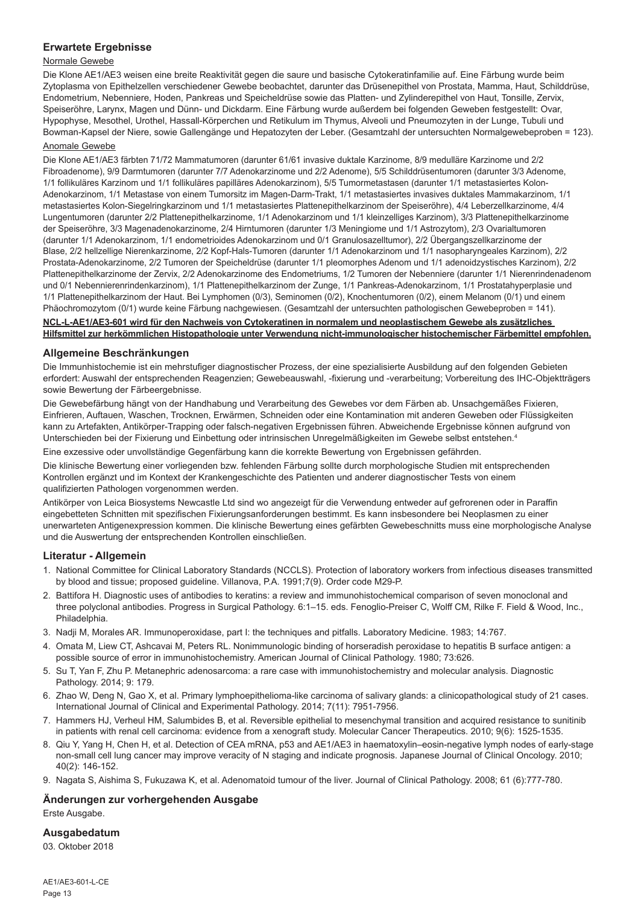## Erwartete Ergebnisse

### Normale Gewebe

Die Klone AE1/AE3 weisen eine breite Reaktivität gegen die saure und basische Cytokeratinfamilie auf. Eine Färbung wurde beim Zytoplasma von Epithelzellen verschiedener Gewebe beobachtet, darunter das Drüsenepithel von Prostata, Mamma, Haut, Schilddrüse, Endometrium, Nebenniere, Hoden, Pankreas und Speicheldrüse sowie das Platten- und Zylinderepithel von Haut, Tonsille, Zervix, Speiseröhre, Larynx, Magen und Dünn- und Dickdarm. Eine Färbung wurde außerdem bei folgenden Geweben festgestellt: Ovar, Hypophyse, Mesothel, Urothel, Hassall-Körperchen und Retikulum im Thymus, Alveoli und Pneumozyten in der Lunge, Tubuli und Bowman-Kapsel der Niere, sowie Gallengänge und Hepatozyten der Leber. (Gesamtzahl der untersuchten Normalgewebeproben = 123).

### Anomale Gewebe

Die Klone AE1/AE3 färbten 71/72 Mammatumoren (darunter 61/61 invasive duktale Karzinome, 8/9 medulläre Karzinome und 2/2 Fibroadenome), 9/9 Darmtumoren (darunter 7/7 Adenokarzinome und 2/2 Adenome), 5/5 Schilddrüsentumoren (darunter 3/3 Adenome, 1/1 follikuläres Karzinom und 1/1 follikuläres papilläres Adenokarzinom), 5/5 Tumormetastasen (darunter 1/1 metastasiertes Kolon-Adenokarzinom, 1/1 Metastase von einem Tumorsitz im Magen-Darm-Trakt, 1/1 metastasiertes invasives duktales Mammakarzinom, 1/1 metastasiertes Kolon-Siegelringkarzinom und 1/1 metastasiertes Plattenepithelkarzinom der Speiseröhre), 4/4 Leberzellkarzinome, 4/4 Lungentumoren (darunter 2/2 Plattenepithelkarzinome, 1/1 Adenokarzinom und 1/1 kleinzelliges Karzinom), 3/3 Plattenepithelkarzinome der Speiseröhre, 3/3 Magenadenokarzinome, 2/4 Hirntumoren (darunter 1/3 Meningiome und 1/1 Astrozytom), 2/3 Ovarialtumoren (darunter 1/1 Adenokarzinom, 1/1 endometrioides Adenokarzinom und 0/1 Granulosazelltumor), 2/2 Übergangszellkarzinome der Blase, 2/2 hellzellige Nierenkarzinome, 2/2 Kopf-Hals-Tumoren (darunter 1/1 Adenokarzinom und 1/1 nasopharyngeales Karzinom), 2/2 Prostata-Adenokarzinome, 2/2 Tumoren der Speicheldrüse (darunter 1/1 pleomorphes Adenom und 1/1 adenoidzystisches Karzinom), 2/2 Plattenepithelkarzinome der Zervix, 2/2 Adenokarzinome des Endometriums, 1/2 Tumoren der Nebenniere (darunter 1/1 Nierenrindenadenom und 0/1 Nebennierenrindenkarzinom), 1/1 Plattenepithelkarzinom der Zunge, 1/1 Pankreas-Adenokarzinom, 1/1 Prostatahyperplasie und 1/1 Plattenepithelkarzinom der Haut. Bei Lymphomen (0/3), Seminomen (0/2), Knochentumoren (0/2), einem Melanom (0/1) und einem Phäochromozytom (0/1) wurde keine Färbung nachgewiesen. (Gesamtzahl der untersuchten pathologischen Gewebeproben = 141).

**NCL-L-AE1/AE3-601 wird für den Nachweis von Cytokeratinen in normalem und neoplastischem Gewebe als zusätzliches Hilfsmittel zur herkömmlichen Histopathologie unter Verwendung nicht-immunologischer histochemischer Färbemittel empfohlen.**

## Allgemeine Beschränkungen

Die Immunhistochemie ist ein mehrstufiger diagnostischer Prozess, der eine spezialisierte Ausbildung auf den folgenden Gebieten erfordert: Auswahl der entsprechenden Reagenzien; Gewebeauswahl, -fixierung und -verarbeitung; Vorbereitung des IHC-Objektträgers sowie Bewertung der Färbeergebnisse.

Die Gewebefärbung hängt von der Handhabung und Verarbeitung des Gewebes vor dem Färben ab. Unsachgemäßes Fixieren, Einfrieren, Auftauen, Waschen, Trocknen, Erwärmen, Schneiden oder eine Kontamination mit anderen Geweben oder Flüssigkeiten kann zu Artefakten, Antikörper-Trapping oder falsch-negativen Ergebnissen führen. Abweichende Ergebnisse können aufgrund von Unterschieden bei der Fixierung und Einbettung oder intrinsischen Unregelmäßigkeiten im Gewebe selbst entstehen.[4]

Eine exzessive oder unvollständige Gegenfärbung kann die korrekte Bewertung von Ergebnissen gefährden.

Die klinische Bewertung einer vorliegenden bzw. fehlenden Färbung sollte durch morphologische Studien mit entsprechenden Kontrollen ergänzt und im Kontext der Krankengeschichte des Patienten und anderer diagnostischer Tests von einem qualifizierten Pathologen vorgenommen werden.

Antikörper von Leica Biosystems Newcastle Ltd sind wo angezeigt für die Verwendung entweder auf gefrorenen oder in Paraffin eingebetteten Schnitten mit spezifischen Fixierungsanforderungen bestimmt. Es kann insbesondere bei Neoplasmen zu einer unerwarteten Antigenexpression kommen. Die klinische Bewertung eines gefärbten Gewebeschnitts muss eine morphologische Analyse und die Auswertung der entsprechenden Kontrollen einschließen.

## Literatur - Allgemein

1. National Committee for Clinical Laboratory Standards (NCCLS). Protection of laboratory workers from infectious diseases transmitted by blood and tissue; proposed guideline. Villanova, P.A. 1991;7(9). Order code M29-P.
2. Battifora H. Diagnostic uses of antibodies to keratins: a review and immunohistochemical comparison of seven monoclonal and three polyclonal antibodies. Progress in Surgical Pathology. 6:1–15. eds. Fenoglio-Preiser C, Wolff CM, Rilke F. Field & Wood, Inc., Philadelphia.
3. Nadji M, Morales AR. Immunoperoxidase, part I: the techniques and pitfalls. Laboratory Medicine. 1983; 14:767.
4. Omata M, Liew CT, Ashcavai M, Peters RL. Nonimmunologic binding of horseradish peroxidase to hepatitis B surface antigen: a possible source of error in immunohistochemistry. American Journal of Clinical Pathology. 1980; 73:626.
5. Su T, Yan F, Zhu P. Metanephric adenosarcoma: a rare case with immunohistochemistry and molecular analysis. Diagnostic Pathology. 2014; 9: 179.
6. Zhao W, Deng N, Gao X, et al. Primary lymphoepithelioma-like carcinoma of salivary glands: a clinicopathological study of 21 cases. International Journal of Clinical and Experimental Pathology. 2014; 7(11): 7951-7956.
7. Hammers HJ, Verheul HM, Salumbides B, et al. Reversible epithelial to mesenchymal transition and acquired resistance to sunitinib in patients with renal cell carcinoma: evidence from a xenograft study. Molecular Cancer Therapeutics. 2010; 9(6): 1525-1535.
8. Qiu Y, Yang H, Chen H, et al. Detection of CEA mRNA, p53 and AE1/AE3 in haematoxylin–eosin-negative lymph nodes of early-stage non-small cell lung cancer may improve veracity of N staging and indicate prognosis. Japanese Journal of Clinical Oncology. 2010; 40(2): 146-152.
9. Nagata S, Aishima S, Fukuzawa K, et al. Adenomatoid tumour of the liver. Journal of Clinical Pathology. 2008; 61 (6):777-780.

## Änderungen zur vorhergehenden Ausgabe

Erste Ausgabe.

## Ausgabedatum

03. Oktober 2018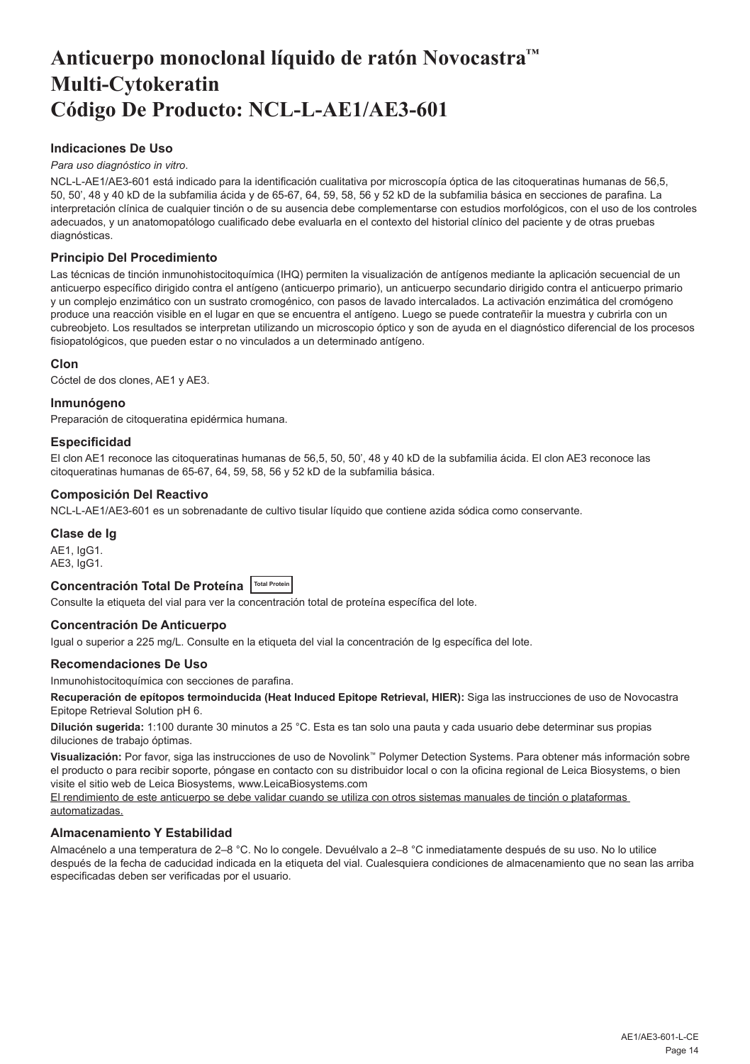# Anticuerpo monoclonal líquido de ratón Novocastra™ Multi-Cytokeratin Código De Producto: NCL-L-AE1/AE3-601

### Indicaciones De Uso

*Para uso diagnóstico in vitro*.

NCL-L-AE1/AE3-601 está indicado para la identificación cualitativa por microscopía óptica de las citoqueratinas humanas de 56,5, 50, 50', 48 y 40 kD de la subfamilia ácida y de 65-67, 64, 59, 58, 56 y 52 kD de la subfamilia básica en secciones de parafina. La interpretación clínica de cualquier tinción o de su ausencia debe complementarse con estudios morfológicos, con el uso de los controles adecuados, y un anatomopatólogo cualificado debe evaluarla en el contexto del historial clínico del paciente y de otras pruebas diagnósticas.

### Principio Del Procedimiento

Las técnicas de tinción inmunohistocitoquímica (IHQ) permiten la visualización de antígenos mediante la aplicación secuencial de un anticuerpo específico dirigido contra el antígeno (anticuerpo primario), un anticuerpo secundario dirigido contra el anticuerpo primario y un complejo enzimático con un sustrato cromogénico, con pasos de lavado intercalados. La activación enzimática del cromógeno produce una reacción visible en el lugar en que se encuentra el antígeno. Luego se puede contrateñir la muestra y cubrirla con un cubreobjeto. Los resultados se interpretan utilizando un microscopio óptico y son de ayuda en el diagnóstico diferencial de los procesos fisiopatológicos, que pueden estar o no vinculados a un determinado antígeno.

### Clon

Cóctel de dos clones, AE1 y AE3.

### Inmunógeno

Preparación de citoqueratina epidérmica humana.

### Especificidad

El clon AE1 reconoce las citoqueratinas humanas de 56,5, 50, 50', 48 y 40 kD de la subfamilia ácida. El clon AE3 reconoce las citoqueratinas humanas de 65-67, 64, 59, 58, 56 y 52 kD de la subfamilia básica.

### Composición Del Reactivo

NCL-L-AE1/AE3-601 es un sobrenadante de cultivo tisular líquido que contiene azida sódica como conservante.

### Clase de Ig

AE1, IgG1.
AE3, IgG1.

### Concentración Total De Proteína Total Protein

Consulte la etiqueta del vial para ver la concentración total de proteína específica del lote.

### Concentración De Anticuerpo

Igual o superior a 225 mg/L. Consulte en la etiqueta del vial la concentración de Ig específica del lote.

### Recomendaciones De Uso

Inmunohistocitoquímica con secciones de parafina.

**Recuperación de epítopos termoinducida (Heat Induced Epitope Retrieval, HIER):** Siga las instrucciones de uso de Novocastra Epitope Retrieval Solution pH 6.

**Dilución sugerida:** 1:100 durante 30 minutos a 25 °C. Esta es tan solo una pauta y cada usuario debe determinar sus propias diluciones de trabajo óptimas.

**Visualización:** Por favor, siga las instrucciones de uso de Novolink™ Polymer Detection Systems. Para obtener más información sobre el producto o para recibir soporte, póngase en contacto con su distribuidor local o con la oficina regional de Leica Biosystems, o bien visite el sitio web de Leica Biosystems, www.LeicaBiosystems.com

El rendimiento de este anticuerpo se debe validar cuando se utiliza con otros sistemas manuales de tinción o plataformas automatizadas.

### Almacenamiento Y Estabilidad

Almacénelo a una temperatura de 2–8 °C. No lo congele. Devuélvalo a 2–8 °C inmediatamente después de su uso. No lo utilice después de la fecha de caducidad indicada en la etiqueta del vial. Cualesquiera condiciones de almacenamiento que no sean las arriba especificadas deben ser verificadas por el usuario.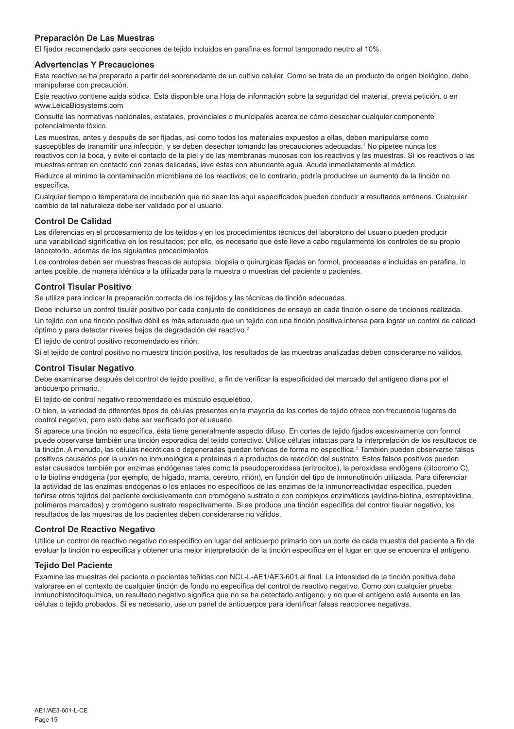### Preparación De Las Muestras

El fijador recomendado para secciones de tejido incluidos en parafina es formol tamponado neutro al 10%.

### Advertencias Y Precauciones

Este reactivo se ha preparado a partir del sobrenadante de un cultivo celular. Como se trata de un producto de origen biológico, debe manipularse con precaución.

Este reactivo contiene azida sódica. Está disponible una Hoja de información sobre la seguridad del material, previa petición, o en www.LeicaBiosystems.com

Consulte las normativas nacionales, estatales, provinciales o municipales acerca de cómo desechar cualquier componente potencialmente tóxico.

Las muestras, antes y después de ser fijadas, así como todos los materiales expuestos a ellas, deben manipularse como susceptibles de transmitir una infección, y se deben desechar tomando las precauciones adecuadas.[1] No pipetee nunca los reactivos con la boca, y evite el contacto de la piel y de las membranas mucosas con los reactivos y las muestras. Si los reactivos o las muestras entran en contacto con zonas delicadas, lave éstas con abundante agua. Acuda inmediatamente al médico.

Reduzca al mínimo la contaminación microbiana de los reactivos; de lo contrario, podría producirse un aumento de la tinción no específica.

Cualquier tiempo o temperatura de incubación que no sean los aquí especificados pueden conducir a resultados erróneos. Cualquier cambio de tal naturaleza debe ser validado por el usuario.

### Control De Calidad

Las diferencias en el procesamiento de los tejidos y en los procedimientos técnicos del laboratorio del usuario pueden producir una variabilidad significativa en los resultados; por ello, es necesario que éste lleve a cabo regularmente los controles de su propio laboratorio, además de los siguientes procedimientos.

Los controles deben ser muestras frescas de autopsia, biopsia o quirúrgicas fijadas en formol, procesadas e incluidas en parafina, lo antes posible, de manera idéntica a la utilizada para la muestra o muestras del paciente o pacientes.

### Control Tisular Positivo

Se utiliza para indicar la preparación correcta de los tejidos y las técnicas de tinción adecuadas.

Debe incluirse un control tisular positivo por cada conjunto de condiciones de ensayo en cada tinción o serie de tinciones realizada.

Un tejido con una tinción positiva débil es más adecuado que un tejido con una tinción positiva intensa para lograr un control de calidad óptimo y para detectar niveles bajos de degradación del reactivo.[2]

El tejido de control positivo recomendado es riñón.

Si el tejido de control positivo no muestra tinción positiva, los resultados de las muestras analizadas deben considerarse no válidos.

### Control Tisular Negativo

Debe examinarse después del control de tejido positivo, a fin de verificar la especificidad del marcado del antígeno diana por el anticuerpo primario.

El tejido de control negativo recomendado es músculo esquelético.

O bien, la variedad de diferentes tipos de células presentes en la mayoría de los cortes de tejido ofrece con frecuencia lugares de control negativo, pero esto debe ser verificado por el usuario.

Si aparece una tinción no específica, ésta tiene generalmente aspecto difuso. En cortes de tejido fijados excesivamente con formol puede observarse también una tinción esporádica del tejido conectivo. Utilice células intactas para la interpretación de los resultados de la tinción. A menudo, las células necróticas o degeneradas quedan teñidas de forma no específica.[3] También pueden observarse falsos positivos causados por la unión no inmunológica a proteínas o a productos de reacción del sustrato. Estos falsos positivos pueden estar causados también por enzimas endógenas tales como la pseudoperoxidasa (eritrocitos), la peroxidasa endógena (citocromo C), o la biotina endógena (por ejemplo, de hígado, mama, cerebro, riñón), en función del tipo de inmunotinción utilizada. Para diferenciar la actividad de las enzimas endógenas o los enlaces no específicos de las enzimas de la inmunorreactividad específica, pueden teñirse otros tejidos del paciente exclusivamente con cromógeno sustrato o con complejos enzimáticos (avidina-biotina, estreptavidina, polímeros marcados) y cromógeno sustrato respectivamente. Si se produce una tinción específica del control tisular negativo, los resultados de las muestras de los pacientes deben considerarse no válidos.

### Control De Reactivo Negativo

Utilice un control de reactivo negativo no específico en lugar del anticuerpo primario con un corte de cada muestra del paciente a fin de evaluar la tinción no específica y obtener una mejor interpretación de la tinción específica en el lugar en que se encuentra el antígeno.

### Tejido Del Paciente

Examine las muestras del paciente o pacientes teñidas con NCL-L-AE1/AE3-601 al final. La intensidad de la tinción positiva debe valorarse en el contexto de cualquier tinción de fondo no específica del control de reactivo negativo. Como con cualquier prueba inmunohistocitoquímica, un resultado negativo significa que no se ha detectado antígeno, y no que el antígeno esté ausente en las células o tejido probados. Si es necesario, use un panel de anticuerpos para identificar falsas reacciones negativas.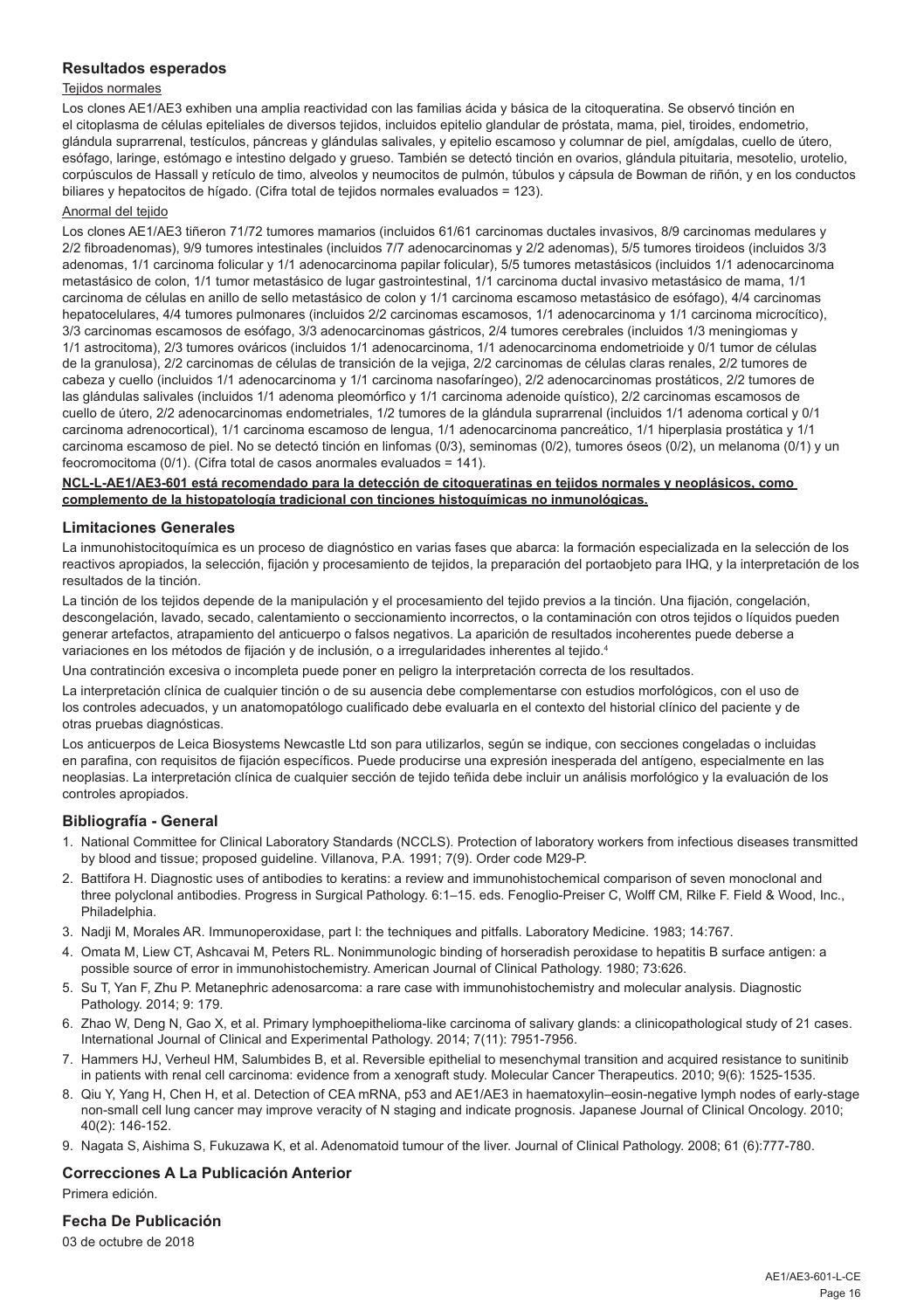## Resultados esperados

Tejidos normales

Los clones AE1/AE3 exhiben una amplia reactividad con las familias ácida y básica de la citoqueratina. Se observó tinción en el citoplasma de células epiteliales de diversos tejidos, incluidos epitelio glandular de próstata, mama, piel, tiroides, endometrio, glándula suprarrenal, testículos, páncreas y glándulas salivales, y epitelio escamoso y columnar de piel, amígdalas, cuello de útero, esófago, laringe, estómago e intestino delgado y grueso. También se detectó tinción en ovarios, glándula pituitaria, mesotelio, urotelio, corpúsculos de Hassall y retículo de timo, alveolos y neumocitos de pulmón, túbulos y cápsula de Bowman de riñón, y en los conductos biliares y hepatocitos de hígado. (Cifra total de tejidos normales evaluados = 123).

Anormal del tejido

Los clones AE1/AE3 tiñeron 71/72 tumores mamarios (incluidos 61/61 carcinomas ductales invasivos, 8/9 carcinomas medulares y 2/2 fibroadenomas), 9/9 tumores intestinales (incluidos 7/7 adenocarcinomas y 2/2 adenomas), 5/5 tumores tiroideos (incluidos 3/3 adenomas, 1/1 carcinoma folicular y 1/1 adenocarcinoma papilar folicular), 5/5 tumores metastásicos (incluidos 1/1 adenocarcinoma metastásico de colon, 1/1 tumor metastásico de lugar gastrointestinal, 1/1 carcinoma ductal invasivo metastásico de mama, 1/1 carcinoma de células en anillo de sello metastásico de colon y 1/1 carcinoma escamoso metastásico de esófago), 4/4 carcinomas hepatocelulares, 4/4 tumores pulmonares (incluidos 2/2 carcinomas escamosos, 1/1 adenocarcinoma y 1/1 carcinoma microcítico), 3/3 carcinomas escamosos de esófago, 3/3 adenocarcinomas gástricos, 2/4 tumores cerebrales (incluidos 1/3 meningiomas y 1/1 astrocitoma), 2/3 tumores ováricos (incluidos 1/1 adenocarcinoma, 1/1 adenocarcinoma endometrioide y 0/1 tumor de células de la granulosa), 2/2 carcinomas de células de transición de la vejiga, 2/2 carcinomas de células claras renales, 2/2 tumores de cabeza y cuello (incluidos 1/1 adenocarcinoma y 1/1 carcinoma nasofaríngeo), 2/2 adenocarcinomas prostáticos, 2/2 tumores de las glándulas salivales (incluidos 1/1 adenoma pleomórfico y 1/1 carcinoma adenoide quístico), 2/2 carcinomas escamosos de cuello de útero, 2/2 adenocarcinomas endometriales, 1/2 tumores de la glándula suprarrenal (incluidos 1/1 adenoma cortical y 0/1 carcinoma adrenocortical), 1/1 carcinoma escamoso de lengua, 1/1 adenocarcinoma pancreático, 1/1 hiperplasia prostática y 1/1 carcinoma escamoso de piel. No se detectó tinción en linfomas (0/3), seminomas (0/2), tumores óseos (0/2), un melanoma (0/1) y un feocromocitoma (0/1). (Cifra total de casos anormales evaluados = 141).

**NCL-L-AE1/AE3-601 está recomendado para la detección de citoqueratinas en tejidos normales y neoplásicos, como complemento de la histopatología tradicional con tinciones histoquímicas no inmunológicas.**

## Limitaciones Generales

La inmunohistocitoquímica es un proceso de diagnóstico en varias fases que abarca: la formación especializada en la selección de los reactivos apropiados, la selección, fijación y procesamiento de tejidos, la preparación del portaobjeto para IHQ, y la interpretación de los resultados de la tinción.

La tinción de los tejidos depende de la manipulación y el procesamiento del tejido previos a la tinción. Una fijación, congelación, descongelación, lavado, secado, calentamiento o seccionamiento incorrectos, o la contaminación con otros tejidos o líquidos pueden generar artefactos, atrapamiento del anticuerpo o falsos negativos. La aparición de resultados incoherentes puede deberse a variaciones en los métodos de fijación y de inclusión, o a irregularidades inherentes al tejido.[4]

Una contratinción excesiva o incompleta puede poner en peligro la interpretación correcta de los resultados.

La interpretación clínica de cualquier tinción o de su ausencia debe complementarse con estudios morfológicos, con el uso de los controles adecuados, y un anatomopatólogo cualificado debe evaluarla en el contexto del historial clínico del paciente y de otras pruebas diagnósticas.

Los anticuerpos de Leica Biosystems Newcastle Ltd son para utilizarlos, según se indique, con secciones congeladas o incluidas en parafina, con requisitos de fijación específicos. Puede producirse una expresión inesperada del antígeno, especialmente en las neoplasias. La interpretación clínica de cualquier sección de tejido teñida debe incluir un análisis morfológico y la evaluación de los controles apropiados.

## Bibliografía - General

1. National Committee for Clinical Laboratory Standards (NCCLS). Protection of laboratory workers from infectious diseases transmitted by blood and tissue; proposed guideline. Villanova, P.A. 1991; 7(9). Order code M29-P.
2. Battifora H. Diagnostic uses of antibodies to keratins: a review and immunohistochemical comparison of seven monoclonal and three polyclonal antibodies. Progress in Surgical Pathology. 6:1–15. eds. Fenoglio-Preiser C, Wolff CM, Rilke F. Field & Wood, Inc., Philadelphia.
3. Nadji M, Morales AR. Immunoperoxidase, part I: the techniques and pitfalls. Laboratory Medicine. 1983; 14:767.
4. Omata M, Liew CT, Ashcavai M, Peters RL. Nonimmunologic binding of horseradish peroxidase to hepatitis B surface antigen: a possible source of error in immunohistochemistry. American Journal of Clinical Pathology. 1980; 73:626.
5. Su T, Yan F, Zhu P. Metanephric adenosarcoma: a rare case with immunohistochemistry and molecular analysis. Diagnostic Pathology. 2014; 9: 179.
6. Zhao W, Deng N, Gao X, et al. Primary lymphoepithelioma-like carcinoma of salivary glands: a clinicopathological study of 21 cases. International Journal of Clinical and Experimental Pathology. 2014; 7(11): 7951-7956.
7. Hammers HJ, Verheul HM, Salumbides B, et al. Reversible epithelial to mesenchymal transition and acquired resistance to sunitinib in patients with renal cell carcinoma: evidence from a xenograft study. Molecular Cancer Therapeutics. 2010; 9(6): 1525-1535.
8. Qiu Y, Yang H, Chen H, et al. Detection of CEA mRNA, p53 and AE1/AE3 in haematoxylin–eosin-negative lymph nodes of early-stage non-small cell lung cancer may improve veracity of N staging and indicate prognosis. Japanese Journal of Clinical Oncology. 2010; 40(2): 146-152.
9. Nagata S, Aishima S, Fukuzawa K, et al. Adenomatoid tumour of the liver. Journal of Clinical Pathology. 2008; 61 (6):777-780.

## Correcciones A La Publicación Anterior

Primera edición.

## Fecha De Publicación

03 de octubre de 2018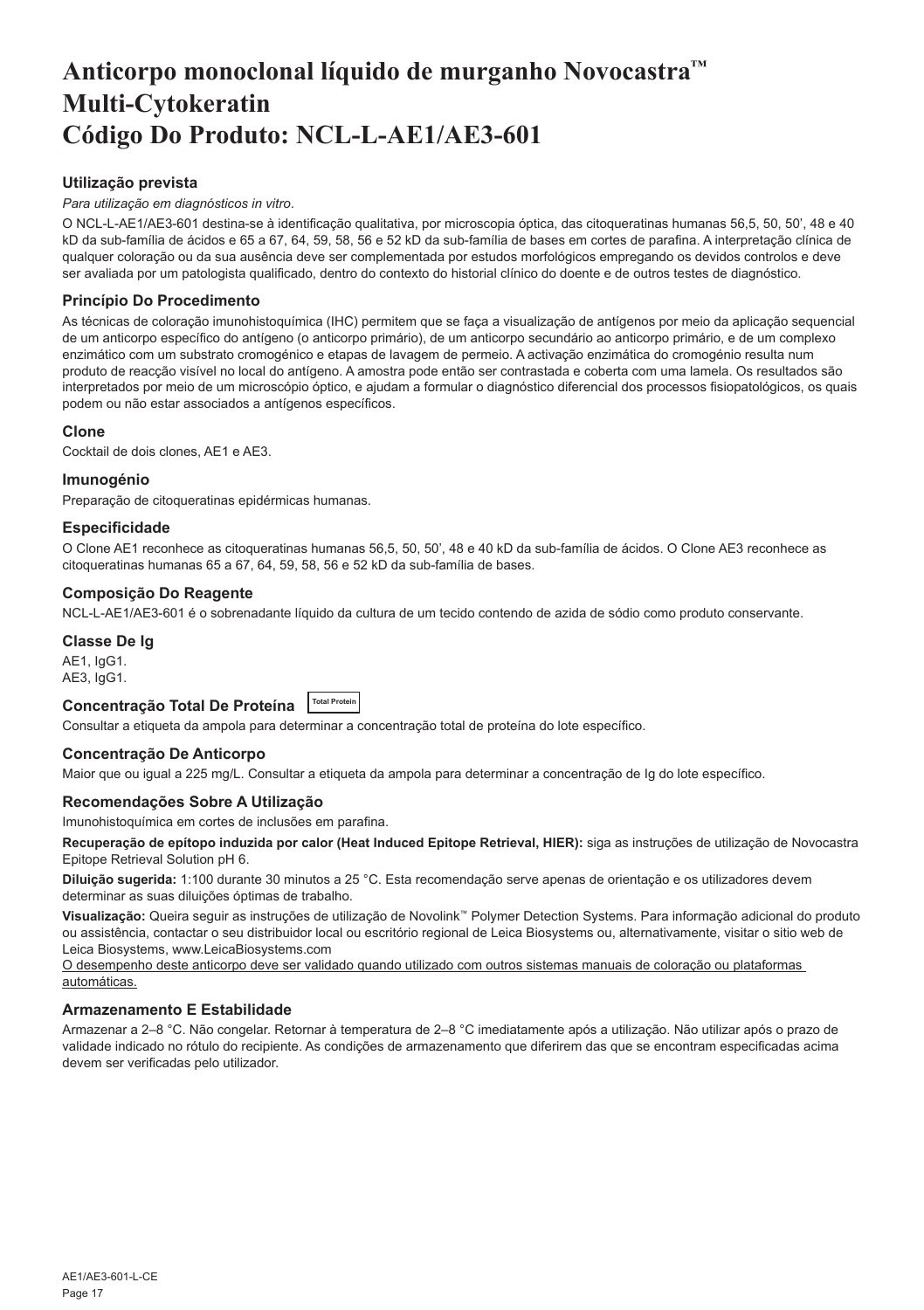# Anticorpo monoclonal líquido de murganho Novocastra™ Multi-Cytokeratin Código Do Produto: NCL-L-AE1/AE3-601

### Utilização prevista

*Para utilização em diagnósticos in vitro*.

O NCL-L-AE1/AE3-601 destina-se à identificação qualitativa, por microscopia óptica, das citoqueratinas humanas 56,5, 50, 50', 48 e 40 kD da sub-família de ácidos e 65 a 67, 64, 59, 58, 56 e 52 kD da sub-família de bases em cortes de parafina. A interpretação clínica de qualquer coloração ou da sua ausência deve ser complementada por estudos morfológicos empregando os devidos controlos e deve ser avaliada por um patologista qualificado, dentro do contexto do historial clínico do doente e de outros testes de diagnóstico.

### Princípio Do Procedimento

As técnicas de coloração imunohistoquímica (IHC) permitem que se faça a visualização de antígenos por meio da aplicação sequencial de um anticorpo específico do antígeno (o anticorpo primário), de um anticorpo secundário ao anticorpo primário, e de um complexo enzimático com um substrato cromogénico e etapas de lavagem de permeio. A activação enzimática do cromogénio resulta num produto de reacção visível no local do antígeno. A amostra pode então ser contrastada e coberta com uma lamela. Os resultados são interpretados por meio de um microscópio óptico, e ajudam a formular o diagnóstico diferencial dos processos fisiopatológicos, os quais podem ou não estar associados a antígenos específicos.

### Clone

Cocktail de dois clones, AE1 e AE3.

### Imunogénio

Preparação de citoqueratinas epidérmicas humanas.

### Especificidade

O Clone AE1 reconhece as citoqueratinas humanas 56,5, 50, 50', 48 e 40 kD da sub-família de ácidos. O Clone AE3 reconhece as citoqueratinas humanas 65 a 67, 64, 59, 58, 56 e 52 kD da sub-família de bases.

### Composição Do Reagente

NCL-L-AE1/AE3-601 é o sobrenadante líquido da cultura de um tecido contendo de azida de sódio como produto conservante.

### Classe De Ig

AE1, IgG1.
AE3, IgG1.

### Concentração Total De Proteína Total Protein

Consultar a etiqueta da ampola para determinar a concentração total de proteína do lote específico.

### Concentração De Anticorpo

Maior que ou igual a 225 mg/L. Consultar a etiqueta da ampola para determinar a concentração de Ig do lote específico.

### Recomendações Sobre A Utilização

Imunohistoquímica em cortes de inclusões em parafina.

**Recuperação de epítopo induzida por calor (Heat Induced Epitope Retrieval, HIER):** siga as instruções de utilização de Novocastra Epitope Retrieval Solution pH 6.

**Diluição sugerida:** 1:100 durante 30 minutos a 25 °C. Esta recomendação serve apenas de orientação e os utilizadores devem determinar as suas diluições óptimas de trabalho.

**Visualização:** Queira seguir as instruções de utilização de Novolink™ Polymer Detection Systems. Para informação adicional do produto ou assistência, contactar o seu distribuidor local ou escritório regional de Leica Biosystems ou, alternativamente, visitar o sitio web de Leica Biosystems, www.LeicaBiosystems.com

O desempenho deste anticorpo deve ser validado quando utilizado com outros sistemas manuais de coloração ou plataformas automáticas.

### Armazenamento E Estabilidade

Armazenar a 2–8 °C. Não congelar. Retornar à temperatura de 2–8 °C imediatamente após a utilização. Não utilizar após o prazo de validade indicado no rótulo do recipiente. As condições de armazenamento que diferirem das que se encontram especificadas acima devem ser verificadas pelo utilizador.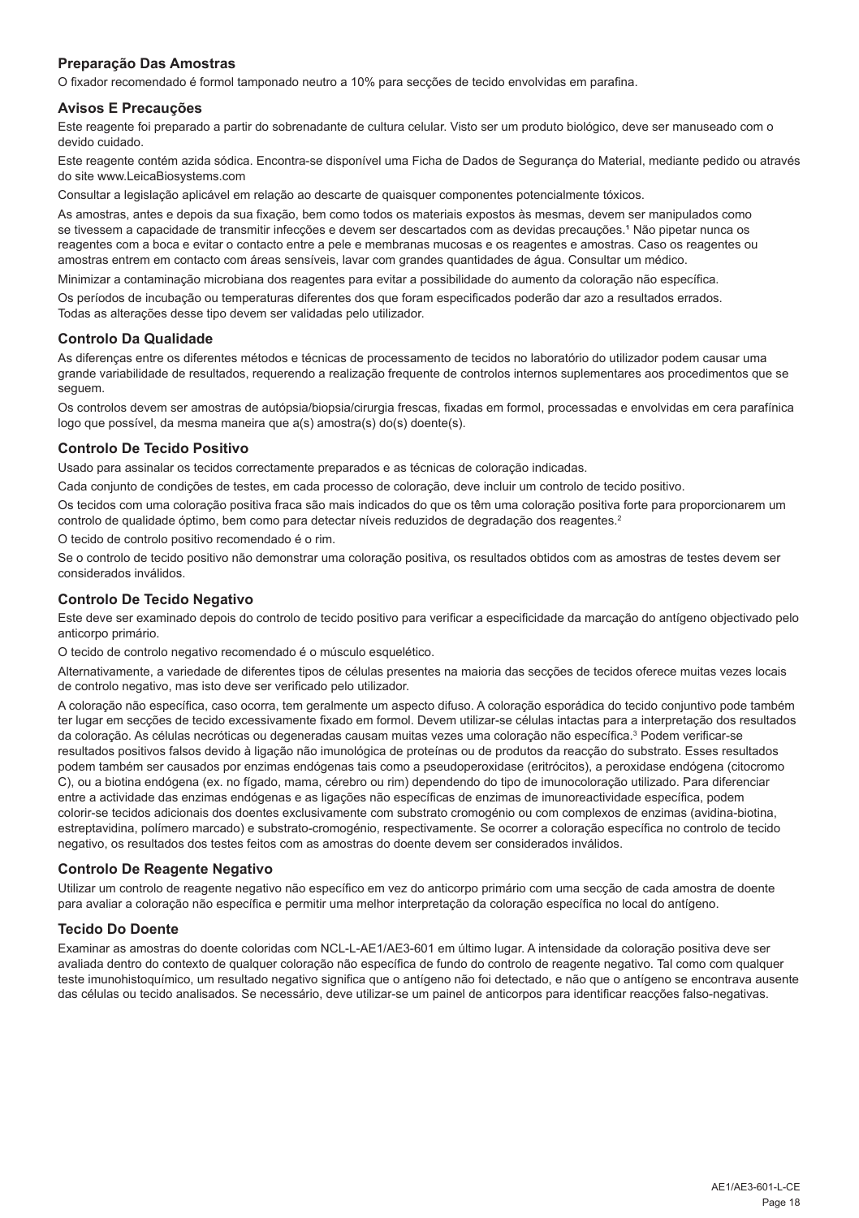### Preparação Das Amostras

O fixador recomendado é formol tamponado neutro a 10% para secções de tecido envolvidas em parafina.

### Avisos E Precauções

Este reagente foi preparado a partir do sobrenadante de cultura celular. Visto ser um produto biológico, deve ser manuseado com o devido cuidado.

Este reagente contém azida sódica. Encontra-se disponível uma Ficha de Dados de Segurança do Material, mediante pedido ou através do site www.LeicaBiosystems.com

Consultar a legislação aplicável em relação ao descarte de quaisquer componentes potencialmente tóxicos.

As amostras, antes e depois da sua fixação, bem como todos os materiais expostos às mesmas, devem ser manipulados como se tivessem a capacidade de transmitir infecções e devem ser descartados com as devidas precauções.[1] Não pipetar nunca os reagentes com a boca e evitar o contacto entre a pele e membranas mucosas e os reagentes e amostras. Caso os reagentes ou amostras entrem em contacto com áreas sensíveis, lavar com grandes quantidades de água. Consultar um médico.

Minimizar a contaminação microbiana dos reagentes para evitar a possibilidade do aumento da coloração não específica.

Os períodos de incubação ou temperaturas diferentes dos que foram especificados poderão dar azo a resultados errados. Todas as alterações desse tipo devem ser validadas pelo utilizador.

### Controlo Da Qualidade

As diferenças entre os diferentes métodos e técnicas de processamento de tecidos no laboratório do utilizador podem causar uma grande variabilidade de resultados, requerendo a realização frequente de controlos internos suplementares aos procedimentos que se seguem.

Os controlos devem ser amostras de autópsia/biopsia/cirurgia frescas, fixadas em formol, processadas e envolvidas em cera parafínica logo que possível, da mesma maneira que a(s) amostra(s) do(s) doente(s).

### Controlo De Tecido Positivo

Usado para assinalar os tecidos correctamente preparados e as técnicas de coloração indicadas.

Cada conjunto de condições de testes, em cada processo de coloração, deve incluir um controlo de tecido positivo.

Os tecidos com uma coloração positiva fraca são mais indicados do que os têm uma coloração positiva forte para proporcionarem um controlo de qualidade óptimo, bem como para detectar níveis reduzidos de degradação dos reagentes.[2]

O tecido de controlo positivo recomendado é o rim.

Se o controlo de tecido positivo não demonstrar uma coloração positiva, os resultados obtidos com as amostras de testes devem ser considerados inválidos.

### Controlo De Tecido Negativo

Este deve ser examinado depois do controlo de tecido positivo para verificar a especificidade da marcação do antígeno objectivado pelo anticorpo primário.

O tecido de controlo negativo recomendado é o músculo esquelético.

Alternativamente, a variedade de diferentes tipos de células presentes na maioria das secções de tecidos oferece muitas vezes locais de controlo negativo, mas isto deve ser verificado pelo utilizador.

A coloração não específica, caso ocorra, tem geralmente um aspecto difuso. A coloração esporádica do tecido conjuntivo pode também ter lugar em secções de tecido excessivamente fixado em formol. Devem utilizar-se células intactas para a interpretação dos resultados da coloração. As células necróticas ou degeneradas causam muitas vezes uma coloração não específica.[3] Podem verificar-se resultados positivos falsos devido à ligação não imunológica de proteínas ou de produtos da reacção do substrato. Esses resultados podem também ser causados por enzimas endógenas tais como a pseudoperoxidase (eritrócitos), a peroxidase endógena (citocromo C), ou a biotina endógena (ex. no fígado, mama, cérebro ou rim) dependendo do tipo de imunocoloração utilizado. Para diferenciar entre a actividade das enzimas endógenas e as ligações não específicas de enzimas de imunoreactividade específica, podem colorir-se tecidos adicionais dos doentes exclusivamente com substrato cromogénio ou com complexos de enzimas (avidina-biotina, estreptavidina, polímero marcado) e substrato-cromogénio, respectivamente. Se ocorrer a coloração específica no controlo de tecido negativo, os resultados dos testes feitos com as amostras do doente devem ser considerados inválidos.

### Controlo De Reagente Negativo

Utilizar um controlo de reagente negativo não específico em vez do anticorpo primário com uma secção de cada amostra de doente para avaliar a coloração não específica e permitir uma melhor interpretação da coloração específica no local do antígeno.

### Tecido Do Doente

Examinar as amostras do doente coloridas com NCL-L-AE1/AE3-601 em último lugar. A intensidade da coloração positiva deve ser avaliada dentro do contexto de qualquer coloração não específica de fundo do controlo de reagente negativo. Tal como com qualquer teste imunohistoquímico, um resultado negativo significa que o antígeno não foi detectado, e não que o antígeno se encontrava ausente das células ou tecido analisados. Se necessário, deve utilizar-se um painel de anticorpos para identificar reacções falso-negativas.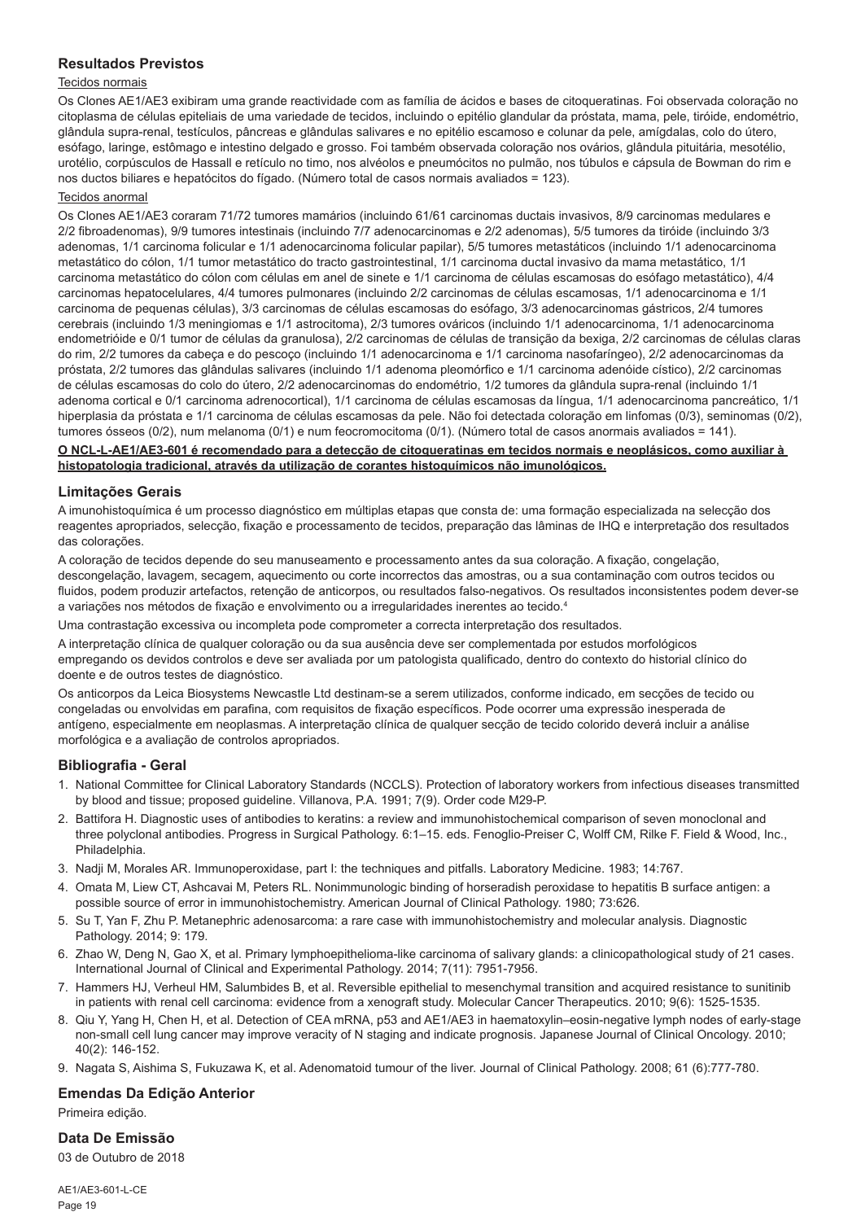## Resultados Previstos

Tecidos normais

Os Clones AE1/AE3 exibiram uma grande reactividade com as família de ácidos e bases de citoqueratinas. Foi observada coloração no citoplasma de células epiteliais de uma variedade de tecidos, incluindo o epitélio glandular da próstata, mama, pele, tiróide, endométrio, glândula supra-renal, testículos, pâncreas e glândulas salivares e no epitélio escamoso e colunar da pele, amígdalas, colo do útero, esófago, laringe, estômago e intestino delgado e grosso. Foi também observada coloração nos ovários, glândula pituitária, mesotélio, urotélio, corpúsculos de Hassall e retículo no timo, nos alvéolos e pneumócitos no pulmão, nos túbulos e cápsula de Bowman do rim e nos ductos biliares e hepatócitos do fígado. (Número total de casos normais avaliados = 123).

Tecidos anormal

Os Clones AE1/AE3 coraram 71/72 tumores mamários (incluindo 61/61 carcinomas ductais invasivos, 8/9 carcinomas medulares e 2/2 fibroadenomas), 9/9 tumores intestinais (incluindo 7/7 adenocarcinomas e 2/2 adenomas), 5/5 tumores da tiróide (incluindo 3/3 adenomas, 1/1 carcinoma folicular e 1/1 adenocarcinoma folicular papilar), 5/5 tumores metastáticos (incluindo 1/1 adenocarcinoma metastático do cólon, 1/1 tumor metastático do tracto gastrointestinal, 1/1 carcinoma ductal invasivo da mama metastático, 1/1 carcinoma metastático do cólon com células em anel de sinete e 1/1 carcinoma de células escamosas do esófago metastático), 4/4 carcinomas hepatocelulares, 4/4 tumores pulmonares (incluindo 2/2 carcinomas de células escamosas, 1/1 adenocarcinoma e 1/1 carcinoma de pequenas células), 3/3 carcinomas de células escamosas do esófago, 3/3 adenocarcinomas gástricos, 2/4 tumores cerebrais (incluindo 1/3 meningiomas e 1/1 astrocitoma), 2/3 tumores ováricos (incluindo 1/1 adenocarcinoma, 1/1 adenocarcinoma endometrióide e 0/1 tumor de células da granulosa), 2/2 carcinomas de células de transição da bexiga, 2/2 carcinomas de células claras do rim, 2/2 tumores da cabeça e do pescoço (incluindo 1/1 adenocarcinoma e 1/1 carcinoma nasofaríngeo), 2/2 adenocarcinomas da próstata, 2/2 tumores das glândulas salivares (incluindo 1/1 adenoma pleomórfico e 1/1 carcinoma adenóide cístico), 2/2 carcinomas de células escamosas do colo do útero, 2/2 adenocarcinomas do endométrio, 1/2 tumores da glândula supra-renal (incluindo 1/1 adenoma cortical e 0/1 carcinoma adrenocortical), 1/1 carcinoma de células escamosas da língua, 1/1 adenocarcinoma pancreático, 1/1 hiperplasia da próstata e 1/1 carcinoma de células escamosas da pele. Não foi detectada coloração em linfomas (0/3), seminomas (0/2), tumores ósseos (0/2), num melanoma (0/1) e num feocromocitoma (0/1). (Número total de casos anormais avaliados = 141).

**O NCL-L-AE1/AE3-601 é recomendado para a detecção de citoqueratinas em tecidos normais e neoplásicos, como auxiliar à histopatologia tradicional, através da utilização de corantes histoquímicos não imunológicos.**

## Limitações Gerais

A imunohistoquímica é um processo diagnóstico em múltiplas etapas que consta de: uma formação especializada na selecção dos reagentes apropriados, selecção, fixação e processamento de tecidos, preparação das lâminas de IHQ e interpretação dos resultados das colorações.

A coloração de tecidos depende do seu manuseamento e processamento antes da sua coloração. A fixação, congelação, descongelação, lavagem, secagem, aquecimento ou corte incorrectos das amostras, ou a sua contaminação com outros tecidos ou fluidos, podem produzir artefactos, retenção de anticorpos, ou resultados falso-negativos. Os resultados inconsistentes podem dever-se a variações nos métodos de fixação e envolvimento ou a irregularidades inerentes ao tecido.[4]

Uma contrastação excessiva ou incompleta pode comprometer a correcta interpretação dos resultados.

A interpretação clínica de qualquer coloração ou da sua ausência deve ser complementada por estudos morfológicos empregando os devidos controlos e deve ser avaliada por um patologista qualificado, dentro do contexto do historial clínico do doente e de outros testes de diagnóstico.

Os anticorpos da Leica Biosystems Newcastle Ltd destinam-se a serem utilizados, conforme indicado, em secções de tecido ou congeladas ou envolvidas em parafina, com requisitos de fixação específicos. Pode ocorrer uma expressão inesperada de antígeno, especialmente em neoplasmas. A interpretação clínica de qualquer secção de tecido colorido deverá incluir a análise morfológica e a avaliação de controlos apropriados.

## Bibliografia - Geral

1. National Committee for Clinical Laboratory Standards (NCCLS). Protection of laboratory workers from infectious diseases transmitted by blood and tissue; proposed guideline. Villanova, P.A. 1991; 7(9). Order code M29-P.
2. Battifora H. Diagnostic uses of antibodies to keratins: a review and immunohistochemical comparison of seven monoclonal and three polyclonal antibodies. Progress in Surgical Pathology. 6:1–15. eds. Fenoglio-Preiser C, Wolff CM, Rilke F. Field & Wood, Inc., Philadelphia.
3. Nadji M, Morales AR. Immunoperoxidase, part I: the techniques and pitfalls. Laboratory Medicine. 1983; 14:767.
4. Omata M, Liew CT, Ashcavai M, Peters RL. Nonimmunologic binding of horseradish peroxidase to hepatitis B surface antigen: a possible source of error in immunohistochemistry. American Journal of Clinical Pathology. 1980; 73:626.
5. Su T, Yan F, Zhu P. Metanephric adenosarcoma: a rare case with immunohistochemistry and molecular analysis. Diagnostic Pathology. 2014; 9: 179.
6. Zhao W, Deng N, Gao X, et al. Primary lymphoepithelioma-like carcinoma of salivary glands: a clinicopathological study of 21 cases. International Journal of Clinical and Experimental Pathology. 2014; 7(11): 7951-7956.
7. Hammers HJ, Verheul HM, Salumbides B, et al. Reversible epithelial to mesenchymal transition and acquired resistance to sunitinib in patients with renal cell carcinoma: evidence from a xenograft study. Molecular Cancer Therapeutics. 2010; 9(6): 1525-1535.
8. Qiu Y, Yang H, Chen H, et al. Detection of CEA mRNA, p53 and AE1/AE3 in haematoxylin–eosin-negative lymph nodes of early-stage non-small cell lung cancer may improve veracity of N staging and indicate prognosis. Japanese Journal of Clinical Oncology. 2010; 40(2): 146-152.
9. Nagata S, Aishima S, Fukuzawa K, et al. Adenomatoid tumour of the liver. Journal of Clinical Pathology. 2008; 61 (6):777-780.

## Emendas Da Edição Anterior

Primeira edição.

## Data De Emissão

03 de Outubro de 2018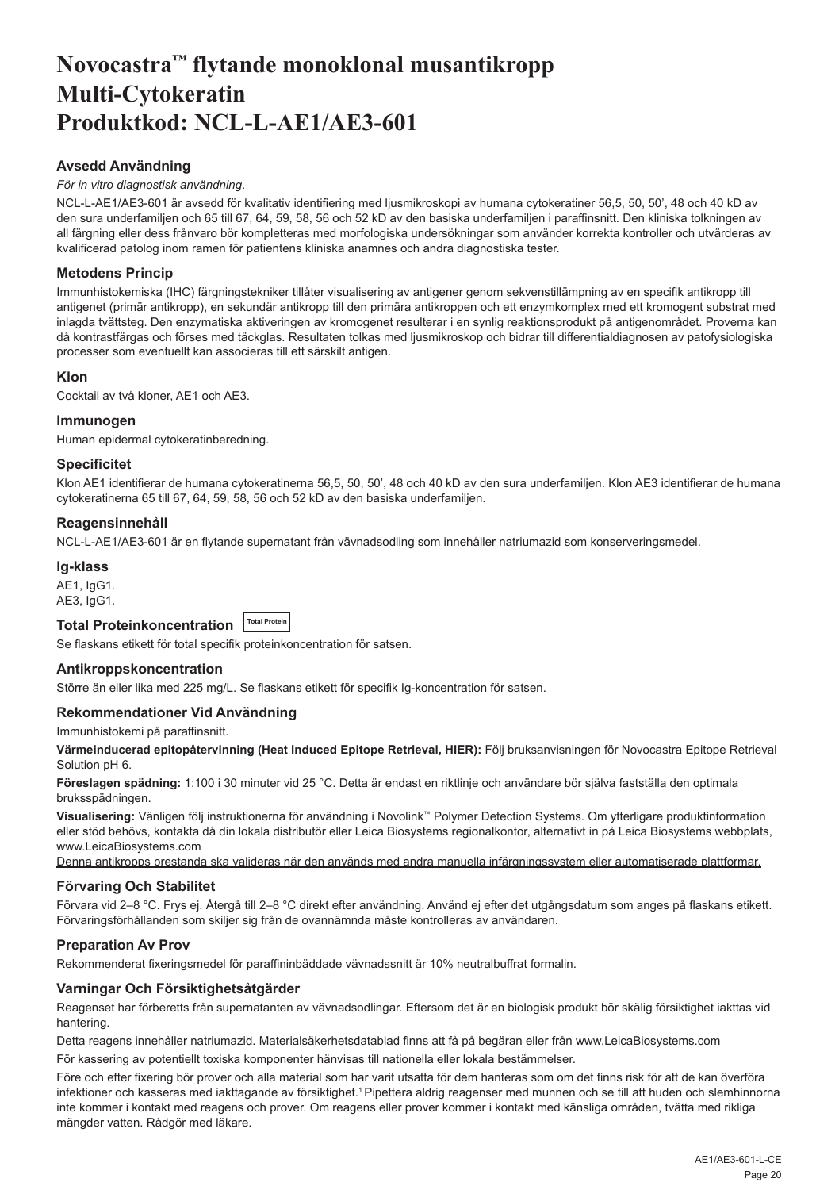# Novocastra™ flytande monoklonal musantikropp Multi-Cytokeratin Produktkod: NCL-L-AE1/AE3-601

### Avsedd Användning

*För in vitro diagnostisk användning.*

NCL-L-AE1/AE3-601 är avsedd för kvalitativ identifiering med ljusmikroskopi av humana cytokeratiner 56,5, 50, 50', 48 och 40 kD av den sura underfamiljen och 65 till 67, 64, 59, 58, 56 och 52 kD av den basiska underfamiljen i paraffinsnitt. Den kliniska tolkningen av all färgning eller dess frånvaro bör kompletteras med morfologiska undersökningar som använder korrekta kontroller och utvärderas av kvalificerad patolog inom ramen för patientens kliniska anamnes och andra diagnostiska tester.

### Metodens Princip

Immunhistokemiska (IHC) färgningstekniker tillåter visualisering av antigener genom sekvenstillämpning av en specifik antikropp till antigenet (primär antikropp), en sekundär antikropp till den primära antikroppen och ett enzymkomplex med ett kromogent substrat med inlagda tvättsteg. Den enzymatiska aktiveringen av kromogenet resulterar i en synlig reaktionsprodukt på antigenområdet. Proverna kan då kontrastfärgas och förses med täckglas. Resultaten tolkas med ljusmikroskop och bidrar till differentialdiagnosen av patofysiologiska processer som eventuellt kan associeras till ett särskilt antigen.

### Klon

Cocktail av två kloner, AE1 och AE3.

### Immunogen

Human epidermal cytokeratinberedning.

### Specificitet

Klon AE1 identifierar de humana cytokeratinerna 56,5, 50, 50', 48 och 40 kD av den sura underfamiljen. Klon AE3 identifierar de humana cytokeratinerna 65 till 67, 64, 59, 58, 56 och 52 kD av den basiska underfamiljen.

### Reagensinnehåll

NCL-L-AE1/AE3-601 är en flytande supernatant från vävnadsodling som innehåller natriumazid som konserveringsmedel.

### Ig-klass

AE1, IgG1.
AE3, IgG1.

### Total Proteinkoncentration Total Protein

Se flaskans etikett för total specifik proteinkoncentration för satsen.

### Antikroppskoncentration

Större än eller lika med 225 mg/L. Se flaskans etikett för specifik Ig-koncentration för satsen.

### Rekommendationer Vid Användning

Immunhistokemi på paraffinsnitt.

**Värmeinducerad epitopåtervinning (Heat Induced Epitope Retrieval, HIER):** Följ bruksanvisningen för Novocastra Epitope Retrieval Solution pH 6.

**Föreslagen spädning:** 1:100 i 30 minuter vid 25 °C. Detta är endast en riktlinje och användare bör själva fastställa den optimala bruksspädningen.

**Visualisering:** Vänligen följ instruktionerna för användning i Novolink™ Polymer Detection Systems. Om ytterligare produktinformation eller stöd behövs, kontakta då din lokala distributör eller Leica Biosystems regionalkontor, alternativt in på Leica Biosystems webbplats, www.LeicaBiosystems.com

Denna antikropps prestanda ska valideras när den används med andra manuella infärgningssystem eller automatiserade plattformar.

### Förvaring Och Stabilitet

Förvara vid 2–8 °C. Frys ej. Återgå till 2–8 °C direkt efter användning. Använd ej efter det utgångsdatum som anges på flaskans etikett. Förvaringsförhållanden som skiljer sig från de ovannämnda måste kontrolleras av användaren.

### Preparation Av Prov

Rekommenderat fixeringsmedel för paraffininbäddade vävnadssnitt är 10% neutralbuffrat formalin.

### Varningar Och Försiktighetsåtgärder

Reagenset har förberetts från supernatanten av vävnadsodlingar. Eftersom det är en biologisk produkt bör skälig försiktighet iakttas vid hantering.

Detta reagens innehåller natriumazid. Materialsäkerhetsdatablad finns att få på begäran eller från www.LeicaBiosystems.com

För kassering av potentiellt toxiska komponenter hänvisas till nationella eller lokala bestämmelser.

Före och efter fixering bör prover och alla material som har varit utsatta för dem hanteras som om det finns risk för att de kan överföra infektioner och kasseras med iakttagande av försiktighet.[1] Pipettera aldrig reagenser med munnen och se till att huden och slemhinnorna inte kommer i kontakt med reagens och prover. Om reagens eller prover kommer i kontakt med känsliga områden, tvätta med rikliga mängder vatten. Rådgör med läkare.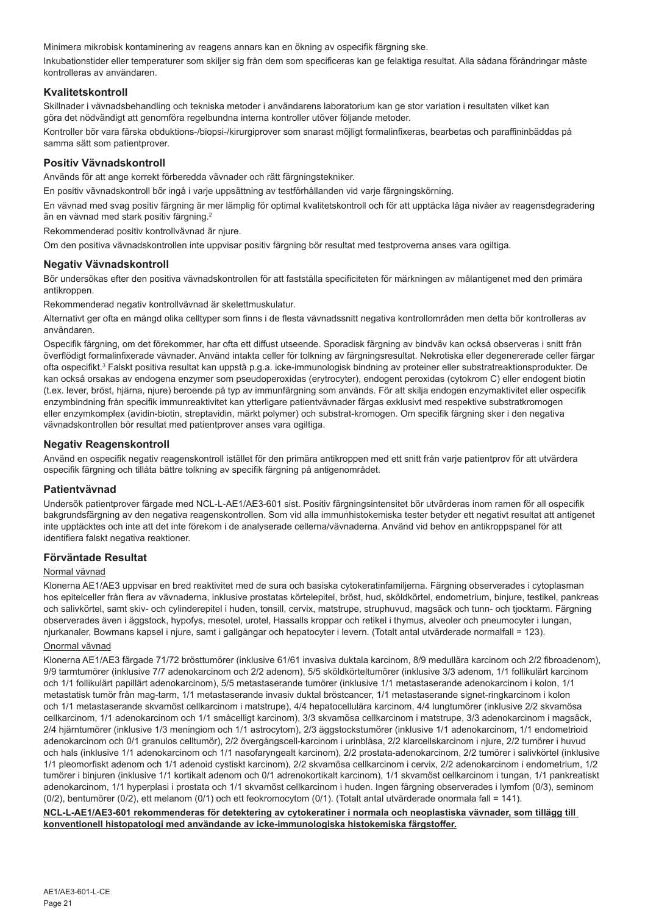Minimera mikrobisk kontaminering av reagens annars kan en ökning av ospecifik färgning ske.

Inkubationstider eller temperaturer som skiljer sig från dem som specificeras kan ge felaktiga resultat. Alla sådana förändringar måste kontrolleras av användaren.

## Kvalitetskontroll

Skillnader i vävnadsbehandling och tekniska metoder i användarens laboratorium kan ge stor variation i resultaten vilket kan göra det nödvändigt att genomföra regelbundna interna kontroller utöver följande metoder.

Kontroller bör vara färska obduktions-/biopsi-/kirurgiprover som snarast möjligt formalinfixeras, bearbetas och paraffininbäddas på samma sätt som patientprover.

## Positiv Vävnadskontroll

Används för att ange korrekt förberedda vävnader och rätt färgningstekniker.

En positiv vävnadskontroll bör ingå i varje uppsättning av testförhållanden vid varje färgningskörning.

En vävnad med svag positiv färgning är mer lämplig för optimal kvalitetskontroll och för att upptäcka låga nivåer av reagensdegradering än en vävnad med stark positiv färgning.[2]

Rekommenderad positiv kontrollvävnad är njure.

Om den positiva vävnadskontrollen inte uppvisar positiv färgning bör resultat med testproverna anses vara ogiltiga.

## Negativ Vävnadskontroll

Bör undersökas efter den positiva vävnadskontrollen för att fastställa specificiteten för märkningen av målantigenet med den primära antikroppen.

Rekommenderad negativ kontrollvävnad är skelettmuskulatur.

Alternativt ger ofta en mängd olika celltyper som finns i de flesta vävnadssnitt negativa kontrollområden men detta bör kontrolleras av användaren.

Ospecifik färgning, om det förekommer, har ofta ett diffust utseende. Sporadisk färgning av bindväv kan också observeras i snitt från överflödigt formalinfixerade vävnader. Använd intakta celler för tolkning av färgningsresultat. Nekrotiska eller degenererade celler färgar ofta ospecifikt.[3] Falskt positiva resultat kan uppstå p.g.a. icke-immunologisk bindning av proteiner eller substratreaktionsprodukter. De kan också orsakas av endogena enzymer som pseudoperoxidas (erytrocyter), endogent peroxidas (cytokrom C) eller endogent biotin (t.ex. lever, bröst, hjärna, njure) beroende på typ av immunfärgning som används. För att skilja endogen enzymaktivitet eller ospecifik enzymbindning från specifik immunreaktivitet kan ytterligare patientvävnader färgas exklusivt med respektive substratkromogen eller enzymkomplex (avidin-biotin, streptavidin, märkt polymer) och substrat-kromogen. Om specifik färgning sker i den negativa vävnadskontrollen bör resultat med patientprover anses vara ogiltiga.

## Negativ Reagenskontroll

Använd en ospecifik negativ reagenskontroll istället för den primära antikroppen med ett snitt från varje patientprov för att utvärdera ospecifik färgning och tillåta bättre tolkning av specifik färgning på antigenområdet.

## Patientvävnad

Undersök patientprover färgade med NCL-L-AE1/AE3-601 sist. Positiv färgningsintensitet bör utvärderas inom ramen för all ospecifik bakgrundsfärgning av den negativa reagenskontrollen. Som vid alla immunhistokemiska tester betyder ett negativt resultat att antigenet inte upptäcktes och inte att det inte förekom i de analyserade cellerna/vävnaderna. Använd vid behov en antikroppspanel för att identifiera falskt negativa reaktioner.

## Förväntade Resultat

### Normal vävnad

Klonerna AE1/AE3 uppvisar en bred reaktivitet med de sura och basiska cytokeratinfamiljerna. Färgning observerades i cytoplasman hos epitelceller från flera av vävnaderna, inklusive prostatas körtelepitel, bröst, hud, sköldkörtel, endometrium, binjure, testikel, pankreas och salivkörtel, samt skiv- och cylinderepitel i huden, tonsill, cervix, matstrupe, struphuvud, magsäck och tunn- och tjocktarm. Färgning observerades även i äggstock, hypofys, mesotel, urotel, Hassalls kroppar och retikel i thymus, alveoler och pneumocyter i lungan, njurkanaler, Bowmans kapsel i njure, samt i gallgångar och hepatocyter i levern. (Totalt antal utvärderade normalfall = 123).

### Onormal vävnad

Klonerna AE1/AE3 färgade 71/72 brösttumörer (inklusive 61/61 invasiva duktala karcinom, 8/9 medullära karcinom och 2/2 fibroadenom), 9/9 tarmtumörer (inklusive 7/7 adenokarcinom och 2/2 adenom), 5/5 sköldkörteltumörer (inklusive 3/3 adenom, 1/1 follikulärt karcinom och 1/1 follikulärt papillärt adenokarcinom), 5/5 metastaserande tumörer (inklusive 1/1 metastaserande adenokarcinom i kolon, 1/1 metastatisk tumör från mag-tarm, 1/1 metastaserande invasiv duktal bröstcancer, 1/1 metastaserande signet-ringkarcinom i kolon och 1/1 metastaserande skvamöst cellkarcinom i matstrupe), 4/4 hepatocellulära karcinom, 4/4 lungtumörer (inklusive 2/2 skvamösa cellkarcinom, 1/1 adenokarcinom och 1/1 småcelligt karcinom), 3/3 skvamösa cellkarcinom i matstrupe, 3/3 adenokarcinom i magsäck, 2/4 hjärntumörer (inklusive 1/3 meningiom och 1/1 astrocytom), 2/3 äggstockstumörer (inklusive 1/1 adenokarcinom, 1/1 endometrioid adenokarcinom och 0/1 granulos celltumör), 2/2 övergångscell-karcinom i urinblåsa, 2/2 klarcellskarcinom i njure, 2/2 tumörer i huvud och hals (inklusive 1/1 adenokarcinom och 1/1 nasofaryngealt karcinom), 2/2 prostata-adenokarcinom, 2/2 tumörer i salivkörtel (inklusive 1/1 pleomorfiskt adenom och 1/1 adenoid cystiskt karcinom), 2/2 skvamösa cellkarcinom i cervix, 2/2 adenokarcinom i endometrium, 1/2 tumörer i binjuren (inklusive 1/1 kortikalt adenom och 0/1 adrenokortikalt karcinom), 1/1 skvamöst cellkarcinom i tungan, 1/1 pankreatiskt adenokarcinom, 1/1 hyperplasi i prostata och 1/1 skvamöst cellkarcinom i huden. Ingen färgning observerades i lymfom (0/3), seminom (0/2), bentumörer (0/2), ett melanom (0/1) och ett feokromocytom (0/1). (Totalt antal utvärderade onormala fall = 141).

**NCL-L-AE1/AE3-601 rekommenderas för detektering av cytokeratiner i normala och neoplastiska vävnader, som tillägg till konventionell histopatologi med användande av icke-immunologiska histokemiska färgstoffer.**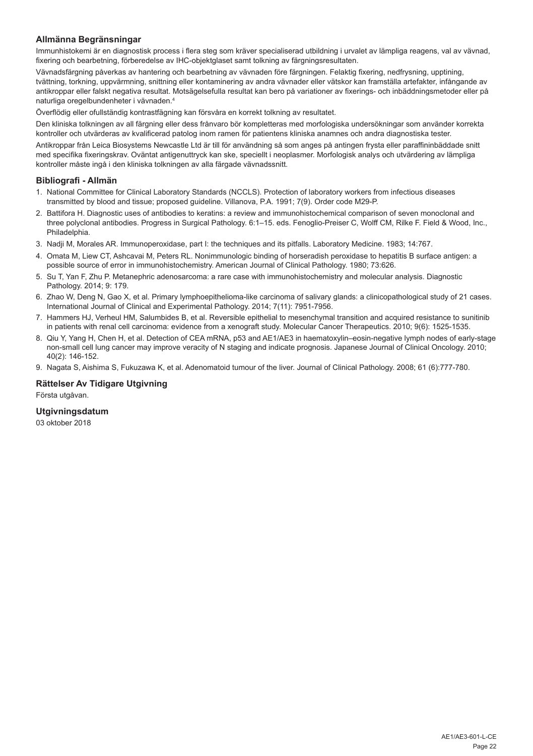## Allmänna Begränsningar

Immunhistokemi är en diagnostisk process i flera steg som kräver specialiserad utbildning i urvalet av lämpliga reagens, val av vävnad, fixering och bearbetning, förberedelse av IHC-objektglaset samt tolkning av färgningsresultaten.

Vävnadsfärgning påverkas av hantering och bearbetning av vävnaden före färgningen. Felaktig fixering, nedfrysning, upptining, tvättning, torkning, uppvärmning, snittning eller kontaminering av andra vävnader eller vätskor kan framställa artefakter, infångande av antikroppar eller falskt negativa resultat. Motsägelsefulla resultat kan bero på variationer av fixerings- och inbäddningsmetoder eller på naturliga oregelbundenheter i vävnaden.[4]

Överflödig eller ofullständig kontrastfägning kan försvåra en korrekt tolkning av resultatet.

Den kliniska tolkningen av all färgning eller dess frånvaro bör kompletteras med morfologiska undersökningar som använder korrekta kontroller och utvärderas av kvalificerad patolog inom ramen för patientens kliniska anamnes och andra diagnostiska tester.

Antikroppar från Leica Biosystems Newcastle Ltd är till för användning så som anges på antingen frysta eller paraffininbäddade snitt med specifika fixeringskrav. Oväntat antigenuttryck kan ske, speciellt i neoplasmer. Morfologisk analys och utvärdering av lämpliga kontroller måste ingå i den kliniska tolkningen av alla färgade vävnadssnitt.

## Bibliografi - Allmän

1. National Committee for Clinical Laboratory Standards (NCCLS). Protection of laboratory workers from infectious diseases transmitted by blood and tissue; proposed guideline. Villanova, P.A. 1991; 7(9). Order code M29-P.
2. Battifora H. Diagnostic uses of antibodies to keratins: a review and immunohistochemical comparison of seven monoclonal and three polyclonal antibodies. Progress in Surgical Pathology. 6:1–15. eds. Fenoglio-Preiser C, Wolff CM, Rilke F. Field & Wood, Inc., Philadelphia.
3. Nadji M, Morales AR. Immunoperoxidase, part I: the techniques and its pitfalls. Laboratory Medicine. 1983; 14:767.
4. Omata M, Liew CT, Ashcavai M, Peters RL. Nonimmunologic binding of horseradish peroxidase to hepatitis B surface antigen: a possible source of error in immunohistochemistry. American Journal of Clinical Pathology. 1980; 73:626.
5. Su T, Yan F, Zhu P. Metanephric adenosarcoma: a rare case with immunohistochemistry and molecular analysis. Diagnostic Pathology. 2014; 9: 179.
6. Zhao W, Deng N, Gao X, et al. Primary lymphoepithelioma-like carcinoma of salivary glands: a clinicopathological study of 21 cases. International Journal of Clinical and Experimental Pathology. 2014; 7(11): 7951-7956.
7. Hammers HJ, Verheul HM, Salumbides B, et al. Reversible epithelial to mesenchymal transition and acquired resistance to sunitinib in patients with renal cell carcinoma: evidence from a xenograft study. Molecular Cancer Therapeutics. 2010; 9(6): 1525-1535.
8. Qiu Y, Yang H, Chen H, et al. Detection of CEA mRNA, p53 and AE1/AE3 in haematoxylin–eosin-negative lymph nodes of early-stage non-small cell lung cancer may improve veracity of N staging and indicate prognosis. Japanese Journal of Clinical Oncology. 2010; 40(2): 146-152.
9. Nagata S, Aishima S, Fukuzawa K, et al. Adenomatoid tumour of the liver. Journal of Clinical Pathology. 2008; 61 (6):777-780.

## Rättelser Av Tidigare Utgivning

Första utgåvan.

## Utgivningsdatum

03 oktober 2018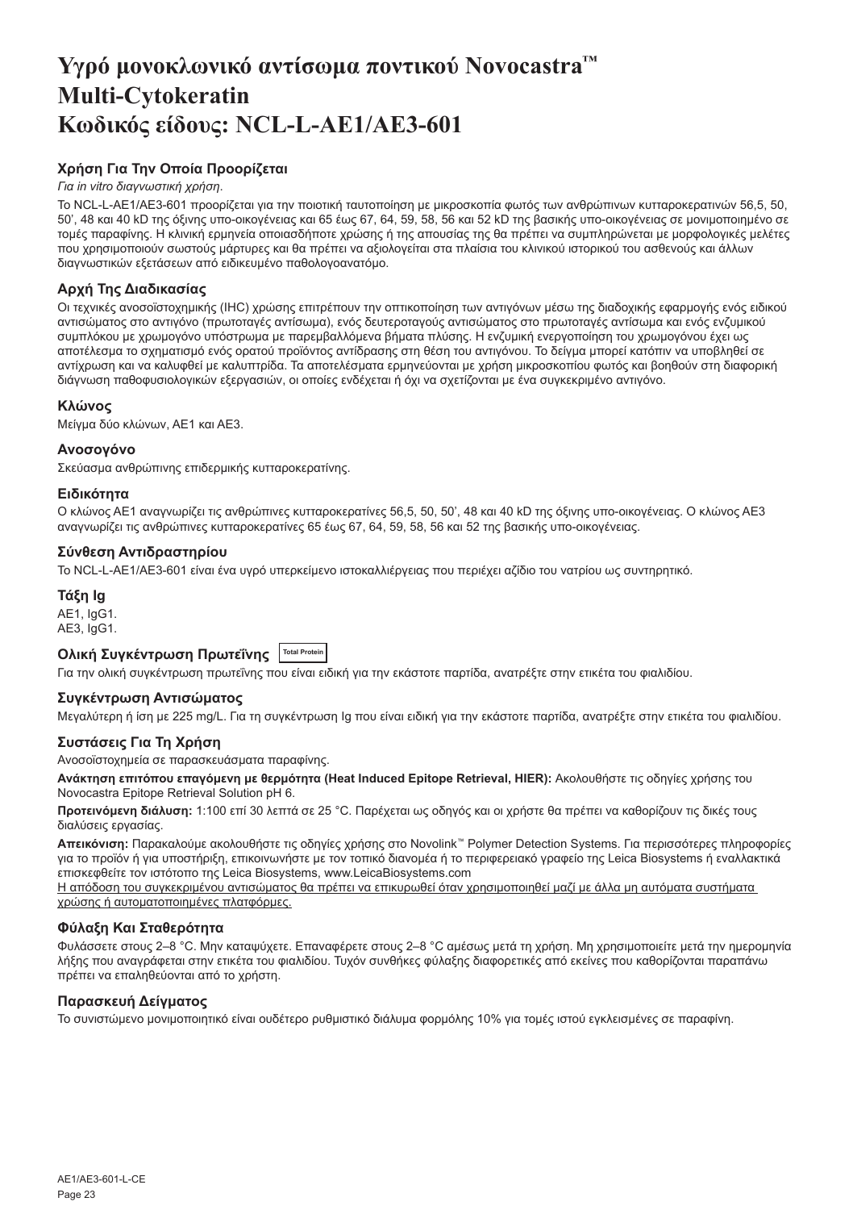# Υγρό μονοκλωνικό αντίσωμα ποντικού Novocastra™ Multi-Cytokeratin Κωδικός είδους: NCL-L-AE1/AE3-601

### Χρήση Για Την Οποία Προορίζεται

*Για in vitro διαγνωστική χρήση.*

Το NCL-L-AE1/AE3-601 προορίζεται για την ποιοτική ταυτοποίηση με μικροσκοπία φωτός των ανθρώπινων κυτταροκερατινών 56,5, 50, 50', 48 και 40 kD της όξινης υπο-οικογένειας και 65 έως 67, 64, 59, 58, 56 και 52 kD της βασικής υπο-οικογένειας σε μονιμοποιημένο σε τομές παραφίνης. Η κλινική ερμηνεία οποιασδήποτε χρώσης ή της απουσίας της θα πρέπει να συμπληρώνεται με μορφολογικές μελέτες που χρησιμοποιούν σωστούς μάρτυρες και θα πρέπει να αξιολογείται στα πλαίσια του κλινικού ιστορικού του ασθενούς και άλλων διαγνωστικών εξετάσεων από ειδικευμένο παθολογοανατόμο.

### Αρχή Της Διαδικασίας

Οι τεχνικές ανοσοϊστοχημικής (IHC) χρώσης επιτρέπουν την οπτικοποίηση των αντιγόνων μέσω της διαδοχικής εφαρμογής ενός ειδικού αντισώματος στο αντιγόνο (πρωτοταγές αντίσωμα), ενός δευτεροταγούς αντισώματος στο πρωτοταγές αντίσωμα και ενός ενζυμικού συμπλόκου με χρωμογόνο υπόστρωμα με παρεμβαλλόμενα βήματα πλύσης. Η ενζυμική ενεργοποίηση του χρωμογόνου έχει ως αποτέλεσμα το σχηματισμό ενός ορατού προϊόντος αντίδρασης στη θέση του αντιγόνου. Το δείγμα μπορεί κατόπιν να υποβληθεί σε αντίχρωση και να καλυφθεί με καλυπτρίδα. Τα αποτελέσματα ερμηνεύονται με χρήση μικροσκοπίου φωτός και βοηθούν στη διαφορική διάγνωση παθοφυσιολογικών εξεργασιών, οι οποίες ενδέχεται ή όχι να σχετίζονται με ένα συγκεκριμένο αντιγόνο.

### Κλώνος

Μείγμα δύο κλώνων, AE1 και AE3.

### Ανοσογόνο

Σκεύασμα ανθρώπινης επιδερμικής κυτταροκερατίνης.

### Ειδικότητα

Ο κλώνος AE1 αναγνωρίζει τις ανθρώπινες κυτταροκερατίνες 56,5, 50, 50', 48 και 40 kD της όξινης υπο-οικογένειας. Ο κλώνος AE3 αναγνωρίζει τις ανθρώπινες κυτταροκερατίνες 65 έως 67, 64, 59, 58, 56 και 52 της βασικής υπο-οικογένειας.

### Σύνθεση Αντιδραστηρίου

Το NCL-L-AE1/AE3-601 είναι ένα υγρό υπερκείμενο ιστοκαλλιέργειας που περιέχει αζίδιο του νατρίου ως συντηρητικό.

### Τάξη Ig

AE1, IgG1.
AE3, IgG1.

### Ολική Συγκέντρωση Πρωτεΐνης Total Protein

Για την ολική συγκέντρωση πρωτεΐνης που είναι ειδική για την εκάστοτε παρτίδα, ανατρέξτε στην ετικέτα του φιαλιδίου.

### Συγκέντρωση Αντισώματος

Μεγαλύτερη ή ίση με 225 mg/L. Για τη συγκέντρωση Ig που είναι ειδική για την εκάστοτε παρτίδα, ανατρέξτε στην ετικέτα του φιαλιδίου.

### Συστάσεις Για Τη Χρήση

Ανοσοϊστοχημεία σε παρασκευάσματα παραφίνης.

**Ανάκτηση επιτόπου επαγόμενη με θερμότητα (Heat Induced Epitope Retrieval, HIER):** Ακολουθήστε τις οδηγίες χρήσης του Novocastra Epitope Retrieval Solution pH 6.

**Προτεινόμενη διάλυση:** 1:100 επί 30 λεπτά σε 25 °C. Παρέχεται ως οδηγός και οι χρήστε θα πρέπει να καθορίζουν τις δικές τους διαλύσεις εργασίας.

**Απεικόνιση:** Παρακαλούμε ακολουθήστε τις οδηγίες χρήσης στο Novolink™ Polymer Detection Systems. Για περισσότερες πληροφορίες για το προϊόν ή για υποστήριξη, επικοινωνήστε με τον τοπικό διανομέα ή το περιφερειακό γραφείο της Leica Biosystems ή εναλλακτικά επισκεφθείτε τον ιστότοπο της Leica Biosystems, www.LeicaBiosystems.com

Η απόδοση του συγκεκριμένου αντισώματος θα πρέπει να επικυρωθεί όταν χρησιμοποιηθεί μαζί με άλλα μη αυτόματα συστήματα χρώσης ή αυτοματοποιημένες πλατφόρμες.

### Φύλαξη Και Σταθερότητα

Φυλάσσετε στους 2–8 °C. Μην καταψύχετε. Επαναφέρετε στους 2–8 °C αμέσως μετά τη χρήση. Μη χρησιμοποιείτε μετά την ημερομηνία λήξης που αναγράφεται στην ετικέτα του φιαλιδίου. Τυχόν συνθήκες φύλαξης διαφορετικές από εκείνες που καθορίζονται παραπάνω πρέπει να επαληθεύονται από το χρήστη.

### Παρασκευή Δείγματος

Το συνιστώμενο μονιμοποιητικό είναι ουδέτερο ρυθμιστικό διάλυμα φορμόλης 10% για τομές ιστού εγκλεισμένες σε παραφίνη.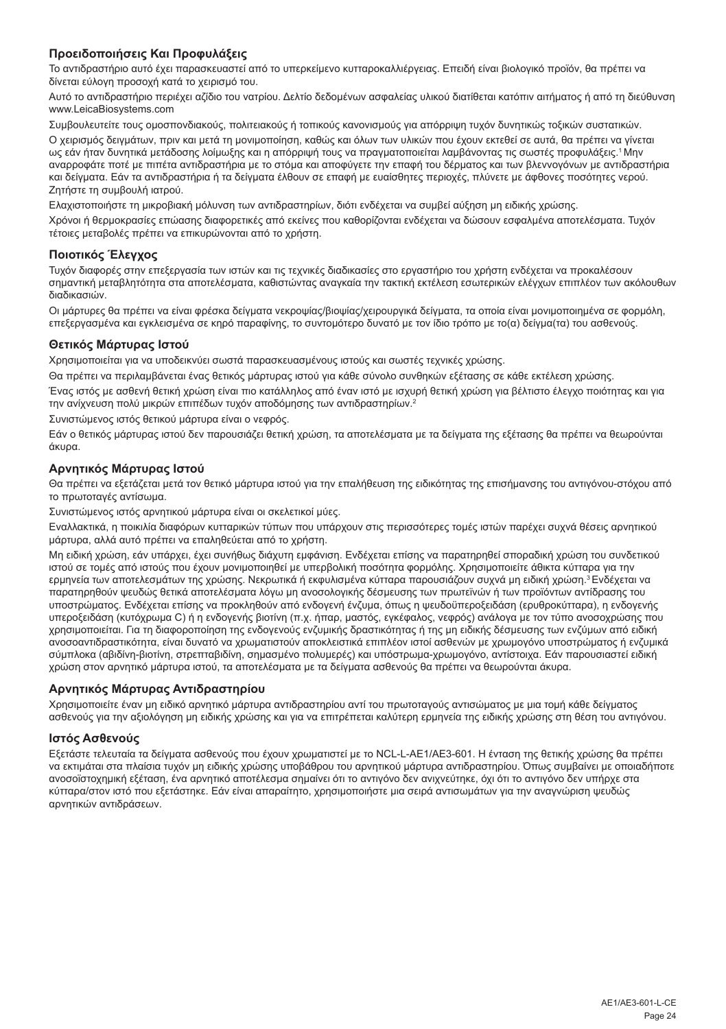### Προειδοποιήσεις Και Προφυλάξεις

Το αντιδραστήριο αυτό έχει παρασκευαστεί από το υπερκείμενο κυτταροκαλλιέργειας. Επειδή είναι βιολογικό προϊόν, θα πρέπει να δίνεται εύλογη προσοχή κατά το χειρισμό του.

Αυτό το αντιδραστήριο περιέχει αζίδιο του νατρίου. Δελτίο δεδομένων ασφαλείας υλικού διατίθεται κατόπιν αιτήματος ή από τη διεύθυνση www.LeicaBiosystems.com

Συμβουλευτείτε τους ομοσπονδιακούς, πολιτειακούς ή τοπικούς κανονισμούς για απόρριψη τυχόν δυνητικώς τοξικών συστατικών.

Ο χειρισμός δειγμάτων, πριν και μετά τη μονιμοποίηση, καθώς και όλων των υλικών που έχουν εκτεθεί σε αυτά, θα πρέπει να γίνεται ως εάν ήταν δυνητικά μετάδοσης λοίμωξης και η απόρριψή τους να πραγματοποιείται λαμβάνοντας τις σωστές προφυλάξεις.[1] Μην αναρροφάτε ποτέ με πιπέτα αντιδραστήρια με το στόμα και αποφύγετε την επαφή του δέρματος και των βλεννογόνων με αντιδραστήρια και δείγματα. Εάν τα αντιδραστήρια ή τα δείγματα έλθουν σε επαφή με ευαίσθητες περιοχές, πλύνετε με άφθονες ποσότητες νερού. Ζητήστε τη συμβουλή ιατρού.

Ελαχιστοποιήστε τη μικροβιακή μόλυνση των αντιδραστηρίων, διότι ενδέχεται να συμβεί αύξηση μη ειδικής χρώσης.

Χρόνοι ή θερμοκρασίες επώασης διαφορετικές από εκείνες που καθορίζονται ενδέχεται να δώσουν εσφαλμένα αποτελέσματα. Τυχόν τέτοιες μεταβολές πρέπει να επικυρώνονται από το χρήστη.

### Ποιοτικός Έλεγχος

Τυχόν διαφορές στην επεξεργασία των ιστών και τις τεχνικές διαδικασίες στο εργαστήριο του χρήστη ενδέχεται να προκαλέσουν σημαντική μεταβλητότητα στα αποτελέσματα, καθιστώντας αναγκαία την τακτική εκτέλεση εσωτερικών ελέγχων επιπλέον των ακόλουθων διαδικασιών.

Οι μάρτυρες θα πρέπει να είναι φρέσκα δείγματα νεκροψίας/βιοψίας/χειρουργικά δείγματα, τα οποία είναι μονιμοποιημένα σε φορμόλη, επεξεργασμένα και εγκλεισμένα σε κηρό παραφίνης, το συντομότερο δυνατό με τον ίδιο τρόπο με το(α) δείγμα(τα) του ασθενούς.

### Θετικός Μάρτυρας Ιστού

Χρησιμοποιείται για να υποδεικνύει σωστά παρασκευασμένους ιστούς και σωστές τεχνικές χρώσης.

Θα πρέπει να περιλαμβάνεται ένας θετικός μάρτυρας ιστού για κάθε σύνολο συνθηκών εξέτασης σε κάθε εκτέλεση χρώσης.

Ένας ιστός με ασθενή θετική χρώση είναι πιο κατάλληλος από έναν ιστό με ισχυρή θετική χρώση για βέλτιστο έλεγχο ποιότητας και για την ανίχνευση πολύ μικρών επιπέδων τυχόν αποδόμησης των αντιδραστηρίων.[2]

Συνιστώμενος ιστός θετικού μάρτυρα είναι ο νεφρός.

Εάν ο θετικός μάρτυρας ιστού δεν παρουσιάζει θετική χρώση, τα αποτελέσματα με τα δείγματα της εξέτασης θα πρέπει να θεωρούνται άκυρα.

### Αρνητικός Μάρτυρας Ιστού

Θα πρέπει να εξετάζεται μετά τον θετικό μάρτυρα ιστού για την επαλήθευση της ειδικότητας της επισήμανσης του αντιγόνου-στόχου από το πρωτοταγές αντίσωμα.

Συνιστώμενος ιστός αρνητικού μάρτυρα είναι οι σκελετικοί μύες.

Εναλλακτικά, η ποικιλία διαφόρων κυτταρικών τύπων που υπάρχουν στις περισσότερες τομές ιστών παρέχει συχνά θέσεις αρνητικού μάρτυρα, αλλά αυτό πρέπει να επαληθεύεται από το χρήστη.

Μη ειδική χρώση, εάν υπάρχει, έχει συνήθως διάχυτη εμφάνιση. Ενδέχεται επίσης να παρατηρηθεί σποραδική χρώση του συνδετικού ιστού σε τομές από ιστούς που έχουν μονιμοποιηθεί με υπερβολική ποσότητα φορμόλης. Χρησιμοποιείτε άθικτα κύτταρα για την ερμηνεία των αποτελεσμάτων της χρώσης. Νεκρωτικά ή εκφυλισμένα κύτταρα παρουσιάζουν συχνά μη ειδική χρώση.[3] Ενδέχεται να παρατηρηθούν ψευδώς θετικά αποτελέσματα λόγω μη ανοσολογικής δέσμευσης των πρωτεϊνών ή των προϊόντων αντίδρασης του υποστρώματος. Ενδέχεται επίσης να προκληθούν από ενδογενή ένζυμα, όπως η ψευδοϋπεροξειδάση (ερυθροκύτταρα), η ενδογενής υπεροξειδάση (κυτόχρωμα C) ή η ενδογενής βιοτίνη (π.χ. ήπαρ, μαστός, εγκέφαλος, νεφρός) ανάλογα με τον τύπο ανοσοχρώσης που χρησιμοποιείται. Για τη διαφοροποίηση της ενδογενούς ενζυμικής δραστικότητας ή της μη ειδικής δέσμευσης των ενζύμων από ειδική ανοσοαντιδραστικότητα, είναι δυνατό να χρωματιστούν αποκλειστικά επιπλέον ιστοί ασθενών με χρωμογόνο υποστρώματος ή ενζυμικά σύμπλοκα (αβιδίνη-βιοτίνη, στρεπταβιδίνη, σημασμένο πολυμερές) και υπόστρωμα-χρωμογόνο, αντίστοιχα. Εάν παρουσιαστεί ειδική χρώση στον αρνητικό μάρτυρα ιστού, τα αποτελέσματα με τα δείγματα ασθενούς θα πρέπει να θεωρούνται άκυρα.

### Αρνητικός Μάρτυρας Αντιδραστηρίου

Χρησιμοποιείτε έναν μη ειδικό αρνητικό μάρτυρα αντιδραστηρίου αντί του πρωτοταγούς αντισώματος με μια τομή κάθε δείγματος ασθενούς για την αξιολόγηση μη ειδικής χρώσης και για να επιτρέπεται καλύτερη ερμηνεία της ειδικής χρώσης στη θέση του αντιγόνου.

### Ιστός Ασθενούς

Εξετάστε τελευταία τα δείγματα ασθενούς που έχουν χρωματιστεί με το NCL-L-AE1/AE3-601. Η ένταση της θετικής χρώσης θα πρέπει να εκτιμάται στα πλαίσια τυχόν μη ειδικής χρώσης υποβάθρου του αρνητικού μάρτυρα αντιδραστηρίου. Όπως συμβαίνει με οποιαδήποτε ανοσοϊστοχημική εξέταση, ένα αρνητικό αποτέλεσμα σημαίνει ότι το αντιγόνο δεν ανιχνεύτηκε, όχι ότι το αντιγόνο δεν υπήρχε στα κύτταρα/στον ιστό που εξετάστηκε. Εάν είναι απαραίτητο, χρησιμοποιήστε μια σειρά αντισωμάτων για την αναγνώριση ψευδώς αρνητικών αντιδράσεων.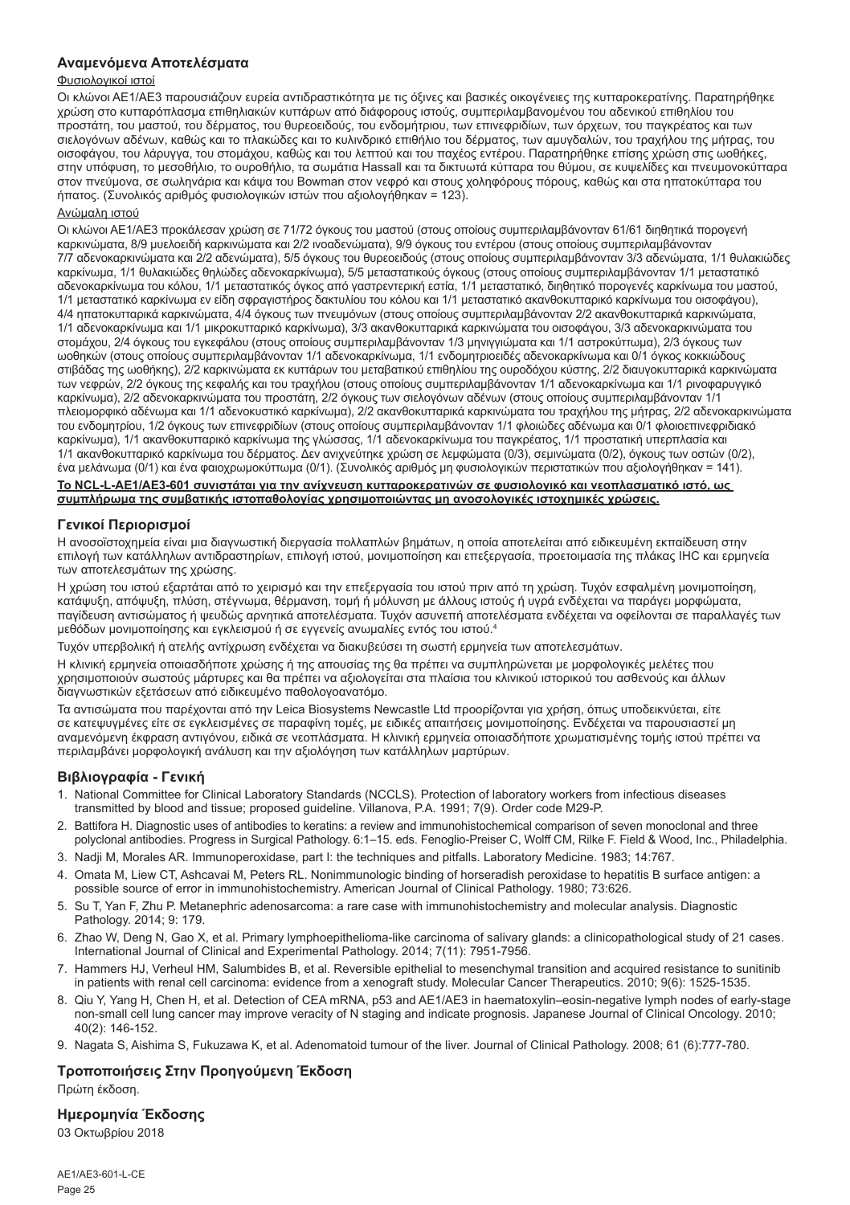## Αναμενόμενα Αποτελέσματα

### Φυσιολογικοί ιστοί

Οι κλώνοι AE1/AE3 παρουσιάζουν ευρεία αντιδραστικότητα με τις όξινες και βασικές οικογένειες της κυτταροκερατίνης. Παρατηρήθηκε χρώση στο κυτταρόπλασμα επιθηλιακών κυττάρων από διάφορους ιστούς, συμπεριλαμβανομένου του αδενικού επιθηλίου του προστάτη, του μαστού, του δέρματος, του θυρεοειδούς, του ενδομήτριου, των επινεφριδίων, των όρχεων, του παγκρέατος και των σιελογόνων αδένων, καθώς και το πλακώδες και το κυλινδρικό επιθήλιο του δέρματος, των αμυγδαλών, του τραχήλου της μήτρας, του οισοφάγου, του λάρυγγα, του στομάχου, καθώς και του λεπτού και του παχέος εντέρου. Παρατηρήθηκε επίσης χρώση στις ωοθήκες, στην υπόφυση, το μεσοθήλιο, το ουροθήλιο, τα σωμάτια Hassall και τα δικτυωτά κύτταρα του θύμου, σε κυψελίδες και πνευμονοκύτταρα στον πνεύμονα, σε σωληνάρια και κάψα του Bowman στον νεφρό και στους χοληφόρους πόρους, καθώς και στα ηπατοκύτταρα του ήπατος. (Συνολικός αριθμός φυσιολογικών ιστών που αξιολογήθηκαν = 123).

### Ανώμαλη ιστού

Οι κλώνοι AE1/AE3 προκάλεσαν χρώση σε 71/72 όγκους του μαστού (στους οποίους συμπεριλαμβάνονταν 61/61 διηθητικά πορογενή καρκινώματα, 8/9 μυελοειδή καρκινώματα και 2/2 ινοαδενώματα), 9/9 όγκους του εντέρου (στους οποίους συμπεριλαμβάνονταν 7/7 αδενοκαρκινώματα και 2/2 αδενώματα), 5/5 όγκους του θυρεοειδούς (στους οποίους συμπεριλαμβάνονταν 3/3 αδενώματα, 1/1 θυλακιώδες καρκίνωμα, 1/1 θυλακιώδες θηλώδες αδενοκαρκίνωμα), 5/5 μεταστατικούς όγκους (στους οποίους συμπεριλαμβάνονταν 1/1 μεταστατικό αδενοκαρκίνωμα του κόλου, 1/1 μεταστατικός όγκος από γαστρεντερική εστία, 1/1 μεταστατικό, διηθητικό πορογενές καρκίνωμα του μαστού, 1/1 μεταστατικό καρκίνωμα εν είδη σφραγιστήρος δακτυλίου του κόλου και 1/1 μεταστατικό ακανθοκυτταρικό καρκίνωμα του οισοφάγου), 4/4 ηπατοκυτταρικά καρκινώματα, 4/4 όγκους των πνευμόνων (στους οποίους συμπεριλαμβάνονταν 2/2 ακανθοκυτταρικά καρκινώματα, 1/1 αδενοκαρκίνωμα και 1/1 μικροκυτταρικό καρκίνωμα), 3/3 ακανθοκυτταρικά καρκινώματα του οισοφάγου, 3/3 αδενοκαρκινώματα του στομάχου, 2/4 όγκους του εγκεφάλου (στους οποίους συμπεριλαμβάνονταν 1/3 μηνιγγιώματα και 1/1 αστροκύττωμα), 2/3 όγκους των ωοθηκών (στους οποίους συμπεριλαμβάνονταν 1/1 αδενοκαρκίνωμα, 1/1 ενδομητριοειδές αδενοκαρκίνωμα και 0/1 όγκος κοκκιώδους στιβάδας της ωοθήκης), 2/2 καρκινώματα εκ κυττάρων του μεταβατικού επιθηλίου της ουροδόχου κύστης, 2/2 διαυγοκυτταρικά καρκινώματα των νεφρών, 2/2 όγκους της κεφαλής και του τραχήλου (στους οποίους συμπεριλαμβάνονταν 1/1 αδενοκαρκίνωμα και 1/1 ρινοφαρυγγικό καρκίνωμα), 2/2 αδενοκαρκινώματα του προστάτη, 2/2 όγκους των σιελογόνων αδένων (στους οποίους συμπεριλαμβάνονταν 1/1 πλειομορφικό αδένωμα και 1/1 αδενοκυστικό καρκίνωμα), 2/2 ακανθοκυτταρικά καρκινώματα του τραχήλου της μήτρας, 2/2 αδενοκαρκινώματα του ενδομητρίου, 1/2 όγκους των επινεφριδίων (στους οποίους συμπεριλαμβάνονταν 1/1 φλοιώδες αδένωμα και 0/1 φλοιοεπινεφριδιακό καρκίνωμα), 1/1 ακανθοκυτταρικό καρκίνωμα της γλώσσας, 1/1 αδενοκαρκίνωμα του παγκρέατος, 1/1 προστατική υπερπλασία και 1/1 ακανθοκυτταρικό καρκίνωμα του δέρματος. Δεν ανιχνεύτηκε χρώση σε λεμφώματα (0/3), σεμινώματα (0/2), όγκους των οστών (0/2), ένα μελάνωμα (0/1) και ένα φαιοχρωμοκύττωμα (0/1). (Συνολικός αριθμός μη φυσιολογικών περιστατικών που αξιολογήθηκαν = 141).

**Το NCL-L-AE1/AE3-601 συνιστάται για την ανίχνευση κυτταροκερατινών σε φυσιολογικό και νεοπλασματικό ιστό, ως συμπλήρωμα της συμβατικής ιστοπαθολογίας χρησιμοποιώντας μη ανοσολογικές ιστοχημικές χρώσεις.**

## Γενικοί Περιορισμοί

Η ανοσοϊστοχημεία είναι μια διαγνωστική διεργασία πολλαπλών βημάτων, η οποία αποτελείται από ειδικευμένη εκπαίδευση στην επιλογή των κατάλληλων αντιδραστηρίων, επιλογή ιστού, μονιμοποίηση και επεξεργασία, προετοιμασία της πλάκας IHC και ερμηνεία των αποτελεσμάτων της χρώσης.

Η χρώση του ιστού εξαρτάται από το χειρισμό και την επεξεργασία του ιστού πριν από τη χρώση. Τυχόν εσφαλμένη μονιμοποίηση, κατάψυξη, απόψυξη, πλύση, στέγνωμα, θέρμανση, τομή ή μόλυνση με άλλους ιστούς ή υγρά ενδέχεται να παράγει μορφώματα, παγίδευση αντισώματος ή ψευδώς αρνητικά αποτελέσματα. Τυχόν ασυνεπή αποτελέσματα ενδέχεται να οφείλονται σε παραλλαγές των μεθόδων μονιμοποίησης και εγκλεισμού ή σε εγγενείς ανωμαλίες εντός του ιστού.[4]

Τυχόν υπερβολική ή ατελής αντίχρωση ενδέχεται να διακυβεύσει τη σωστή ερμηνεία των αποτελεσμάτων.

Η κλινική ερμηνεία οποιασδήποτε χρώσης ή της απουσίας της θα πρέπει να συμπληρώνεται με μορφολογικές μελέτες που χρησιμοποιούν σωστούς μάρτυρες και θα πρέπει να αξιολογείται στα πλαίσια του κλινικού ιστορικού του ασθενούς και άλλων διαγνωστικών εξετάσεων από ειδικευμένο παθολογοανατόμο.

Τα αντισώματα που παρέχονται από την Leica Biosystems Newcastle Ltd προορίζονται για χρήση, όπως υποδεικνύεται, είτε σε κατεψυγμένες είτε σε εγκλεισμένες σε παραφίνη τομές, με ειδικές απαιτήσεις μονιμοποίησης. Ενδέχεται να παρουσιαστεί μη αναμενόμενη έκφραση αντιγόνου, ειδικά σε νεοπλάσματα. Η κλινική ερμηνεία οποιασδήποτε χρωματισμένης τομής ιστού πρέπει να περιλαμβάνει μορφολογική ανάλυση και την αξιολόγηση των κατάλληλων μαρτύρων.

## Βιβλιογραφία - Γενική

1. National Committee for Clinical Laboratory Standards (NCCLS). Protection of laboratory workers from infectious diseases transmitted by blood and tissue; proposed guideline. Villanova, P.A. 1991; 7(9). Order code M29-P.
2. Battifora H. Diagnostic uses of antibodies to keratins: a review and immunohistochemical comparison of seven monoclonal and three polyclonal antibodies. Progress in Surgical Pathology. 6:1–15. eds. Fenoglio-Preiser C, Wolff CM, Rilke F. Field & Wood, Inc., Philadelphia.
3. Nadji M, Morales AR. Immunoperoxidase, part I: the techniques and pitfalls. Laboratory Medicine. 1983; 14:767.
4. Omata M, Liew CT, Ashcavai M, Peters RL. Nonimmunologic binding of horseradish peroxidase to hepatitis B surface antigen: a possible source of error in immunohistochemistry. American Journal of Clinical Pathology. 1980; 73:626.
5. Su T, Yan F, Zhu P. Metanephric adenosarcoma: a rare case with immunohistochemistry and molecular analysis. Diagnostic Pathology. 2014; 9: 179.
6. Zhao W, Deng N, Gao X, et al. Primary lymphoepithelioma-like carcinoma of salivary glands: a clinicopathological study of 21 cases. International Journal of Clinical and Experimental Pathology. 2014; 7(11): 7951-7956.
7. Hammers HJ, Verheul HM, Salumbides B, et al. Reversible epithelial to mesenchymal transition and acquired resistance to sunitinib in patients with renal cell carcinoma: evidence from a xenograft study. Molecular Cancer Therapeutics. 2010; 9(6): 1525-1535.
8. Qiu Y, Yang H, Chen H, et al. Detection of CEA mRNA, p53 and AE1/AE3 in haematoxylin–eosin-negative lymph nodes of early-stage non-small cell lung cancer may improve veracity of N staging and indicate prognosis. Japanese Journal of Clinical Oncology. 2010; 40(2): 146-152.
9. Nagata S, Aishima S, Fukuzawa K, et al. Adenomatoid tumour of the liver. Journal of Clinical Pathology. 2008; 61 (6):777-780.

## Τροποποιήσεις Στην Προηγούμενη Έκδοση

Πρώτη έκδοση.

## Ημερομηνία Έκδοσης

03 Οκτωβρίου 2018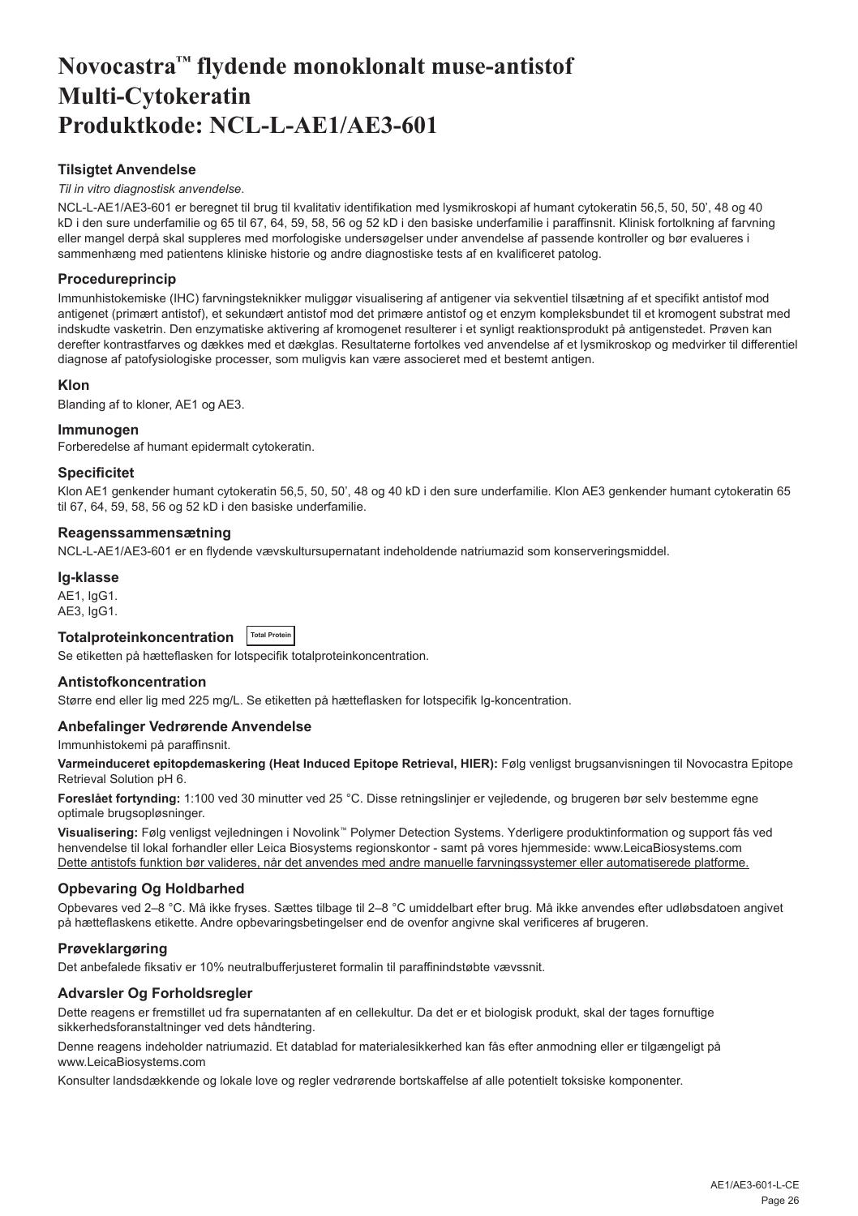# Novocastra™ flydende monoklonalt muse-antistof Multi-Cytokeratin Produktkode: NCL-L-AE1/AE3-601

### Tilsigtet Anvendelse

*Til in vitro diagnostisk anvendelse*.

NCL-L-AE1/AE3-601 er beregnet til brug til kvalitativ identifikation med lysmikroskopi af humant cytokeratin 56,5, 50, 50', 48 og 40 kD i den sure underfamilie og 65 til 67, 64, 59, 58, 56 og 52 kD i den basiske underfamilie i paraffinsnit. Klinisk fortolkning af farvning eller mangel derpå skal suppleres med morfologiske undersøgelser under anvendelse af passende kontroller og bør evalueres i sammenhæng med patientens kliniske historie og andre diagnostiske tests af en kvalificeret patolog.

### Procedureprincip

Immunhistokemiske (IHC) farvningsteknikker muliggør visualisering af antigener via sekventiel tilsætning af et specifikt antistof mod antigenet (primært antistof), et sekundært antistof mod det primære antistof og et enzym kompleksbundet til et kromogent substrat med indskudte vasketrin. Den enzymatiske aktivering af kromogenet resulterer i et synligt reaktionsprodukt på antigenstedet. Prøven kan derefter kontrastfarves og dækkes med et dækglas. Resultaterne fortolkes ved anvendelse af et lysmikroskop og medvirker til differentiel diagnose af patofysiologiske processer, som muligvis kan være associeret med et bestemt antigen.

### Klon

Blanding af to kloner, AE1 og AE3.

### Immunogen

Forberedelse af humant epidermalt cytokeratin.

### Specificitet

Klon AE1 genkender humant cytokeratin 56,5, 50, 50', 48 og 40 kD i den sure underfamilie. Klon AE3 genkender humant cytokeratin 65 til 67, 64, 59, 58, 56 og 52 kD i den basiske underfamilie.

### Reagenssammensætning

NCL-L-AE1/AE3-601 er en flydende vævskultursupernatant indeholdende natriumazid som konserveringsmiddel.

### Ig-klasse

AE1, IgG1.
AE3, IgG1.

### Totalproteinkoncentration Total Protein

Se etiketten på hætteflasken for lotspecifik totalproteinkoncentration.

### Antistofkoncentration

Større end eller lig med 225 mg/L. Se etiketten på hætteflasken for lotspecifik Ig-koncentration.

### Anbefalinger Vedrørende Anvendelse

Immunhistokemi på paraffinsnit.

**Varmeinduceret epitopdemaskering (Heat Induced Epitope Retrieval, HIER):** Følg venligst brugsanvisningen til Novocastra Epitope Retrieval Solution pH 6.

**Foreslået fortynding:** 1:100 ved 30 minutter ved 25 °C. Disse retningslinjer er vejledende, og brugeren bør selv bestemme egne optimale brugsopløsninger.

**Visualisering:** Følg venligst vejledningen i Novolink™ Polymer Detection Systems. Yderligere produktinformation og support fås ved henvendelse til lokal forhandler eller Leica Biosystems regionskontor - samt på vores hjemmeside: www.LeicaBiosystems.com
Dette antistofs funktion bør valideres, når det anvendes med andre manuelle farvningssystemer eller automatiserede platforme.

### Opbevaring Og Holdbarhed

Opbevares ved 2–8 °C. Må ikke fryses. Sættes tilbage til 2–8 °C umiddelbart efter brug. Må ikke anvendes efter udløbsdatoen angivet på hætteflaskens etikette. Andre opbevaringsbetingelser end de ovenfor angivne skal verificeres af brugeren.

### Prøveklargøring

Det anbefalede fiksativ er 10% neutralbufferjusteret formalin til paraffinindstøbte vævssnit.

### Advarsler Og Forholdsregler

Dette reagens er fremstillet ud fra supernatanten af en cellekultur. Da det er et biologisk produkt, skal der tages fornuftige sikkerhedsforanstaltninger ved dets håndtering.

Denne reagens indeholder natriumazid. Et datablad for materialesikkerhed kan fås efter anmodning eller er tilgængeligt på www.LeicaBiosystems.com

Konsulter landsdækkende og lokale love og regler vedrørende bortskaffelse af alle potentielt toksiske komponenter.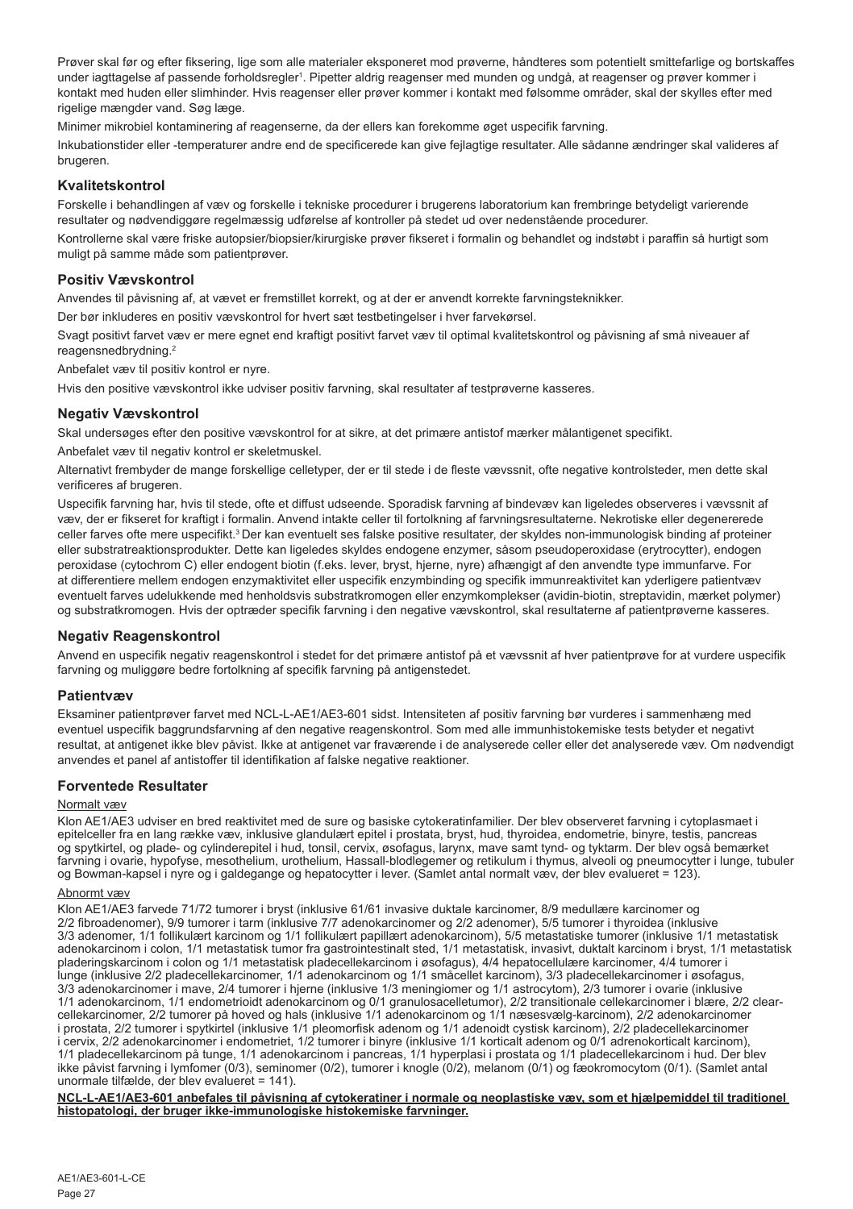Prøver skal før og efter fiksering, lige som alle materialer eksponeret mod prøverne, håndteres som potentielt smittefarlige og bortskaffes under iagttagelse af passende forholdsregler[1]. Pipetter aldrig reagenser med munden og undgå, at reagenser og prøver kommer i kontakt med huden eller slimhinder. Hvis reagenser eller prøver kommer i kontakt med følsomme områder, skal der skylles efter med rigelige mængder vand. Søg læge.

Minimer mikrobiel kontaminering af reagenserne, da der ellers kan forekomme øget uspecifik farvning.

Inkubationstider eller -temperaturer andre end de specificerede kan give fejlagtige resultater. Alle sådanne ændringer skal valideres af brugeren.

## Kvalitetskontrol

Forskelle i behandlingen af væv og forskelle i tekniske procedurer i brugerens laboratorium kan frembringe betydeligt varierende resultater og nødvendiggøre regelmæssig udførelse af kontroller på stedet ud over nedenstående procedurer.

Kontrollerne skal være friske autopsier/biopsier/kirurgiske prøver fikseret i formalin og behandlet og indstøbt i paraffin så hurtigt som muligt på samme måde som patientprøver.

## Positiv Vævskontrol

Anvendes til påvisning af, at vævet er fremstillet korrekt, og at der er anvendt korrekte farvningsteknikker.

Der bør inkluderes en positiv vævskontrol for hvert sæt testbetingelser i hver farvekørsel.

Svagt positivt farvet væv er mere egnet end kraftigt positivt farvet væv til optimal kvalitetskontrol og påvisning af små niveauer af reagensnedbrydning.[2]

Anbefalet væv til positiv kontrol er nyre.

Hvis den positive vævskontrol ikke udviser positiv farvning, skal resultater af testprøverne kasseres.

## Negativ Vævskontrol

Skal undersøges efter den positive vævskontrol for at sikre, at det primære antistof mærker målantigenet specifikt.

Anbefalet væv til negativ kontrol er skeletmuskel.

Alternativt frembyder de mange forskellige celletyper, der er til stede i de fleste vævssnit, ofte negative kontrolsteder, men dette skal verificeres af brugeren.

Uspecifik farvning har, hvis til stede, ofte et diffust udseende. Sporadisk farvning af bindevæv kan ligeledes observeres i vævssnit af væv, der er fikseret for kraftigt i formalin. Anvend intakte celler til fortolkning af farvningsresultaterne. Nekrotiske eller degenererede celler farves ofte mere uspecifikt.[3] Der kan eventuelt ses falske positive resultater, der skyldes non-immunologisk binding af proteiner eller substratreaktionsprodukter. Dette kan ligeledes skyldes endogene enzymer, såsom pseudoperoxidase (erytrocytter), endogen peroxidase (cytochrom C) eller endogent biotin (f.eks. lever, bryst, hjerne, nyre) afhængigt af den anvendte type immunfarve. For at differentiere mellem endogen enzymaktivitet eller uspecifik enzymbinding og specifik immunreaktivitet kan yderligere patientvæv eventuelt farves udelukkende med henholdsvis substratkromogen eller enzymkomplekser (avidin-biotin, streptavidin, mærket polymer) og substratkromogen. Hvis der optræder specifik farvning i den negative vævskontrol, skal resultaterne af patientprøverne kasseres.

## Negativ Reagenskontrol

Anvend en uspecifik negativ reagenskontrol i stedet for det primære antistof på et vævssnit af hver patientprøve for at vurdere uspecifik farvning og muliggøre bedre fortolkning af specifik farvning på antigenstedet.

## Patientvæv

Eksaminer patientprøver farvet med NCL-L-AE1/AE3-601 sidst. Intensiteten af positiv farvning bør vurderes i sammenhæng med eventuel uspecifik baggrundsfarvning af den negative reagenskontrol. Som med alle immunhistokemiske tests betyder et negativt resultat, at antigenet ikke blev påvist. Ikke at antigenet var fraværende i de analyserede celler eller det analyserede væv. Om nødvendigt anvendes et panel af antistoffer til identifikation af falske negative reaktioner.

## Forventede Resultater

Normalt væv

Klon AE1/AE3 udviser en bred reaktivitet med de sure og basiske cytokeratinfamilier. Der blev observeret farvning i cytoplasmaet i epitelceller fra en lang række væv, inklusive glandulært epitel i prostata, bryst, hud, thyroidea, endometrie, binyre, testis, pancreas og spytkirtel, og plade- og cylinderepitel i hud, tonsil, cervix, øsofagus, larynx, mave samt tynd- og tyktarm. Der blev også bemærket farvning i ovarie, hypofyse, mesothelium, urothelium, Hassall-blodlegemer og retikulum i thymus, alveoli og pneumocytter i lunge, tubuler og Bowman-kapsel i nyre og i galdegange og hepatocytter i lever. (Samlet antal normalt væv, der blev evalueret = 123).

Abnormt væv

Klon AE1/AE3 farvede 71/72 tumorer i bryst (inklusive 61/61 invasive duktale karcinomer, 8/9 medullære karcinomer og 2/2 fibroadenomer), 9/9 tumorer i tarm (inklusive 7/7 adenokarcinomer og 2/2 adenomer), 5/5 tumorer i thyroidea (inklusive 3/3 adenomer, 1/1 follikulært karcinom og 1/1 follikulært papillært adenokarcinom), 5/5 metastatiske tumorer (inklusive 1/1 metastatisk adenokarcinom i colon, 1/1 metastatisk tumor fra gastrointestinalt sted, 1/1 metastatisk, invasivt, duktalt karcinom i bryst, 1/1 metastatisk pladeringskarcinom i colon og 1/1 metastatisk pladecellekarcinom i øsofagus), 4/4 hepatocellulære karcinomer, 4/4 tumorer i lunge (inklusive 2/2 pladecellekarcinomer, 1/1 adenokarcinom og 1/1 småcellet karcinom), 3/3 pladecellekarcinomer i øsofagus, 3/3 adenokarcinomer i mave, 2/4 tumorer i hjerne (inklusive 1/3 meningiomer og 1/1 astrocytom), 2/3 tumorer i ovarie (inklusive 1/1 adenokarcinom, 1/1 endometrioidt adenokarcinom og 0/1 granulosacelletumor), 2/2 transitionale cellekarcinomer i blære, 2/2 clear-cellekarcinomer, 2/2 tumorer på hoved og hals (inklusive 1/1 adenokarcinom og 1/1 næsesvælg-karcinom), 2/2 adenokarcinomer i prostata, 2/2 tumorer i spytkirtel (inklusive 1/1 pleomorfisk adenom og 1/1 adenoidt cystisk karcinom), 2/2 pladecellekarcinomer i cervix, 2/2 adenokarcinomer i endometriet, 1/2 tumorer i binyre (inklusive 1/1 korticalt adenom og 0/1 adrenokorticalt karcinom), 1/1 pladecellekarcinom på tunge, 1/1 adenokarcinom i pancreas, 1/1 hyperplasi i prostata og 1/1 pladecellekarcinom i hud. Der blev ikke påvist farvning i lymfomer (0/3), seminomer (0/2), tumorer i knogle (0/2), melanom (0/1) og fæokromocytom (0/1). (Samlet antal unormale tilfælde, der blev evalueret = 141).

**NCL-L-AE1/AE3-601 anbefales til påvisning af cytokeratiner i normale og neoplastiske væv, som et hjælpemiddel til traditionel histopatologi, der bruger ikke-immunologiske histokemiske farvninger.**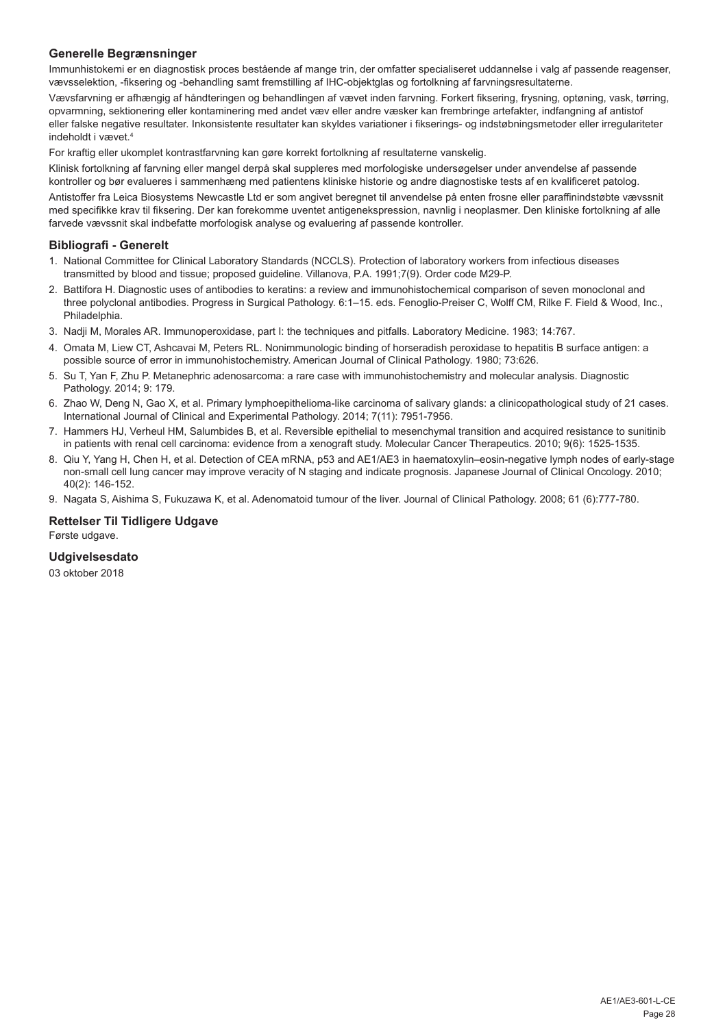## Generelle Begrænsninger

Immunhistokemi er en diagnostisk proces bestående af mange trin, der omfatter specialiseret uddannelse i valg af passende reagenser, vævsselektion, -fiksering og -behandling samt fremstilling af IHC-objektglas og fortolkning af farvningsresultaterne.

Vævsfarvning er afhængig af håndteringen og behandlingen af vævet inden farvning. Forkert fiksering, frysning, optøning, vask, tørring, opvarmning, sektionering eller kontaminering med andet væv eller andre væsker kan frembringe artefakter, indfangning af antistof eller falske negative resultater. Inkonsistente resultater kan skyldes variationer i fikserings- og indstøbningsmetoder eller irregulariteter indeholdt i vævet.[4]

For kraftig eller ukomplet kontrastfarvning kan gøre korrekt fortolkning af resultaterne vanskelig.

Klinisk fortolkning af farvning eller mangel derpå skal suppleres med morfologiske undersøgelser under anvendelse af passende kontroller og bør evalueres i sammenhæng med patientens kliniske historie og andre diagnostiske tests af en kvalificeret patolog.

Antistoffer fra Leica Biosystems Newcastle Ltd er som angivet beregnet til anvendelse på enten frosne eller paraffinindstøbte vævssnit med specifikke krav til fiksering. Der kan forekomme uventet antigenekspression, navnlig i neoplasmer. Den kliniske fortolkning af alle farvede vævssnit skal indbefatte morfologisk analyse og evaluering af passende kontroller.

## Bibliografi - Generelt

1. National Committee for Clinical Laboratory Standards (NCCLS). Protection of laboratory workers from infectious diseases transmitted by blood and tissue; proposed guideline. Villanova, P.A. 1991;7(9). Order code M29-P.
2. Battifora H. Diagnostic uses of antibodies to keratins: a review and immunohistochemical comparison of seven monoclonal and three polyclonal antibodies. Progress in Surgical Pathology. 6:1–15. eds. Fenoglio-Preiser C, Wolff CM, Rilke F. Field & Wood, Inc., Philadelphia.
3. Nadji M, Morales AR. Immunoperoxidase, part I: the techniques and pitfalls. Laboratory Medicine. 1983; 14:767.
4. Omata M, Liew CT, Ashcavai M, Peters RL. Nonimmunologic binding of horseradish peroxidase to hepatitis B surface antigen: a possible source of error in immunohistochemistry. American Journal of Clinical Pathology. 1980; 73:626.
5. Su T, Yan F, Zhu P. Metanephric adenosarcoma: a rare case with immunohistochemistry and molecular analysis. Diagnostic Pathology. 2014; 9: 179.
6. Zhao W, Deng N, Gao X, et al. Primary lymphoepithelioma-like carcinoma of salivary glands: a clinicopathological study of 21 cases. International Journal of Clinical and Experimental Pathology. 2014; 7(11): 7951-7956.
7. Hammers HJ, Verheul HM, Salumbides B, et al. Reversible epithelial to mesenchymal transition and acquired resistance to sunitinib in patients with renal cell carcinoma: evidence from a xenograft study. Molecular Cancer Therapeutics. 2010; 9(6): 1525-1535.
8. Qiu Y, Yang H, Chen H, et al. Detection of CEA mRNA, p53 and AE1/AE3 in haematoxylin–eosin-negative lymph nodes of early-stage non-small cell lung cancer may improve veracity of N staging and indicate prognosis. Japanese Journal of Clinical Oncology. 2010; 40(2): 146-152.
9. Nagata S, Aishima S, Fukuzawa K, et al. Adenomatoid tumour of the liver. Journal of Clinical Pathology. 2008; 61 (6):777-780.

## Rettelser Til Tidligere Udgave

Første udgave.

## Udgivelsesdato

03 oktober 2018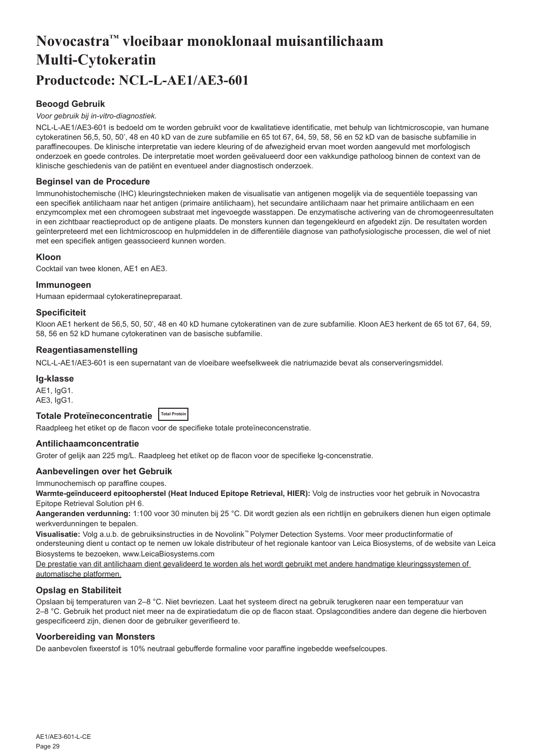# Novocastra™ vloeibaar monoklonaal muisantilichaam Multi-Cytokeratin

# Productcode: NCL-L-AE1/AE3-601

### Beoogd Gebruik

*Voor gebruik bij in-vitro-diagnostiek.*

NCL-L-AE1/AE3-601 is bedoeld om te worden gebruikt voor de kwalitatieve identificatie, met behulp van lichtmicroscopie, van humane cytokeratinen 56,5, 50, 50', 48 en 40 kD van de zure subfamilie en 65 tot 67, 64, 59, 58, 56 en 52 kD van de basische subfamilie in paraffinecoupes. De klinische interpretatie van iedere kleuring of de afwezigheid ervan moet worden aangevuld met morfologisch onderzoek en goede controles. De interpretatie moet worden geëvalueerd door een vakkundige patholoog binnen de context van de klinische geschiedenis van de patiënt en eventueel ander diagnostisch onderzoek.

### Beginsel van de Procedure

Immunohistochemische (IHC) kleuringstechnieken maken de visualisatie van antigenen mogelijk via de sequentiële toepassing van een specifiek antilichaam naar het antigen (primaire antilichaam), het secundaire antilichaam naar het primaire antilichaam en een enzymcomplex met een chromogeen substraat met ingevoegde wasstappen. De enzymatische activering van de chromogeenresultaten in een zichtbaar reactieproduct op de antigene plaats. De monsters kunnen dan tegengekleurd en afgedekt zijn. De resultaten worden geïnterpreteerd met een lichtmicroscoop en hulpmiddelen in de differentiële diagnose van pathofysiologische processen, die wel of niet met een specifiek antigen geassocieerd kunnen worden.

### Kloon

Cocktail van twee klonen, AE1 en AE3.

### Immunogeen

Humaan epidermaal cytokeratinepreparaat.

### Specificiteit

Kloon AE1 herkent de 56,5, 50, 50', 48 en 40 kD humane cytokeratinen van de zure subfamilie. Kloon AE3 herkent de 65 tot 67, 64, 59, 58, 56 en 52 kD humane cytokeratinen van de basische subfamilie.

### Reagentiasamenstelling

NCL-L-AE1/AE3-601 is een supernatant van de vloeibare weefselkweek die natriumazide bevat als conserveringsmiddel.

### Ig-klasse

AE1, IgG1.
AE3, IgG1.

### Totale Proteïneconcentratie Total Protein

Raadpleeg het etiket op de flacon voor de specifieke totale proteïneconcenstratie.

### Antilichaamconcentratie

Groter of gelijk aan 225 mg/L. Raadpleeg het etiket op de flacon voor de specifieke Ig-concenstratie.

### Aanbevelingen over het Gebruik

Immunochemisch op paraffine coupes.

**Warmte-geïnduceerd epitoopherstel (Heat Induced Epitope Retrieval, HIER):** Volg de instructies voor het gebruik in Novocastra Epitope Retrieval Solution pH 6.

**Aangeranden verdunning:** 1:100 voor 30 minuten bij 25 °C. Dit wordt gezien als een richtlijn en gebruikers dienen hun eigen optimale werkverdunningen te bepalen.

**Visualisatie:** Volg a.u.b. de gebruiksinstructies in de Novolink™ Polymer Detection Systems. Voor meer productinformatie of ondersteuning dient u contact op te nemen uw lokale distributeur of het regionale kantoor van Leica Biosystems, of de website van Leica Biosystems te bezoeken, www.LeicaBiosystems.com

De prestatie van dit antilichaam dient gevalideerd te worden als het wordt gebruikt met andere handmatige kleuringssystemen of automatische platformen.

### Opslag en Stabiliteit

Opslaan bij temperaturen van 2–8 °C. Niet bevriezen. Laat het systeem direct na gebruik terugkeren naar een temperatuur van 2–8 °C. Gebruik het product niet meer na de expiratiedatum die op de flacon staat. Opslagcondities andere dan degene die hierboven gespecificeerd zijn, dienen door de gebruiker geverifieerd te.

### Voorbereiding van Monsters

De aanbevolen fixeerstof is 10% neutraal gebufferde formaline voor paraffine ingebedde weefselcoupes.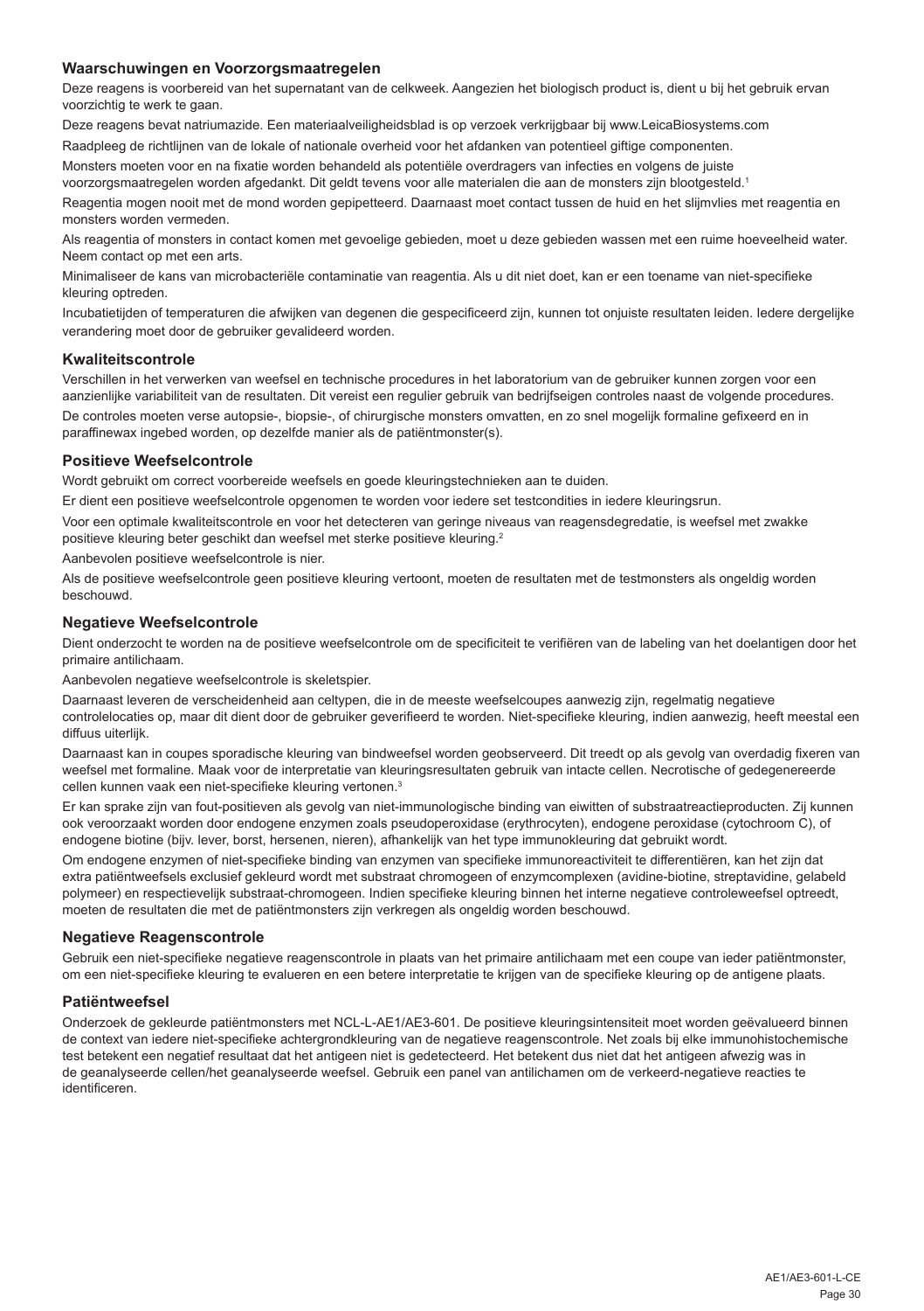### Waarschuwingen en Voorzorgsmaatregelen

Deze reagens is voorbereid van het supernatant van de celkweek. Aangezien het biologisch product is, dient u bij het gebruik ervan voorzichtig te werk te gaan.

Deze reagens bevat natriumazide. Een materiaalveiligheidsblad is op verzoek verkrijgbaar bij www.LeicaBiosystems.com

Raadpleeg de richtlijnen van de lokale of nationale overheid voor het afdanken van potentieel giftige componenten.

Monsters moeten voor en na fixatie worden behandeld als potentiële overdragers van infecties en volgens de juiste voorzorgsmaatregelen worden afgedankt. Dit geldt tevens voor alle materialen die aan de monsters zijn blootgesteld.[1]

Reagentia mogen nooit met de mond worden gepipetteerd. Daarnaast moet contact tussen de huid en het slijmvlies met reagentia en monsters worden vermeden.

Als reagentia of monsters in contact komen met gevoelige gebieden, moet u deze gebieden wassen met een ruime hoeveelheid water. Neem contact op met een arts.

Minimaliseer de kans van microbacteriële contaminatie van reagentia. Als u dit niet doet, kan er een toename van niet-specifieke kleuring optreden.

Incubatietijden of temperaturen die afwijken van degenen die gespecificeerd zijn, kunnen tot onjuiste resultaten leiden. Iedere dergelijke verandering moet door de gebruiker gevalideerd worden.

### Kwaliteitscontrole

Verschillen in het verwerken van weefsel en technische procedures in het laboratorium van de gebruiker kunnen zorgen voor een aanzienlijke variabiliteit van de resultaten. Dit vereist een regulier gebruik van bedrijfseigen controles naast de volgende procedures.

De controles moeten verse autopsie-, biopsie-, of chirurgische monsters omvatten, en zo snel mogelijk formaline gefixeerd en in paraffinewax ingebed worden, op dezelfde manier als de patiëntmonster(s).

### Positieve Weefselcontrole

Wordt gebruikt om correct voorbereide weefsels en goede kleuringstechnieken aan te duiden.

Er dient een positieve weefselcontrole opgenomen te worden voor iedere set testcondities in iedere kleuringsrun.

Voor een optimale kwaliteitscontrole en voor het detecteren van geringe niveaus van reagensdegradatie, is weefsel met zwakke positieve kleuring beter geschikt dan weefsel met sterke positieve kleuring.[2]

Aanbevolen positieve weefselcontrole is nier.

Als de positieve weefselcontrole geen positieve kleuring vertoont, moeten de resultaten met de testmonsters als ongeldig worden beschouwd.

### Negatieve Weefselcontrole

Dient onderzocht te worden na de positieve weefselcontrole om de specificiteit te verifiëren van de labeling van het doelantigen door het primaire antilichaam.

Aanbevolen negatieve weefselcontrole is skeletspier.

Daarnaast leveren de verscheidenheid aan celtypen, die in de meeste weefselcoupes aanwezig zijn, regelmatig negatieve controlelocaties op, maar dit dient door de gebruiker geverifieerd te worden. Niet-specifieke kleuring, indien aanwezig, heeft meestal een diffuus uiterlijk.

Daarnaast kan in coupes sporadische kleuring van bindweefsel worden geobserveerd. Dit treedt op als gevolg van overdadig fixeren van weefsel met formaline. Maak voor de interpretatie van kleuringsresultaten gebruik van intacte cellen. Necrotische of gedegenereerde cellen kunnen vaak een niet-specifieke kleuring vertonen.[3]

Er kan sprake zijn van fout-positieven als gevolg van niet-immunologische binding van eiwitten of substraatreactieproducten. Zij kunnen ook veroorzaakt worden door endogene enzymen zoals pseudoperoxidase (erythrocyten), endogene peroxidase (cytochroom C), of endogene biotine (bijv. lever, borst, hersenen, nieren), afhankelijk van het type immunokleuring dat gebruikt wordt.

Om endogene enzymen of niet-specifieke binding van enzymen van specifieke immunoreactiviteit te differentiëren, kan het zijn dat extra patiëntweefsels exclusief gekleurd wordt met substraat chromogeen of enzymcomplexen (avidine-biotine, streptavidine, gelabeld polymeer) en respectievelijk substraat-chromogeen. Indien specifieke kleuring binnen het interne negatieve controleweefsel optreedt, moeten de resultaten die met de patiëntmonsters zijn verkregen als ongeldig worden beschouwd.

### Negatieve Reagenscontrole

Gebruik een niet-specifieke negatieve reagenscontrole in plaats van het primaire antilichaam met een coupe van ieder patiëntmonster, om een niet-specifieke kleuring te evalueren en een betere interpretatie te krijgen van de specifieke kleuring op de antigene plaats.

### Patiëntweefsel

Onderzoek de gekleurde patiëntmonsters met NCL-L-AE1/AE3-601. De positieve kleuringsintensiteit moet worden geëvalueerd binnen de context van iedere niet-specifieke achtergrondkleuring van de negatieve reagenscontrole. Net zoals bij elke immunohistochemische test betekent een negatief resultaat dat het antigeen niet is gedetecteerd. Het betekent dus niet dat het antigeen afwezig was in de geanalyseerde cellen/het geanalyseerde weefsel. Gebruik een panel van antilichamen om de verkeerd-negatieve reacties te identificeren.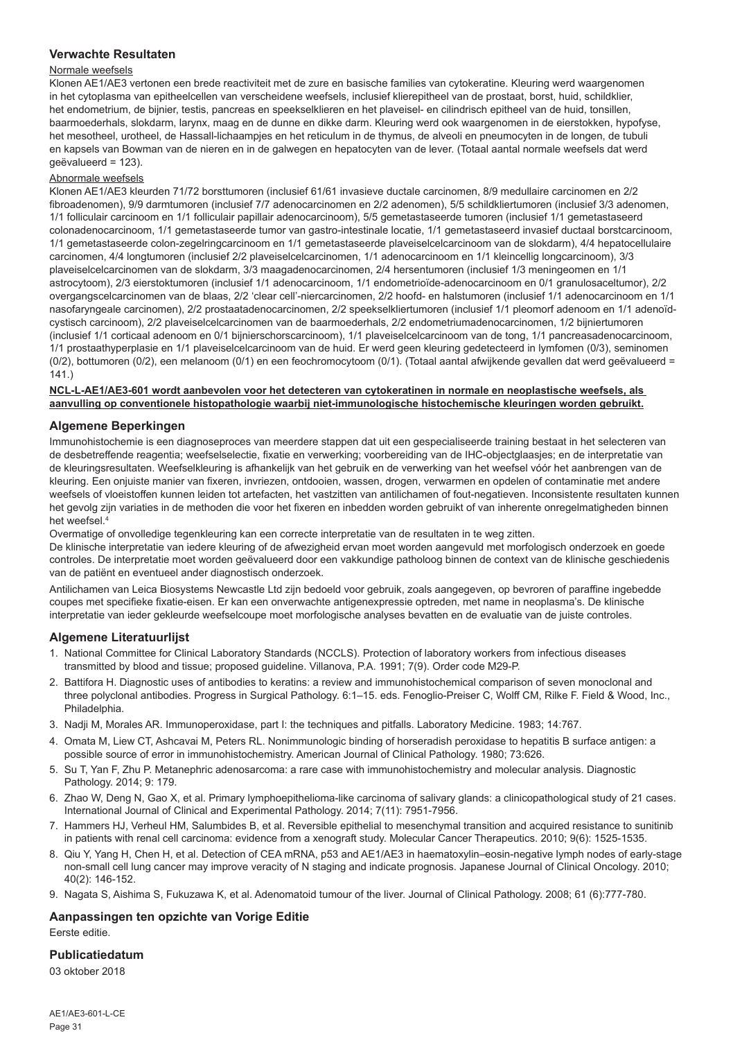## Verwachte Resultaten

### Normale weefsels

Klonen AE1/AE3 vertonen een brede reactiviteit met de zure en basische families van cytokeratine. Kleuring werd waargenomen in het cytoplasma van epitheelcellen van verscheidene weefsels, inclusief klierepitheel van de prostaat, borst, huid, schildklier, het endometrium, de bijnier, testis, pancreas en speekselklieren en het plaveisel- en cilindrisch epitheel van de huid, tonsillen, baarmoederhals, slokdarm, larynx, maag en de dunne en dikke darm. Kleuring werd ook waargenomen in de eierstokken, hypofyse, het mesotheel, urotheel, de Hassall-lichaampjes en het reticulum in de thymus, de alveoli en pneumocyten in de longen, de tubuli en kapsels van Bowman van de nieren en in de galwegen en hepatocyten van de lever. (Totaal aantal normale weefsels dat werd geëvalueerd = 123).

### Abnormale weefsels

Klonen AE1/AE3 kleurden 71/72 borsttumoren (inclusief 61/61 invasieve ductale carcinomen, 8/9 medullaire carcinomen en 2/2 fibroadenomen), 9/9 darmtumoren (inclusief 7/7 adenocarcinomen en 2/2 adenomen), 5/5 schildkliertumoren (inclusief 3/3 adenomen, 1/1 folliculair carcinoom en 1/1 folliculair papillair adenocarcinoom), 5/5 gemetastaseerde tumoren (inclusief 1/1 gemetastaseerd colonadenocarcinoom, 1/1 gemetastaseerde tumor van gastro-intestinale locatie, 1/1 gemetastaseerd invasief ductaal borstcarcinoom, 1/1 gemetastaseerde colon-zegelringcarcinoom en 1/1 gemetastaseerde plaveiselcelcarcinoom van de slokdarm), 4/4 hepatocellulaire carcinomen, 4/4 longtumoren (inclusief 2/2 plaveiselcelcarcinomen, 1/1 adenocarcinoom en 1/1 kleincellig longcarcinoom), 3/3 plaveiselcelcarcinomen van de slokdarm, 3/3 maagadenocarcinomen, 2/4 hersentumoren (inclusief 1/3 meningeomen en 1/1 astrocytoom), 2/3 eierstoktumoren (inclusief 1/1 adenocarcinoom, 1/1 endometrioïde-adenocarcinoom en 0/1 granulosaceltumor), 2/2 overgangscelcarcinomen van de blaas, 2/2 'clear cell'-niercarcinomen, 2/2 hoofd- en halstumoren (inclusief 1/1 adenocarcinoom en 1/1 nasofaryngeale carcinomen), 2/2 prostaatadenocarcinomen, 2/2 speekselkliertumoren (inclusief 1/1 pleomorf adenoom en 1/1 adenoïd-cystisch carcinoom), 2/2 plaveiselcelcarcinomen van de baarmoederhals, 2/2 endometriumadenocarcinomen, 1/2 bijniertumoren (inclusief 1/1 corticaal adenoom en 0/1 bijnierschorscarcinoom), 1/1 plaveiselcelcarcinoom van de tong, 1/1 pancreasadenocarcinoom, 1/1 prostaathyperplasie en 1/1 plaveiselcelcarcinoom van de huid. Er werd geen kleuring gedetecteerd in lymfomen (0/3), seminomen (0/2), bottumoren (0/2), een melanoom (0/1) en een feochromocytoom (0/1). (Totaal aantal afwijkende gevallen dat werd geëvalueerd = 141.)

**NCL-L-AE1/AE3-601 wordt aanbevolen voor het detecteren van cytokeratinen in normale en neoplastische weefsels, als aanvulling op conventionele histopathologie waarbij niet-immunologische histochemische kleuringen worden gebruikt.**

## Algemene Beperkingen

Immunohistochemie is een diagnoseproces van meerdere stappen dat uit een gespecialiseerde training bestaat in het selecteren van de desbetreffende reagentia; weefselselectie, fixatie en verwerking; voorbereiding van de IHC-objectglaasjes; en de interpretatie van de kleuringsresultaten. Weefselkleuring is afhankelijk van het gebruik en de verwerking van het weefsel vóór het aanbrengen van de kleuring. Een onjuiste manier van fixeren, invriezen, ontdooien, wassen, drogen, verwarmen en opdelen of contaminatie met andere weefsels of vloeistoffen kunnen leiden tot artefacten, het vastzitten van antilichamen of fout-negatieven. Inconsistente resultaten kunnen het gevolg zijn variaties in de methoden die voor het fixeren en inbedden worden gebruikt of van inherente onregelmatigheden binnen het weefsel.[4]

Overmatige of onvolledige tegenkleuring kan een correcte interpretatie van de resultaten in te weg zitten.

De klinische interpretatie van iedere kleuring of de afwezigheid ervan moet worden aangevuld met morfologisch onderzoek en goede controles. De interpretatie moet worden geëvalueerd door een vakkundige patholoog binnen de context van de klinische geschiedenis van de patiënt en eventueel ander diagnostisch onderzoek.

Antilichamen van Leica Biosystems Newcastle Ltd zijn bedoeld voor gebruik, zoals aangegeven, op bevroren of paraffine ingebedde coupes met specifieke fixatie-eisen. Er kan een onverwachte antigenexpressie optreden, met name in neoplasma's. De klinische interpretatie van ieder gekleurde weefselcoupe moet morfologische analyses bevatten en de evaluatie van de juiste controles.

## Algemene Literatuurlijst

1. National Committee for Clinical Laboratory Standards (NCCLS). Protection of laboratory workers from infectious diseases transmitted by blood and tissue; proposed guideline. Villanova, P.A. 1991; 7(9). Order code M29-P.
2. Battifora H. Diagnostic uses of antibodies to keratins: a review and immunohistochemical comparison of seven monoclonal and three polyclonal antibodies. Progress in Surgical Pathology. 6:1–15. eds. Fenoglio-Preiser C, Wolff CM, Rilke F. Field & Wood, Inc., Philadelphia.
3. Nadji M, Morales AR. Immunoperoxidase, part I: the techniques and pitfalls. Laboratory Medicine. 1983; 14:767.
4. Omata M, Liew CT, Ashcavai M, Peters RL. Nonimmunologic binding of horseradish peroxidase to hepatitis B surface antigen: a possible source of error in immunohistochemistry. American Journal of Clinical Pathology. 1980; 73:626.
5. Su T, Yan F, Zhu P. Metanephric adenosarcoma: a rare case with immunohistochemistry and molecular analysis. Diagnostic Pathology. 2014; 9: 179.
6. Zhao W, Deng N, Gao X, et al. Primary lymphoepithelioma-like carcinoma of salivary glands: a clinicopathological study of 21 cases. International Journal of Clinical and Experimental Pathology. 2014; 7(11): 7951-7956.
7. Hammers HJ, Verheul HM, Salumbides B, et al. Reversible epithelial to mesenchymal transition and acquired resistance to sunitinib in patients with renal cell carcinoma: evidence from a xenograft study. Molecular Cancer Therapeutics. 2010; 9(6): 1525-1535.
8. Qiu Y, Yang H, Chen H, et al. Detection of CEA mRNA, p53 and AE1/AE3 in haematoxylin–eosin-negative lymph nodes of early-stage non-small cell lung cancer may improve veracity of N staging and indicate prognosis. Japanese Journal of Clinical Oncology. 2010; 40(2): 146-152.
9. Nagata S, Aishima S, Fukuzawa K, et al. Adenomatoid tumour of the liver. Journal of Clinical Pathology. 2008; 61 (6):777-780.

## Aanpassingen ten opzichte van Vorige Editie

Eerste editie.

## Publicatiedatum

03 oktober 2018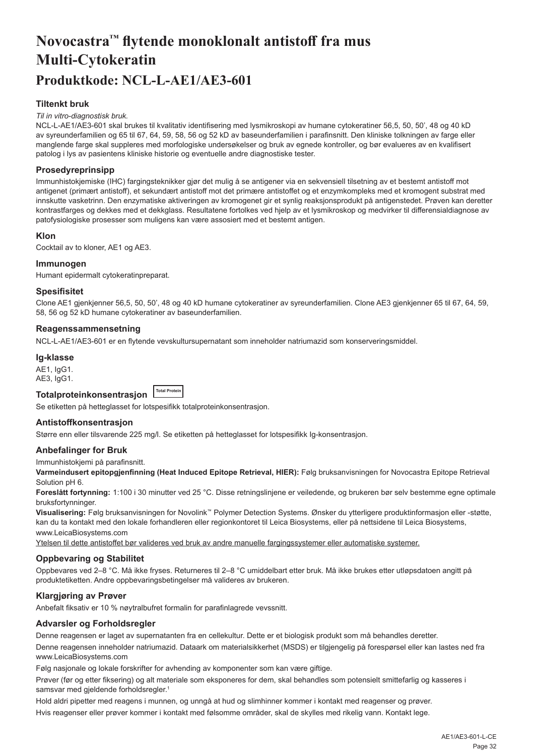# Novocastra™ flytende monoklonalt antistoff fra mus Multi-Cytokeratin

## Produktkode: NCL-L-AE1/AE3-601

### Tiltenkt bruk

*Til in vitro-diagnostisk bruk.*

NCL-L-AE1/AE3-601 skal brukes til kvalitativ identifisering med lysmikroskopi av humane cytokeratiner 56,5, 50, 50', 48 og 40 kD av syreunderfamilien og 65 til 67, 64, 59, 58, 56 og 52 kD av baseunderfamilien i parafinsnitt. Den kliniske tolkningen av farge eller manglende farge skal suppleres med morfologiske undersøkelser og bruk av egnede kontroller, og bør evalueres av en kvalifisert patolog i lys av pasientens kliniske historie og eventuelle andre diagnostiske tester.

### Prosedyreprinsipp

Immunhistokjemiske (IHC) fargingsteknikker gjør det mulig å se antigener via en sekvensiell tilsetning av et bestemt antistoff mot antigenet (primært antistoff), et sekundært antistoff mot det primære antistoffet og et enzymkompleks med et kromogent substrat med innskutte vasketrinn. Den enzymatiske aktiveringen av kromogenet gir et synlig reaksjonsprodukt på antigenstedet. Prøven kan deretter kontrastfarges og dekkes med et dekkglass. Resultatene fortolkes ved hjelp av et lysmikroskop og medvirker til differensialdiagnose av patofysiologiske prosesser som muligens kan være assosiert med et bestemt antigen.

### Klon

Cocktail av to kloner, AE1 og AE3.

### Immunogen

Humant epidermalt cytokeratinpreparat.

### Spesifisitet

Clone AE1 gjenkjenner 56,5, 50, 50', 48 og 40 kD humane cytokeratiner av syreunderfamilien. Clone AE3 gjenkjenner 65 til 67, 64, 59, 58, 56 og 52 kD humane cytokeratiner av baseunderfamilien.

### Reagenssammensetning

NCL-L-AE1/AE3-601 er en flytende vevskultursupernatant som inneholder natriumazid som konserveringsmiddel.

### Ig-klasse

AE1, IgG1.
AE3, IgG1.

### Totalproteinkonsentrasjon Total Protein

Se etiketten på hetteglasset for lotspesifikk totalproteinkonsentrasjon.

### Antistoffkonsentrasjon

Større enn eller tilsvarende 225 mg/l. Se etiketten på hetteglasset for lotspesifikk Ig-konsentrasjon.

### Anbefalinger for Bruk

Immunhistokjemi på parafinsnitt.

**Varmeindusert epitopgjenfinning (Heat Induced Epitope Retrieval, HIER):** Følg bruksanvisningen for Novocastra Epitope Retrieval Solution pH 6.

**Foreslått fortynning:** 1:100 i 30 minutter ved 25 °C. Disse retningslinjene er veiledende, og brukeren bør selv bestemme egne optimale bruksfortynninger.

**Visualisering:** Følg bruksanvisningen for Novolink™ Polymer Detection Systems. Ønsker du ytterligere produktinformasjon eller -støtte, kan du ta kontakt med den lokale forhandleren eller regionkontoret til Leica Biosystems, eller på nettsidene til Leica Biosystems, www.LeicaBiosystems.com

Ytelsen til dette antistoffet bør valideres ved bruk av andre manuelle fargingssystemer eller automatiske systemer.

### Oppbevaring og Stabilitet

Oppbevares ved 2–8 °C. Må ikke fryses. Returneres til 2–8 °C umiddelbart etter bruk. Må ikke brukes etter utløpsdatoen angitt på produktetiketten. Andre oppbevaringsbetingelser må valideres av brukeren.

### Klargjøring av Prøver

Anbefalt fiksativ er 10 % nøytralbufret formalin for parafinlagrede vevssnitt.

### Advarsler og Forholdsregler

Denne reagensen er laget av supernatanten fra en cellekultur. Dette er et biologisk produkt som må behandles deretter.

Denne reagensen inneholder natriumazid. Dataark om materialsikkerhet (MSDS) er tilgjengelig på forespørsel eller kan lastes ned fra www.LeicaBiosystems.com

Følg nasjonale og lokale forskrifter for avhending av komponenter som kan være giftige.

Prøver (før og etter fiksering) og alt materiale som eksponeres for dem, skal behandles som potensielt smittefarlig og kasseres i samsvar med gjeldende forholdsregler.[1]

Hold aldri pipetter med reagens i munnen, og unngå at hud og slimhinner kommer i kontakt med reagenser og prøver.

Hvis reagenser eller prøver kommer i kontakt med følsomme områder, skal de skylles med rikelig vann. Kontakt lege.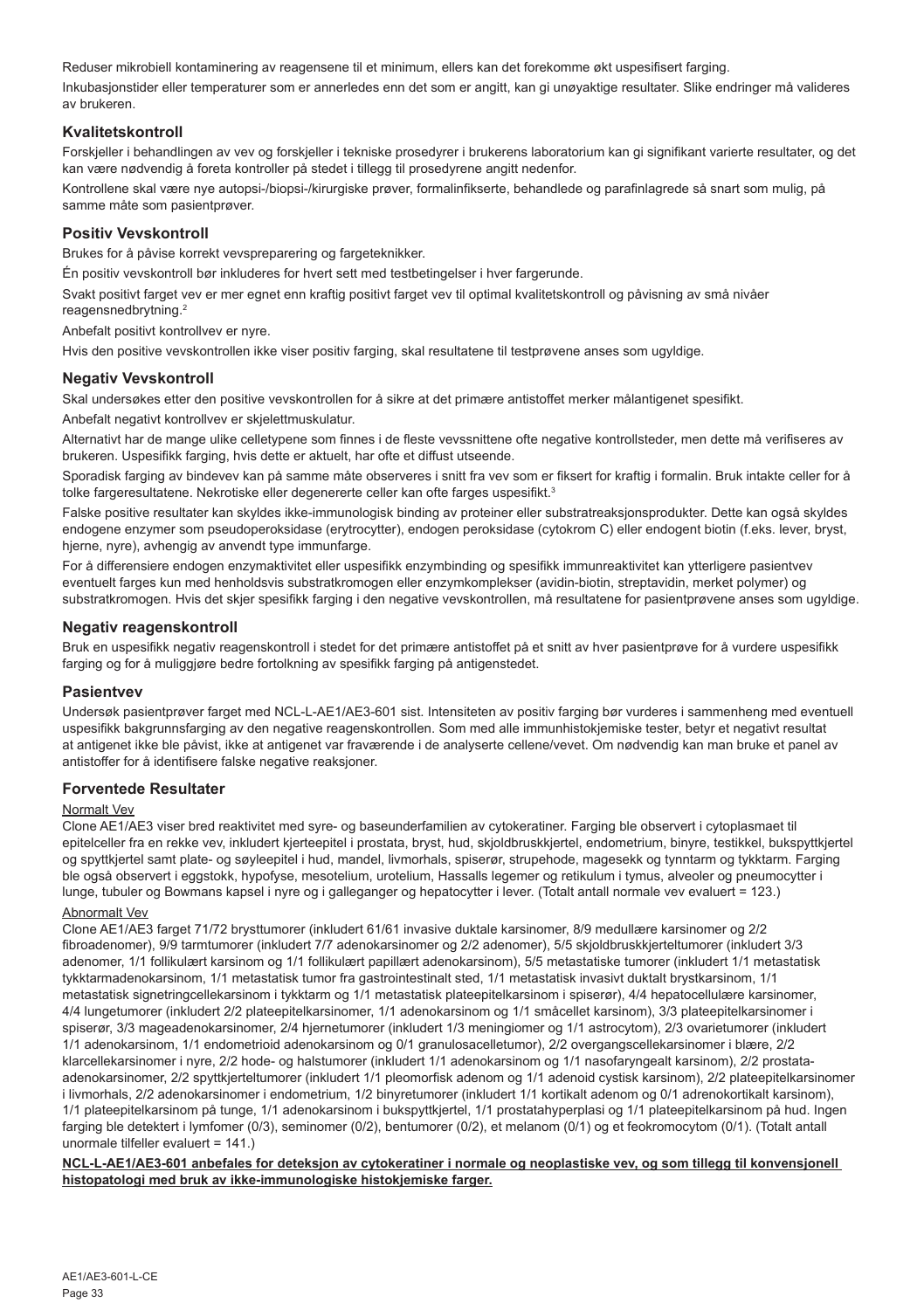Reduser mikrobiell kontaminering av reagensene til et minimum, ellers kan det forekomme økt uspesifisert farging.

Inkubasjonstider eller temperaturer som er annerledes enn det som er angitt, kan gi unøyaktige resultater. Slike endringer må valideres av brukeren.

## Kvalitetskontroll

Forskjeller i behandlingen av vev og forskjeller i tekniske prosedyrer i brukerens laboratorium kan gi signifikant varierte resultater, og det kan være nødvendig å foreta kontroller på stedet i tillegg til prosedyrene angitt nedenfor.

Kontrollene skal være nye autopsi-/biopsi-/kirurgiske prøver, formalinfikserte, behandlede og parafinlagrede så snart som mulig, på samme måte som pasientprøver.

## Positiv Vevskontroll

Brukes for å påvise korrekt vevspreparering og fargeteknikker.

Én positiv vevskontroll bør inkluderes for hvert sett med testbetingelser i hver fargerunde.

Svakt positivt farget vev er mer egnet enn kraftig positivt farget vev til optimal kvalitetskontroll og påvisning av små nivåer reagensnedbrytning.[2]

Anbefalt positivt kontrollvev er nyre.

Hvis den positive vevskontrollen ikke viser positiv farging, skal resultatene til testprøvene anses som ugyldige.

## Negativ Vevskontroll

Skal undersøkes etter den positive vevskontrollen for å sikre at det primære antistoffet merker målantigenet spesifikt.

Anbefalt negativt kontrollvev er skjelettmuskulatur.

Alternativt har de mange ulike celletypene som finnes i de fleste vevssnittene ofte negative kontrollsteder, men dette må verifiseres av brukeren. Uspesifikk farging, hvis dette er aktuelt, har ofte et diffust utseende.

Sporadisk farging av bindevev kan på samme måte observeres i snitt fra vev som er fiksert for kraftig i formalin. Bruk intakte celler for å tolke fargeresultatene. Nekrotiske eller degenererte celler kan ofte farges uspesifikt.[3]

Falske positive resultater kan skyldes ikke-immunologisk binding av proteiner eller substratreaksjonsprodukter. Dette kan også skyldes endogene enzymer som pseudoperoksidase (erytrocytter), endogen peroksidase (cytokrom C) eller endogent biotin (f.eks. lever, bryst, hjerne, nyre), avhengig av anvendt type immunfarge.

For å differensiere endogen enzymaktivitet eller uspesifikk enzymbinding og spesifikk immunreaktivitet kan ytterligere pasientvev eventuelt farges kun med henholdsvis substratkromogen eller enzymkomplekser (avidin-biotin, streptavidin, merket polymer) og substratkromogen. Hvis det skjer spesifikk farging i den negative vevskontrollen, må resultatene for pasientprøvene anses som ugyldige.

## Negativ reagenskontroll

Bruk en uspesifikk negativ reagenskontroll i stedet for det primære antistoffet på et snitt av hver pasientprøve for å vurdere uspesifikk farging og for å muliggjøre bedre fortolkning av spesifikk farging på antigenstedet.

## Pasientvev

Undersøk pasientprøver farget med NCL-L-AE1/AE3-601 sist. Intensiteten av positiv farging bør vurderes i sammenheng med eventuell uspesifikk bakgrunnsfarging av den negative reagenskontrollen. Som med alle immunhistokjemiske tester, betyr et negativt resultat at antigenet ikke ble påvist, ikke at antigenet var fraværende i de analyserte cellene/vevet. Om nødvendig kan man bruke et panel av antistoffer for å identifisere falske negative reaksjoner.

## Forventede Resultater

Normalt Vev

Clone AE1/AE3 viser bred reaktivitet med syre- og baseunderfamilien av cytokeratiner. Farging ble observert i cytoplasmaet til epitelceller fra en rekke vev, inkludert kjerteepitel i prostata, bryst, hud, skjoldbruskkjertel, endometrium, binyre, testikkel, bukspyttkjertel og spyttkjertel samt plate- og søyleepitel i hud, mandel, livmorhals, spiserør, strupehode, magesekk og tynntarm og tykktarm. Farging ble også observert i eggstokk, hypofyse, mesotelium, urotelium, Hassalls legemer og retikulum i tymus, alveoler og pneumocytter i lunge, tubuler og Bowmans kapsel i nyre og i galleganger og hepatocytter i lever. (Totalt antall normale vev evaluert = 123.)

Abnormalt Vev

Clone AE1/AE3 farget 71/72 brysttumorer (inkludert 61/61 invasive duktale karsinomer, 8/9 medullære karsinomer og 2/2 fibroadenomer), 9/9 tarmtumorer (inkludert 7/7 adenokarsinomer og 2/2 adenomer), 5/5 skjoldbruskkjerteltumorer (inkludert 3/3 adenomer, 1/1 follikulært karsinom og 1/1 follikulært papillært adenokarsinom), 5/5 metastatiske tumorer (inkludert 1/1 metastatisk tykktarmadenokarsinom, 1/1 metastatisk tumor fra gastrointestinalt sted, 1/1 metastatisk invasivt duktalt brystkarsinom, 1/1 metastatisk signetringcellekarsinom i tykktarm og 1/1 metastatisk plateepitelkarsinom i spiserør), 4/4 hepatocellulære karsinomer, 4/4 lungetumorer (inkludert 2/2 plateepitelkarsinomer, 1/1 adenokarsinom og 1/1 småcellet karsinom), 3/3 plateepitelkarsinomer i spiserør, 3/3 mageadenokarsinomer, 2/4 hjernetumorer (inkludert 1/3 meningiomer og 1/1 astrocytom), 2/3 ovarietumorer (inkludert 1/1 adenokarsinom, 1/1 endometrioid adenokarsinom og 0/1 granulosacelletumor), 2/2 overgangscellekarsinomer i blære, 2/2 klarcellekarsinomer i nyre, 2/2 hode- og halstumorer (inkludert 1/1 adenokarsinom og 1/1 nasofaryngealt karsinom), 2/2 prostata-adenokarsinomer, 2/2 spyttkjerteltumorer (inkludert 1/1 pleomorfisk adenom og 1/1 adenoid cystisk karsinom), 2/2 plateepitelkarsinomer i livmorhals, 2/2 adenokarsinomer i endometrium, 1/2 binyretumorer (inkludert 1/1 kortikalt adenom og 0/1 adrenokortikalt karsinom), 1/1 plateepitelkarsinom på tunge, 1/1 adenokarsinom i bukspyttkjertel, 1/1 prostatahyperplasi og 1/1 plateepitelkarsinom på hud. Ingen farging ble detektert i lymfomer (0/3), seminomer (0/2), bentumorer (0/2), et melanom (0/1) og et feokromocytom (0/1). (Totalt antall unormale tilfeller evaluert = 141.)

**NCL-L-AE1/AE3-601 anbefales for deteksjon av cytokeratiner i normale og neoplastiske vev, og som tillegg til konvensjonell histopatologi med bruk av ikke-immunologiske histokjemiske farger.**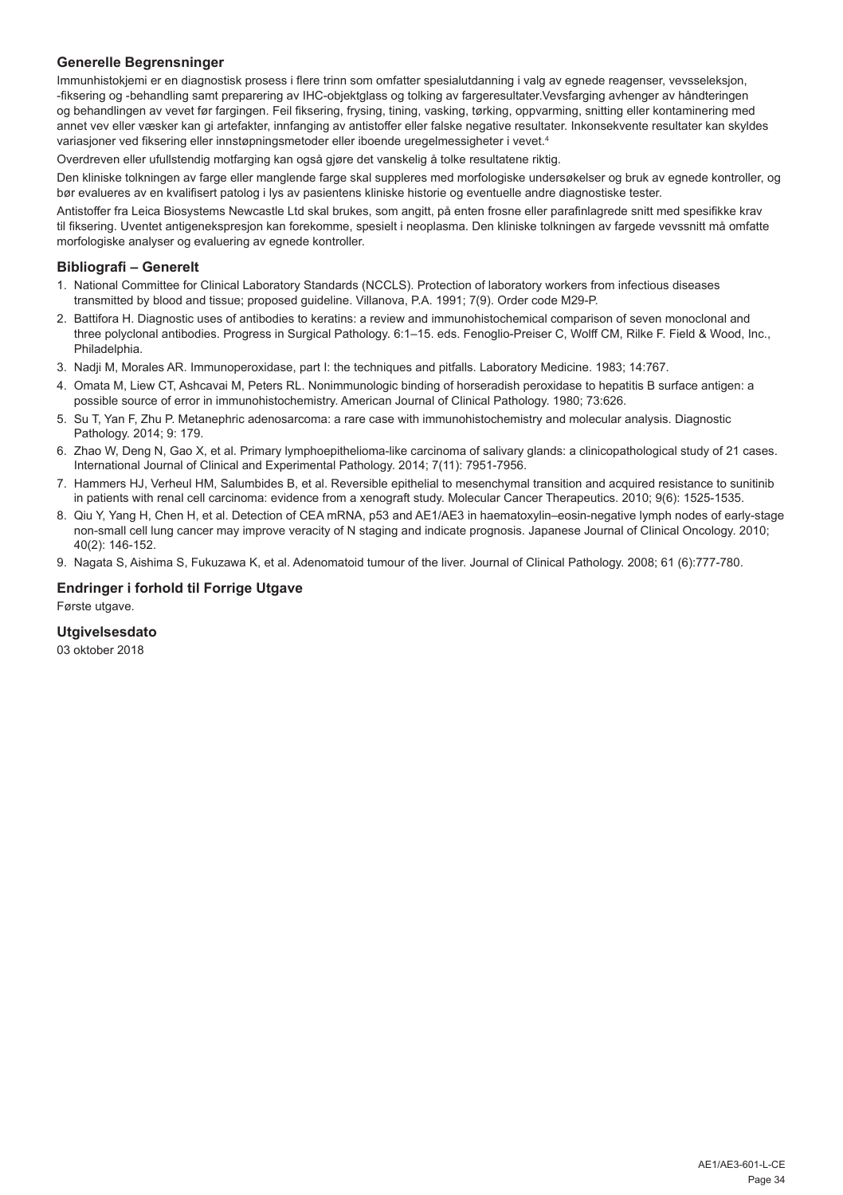## Generelle Begrensninger

Immunhistokjemi er en diagnostisk prosess i flere trinn som omfatter spesialutdanning i valg av egnede reagenser, vevsseleksjon, -fiksering og -behandling samt preparering av IHC-objektglass og tolking av fargeresultater.Vevsfarging avhenger av håndteringen og behandlingen av vevet før fargingen. Feil fiksering, frysing, tining, vasking, tørking, oppvarming, snitting eller kontaminering med annet vev eller væsker kan gi artefakter, innfanging av antistoffer eller falske negative resultater. Inkonsekvente resultater kan skyldes variasjoner ved fiksering eller innstøpningsmetoder eller iboende uregelmessigheter i vevet.[4]

Overdreven eller ufullstendig motfarging kan også gjøre det vanskelig å tolke resultatene riktig.

Den kliniske tolkningen av farge eller manglende farge skal suppleres med morfologiske undersøkelser og bruk av egnede kontroller, og bør evalueres av en kvalifisert patolog i lys av pasientens kliniske historie og eventuelle andre diagnostiske tester.

Antistoffer fra Leica Biosystems Newcastle Ltd skal brukes, som angitt, på enten frosne eller parafinlagrede snitt med spesifikke krav til fiksering. Uventet antigenekspresjon kan forekomme, spesielt i neoplasma. Den kliniske tolkningen av fargede vevssnitt må omfatte morfologiske analyser og evaluering av egnede kontroller.

## Bibliografi – Generelt

1. National Committee for Clinical Laboratory Standards (NCCLS). Protection of laboratory workers from infectious diseases transmitted by blood and tissue; proposed guideline. Villanova, P.A. 1991; 7(9). Order code M29-P.
2. Battifora H. Diagnostic uses of antibodies to keratins: a review and immunohistochemical comparison of seven monoclonal and three polyclonal antibodies. Progress in Surgical Pathology. 6:1–15. eds. Fenoglio-Preiser C, Wolff CM, Rilke F. Field & Wood, Inc., Philadelphia.
3. Nadji M, Morales AR. Immunoperoxidase, part I: the techniques and pitfalls. Laboratory Medicine. 1983; 14:767.
4. Omata M, Liew CT, Ashcavai M, Peters RL. Nonimmunologic binding of horseradish peroxidase to hepatitis B surface antigen: a possible source of error in immunohistochemistry. American Journal of Clinical Pathology. 1980; 73:626.
5. Su T, Yan F, Zhu P. Metanephric adenosarcoma: a rare case with immunohistochemistry and molecular analysis. Diagnostic Pathology. 2014; 9: 179.
6. Zhao W, Deng N, Gao X, et al. Primary lymphoepithelioma-like carcinoma of salivary glands: a clinicopathological study of 21 cases. International Journal of Clinical and Experimental Pathology. 2014; 7(11): 7951-7956.
7. Hammers HJ, Verheul HM, Salumbides B, et al. Reversible epithelial to mesenchymal transition and acquired resistance to sunitinib in patients with renal cell carcinoma: evidence from a xenograft study. Molecular Cancer Therapeutics. 2010; 9(6): 1525-1535.
8. Qiu Y, Yang H, Chen H, et al. Detection of CEA mRNA, p53 and AE1/AE3 in haematoxylin–eosin-negative lymph nodes of early-stage non-small cell lung cancer may improve veracity of N staging and indicate prognosis. Japanese Journal of Clinical Oncology. 2010; 40(2): 146-152.
9. Nagata S, Aishima S, Fukuzawa K, et al. Adenomatoid tumour of the liver. Journal of Clinical Pathology. 2008; 61 (6):777-780.

## Endringer i forhold til Forrige Utgave

Første utgave.

## Utgivelsesdato

03 oktober 2018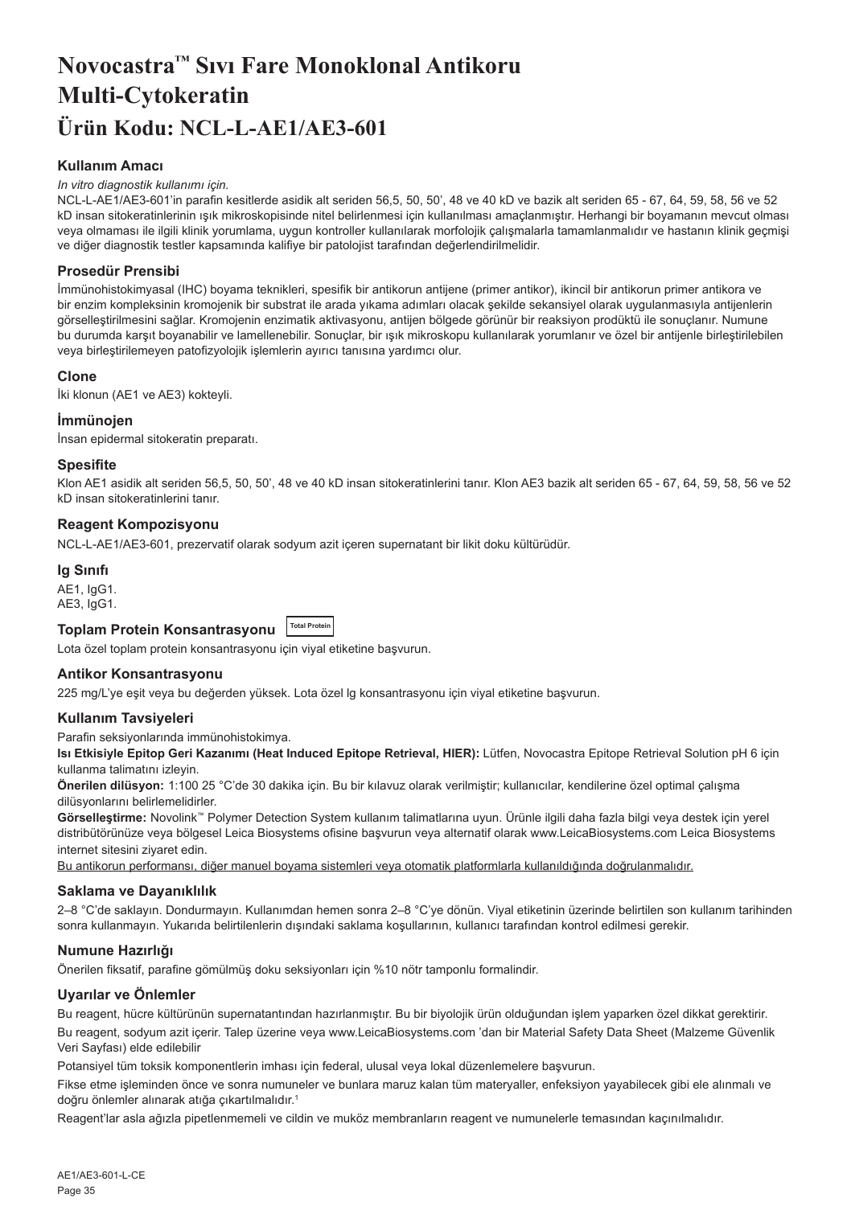# Novocastra™ Sıvı Fare Monoklonal Antikoru Multi-Cytokeratin

# Ürün Kodu: NCL-L-AE1/AE3-601

## Kullanım Amacı

*In vitro diagnostik kullanımı için.*

NCL-L-AE1/AE3-601'in parafin kesitlerde asidik alt seriden 56,5, 50, 50', 48 ve 40 kD ve bazik alt seriden 65 - 67, 64, 59, 58, 56 ve 52 kD insan sitokeratinlerinin ışık mikroskopisinde nitel belirlenmesi için kullanılması amaçlanmıştır. Herhangi bir boyamanın mevcut olması veya olmaması ile ilgili klinik yorumlama, uygun kontroller kullanılarak morfolojik çalışmalarla tamamlanmalıdır ve hastanın klinik geçmişi ve diğer diagnostik testler kapsamında kalifiye bir patolojist tarafından değerlendirilmelidir.

## Prosedür Prensibi

İmmünohistokimyasal (IHC) boyama teknikleri, spesifik bir antikorun antijene (primer antikor), ikincil bir antikorun primer antikora ve bir enzim kompleksinin kromojenik bir substrat ile arada yıkama adımları olacak şekilde sekansiyel olarak uygulanmasıyla antijenlerin görselleştirilmesini sağlar. Kromojenin enzimatik aktivasyonu, antijen bölgede görünür bir reaksiyon prodüktü ile sonuçlanır. Numune bu durumda karşıt boyanabilir ve lamellenebilir. Sonuçlar, bir ışık mikroskopu kullanılarak yorumlanır ve özel bir antijenle birleştirilebilen veya birleştirilemeyen patofizyolojik işlemlerin ayırıcı tanısına yardımcı olur.

## Clone

İki klonun (AE1 ve AE3) kokteyli.

## İmmünojen

İnsan epidermal sitokeratin preparatı.

## Spesifite

Klon AE1 asidik alt seriden 56,5, 50, 50', 48 ve 40 kD insan sitokeratinlerini tanır. Klon AE3 bazik alt seriden 65 - 67, 64, 59, 58, 56 ve 52 kD insan sitokeratinlerini tanır.

## Reagent Kompozisyonu

NCL-L-AE1/AE3-601, prezervatif olarak sodyum azit içeren supernatant bir likit doku kültürüdür.

## Ig Sınıfı

AE1, IgG1.
AE3, IgG1.

## Toplam Protein Konsantrasyonu Total Protein

Lota özel toplam protein konsantrasyonu için viyal etiketine başvurun.

## Antikor Konsantrasyonu

225 mg/L'ye eşit veya bu değerden yüksek. Lota özel lg konsantrasyonu için viyal etiketine başvurun.

## Kullanım Tavsiyeleri

Parafin seksiyonlarında immünohistokimya.

**Isı Etkisiyle Epitop Geri Kazanımı (Heat Induced Epitope Retrieval, HIER):** Lütfen, Novocastra Epitope Retrieval Solution pH 6 için kullanma talimatını izleyin.

**Önerilen dilüsyon:** 1:100 25 °C'de 30 dakika için. Bu bir kılavuz olarak verilmiştir; kullanıcılar, kendilerine özel optimal çalışma dilüsyonlarını belirlemelidirler.

**Görselleştirme:** Novolink™ Polymer Detection System kullanım talimatlarına uyun. Ürünle ilgili daha fazla bilgi veya destek için yerel distribütörünüze veya bölgesel Leica Biosystems ofisine başvurun veya alternatif olarak www.LeicaBiosystems.com Leica Biosystems internet sitesini ziyaret edin.

<u>Bu antikorun performansı, diğer manuel boyama sistemleri veya otomatik platformlarla kullanıldığında doğrulanmalıdır.</u>

## Saklama ve Dayanıklılık

2–8 °C'de saklayın. Dondurmayın. Kullanımdan hemen sonra 2–8 °C'ye dönün. Viyal etiketinin üzerinde belirtilen son kullanım tarihinden sonra kullanmayın. Yukarıda belirtilenlerin dışındaki saklama koşullarının, kullanıcı tarafından kontrol edilmesi gerekir.

## Numune Hazırlığı

Önerilen fiksatif, parafine gömülmüş doku seksiyonları için %10 nötr tamponlu formalindir.

## Uyarılar ve Önlemler

Bu reagent, hücre kültürünün supernatantından hazırlanmıştır. Bu bir biyolojik ürün olduğundan işlem yaparken özel dikkat gerektirir.

Bu reagent, sodyum azit içerir. Talep üzerine veya www.LeicaBiosystems.com 'dan bir Material Safety Data Sheet (Malzeme Güvenlik Veri Sayfası) elde edilebilir

Potansiyel tüm toksik komponentlerin imhası için federal, ulusal veya lokal düzenlemelere başvurun.

Fikse etme işleminden önce ve sonra numuneler ve bunlara maruz kalan tüm materyaller, enfeksiyon yayabilecek gibi ele alınmalı ve doğru önlemler alınarak atığa çıkartılmalıdır.[1]

Reagent'lar asla ağızla pipetlenmemeli ve cildin ve muköz membranların reagent ve numunelerle temasından kaçınılmalıdır.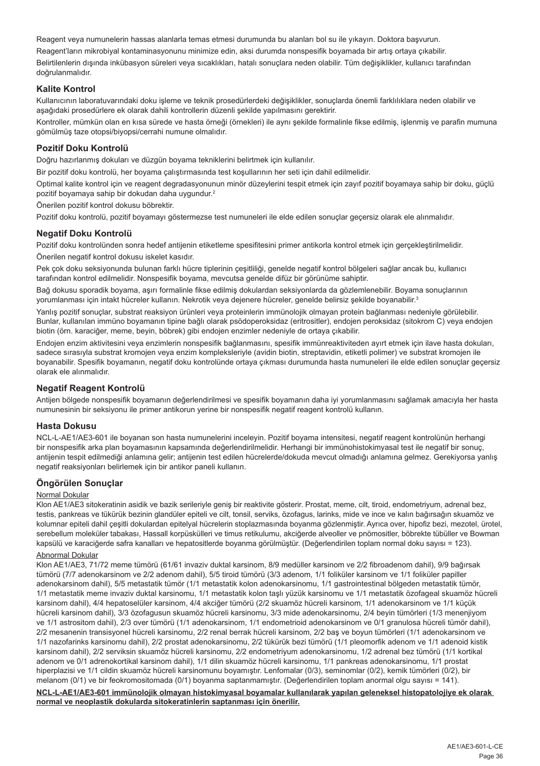Reagent veya numunelerin hassas alanlarla temas etmesi durumunda bu alanları bol su ile yıkayın. Doktora başvurun.

Reagent'ların mikrobiyal kontaminasyonunu minimize edin, aksi durumda nonspesifik boyamada bir artış ortaya çıkabilir.

Belirtilenlerin dışında inkübasyon süreleri veya sıcaklıkları, hatalı sonuçlara neden olabilir. Tüm değişiklikler, kullanıcı tarafından doğrulanmalıdır.

## Kalite Kontrol

Kullanıcının laboratuvarındaki doku işleme ve teknik prosedürlerdeki değişiklikler, sonuçlarda önemli farklılıklara neden olabilir ve aşağıdaki prosedürlere ek olarak dahili kontrollerin düzenli şekilde yapılmasını gerektirir.

Kontroller, mümkün olan en kısa sürede ve hasta örneği (örnekleri) ile aynı şekilde formalinle fikse edilmiş, işlenmiş ve parafin mumuna gömülmüş taze otopsi/biyopsi/cerrahi numune olmalıdır.

## Pozitif Doku Kontrolü

Doğru hazırlanmış dokuları ve düzgün boyama tekniklerini belirtmek için kullanılır.

Bir pozitif doku kontrolü, her boyama çalıştırmasında test koşullarının her seti için dahil edilmelidir.

Optimal kalite kontrol için ve reagent degradasyonunun minör düzeylerini tespit etmek için zayıf pozitif boyamaya sahip bir doku, güçlü pozitif boyamaya sahip bir dokudan daha uygundur.[2]

Önerilen pozitif kontrol dokusu böbrektir.

Pozitif doku kontrolü, pozitif boyamayı göstermezse test numuneleri ile elde edilen sonuçlar geçersiz olarak ele alınmalıdır.

## Negatif Doku Kontrolü

Pozitif doku kontrolünden sonra hedef antijenin etiketleme spesifitesini primer antikorla kontrol etmek için gerçekleştirilmelidir.

Önerilen negatif kontrol dokusu iskelet kasıdır.

Pek çok doku seksiyonunda bulunan farklı hücre tiplerinin çeşitliliği, genelde negatif kontrol bölgeleri sağlar ancak bu, kullanıcı tarafından kontrol edilmelidir. Nonspesifik boyama, mevcutsa genelde difüz bir görünüme sahiptir.

Bağ dokusu sporadik boyama, aşırı formalinle fikse edilmiş dokulardan seksiyonlarda da gözlemlenebilir. Boyama sonuçlarının yorumlanması için intakt hücreler kullanın. Nekrotik veya dejenere hücreler, genelde belirsiz şekilde boyanabilir.[3]

Yanlış pozitif sonuçlar, substrat reaksiyon ürünleri veya proteinlerin immünolojik olmayan protein bağlanması nedeniyle görülebilir. Bunlar, kullanılan immüno boyamanın tipine bağlı olarak psödoperoksidaz (eritrositler), endojen peroksidaz (sitokrom C) veya endojen biotin (örn. karaciğer, meme, beyin, böbrek) gibi endojen enzimler nedeniyle de ortaya çıkabilir.

Endojen enzim aktivitesini veya enzimlerin nonspesifik bağlanmasını, spesifik immünreaktiviteden ayırt etmek için ilave hasta dokuları, sadece sırasıyla substrat kromojen veya enzim kompleksleriyle (avidin biotin, streptavidin, etiketli polimer) ve substrat kromojen ile boyanabilir. Spesifik boyamanın, negatif doku kontrolünde ortaya çıkması durumunda hasta numuneleri ile elde edilen sonuçlar geçersiz olarak ele alınmalıdır.

## Negatif Reagent Kontrolü

Antijen bölgede nonspesifik boyamanın değerlendirilmesi ve spesifik boyamanın daha iyi yorumlanmasını sağlamak amacıyla her hasta numunesinin bir seksiyonu ile primer antikorun yerine bir nonspesifik negatif reagent kontrolü kullanın.

## Hasta Dokusu

NCL-L-AE1/AE3-601 ile boyanan son hasta numunelerini inceleyin. Pozitif boyama intensitesi, negatif reagent kontrolünün herhangi bir nonspesifik arka plan boyamasının kapsamında değerlendirilmelidir. Herhangi bir immünohistokimyasal test ile negatif bir sonuç, antijenin tespit edilmediği anlamına gelir; antijenin test edilen hücrelerde/dokuda mevcut olmadığı anlamına gelmez. Gerekiyorsa yanlış negatif reaksiyonları belirlemek için bir antikor paneli kullanın.

## Öngörülen Sonuçlar

Normal Dokular

Klon AE1/AE3 sitokeratinin asidik ve bazik serileriyle geniş bir reaktivite gösterir. Prostat, meme, cilt, tiroid, endometriyum, adrenal bez, testis, pankreas ve tükürük bezinin glandüler epiteli ve cilt, tonsil, serviks, özofagus, larinks, mide ve ince ve kalın bağırsağın skuamöz ve kolumnar epiteli dahil çeşitli dokulardan epitelyal hücrelerin stoplazmasında boyanma gözlenmiştir. Ayrıca over, hipofiz bezi, mezotel, ürotel, serebellum moleküler tabakası, Hassall korpüskülleri ve timus retikulumu, akciğerde alveoller ve pnömositler, böbrekte tübüller ve Bowman kapsülü ve karaciğerde safra kanalları ve hepatositlerde boyanma görülmüştür. (Değerlendirilen toplam normal doku sayısı = 123).

Abnormal Dokular

Klon AE1/AE3, 71/72 meme tümörü (61/61 invaziv duktal karsinom, 8/9 medüller karsinom ve 2/2 fibroadenom dahil), 9/9 bağırsak tümörü (7/7 adenokarsinom ve 2/2 adenom dahil), 5/5 tiroid tümörü (3/3 adenom, 1/1 foliküler karsinom ve 1/1 foliküler papiller adenokarsinom dahil), 5/5 metastatik tümör (1/1 metastatik kolon adenokarsinomu, 1/1 gastrointestinal bölgeden metastatik tümör, 1/1 metastatik meme invaziv duktal karsinomu, 1/1 metastatik kolon taşlı yüzük karsinomu ve 1/1 metastatik özofageal skuamöz hücreli karsinom dahil), 4/4 hepatoselüler karsinom, 4/4 akciğer tümörü (2/2 skuamöz hücreli karsinom, 1/1 adenokarsinom ve 1/1 küçük hücreli karsinom dahil), 3/3 özofagusun skuamöz hücreli karsinomu, 3/3 mide adenokarsinomu, 2/4 beyin tümörleri (1/3 menenjiyom ve 1/1 astrositom dahil), 2/3 over tümörü (1/1 adenokarsinom, 1/1 endometrioid adenokarsinom ve 0/1 granulosa hücreli tümör dahil), 2/2 mesanenin transisyonel hücreli karsinomu, 2/2 renal berrak hücreli karsinom, 2/2 baş ve boyun tümörleri (1/1 adenokarsinom ve 1/1 nazofarinks karsinomu dahil), 2/2 prostat adenokarsinomu, 2/2 tükürük bezi tümörü (1/1 pleomorfik adenom ve 1/1 adenoid kistik karsinom dahil), 2/2 serviksin skuamöz hücreli karsinomu, 2/2 endometriyum adenokarsinomu, 1/2 adrenal bez tümörü (1/1 kortikal adenom ve 0/1 adrenokortikal karsinom dahil), 1/1 dilin skuamöz hücreli karsinomu, 1/1 pankreas adenokarsinomu, 1/1 prostat hiperplazisi ve 1/1 cildin skuamöz hücreli karsinomunu boyamıştır. Lenfomalar (0/3), seminomlar (0/2), kemik tümörleri (0/2), bir melanom (0/1) ve bir feokromositomada (0/1) boyanma saptanmamıştır. (Değerlendirilen toplam anormal olgu sayısı = 141).

**NCL-L-AE1/AE3-601 immünolojik olmayan histokimyasal boyamalar kullanılarak yapılan geleneksel histopatolojiye ek olarak normal ve neoplastik dokularda sitokeratinlerin saptanması için önerilir.**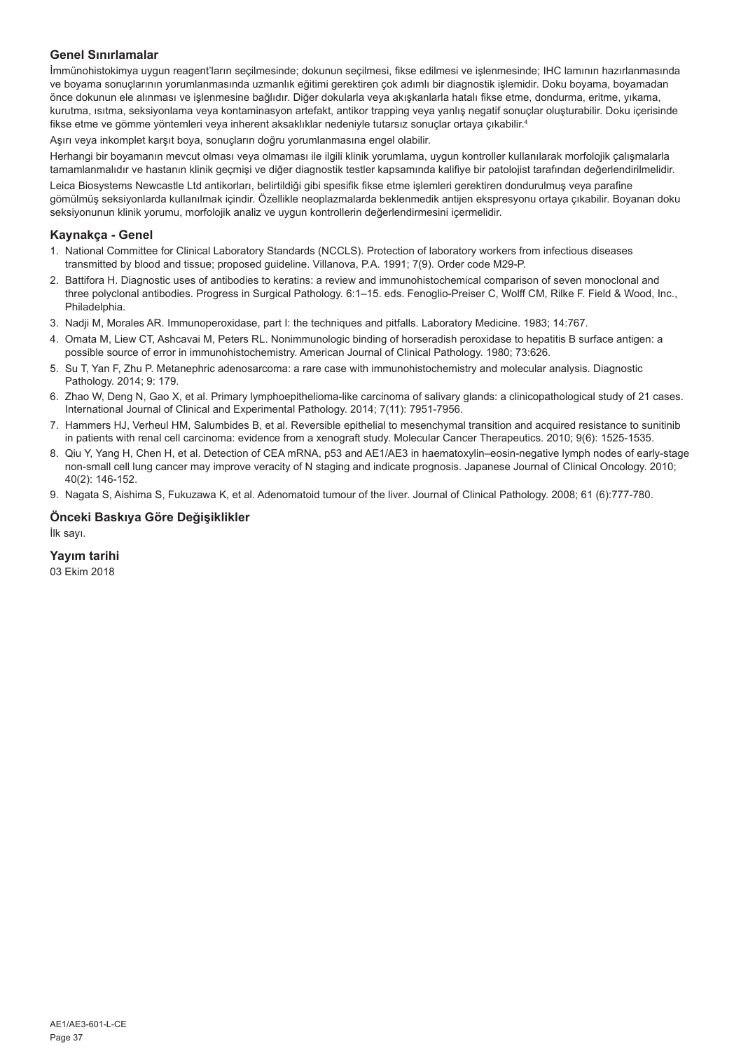## Genel Sınırlamalar

İmmünohistokimya uygun reagent'ların seçilmesinde; dokunun seçilmesi, fikse edilmesi ve işlenmesinde; IHC lamının hazırlanmasında ve boyama sonuçlarının yorumlanmasında uzmanlık eğitimi gerektiren çok adımlı bir diagnostik işlemidir. Doku boyama, boyamadan önce dokunun ele alınması ve işlenmesine bağlıdır. Diğer dokularla veya akışkanlarla hatalı fikse etme, dondurma, eritme, yıkama, kurutma, ısıtma, seksiyonlama veya kontaminasyon artefakt, antikor trapping veya yanlış negatif sonuçlar oluşturabilir. Doku içerisinde fikse etme ve gömme yöntemleri veya inherent aksaklıklar nedeniyle tutarsız sonuçlar ortaya çıkabilir.[4]

Aşırı veya inkomplet karşıt boya, sonuçların doğru yorumlanmasına engel olabilir.

Herhangi bir boyamanın mevcut olması veya olmaması ile ilgili klinik yorumlama, uygun kontroller kullanılarak morfolojik çalışmalarla tamamlanmalıdır ve hastanın klinik geçmişi ve diğer diagnostik testler kapsamında kalifiye bir patolojist tarafından değerlendirilmelidir.

Leica Biosystems Newcastle Ltd antikorları, belirtildiği gibi spesifik fikse etme işlemleri gerektiren dondurulmuş veya parafine gömülmüş seksiyonlarda kullanılmak içindir. Özellikle neoplazmalarda beklenmedik antijen ekspresyonu ortaya çıkabilir. Boyanan doku seksiyonunun klinik yorumu, morfolojik analiz ve uygun kontrollerin değerlendirmesini içermelidir.

## Kaynakça - Genel

1. National Committee for Clinical Laboratory Standards (NCCLS). Protection of laboratory workers from infectious diseases transmitted by blood and tissue; proposed guideline. Villanova, P.A. 1991; 7(9). Order code M29-P.
2. Battifora H. Diagnostic uses of antibodies to keratins: a review and immunohistochemical comparison of seven monoclonal and three polyclonal antibodies. Progress in Surgical Pathology. 6:1–15. eds. Fenoglio-Preiser C, Wolff CM, Rilke F. Field & Wood, Inc., Philadelphia.
3. Nadji M, Morales AR. Immunoperoxidase, part I: the techniques and pitfalls. Laboratory Medicine. 1983; 14:767.
4. Omata M, Liew CT, Ashcavai M, Peters RL. Nonimmunologic binding of horseradish peroxidase to hepatitis B surface antigen: a possible source of error in immunohistochemistry. American Journal of Clinical Pathology. 1980; 73:626.
5. Su T, Yan F, Zhu P. Metanephric adenosarcoma: a rare case with immunohistochemistry and molecular analysis. Diagnostic Pathology. 2014; 9: 179.
6. Zhao W, Deng N, Gao X, et al. Primary lymphoepithelioma-like carcinoma of salivary glands: a clinicopathological study of 21 cases. International Journal of Clinical and Experimental Pathology. 2014; 7(11): 7951-7956.
7. Hammers HJ, Verheul HM, Salumbides B, et al. Reversible epithelial to mesenchymal transition and acquired resistance to sunitinib in patients with renal cell carcinoma: evidence from a xenograft study. Molecular Cancer Therapeutics. 2010; 9(6): 1525-1535.
8. Qiu Y, Yang H, Chen H, et al. Detection of CEA mRNA, p53 and AE1/AE3 in haematoxylin–eosin-negative lymph nodes of early-stage non-small cell lung cancer may improve veracity of N staging and indicate prognosis. Japanese Journal of Clinical Oncology. 2010; 40(2): 146-152.
9. Nagata S, Aishima S, Fukuzawa K, et al. Adenomatoid tumour of the liver. Journal of Clinical Pathology. 2008; 61 (6):777-780.

## Önceki Baskıya Göre Değişiklikler

İlk sayı.

## Yayım tarihi

03 Ekim 2018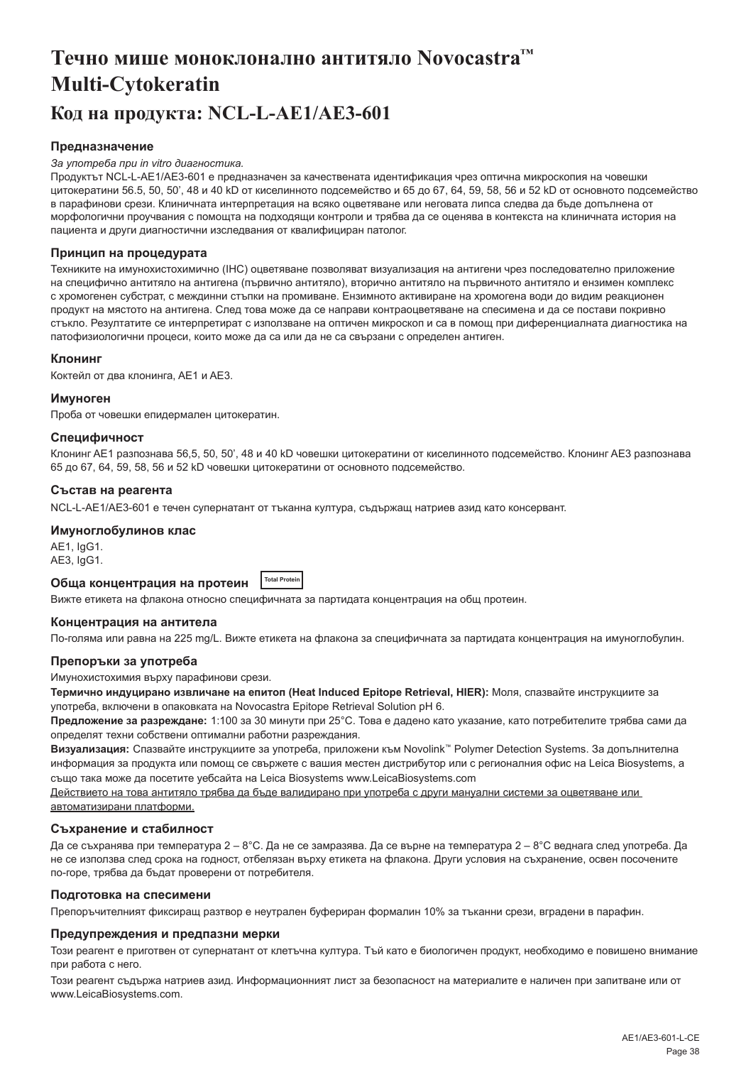# Течно мише моноклонално антитяло Novocastra™ Multi-Cytokeratin

## Код на продукта: NCL-L-AE1/AE3-601

### Предназначение

*За употреба при in vitro диагностика.*

Продуктът NCL-L-AE1/AE3-601 е предназначен за качествената идентификация чрез оптична микроскопия на човешки цитокератини 56.5, 50, 50', 48 и 40 kD от киселинното подсемейство и 65 до 67, 64, 59, 58, 56 и 52 kD от основното подсемейство в парафинови срези. Клиничната интерпретация на всяко оцветяване или неговата липса следва да бъде допълнена от морфологични проучвания с помощта на подходящи контроли и трябва да се оценява в контекста на клиничната история на пациента и други диагностични изследвания от квалифициран патолог.

### Принцип на процедурата

Техниките на имунохистохимично (IHC) оцветяване позволяват визуализация на антигени чрез последователно приложение на специфично антитяло на антигена (първично антитяло), вторично антитяло на първичното антитяло и ензимен комплекс с хромогенен субстрат, с междинни стъпки на промиване. Ензимното активиране на хромогена води до видим реакционен продукт на мястото на антигена. След това може да се направи контраоцветяване на спесимена и да се постави покривно стъкло. Резултатите се интерпретират с използване на оптичен микроскоп и са в помощ при диференциалната диагностика на патофизиологични процеси, които може да са или да не са свързани с определен антиген.

### Клонинг

Коктейл от два клонинга, AE1 и AE3.

### Имуноген

Проба от човешки епидермален цитокератин.

### Специфичност

Клонинг AE1 разпознава 56,5, 50, 50', 48 и 40 kD човешки цитокератини от киселинното подсемейство. Клонинг AE3 разпознава 65 до 67, 64, 59, 58, 56 и 52 kD човешки цитокератини от основното подсемейство.

### Състав на реагента

NCL-L-AE1/AE3-601 е течен супернатант от тъканна култура, съдържащ натриев азид като консервант.

### Имуноглобулинов клас

AE1, IgG1.
AE3, IgG1.

### Обща концентрация на протеин Total Protein

Вижте етикета на флакона относно специфичната за партидата концентрация на общ протеин.

### Концентрация на антитела

По-голяма или равна на 225 mg/L. Вижте етикета на флакона за специфичната за партидата концентрация на имуноглобулин.

### Препоръки за употреба

Имунохистохимия върху парафинови срези.

**Термично индуцирано извличане на епитоп (Heat Induced Epitope Retrieval, HIER):** Моля, спазвайте инструкциите за употреба, включени в опаковката на Novocastra Epitope Retrieval Solution pH 6.

**Предложение за разреждане:** 1:100 за 30 минути при 25°C. Това е дадено като указание, като потребителите трябва сами да определят техни собствени оптимални работни разреждания.

**Визуализация:** Спазвайте инструкциите за употреба, приложени към Novolink™ Polymer Detection Systems. За допълнителна информация за продукта или помощ се свържете с вашия местен дистрибутор или с регионалния офис на Leica Biosystems, а също така може да посетите уебсайта на Leica Biosystems www.LeicaBiosystems.com

Действието на това антитяло трябва да бъде валидирано при употреба с други мануални системи за оцветяване или автоматизирани платформи.

### Съхранение и стабилност

Да се съхранява при температура 2 – 8°C. Да не се замразява. Да се върне на температура 2 – 8°C веднага след употреба. Да не се използва след срока на годност, отбелязан върху етикета на флакона. Други условия на съхранение, освен посочените по-горе, трябва да бъдат проверени от потребителя.

### Подготовка на спесимени

Препоръчителният фиксиращ разтвор е неутрален буфериран формалин 10% за тъканни срези, вградени в парафин.

### Предупреждения и предпазни мерки

Този реагент е приготвен от супернатант от клетъчна култура. Тъй като е биологичен продукт, необходимо е повишено внимание при работа с него.

Този реагент съдържа натриев азид. Информационният лист за безопасност на материалите е наличен при запитване или от www.LeicaBiosystems.com.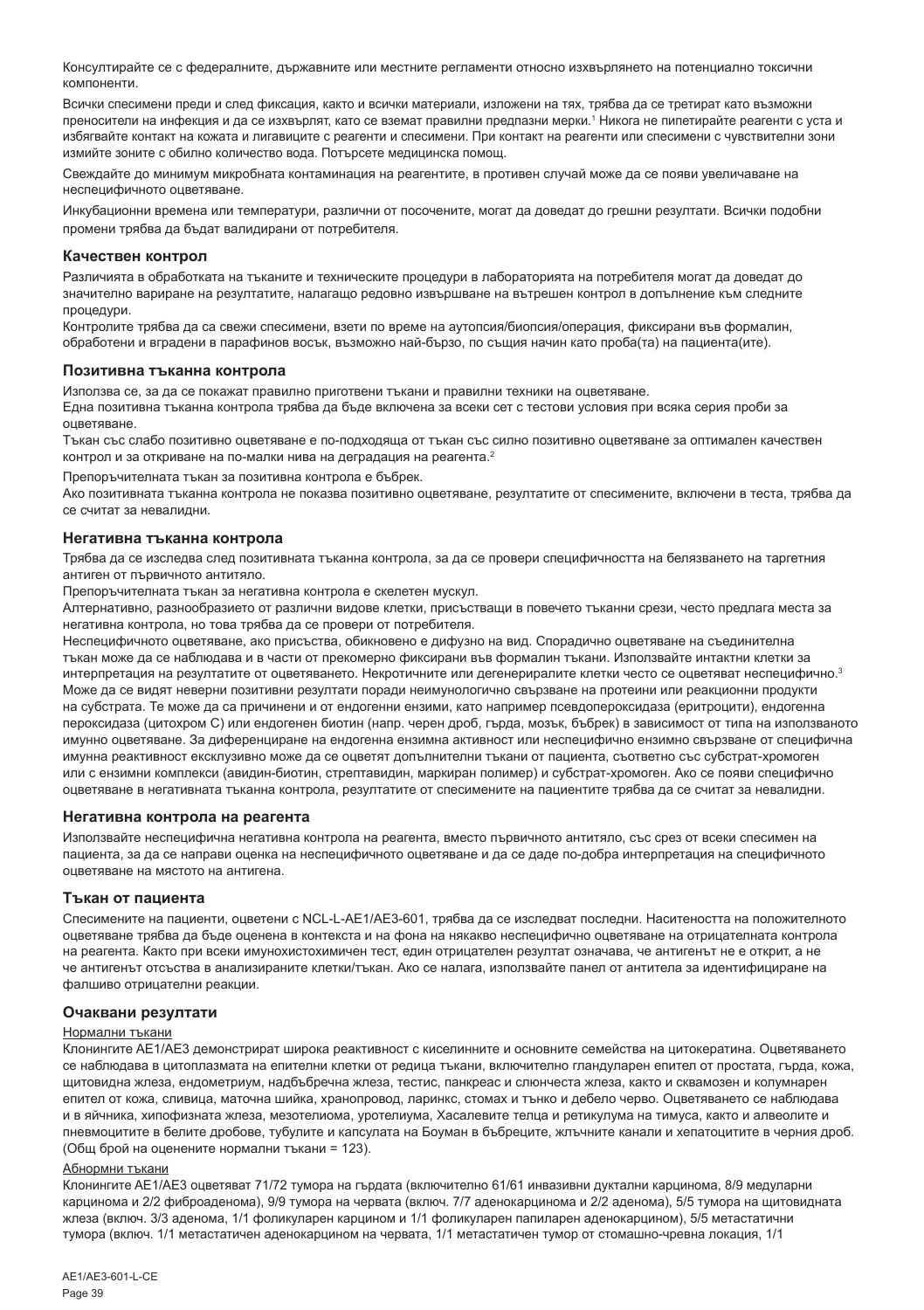Консултирайте се с федералните, държавните или местните регламенти относно изхвърлянето на потенциално токсични компоненти.

Всички спесимени преди и след фиксация, както и всички материали, изложени на тях, трябва да се третират като възможни преносители на инфекция и да се изхвърлят, като се вземат правилни предпазни мерки.[1] Никога не пипетирайте реагенти с уста и избягвайте контакт на кожата и лигавиците с реагенти и спесимени. При контакт на реагенти или спесимени с чувствителни зони измийте зоните с обилно количество вода. Потърсете медицинска помощ.

Свеждайте до минимум микробната контаминация на реагентите, в противен случай може да се появи увеличаване на неспецифичното оцветяване.

Инкубационни времена или температури, различни от посочените, могат да доведат до грешни резултати. Всички подобни промени трябва да бъдат валидирани от потребителя.

## Качествен контрол

Различията в обработката на тъканите и техническите процедури в лабораторията на потребителя могат да доведат до значително вариране на резултатите, налагащо редовно извършване на вътрешен контрол в допълнение към следните процедури.
Контролите трябва да са свежи спесимени, взети по време на аутопсия/биопсия/операция, фиксирани във формалин, обработени и вградени в парафинов восък, възможно най-бързо, по същия начин като проба(та) на пациента(ите).

## Позитивна тъканна контрола

Използва се, за да се покажат правилно приготвени тъкани и правилни техники на оцветяване.
Една позитивна тъканна контрола трябва да бъде включена за всеки сет с тестови условия при всяка серия проби за оцветяване.
Тъкан със слабо позитивно оцветяване е по-подходяща от тъкан със силно позитивно оцветяване за оптимален качествен контрол и за откриване на по-малки нива на деградация на реагента.[2]

Препоръчителната тъкан за позитивна контрола е бъбрек.
Ако позитивната тъканна контрола не показва позитивно оцветяване, резултатите от спесимените, включени в теста, трябва да се считат за невалидни.

## Негативна тъканна контрола

Трябва да се изследва след позитивната тъканна контрола, за да се провери специфичността на белязването на таргетния антиген от първичното антитяло.
Препоръчителната тъкан за негативна контрола е скелетен мускул.
Алтернативно, разнообразието от различни видове клетки, присъстващи в повечето тъканни срези, често предлага места за негативна контрола, но това трябва да се провери от потребителя.
Неспецифичното оцветяване, ако присъства, обикновено е дифузно на вид. Спорадично оцветяване на съединителна тъкан може да се наблюдава и в части от прекомерно фиксирани във формалин тъкани. Използвайте интактни клетки за интерпретация на резултатите от оцветяването. Некротичните или дегенериралите клетки често се оцветяват неспецифично.[3] Може да се видят неверни позитивни резултати поради неимунологично свързване на протеини или реакционни продукти на субстрата. Те може да са причинени и от ендогенни ензими, като например псевдопероксидаза (еритроцити), ендогенна пероксидаза (цитохром C) или ендогенен биотин (напр. черен дроб, гърда, мозък, бъбрек) в зависимост от типа на използваното имунно оцветяване. За диференциране на ендогенна ензимна активност или неспецифично ензимно свързване от специфична имунна реактивност ексклузивно може да се оцветят допълнителни тъкани от пациента, съответно със субстрат-хромоген или с ензимни комплекси (авидин-биотин, стрептавидин, маркиран полимер) и субстрат-хромоген. Ако се появи специфично оцветяване в негативната тъканна контрола, резултатите от спесимените на пациентите трябва да се считат за невалидни.

## Негативна контрола на реагента

Използвайте неспецифична негативна контрола на реагента, вместо първичното антитяло, със срез от всеки спесимен на пациента, за да се направи оценка на неспецифичното оцветяване и да се даде по-добра интерпретация на специфичното оцветяване на мястото на антигена.

## Тъкан от пациента

Спесимените на пациенти, оцветени с NCL-L-AE1/AE3-601, трябва да се изследват последни. Наситеността на положителното оцветяване трябва да бъде оценена в контекста и на фона на някакво неспецифично оцветяване на отрицателната контрола на реагента. Както при всеки имунохистохимичен тест, един отрицателен резултат означава, че антигенът не е открит, а не че антигенът отсъства в анализираните клетки/тъкан. Ако се налага, използвайте панел от антитела за идентифициране на фалшиво отрицателни реакции.

## Очаквани резултати

### Нормални тъкани

Клонингите AE1/AE3 демонстрират широка реактивност с киселинните и основните семейства на цитокератина. Оцветяването се наблюдава в цитоплазмата на епителни клетки от редица тъкани, включително гландуларен епител от простата, гърда, кожа, щитовидна жлеза, ендометриум, надбъбречна жлеза, тестис, панкреас и слюнчеста жлеза, както и сквамозен и колумнарен епител от кожа, сливица, маточна шийка, хранопровод, ларинкс, стомах и тънко и дебело черво. Оцветяването се наблюдава и в яйчника, хипофизната жлеза, мезотелиома, уротелиума, Хасалевите телца и ретикулума на тимуса, както и алвеолите и пневмоцитите в белите дробове, тубулите и капсулата на Боуман в бъбреците, жлъчните канали и хепатоцитите в черния дроб. (Общ брой на оценените нормални тъкани = 123).

### Абнормни тъкани

Клонингите AE1/AE3 оцветяват 71/72 тумора на гърдата (включително 61/61 инвазивни дуктални карцинома, 8/9 медуларни карцинома и 2/2 фиброаденома), 9/9 тумора на червата (включ. 7/7 аденокарцинома и 2/2 аденома), 5/5 тумора на щитовидната жлеза (включ. 3/3 аденома, 1/1 фоликуларен карцином и 1/1 фоликуларен папиларен аденокарцином), 5/5 метастатични тумора (включ. 1/1 метастатичен аденокарцином на червата, 1/1 метастатичен тумор от стомашно-чревна локация, 1/1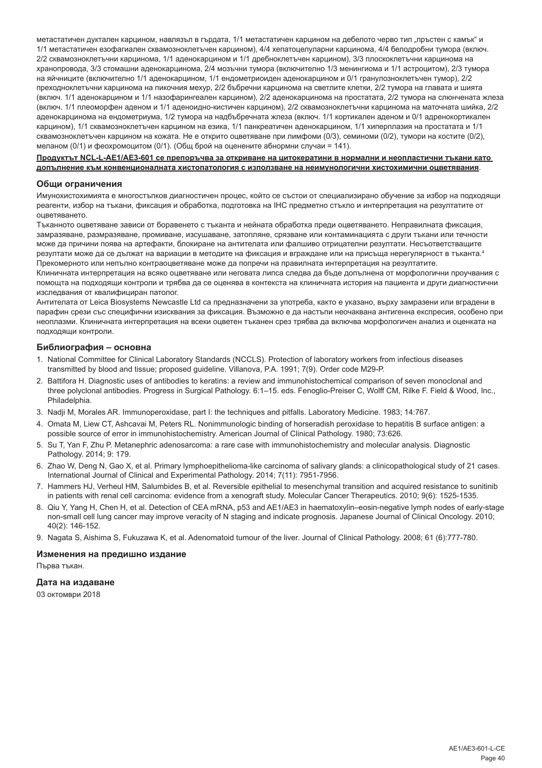метастатичен дуктален карцином, навлязъл в гърдата, 1/1 метастатичен карцином на дебелото черво тип „пръстен с камък" и 1/1 метастатичен езофагиален сквамозноклетъчен карцином), 4/4 хепатоцелуларни карцинома, 4/4 белодробни тумора (включ. 2/2 сквамозноклетъчни карцинома, 1/1 аденокарцином и 1/1 дребноклетъчен карцином), 3/3 плоскоклетъчни карцинома на хранопровода, 3/3 стомашни аденокарцинома, 2/4 мозъчни тумора (включително 1/3 менингиома и 1/1 астроцитом), 2/3 тумора на яйчниците (включително 1/1 аденокарцином, 1/1 ендометриоиден аденокарцином и 0/1 гранулозноклетъчен тумор), 2/2 преходноклетъчни карцинома на пикочния мехур, 2/2 бъбречни карцинома на светлите клетки, 2/2 тумора на главата и шията (включ. 1/1 аденокарцином и 1/1 назофарингеален карцином), 2/2 аденокарцинома на простатата, 2/2 тумора на слюнчената жлеза (включ. 1/1 плеоморфен аденом и 1/1 аденоидно-кистичен карцином), 2/2 сквамозноклетъчни карцинома на маточната шийка, 2/2 аденокарцинома на ендометриума, 1/2 тумора на надбъбречната жлеза (включ. 1/1 кортикален аденом и 0/1 адренокортикален карцином), 1/1 сквамозноклетъчен карцином на езика, 1/1 панкреатичен аденокарцином, 1/1 хиперплазия на простатата и 1/1 сквамозноклетъчен карцином на кожата. Не е открито оцветяване при лимфоми (0/3), семиноми (0/2), тумори на костите (0/2), меланом (0/1) и феохромоцитом (0/1). (Общ брой на оценените абнормни случаи = 141).

**Продуктът NCL-L-AE1/AE3-601 се препоръчва за откриване на цитокератини в нормални и неопластични тъкани като допълнение към конвенционалната хистопатология с използване на неимунологични хистохимични оцветявания**.

## Общи ограничения

Имунохистохимията е многостъпков диагностичен процес, който се състои от специализирано обучение за избор на подходящи реагенти, избор на тъкани, фиксация и обработка, подготовка на IHC предметно стъкло и интерпретация на резултатите от оцветяването.

Тъканното оцветяване зависи от боравенето с тъканта и нейната обработка преди оцветяването. Неправилната фиксация, замразяване, размразяване, промиване, изсушаване, затопляне, срязване или контаминацията с други тъкани или течности може да причини поява на артефакти, блокиране на антитялата или фалшиво отрицателни резултати. Несъответстващите резултати може да се дължат на вариации в методите на фиксация и вграждане или на присъща нерегулярност в тъканта.[4] Прекомерното или непълно контраоцветяване може да попречи на правилната интерпретация на резултатите.

Клиничната интерпретация на всяко оцветяване или неговата липса следва да бъде допълнена от морфологични проучвания с помощта на подходящи контроли и трябва да се оценява в контекста на клиничната история на пациента и други диагностични изследвания от квалифициран патолог.

Антителата от Leica Biosystems Newcastle Ltd са предназначени за употреба, както е указано, върху замразени или вградени в парафин срези със специфични изисквания за фиксация. Възможно е да настъпи неочаквана антигенна експресия, особено при неоплазми. Клиничната интерпретация на всеки оцветен тъканен срез трябва да включва морфологичен анализ и оценката на подходящи контроли.

## Библиография – основна

1. National Committee for Clinical Laboratory Standards (NCCLS). Protection of laboratory workers from infectious diseases transmitted by blood and tissue; proposed guideline. Villanova, P.A. 1991; 7(9). Order code M29-P.
2. Battifora H. Diagnostic uses of antibodies to keratins: a review and immunohistochemical comparison of seven monoclonal and three polyclonal antibodies. Progress in Surgical Pathology. 6:1–15. eds. Fenoglio-Preiser C, Wolff CM, Rilke F. Field & Wood, Inc., Philadelphia.
3. Nadji M, Morales AR. Immunoperoxidase, part I: the techniques and pitfalls. Laboratory Medicine. 1983; 14:767.
4. Omata M, Liew CT, Ashcavai M, Peters RL. Nonimmunologic binding of horseradish peroxidase to hepatitis B surface antigen: a possible source of error in immunohistochemistry. American Journal of Clinical Pathology. 1980; 73:626.
5. Su T, Yan F, Zhu P. Metanephric adenosarcoma: a rare case with immunohistochemistry and molecular analysis. Diagnostic Pathology. 2014; 9: 179.
6. Zhao W, Deng N, Gao X, et al. Primary lymphoepithelioma-like carcinoma of salivary glands: a clinicopathological study of 21 cases. International Journal of Clinical and Experimental Pathology. 2014; 7(11): 7951-7956.
7. Hammers HJ, Verheul HM, Salumbides B, et al. Reversible epithelial to mesenchymal transition and acquired resistance to sunitinib in patients with renal cell carcinoma: evidence from a xenograft study. Molecular Cancer Therapeutics. 2010; 9(6): 1525-1535.
8. Qiu Y, Yang H, Chen H, et al. Detection of CEA mRNA, p53 and AE1/AE3 in haematoxylin–eosin-negative lymph nodes of early-stage non-small cell lung cancer may improve veracity of N staging and indicate prognosis. Japanese Journal of Clinical Oncology. 2010; 40(2): 146-152.
9. Nagata S, Aishima S, Fukuzawa K, et al. Adenomatoid tumour of the liver. Journal of Clinical Pathology. 2008; 61 (6):777-780.

## Изменения на предишно издание

Първа тъкан.

## Дата на издаване

03 октомври 2018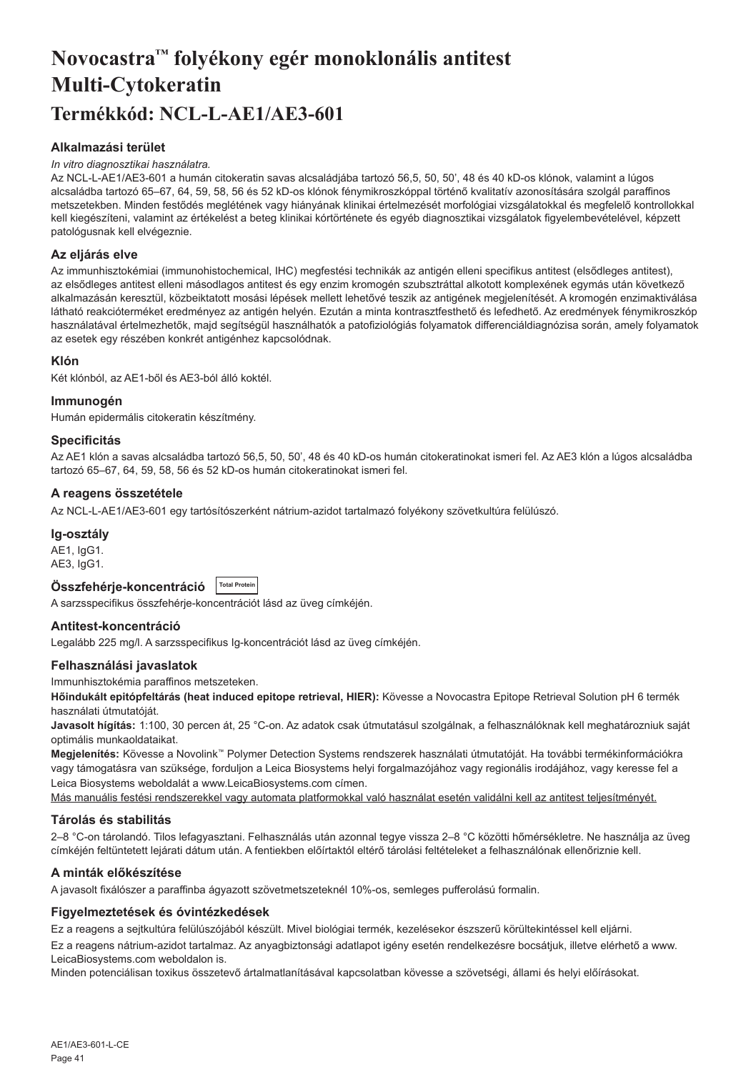# Novocastra™ folyékony egér monoklonális antitest Multi-Cytokeratin

# Termékkód: NCL-L-AE1/AE3-601

### Alkalmazási terület

*In vitro diagnosztikai használatra.*

Az NCL-L-AE1/AE3-601 a humán citokeratin savas alcsaládjába tartozó 56,5, 50, 50', 48 és 40 kD-os klónok, valamint a lúgos alcsaládba tartozó 65–67, 64, 59, 58, 56 és 52 kD-os klónok fénymikroszkóppal történő kvalitatív azonosítására szolgál paraffinos metszetekben. Minden festődés meglétének vagy hiányának klinikai értelmezését morfológiai vizsgálatokkal és megfelelő kontrollokkal kell kiegészíteni, valamint az értékelést a beteg klinikai kórtörténete és egyéb diagnosztikai vizsgálatok figyelembevételével, képzett patológusnak kell elvégeznie.

### Az eljárás elve

Az immunhisztokémiai (immunohistochemical, IHC) megfestési technikák az antigén elleni specifikus antitest (elsődleges antitest), az elsődleges antitest elleni másodlagos antitest és egy enzim kromogén szubsztráttal alkotott komplexének egymás után következő alkalmazásán keresztül, közbeiktatott mosási lépések mellett lehetővé teszik az antigének megjelenítését. A kromogén enzimaktiválása látható reakcióterméket eredményez az antigén helyén. Ezután a minta kontrasztfesthető és lefedhető. Az eredmények fénymikroszkóp használatával értelmezhetők, majd segítségül használhatók a patofiziológiás folyamatok differenciáldiagnózisa során, amely folyamatok az esetek egy részében konkrét antigénhez kapcsolódnak.

### Klón

Két klónból, az AE1-ből és AE3-ból álló koktél.

### Immunogén

Humán epidermális citokeratin készítmény.

### Specificitás

Az AE1 klón a savas alcsaládba tartozó 56,5, 50, 50', 48 és 40 kD-os humán citokeratinokat ismeri fel. Az AE3 klón a lúgos alcsaládba tartozó 65–67, 64, 59, 58, 56 és 52 kD-os humán citokeratinokat ismeri fel.

### A reagens összetétele

Az NCL-L-AE1/AE3-601 egy tartósítószerként nátrium-azidot tartalmazó folyékony szövetkultúra felülúszó.

### Ig-osztály

AE1, IgG1.
AE3, IgG1.

### Összfehérje-koncentráció Total Protein

A sarzsspecifikus összfehérje-koncentrációt lásd az üveg címkéjén.

### Antitest-koncentráció

Legalább 225 mg/l. A sarzsspecifikus Ig-koncentrációt lásd az üveg címkéjén.

### Felhasználási javaslatok

Immunhisztokémia paraffinos metszeteken.

**Hőindukált epitópfeltárás (heat induced epitope retrieval, HIER):** Kövesse a Novocastra Epitope Retrieval Solution pH 6 termék használati útmutatóját.

**Javasolt hígítás:** 1:100, 30 percen át, 25 °C-on. Az adatok csak útmutatásul szolgálnak, a felhasználóknak kell meghatározniuk saját optimális munkaoldataikat.

**Megjelenítés:** Kövesse a Novolink™ Polymer Detection Systems rendszerek használati útmutatóját. Ha további termékinformációkra vagy támogatásra van szüksége, forduljon a Leica Biosystems helyi forgalmazójához vagy regionális irodájához, vagy keresse fel a Leica Biosystems weboldalát a www.LeicaBiosystems.com címen.

Más manuális festési rendszerekkel vagy automata platformokkal való használat esetén validálni kell az antitest teljesítményét.

### Tárolás és stabilitás

2–8 °C-on tárolandó. Tilos lefagyasztani. Felhasználás után azonnal tegye vissza 2–8 °C közötti hőmérsékletre. Ne használja az üveg címkéjén feltüntetett lejárati dátum után. A fentiekben előírtaktól eltérő tárolási feltételeket a felhasználónak ellenőriznie kell.

### A minták előkészítése

A javasolt fixálószer a paraffinba ágyazott szövetmetszeteknél 10%-os, semleges pufferolású formalin.

### Figyelmeztetések és óvintézkedések

Ez a reagens a sejtkultúra felülúszójából készült. Mivel biológiai termék, kezelésekor észszerű körültekintéssel kell eljárni.

Ez a reagens nátrium-azidot tartalmaz. Az anyagbiztonsági adatlapot igény esetén rendelkezésre bocsátjuk, illetve elérhető a www.LeicaBiosystems.com weboldalon is.

Minden potenciálisan toxikus összetevő ártalmatlanításával kapcsolatban kövesse a szövetségi, állami és helyi előírásokat.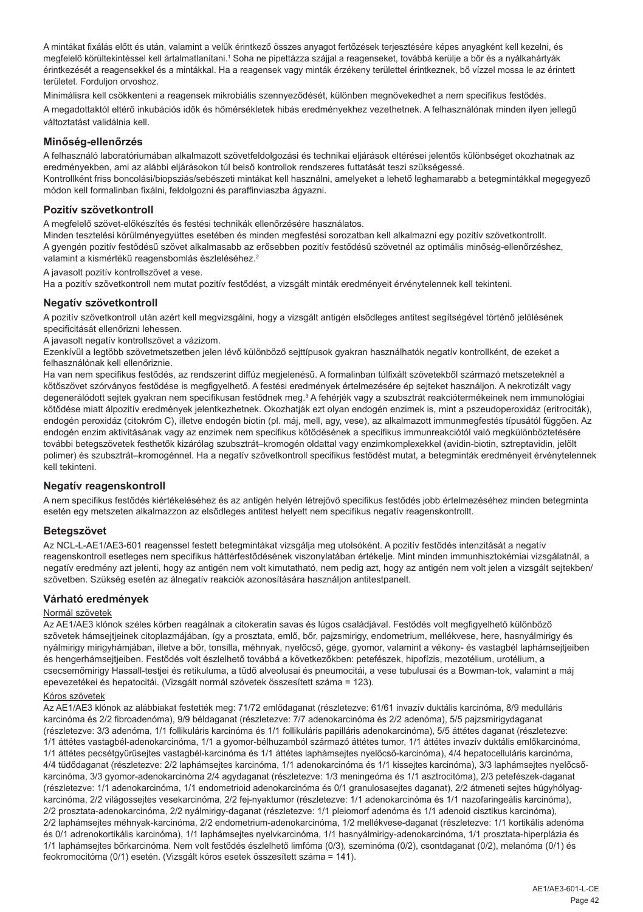A mintákat fixálás előtt és után, valamint a velük érintkező összes anyagot fertőzések terjesztésére képes anyagként kell kezelni, és megfelelő körültekintéssel kell ártalmatlanítani.[1] Soha ne pipettázza szájjal a reagenseket, továbbá kerülje a bőr és a nyálkahártyák érintkezését a reagensekkel és a mintákkal. Ha a reagensek vagy minták érzékeny területtel érintkeznek, bő vízzel mossa le az érintett területet. Forduljon orvoshoz.

Minimálisra kell csökkenteni a reagensek mikrobiális szennyeződését, különben megnövekedhet a nem specifikus festődés.

A megadottaktól eltérő inkubációs idők és hőmérsékletek hibás eredményekhez vezethetnek. A felhasználónak minden ilyen jellegű változtatást validálnia kell.

## Minőség-ellenőrzés

A felhasználó laboratóriumában alkalmazott szövetfeldolgozási és technikai eljárások eltérései jelentős különbséget okozhatnak az eredményekben, ami az alábbi eljárásokon túl belső kontrollok rendszeres futtatását teszi szükségessé.
Kontrollként friss boncolási/biopsziás/sebészeti mintákat kell használni, amelyeket a lehető leghamarabb a betegmintákkal megegyező módon kell formalinban fixálni, feldolgozni és paraffinviaszba ágyazni.

## Pozitív szövetkontroll

A megfelelő szövet-előkészítés és festési technikák ellenőrzésére használatos.
Minden tesztelési körülményegyüttes esetében és minden megfestési sorozatban kell alkalmazni egy pozitív szövetkontrollt.
A gyengén pozitív festődésű szövet alkalmasabb az erősebben pozitív festődésű szövetnél az optimális minőség-ellenőrzéshez, valamint a kismértékű reagensbomlás észleléséhez.[2]

A javasolt pozitív kontrollszövet a vese.
Ha a pozitív szövetkontroll nem mutat pozitív festődést, a vizsgált minták eredményeit érvénytelennek kell tekinteni.

## Negatív szövetkontroll

A pozitív szövetkontroll után azért kell megvizsgálni, hogy a vizsgált antigén elsődleges antitest segítségével történő jelölésének specificitását ellenőrizni lehessen.
A javasolt negatív kontrollszövet a vázizom.
Ezenkívül a legtöbb szövetmetszetben jelen lévő különböző sejttípusok gyakran használhatók negatív kontrollként, de ezeket a felhasználónak kell ellenőriznie.
Ha van nem specifikus festődés, az rendszerint diffúz megjelenésű. A formalinban túlfixált szövetekből származó metszeteknél a kötőszövet szórványos festődése is megfigyelhető. A festési eredmények értelmezésére ép sejteket használjon. A nekrotizált vagy degenerálódott sejtek gyakran nem specifikusan festődnek meg.[3] A fehérjék vagy a szubsztrát reakciótermékeinek nem immunológiai kötődése miatt álpozitív eredmények jelentkezhetnek. Okozhatják ezt olyan endogén enzimek is, mint a pszeudoperoxidáz (eritrociták), endogén peroxidáz (citokróm C), illetve endogén biotin (pl. máj, mell, agy, vese), az alkalmazott immunmegfestés típusától függően. Az endogén enzim aktivitásának vagy az enzimek nem specifikus kötődésének a specifikus immunreakciótól való megkülönböztetésére további betegszövetek festhetők kizárólag szubsztrát–kromogén oldattal vagy enzimkomplexekkel (avidin-biotin, sztreptavidin, jelölt polimer) és szubsztrát–kromogénnel. Ha a negatív szövetkontroll specifikus festődést mutat, a betegminták eredményeit érvénytelennek kell tekinteni.

## Negatív reagenskontroll

A nem specifikus festődés kiértékeléséhez és az antigén helyén létrejövő specifikus festődés jobb értelmezéséhez minden betegminta esetén egy metszeten alkalmazzon az elsődleges antitest helyett nem specifikus negatív reagenskontrollt.

## Betegszövet

Az NCL-L-AE1/AE3-601 reagenssel festett betegmintákat vizsgálja meg utolsóként. A pozitív festődés intenzitását a negatív reagenskontroll esetleges nem specifikus háttérfestődésének viszonylatában értékelje. Mint minden immunhisztokémiai vizsgálatnál, a negatív eredmény azt jelenti, hogy az antigén nem volt kimutatható, nem pedig azt, hogy az antigén nem volt jelen a vizsgált sejtekben/szövetben. Szükség esetén az álnegatív reakciók azonosítására használjon antitestpanelt.

## Várható eredmények

Normál szövetek

Az AE1/AE3 klónok széles körben reagálnak a citokeratin savas és lúgos családjával. Festődés volt megfigyelhető különböző szövetek hámsejtjeinek citoplazmájában, így a prosztata, emlő, bőr, pajzsmirigy, endometrium, mellékvese, here, hasnyálmirigy és nyálmirigy mirigyhámjában, illetve a bőr, tonsilla, méhnyak, nyelőcső, gége, gyomor, valamint a vékony- és vastagbél laphámsejtjeiben és hengerhámsejtjeiben. Festődés volt észlelhető továbbá a következőkben: petefészek, hipofízis, mezotélium, urotélium, a csecsemőmirigy Hassall-testjei és retikuluma, a tüdő alveolusai és pneumocitái, a vese tubulusai és a Bowman-tok, valamint a máj epevezetékei és hepatocitái. (Vizsgált normál szövetek összesített száma = 123).

Kóros szövetek

Az AE1/AE3 klónok az alábbiakat festették meg: 71/72 emlődaganat (részletezve: 61/61 invazív duktális karcinóma, 8/9 medulláris karcinóma és 2/2 fibroadenóma), 9/9 béldaganat (részletezve: 7/7 adenokarcinóma és 2/2 adenóma), 5/5 pajzsmirigydaganat (részletezve: 3/3 adenóma, 1/1 follikuláris karcinóma és 1/1 follikuláris papilláris adenokarcinóma), 5/5 áttétes daganat (részletezve: 1/1 áttétes vastagbél-adenokarcinóma, 1/1 a gyomor-bélhuzamból származó áttétes tumor, 1/1 áttétes invazív duktális emlőkarcinóma, 1/1 áttétes pecsétgyűrűsejtes vastagbél-karcinóma és 1/1 áttétes laphámsejtes nyelőcső-karcinóma), 4/4 hepatocelluláris karcinóma, 4/4 tüdődaganat (részletezve: 2/2 laphámsejtes karcinóma, 1/1 adenokarcinóma és 1/1 kissejtes karcinóma), 3/3 laphámsejtes nyelőcső-karcinóma, 3/3 gyomor-adenokarcinóma 2/4 agydaganat (részletezve: 1/3 meningeóma és 1/1 asztrocitóma), 2/3 petefészek-daganat (részletezve: 1/1 adenokarcinóma, 1/1 endometrioid adenokarcinóma és 0/1 granulosasejtes daganat), 2/2 átmeneti sejtes húgyhólyag-karcinóma, 2/2 világossejtes vesekarcinóma, 2/2 fej-nyaktumor (részletezve: 1/1 adenokarcinóma és 1/1 nazofaringeális karcinóma), 2/2 prosztata-adenokarcinóma, 2/2 nyálmirigy-daganat (részletezve: 1/1 pleiomorf adenóma és 1/1 adenoid cisztikus karcinóma), 2/2 laphámsejtes méhnyak-karcinóma, 2/2 endometrium-adenokarcinóma, 1/2 mellékvese-daganat (részletezve: 1/1 kortikális adenóma és 0/1 adrenokortikális karcinóma), 1/1 laphámsejtes nyelvkarcinóma, 1/1 hasnyálmirigy-adenokarcinóma, 1/1 prosztata-hiperplázia és 1/1 laphámsejtes bőrkarcinóma. Nem volt festődés észlelhető limfóma (0/3), szeminóma (0/2), csontdaganat (0/2), melanóma (0/1) és feokromocitóma (0/1) esetén. (Vizsgált kóros esetek összesített száma = 141).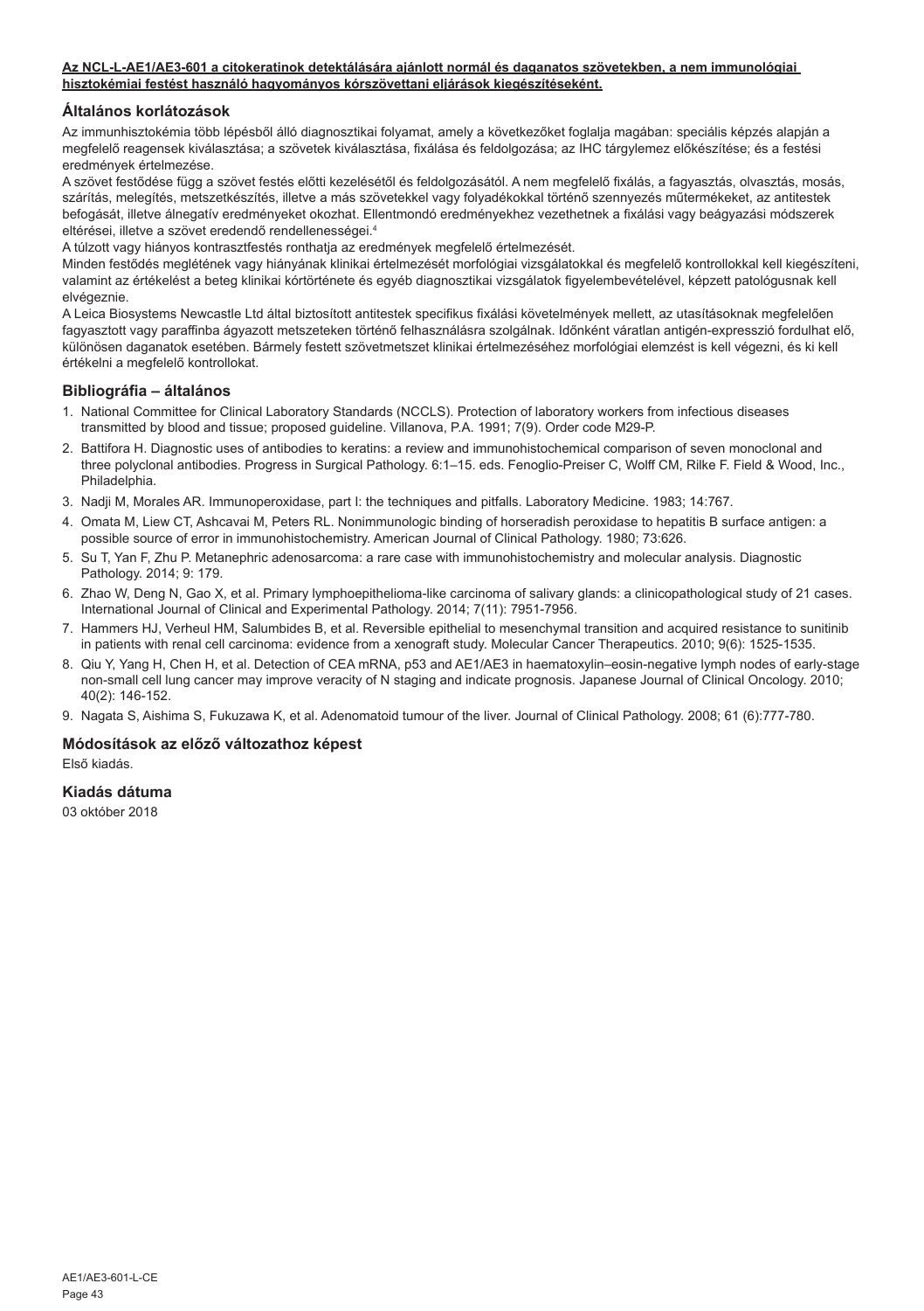**Az NCL-L-AE1/AE3-601 a citokeratinok detektálására ajánlott normál és daganatos szövetekben, a nem immunológiai hisztokémiai festést használó hagyományos kórszövettani eljárások kiegészítéseként.**

## Általános korlátozások

Az immunhisztokémia több lépésből álló diagnosztikai folyamat, amely a következőket foglalja magában: speciális képzés alapján a megfelelő reagensek kiválasztása; a szövetek kiválasztása, fixálása és feldolgozása; az IHC tárgylemez előkészítése; és a festési eredmények értelmezése.

A szövet festődése függ a szövet festés előtti kezelésétől és feldolgozásától. A nem megfelelő fixálás, a fagyasztás, olvasztás, mosás, szárítás, melegítés, metszetkészítés, illetve a más szövetekkel vagy folyadékokkal történő szennyezés műtermékeket, az antitestek befogását, illetve álnegatív eredményeket okozhat. Ellentmondó eredményekhez vezethetnek a fixálási vagy beágyazási módszerek eltérései, illetve a szövet eredendő rendellenességei.[4]

A túlzott vagy hiányos kontrasztfestés ronthatja az eredmények megfelelő értelmezését.

Minden festődés meglétének vagy hiányának klinikai értelmezését morfológiai vizsgálatokkal és megfelelő kontrollokkal kell kiegészíteni, valamint az értékelést a beteg klinikai kórtörténete és egyéb diagnosztikai vizsgálatok figyelembevételével, képzett patológusnak kell elvégeznie.

A Leica Biosystems Newcastle Ltd által biztosított antitestek specifikus fixálási követelmények mellett, az utasításoknak megfelelően fagyasztott vagy paraffinba ágyazott metszeteken történő felhasználásra szolgálnak. Időnként váratlan antigén-expresszió fordulhat elő, különösen daganatok esetében. Bármely festett szövetmetszet klinikai értelmezéséhez morfológiai elemzést is kell végezni, és ki kell értékelni a megfelelő kontrollokat.

## Bibliográfia – általános

1. National Committee for Clinical Laboratory Standards (NCCLS). Protection of laboratory workers from infectious diseases transmitted by blood and tissue; proposed guideline. Villanova, P.A. 1991; 7(9). Order code M29-P.
2. Battifora H. Diagnostic uses of antibodies to keratins: a review and immunohistochemical comparison of seven monoclonal and three polyclonal antibodies. Progress in Surgical Pathology. 6:1–15. eds. Fenoglio-Preiser C, Wolff CM, Rilke F. Field & Wood, Inc., Philadelphia.
3. Nadji M, Morales AR. Immunoperoxidase, part I: the techniques and pitfalls. Laboratory Medicine. 1983; 14:767.
4. Omata M, Liew CT, Ashcavai M, Peters RL. Nonimmunologic binding of horseradish peroxidase to hepatitis B surface antigen: a possible source of error in immunohistochemistry. American Journal of Clinical Pathology. 1980; 73:626.
5. Su T, Yan F, Zhu P. Metanephric adenosarcoma: a rare case with immunohistochemistry and molecular analysis. Diagnostic Pathology. 2014; 9: 179.
6. Zhao W, Deng N, Gao X, et al. Primary lymphoepithelioma-like carcinoma of salivary glands: a clinicopathological study of 21 cases. International Journal of Clinical and Experimental Pathology. 2014; 7(11): 7951-7956.
7. Hammers HJ, Verheul HM, Salumbides B, et al. Reversible epithelial to mesenchymal transition and acquired resistance to sunitinib in patients with renal cell carcinoma: evidence from a xenograft study. Molecular Cancer Therapeutics. 2010; 9(6): 1525-1535.
8. Qiu Y, Yang H, Chen H, et al. Detection of CEA mRNA, p53 and AE1/AE3 in haematoxylin–eosin-negative lymph nodes of early-stage non-small cell lung cancer may improve veracity of N staging and indicate prognosis. Japanese Journal of Clinical Oncology. 2010; 40(2): 146-152.
9. Nagata S, Aishima S, Fukuzawa K, et al. Adenomatoid tumour of the liver. Journal of Clinical Pathology. 2008; 61 (6):777-780.

## Módosítások az előző változathoz képest

Első kiadás.

## Kiadás dátuma

03 október 2018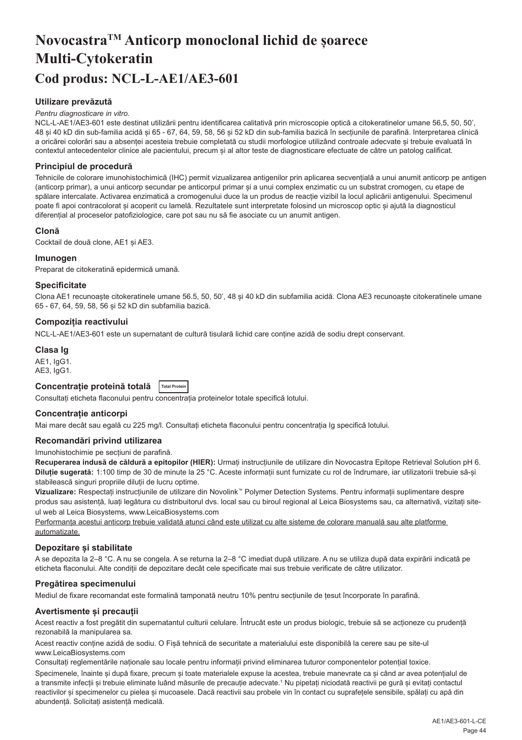# Novocastra$^{TM}$ Anticorp monoclonal lichid de șoarece Multi-Cytokeratin

## Cod produs: NCL-L-AE1/AE3-601

### Utilizare prevăzută

*Pentru diagnosticare in vitro.*

NCL-L-AE1/AE3-601 este destinat utilizării pentru identificarea calitativă prin microscopie optică a citokeratinelor umane 56,5, 50, 50', 48 și 40 kD din sub-familia acidă și 65 - 67, 64, 59, 58, 56 și 52 kD din sub-familia bazică în secțiunile de parafină. Interpretarea clinică a oricărei colorări sau a absenței acesteia trebuie completată cu studii morfologice utilizând controale adecvate și trebuie evaluată în contextul antecedentelor clinice ale pacientului, precum și al altor teste de diagnosticare efectuate de către un patolog calificat.

### Principiul de procedură

Tehnicile de colorare imunohistochimică (IHC) permit vizualizarea antigenilor prin aplicarea secvențială a unui anumit anticorp pe antigen (anticorp primar), a unui anticorp secundar pe anticorpul primar și a unui complex enzimatic cu un substrat cromogen, cu etape de spălare intercalate. Activarea enzimatică a cromogenului duce la un produs de reacție vizibil la locul aplicării antigenului. Specimenul poate fi apoi contracolorat și acoperit cu lamelă. Rezultatele sunt interpretate folosind un microscop optic și ajută la diagnosticul diferențial al proceselor patofiziologice, care pot sau nu să fie asociate cu un anumit antigen.

### Clonă

Cocktail de două clone, AE1 și AE3.

### Imunogen

Preparat de citokeratină epidermică umană.

### Specificitate

Clona AE1 recunoaște citokeratinele umane 56.5, 50, 50', 48 și 40 kD din subfamilia acidă. Clona AE3 recunoaște citokeratinele umane 65 - 67, 64, 59, 58, 56 și 52 kD din subfamilia bazică.

### Compoziția reactivului

NCL-L-AE1/AE3-601 este un supernatant de cultură tisulară lichid care conține azidă de sodiu drept conservant.

### Clasa Ig

AE1, IgG1.
AE3, IgG1.

### Concentrație proteină totală Total Protein

Consultați eticheta flaconului pentru concentrația proteinelor totale specifică lotului.

### Concentrație anticorpi

Mai mare decât sau egală cu 225 mg/l. Consultați eticheta flaconului pentru concentrația Ig specifică lotului.

### Recomandări privind utilizarea

Imunohistochimie pe secțiuni de parafină.

**Recuperarea indusă de căldură a epitopilor (HIER):** Urmați instrucțiunile de utilizare din Novocastra Epitope Retrieval Solution pH 6.

**Diluție sugerată:** 1:100 timp de 30 de minute la 25 °C. Aceste informații sunt furnizate cu rol de îndrumare, iar utilizatorii trebuie să-și stabilească singuri propriile diluții de lucru optime.

**Vizualizare:** Respectați instrucțiunile de utilizare din Novolink™ Polymer Detection Systems. Pentru informații suplimentare despre produs sau asistență, luați legătura cu distribuitorul dvs. local sau cu biroul regional al Leica Biosystems sau, ca alternativă, vizitați site-ul web al Leica Biosystems, www.LeicaBiosystems.com

<u>Performanța acestui anticorp trebuie validată atunci când este utilizat cu alte sisteme de colorare manuală sau alte platforme automatizate.</u>

### Depozitare și stabilitate

A se depozita la 2–8 °C. A nu se congela. A se returna la 2–8 °C imediat după utilizare. A nu se utiliza după data expirării indicată pe eticheta flaconului. Alte condiții de depozitare decât cele specificate mai sus trebuie verificate de către utilizator.

### Pregătirea specimenului

Mediul de fixare recomandat este formalină tamponată neutru 10% pentru secțiunile de țesut încorporate în parafină.

### Avertismente și precauții

Acest reactiv a fost pregătit din supernatantul culturii celulare. Întrucât este un produs biologic, trebuie să se acționeze cu prudență rezonabilă la manipularea sa.

Acest reactiv conține azidă de sodiu. O Fișă tehnică de securitate a materialului este disponibilă la cerere sau pe site-ul www.LeicaBiosystems.com

Consultați reglementările naționale sau locale pentru informații privind eliminarea tuturor componentelor potențial toxice.

Specimenele, înainte și după fixare, precum și toate materialele expuse la acestea, trebuie manevrate ca și când ar avea potențialul de a transmite infecții și trebuie eliminate luând măsurile de precauție adecvate.[1] Nu pipetați niciodată reactivii pe gură și evitați contactul reactivilor și specimenelor cu pielea și mucoasele. Dacă reactivii sau probele vin în contact cu suprafețele sensibile, spălați cu apă din abundență. Solicitați asistență medicală.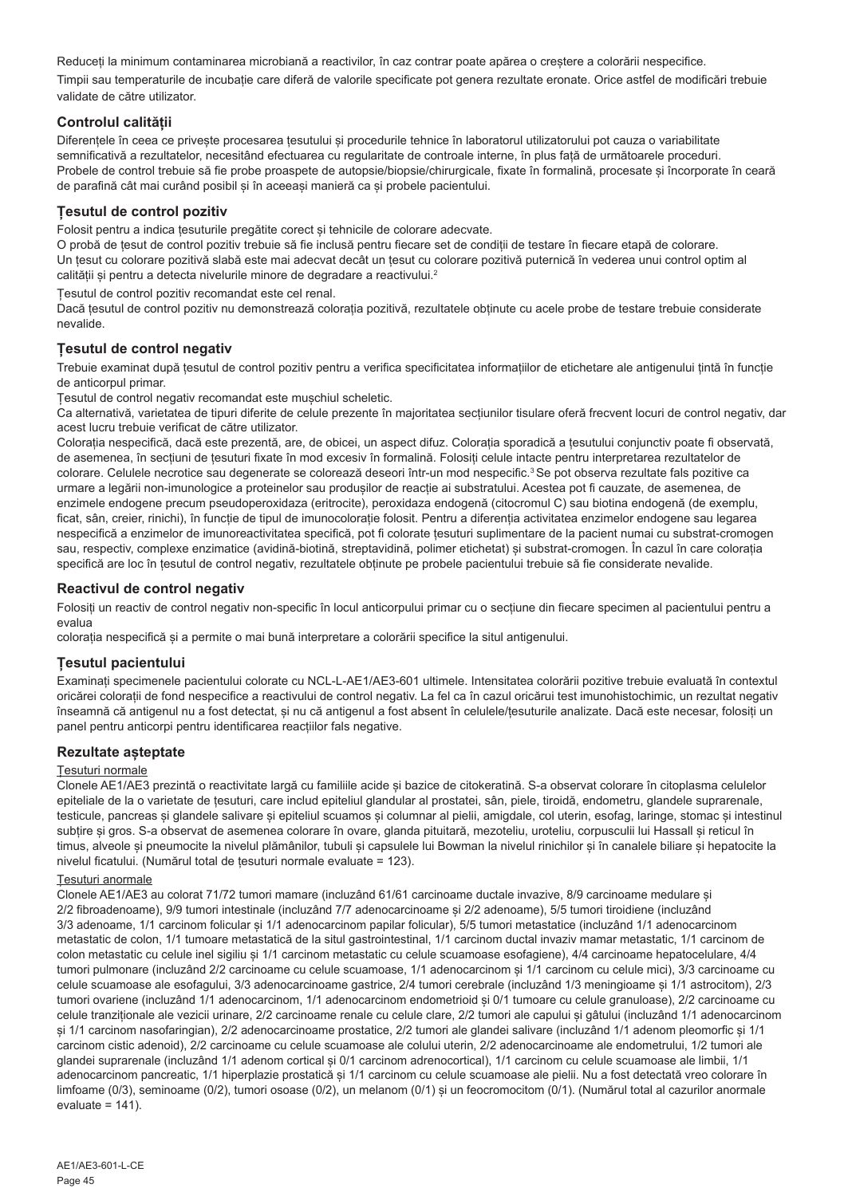Reduceți la minimum contaminarea microbiană a reactivilor, în caz contrar poate apărea o creștere a colorării nespecifice.

Timpii sau temperaturile de incubație care diferă de valorile specificate pot genera rezultate eronate. Orice astfel de modificări trebuie validate de către utilizator.

## Controlul calității

Diferențele în ceea ce privește procesarea țesutului și procedurile tehnice în laboratorul utilizatorului pot cauza o variabilitate semnificativă a rezultatelor, necesitând efectuarea cu regularitate de controale interne, în plus față de următoarele proceduri. Probele de control trebuie să fie probe proaspete de autopsie/biopsie/chirurgicale, fixate în formalină, procesate și încorporate în ceară de parafină cât mai curând posibil și în aceeași manieră ca și probele pacientului.

## Țesutul de control pozitiv

Folosit pentru a indica țesuturile pregătite corect și tehnicile de colorare adecvate.

O probă de țesut de control pozitiv trebuie să fie inclusă pentru fiecare set de condiții de testare în fiecare etapă de colorare.

Un țesut cu colorare pozitivă slabă este mai adecvat decât un țesut cu colorare pozitivă puternică în vederea unui control optim al calității și pentru a detecta nivelurile minore de degradare a reactivului.[2]

Țesutul de control pozitiv recomandat este cel renal.

Dacă țesutul de control pozitiv nu demonstrează colorația pozitivă, rezultatele obținute cu acele probe de testare trebuie considerate nevalide.

## Țesutul de control negativ

Trebuie examinat după țesutul de control pozitiv pentru a verifica specificitatea informațiilor de etichetare ale antigenului țintă în funcție de anticorpul primar.

Țesutul de control negativ recomandat este mușchiul scheletic.

Ca alternativă, varietatea de tipuri diferite de celule prezente în majoritatea secțiunilor tisulare oferă frecvent locuri de control negativ, dar acest lucru trebuie verificat de către utilizator.

Colorația nespecifică, dacă este prezentă, are, de obicei, un aspect difuz. Colorația sporadică a țesutului conjunctiv poate fi observată, de asemenea, în secțiuni de țesuturi fixate în mod excesiv în formalină. Folosiți celule intacte pentru interpretarea rezultatelor de colorare. Celulele necrotice sau degenerate se colorează deseori într-un mod nespecific.[3] Se pot observa rezultate fals pozitive ca urmare a legării non-imunologice a proteinelor sau produșilor de reacție ai substratului. Acestea pot fi cauzate, de asemenea, de enzimele endogene precum pseudoperoxidaza (eritrocite), peroxidaza endogenă (citocromul C) sau biotina endogenă (de exemplu, ficat, sân, creier, rinichi), în funcție de tipul de imunocolorație folosit. Pentru a diferenția activitatea enzimelor endogene sau legarea nespecifică a enzimelor de imunoreactivitatea specifică, pot fi colorate țesuturi suplimentare de la pacient numai cu substrat-cromogen sau, respectiv, complexe enzimatice (avidină-biotină, streptavidină, polimer etichetat) și substrat-cromogen. În cazul în care colorația specifică are loc în țesutul de control negativ, rezultatele obținute pe probele pacientului trebuie să fie considerate nevalide.

## Reactivul de control negativ

Folosiți un reactiv de control negativ non-specific în locul anticorpului primar cu o secțiune din fiecare specimen al pacientului pentru a evalua

colorația nespecifică și a permite o mai bună interpretare a colorării specifice la situl antigenului.

## Țesutul pacientului

Examinați specimenele pacientului colorate cu NCL-L-AE1/AE3-601 ultimele. Intensitatea colorării pozitive trebuie evaluată în contextul oricărei colorații de fond nespecifice a reactivului de control negativ. La fel ca în cazul oricărui test imunohistochimic, un rezultat negativ înseamnă că antigenul nu a fost detectat, și nu că antigenul a fost absent în celulele/țesuturile analizate. Dacă este necesar, folosiți un panel pentru anticorpi pentru identificarea reacțiilor fals negative.

## Rezultate așteptate

Țesuturi normale

Clonele AE1/AE3 prezintă o reactivitate largă cu familiile acide și bazice de citokeratină. S-a observat colorare în citoplasma celulelor epiteliale de la o varietate de țesuturi, care includ epiteliul glandular al prostatei, sân, piele, tiroidă, endometru, glandele suprarenale, testicule, pancreas și glandele salivare și epiteliul scuamos și columnar al pielii, amigdale, col uterin, esofag, laringe, stomac și intestinul subțire și gros. S-a observat de asemenea colorare în ovare, glanda pituitară, mezoteliu, uroteliu, corpusculii lui Hassall și reticul în timus, alveole și pneumocite la nivelul plămânilor, tubuli și capsulele lui Bowman la nivelul rinichilor și în canalele biliare și hepatocite la nivelul ficatului. (Numărul total de țesuturi normale evaluate = 123).

Țesuturi anormale

Clonele AE1/AE3 au colorat 71/72 tumori mamare (incluzând 61/61 carcinoame ductale invazive, 8/9 carcinoame medulare și 2/2 fibroadenoame), 9/9 tumori intestinale (incluzând 7/7 adenocarcinoame și 2/2 adenoame), 5/5 tumori tiroidiene (incluzând 3/3 adenoame, 1/1 carcinom folicular și 1/1 adenocarcinom papilar folicular), 5/5 tumori metastatice (incluzând 1/1 adenocarcinom metastatic de colon, 1/1 tumoare metastatică de la situl gastrointestinal, 1/1 carcinom ductal invaziv mamar metastatic, 1/1 carcinom de colon metastatic cu celule inel sigiliu și 1/1 carcinom metastatic cu celule scuamoase esofagiene), 4/4 carcinoame hepatocelulare, 4/4 tumori pulmonare (incluzând 2/2 carcinoame cu celule scuamoase, 1/1 adenocarcinom și 1/1 carcinom cu celule mici), 3/3 carcinoame cu celule scuamoase ale esofagului, 3/3 adenocarcinoame gastrice, 2/4 tumori cerebrale (incluzând 1/3 meningioame și 1/1 astrocitom), 2/3 tumori ovariene (incluzând 1/1 adenocarcinom, 1/1 adenocarcinom endometrioid și 0/1 tumoare cu celule granuloase), 2/2 carcinoame cu celule tranziționale ale vezicii urinare, 2/2 carcinoame renale cu celule clare, 2/2 tumori ale capului și gâtului (incluzând 1/1 adenocarcinom și 1/1 carcinom nasofaringian), 2/2 adenocarcinoame prostatice, 2/2 tumori ale glandei salivare (incluzând 1/1 adenom pleomorfic și 1/1 carcinom cistic adenoid), 2/2 carcinoame cu celule scuamoase ale colului uterin, 2/2 adenocarcinoame ale endometrului, 1/2 tumori ale glandei suprarenale (incluzând 1/1 adenom cortical și 0/1 carcinom adrenocortical), 1/1 carcinom cu celule scuamoase ale limbii, 1/1 adenocarcinom pancreatic, 1/1 hiperplazie prostatică și 1/1 carcinom cu celule scuamoase ale pielii. Nu a fost detectată vreo colorare în limfoame (0/3), seminoame (0/2), tumori osoase (0/2), un melanom (0/1) și un feocromocitom (0/1). (Numărul total al cazurilor anormale evaluate = 141).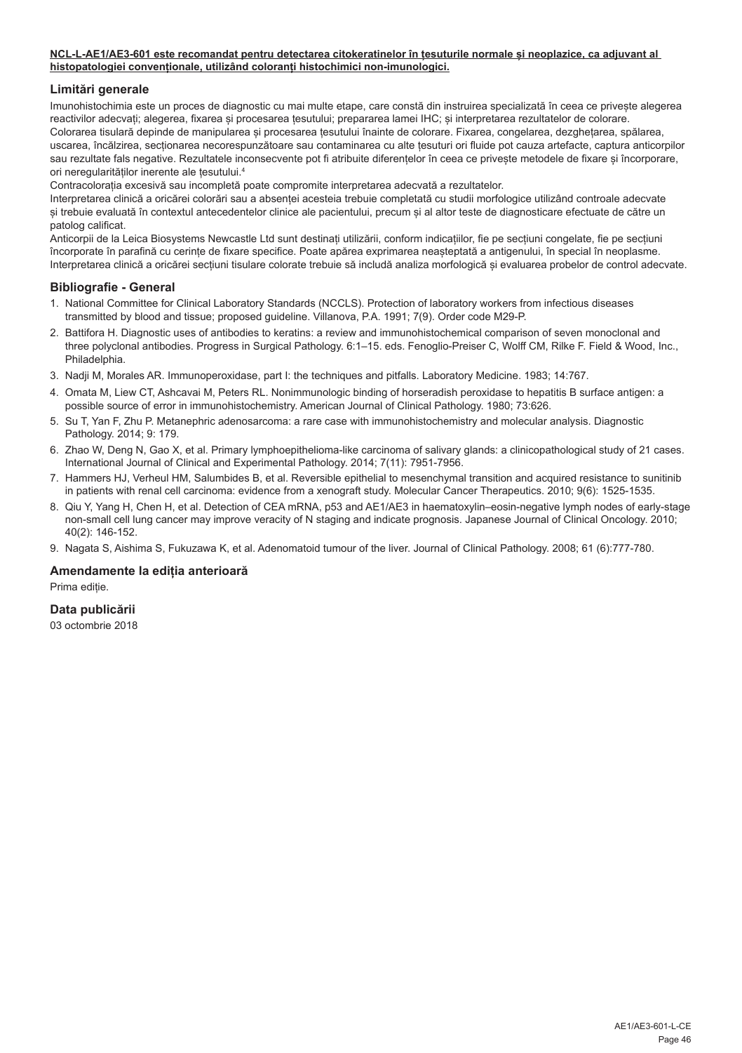**NCL-L-AE1/AE3-601 este recomandat pentru detectarea citokeratinelor în țesuturile normale și neoplazice, ca adjuvant al histopatologiei convenționale, utilizând coloranți histochimici non-imunologici.**

## Limitări generale

Imunohistochimia este un proces de diagnostic cu mai multe etape, care constă din instruirea specializată în ceea ce privește alegerea reactivilor adecvați; alegerea, fixarea și procesarea țesutului; prepararea lamei IHC; și interpretarea rezultatelor de colorare.

Colorarea tisulară depinde de manipularea și procesarea țesutului înainte de colorare. Fixarea, congelarea, dezghețarea, spălarea, uscarea, încălzirea, secționarea necorespunzătoare sau contaminarea cu alte țesuturi ori fluide pot cauza artefacte, captura anticorpilor sau rezultate fals negative. Rezultatele inconsecvente pot fi atribuite diferențelor în ceea ce privește metodele de fixare și încorporare, ori neregularităților inerente ale țesutului.[4]

Contracolorația excesivă sau incompletă poate compromite interpretarea adecvată a rezultatelor.

Interpretarea clinică a oricărei colorări sau a absenței acesteia trebuie completată cu studii morfologice utilizând controale adecvate și trebuie evaluată în contextul antecedentelor clinice ale pacientului, precum și al altor teste de diagnosticare efectuate de către un patolog calificat.

Anticorpii de la Leica Biosystems Newcastle Ltd sunt destinați utilizării, conform indicațiilor, fie pe secțiuni congelate, fie pe secțiuni încorporate în parafină cu cerințe de fixare specifice. Poate apărea exprimarea neașteptată a antigenului, în special în neoplasme. Interpretarea clinică a oricărei secțiuni tisulare colorate trebuie să includă analiza morfologică și evaluarea probelor de control adecvate.

## Bibliografie - General

1. National Committee for Clinical Laboratory Standards (NCCLS). Protection of laboratory workers from infectious diseases transmitted by blood and tissue; proposed guideline. Villanova, P.A. 1991; 7(9). Order code M29-P.
2. Battifora H. Diagnostic uses of antibodies to keratins: a review and immunohistochemical comparison of seven monoclonal and three polyclonal antibodies. Progress in Surgical Pathology. 6:1–15. eds. Fenoglio-Preiser C, Wolff CM, Rilke F. Field & Wood, Inc., Philadelphia.
3. Nadji M, Morales AR. Immunoperoxidase, part I: the techniques and pitfalls. Laboratory Medicine. 1983; 14:767.
4. Omata M, Liew CT, Ashcavai M, Peters RL. Nonimmunologic binding of horseradish peroxidase to hepatitis B surface antigen: a possible source of error in immunohistochemistry. American Journal of Clinical Pathology. 1980; 73:626.
5. Su T, Yan F, Zhu P. Metanephric adenosarcoma: a rare case with immunohistochemistry and molecular analysis. Diagnostic Pathology. 2014; 9: 179.
6. Zhao W, Deng N, Gao X, et al. Primary lymphoepithelioma-like carcinoma of salivary glands: a clinicopathological study of 21 cases. International Journal of Clinical and Experimental Pathology. 2014; 7(11): 7951-7956.
7. Hammers HJ, Verheul HM, Salumbides B, et al. Reversible epithelial to mesenchymal transition and acquired resistance to sunitinib in patients with renal cell carcinoma: evidence from a xenograft study. Molecular Cancer Therapeutics. 2010; 9(6): 1525-1535.
8. Qiu Y, Yang H, Chen H, et al. Detection of CEA mRNA, p53 and AE1/AE3 in haematoxylin–eosin-negative lymph nodes of early-stage non-small cell lung cancer may improve veracity of N staging and indicate prognosis. Japanese Journal of Clinical Oncology. 2010; 40(2): 146-152.
9. Nagata S, Aishima S, Fukuzawa K, et al. Adenomatoid tumour of the liver. Journal of Clinical Pathology. 2008; 61 (6):777-780.

## Amendamente la ediția anterioară

Prima ediție.

## Data publicării

03 octombrie 2018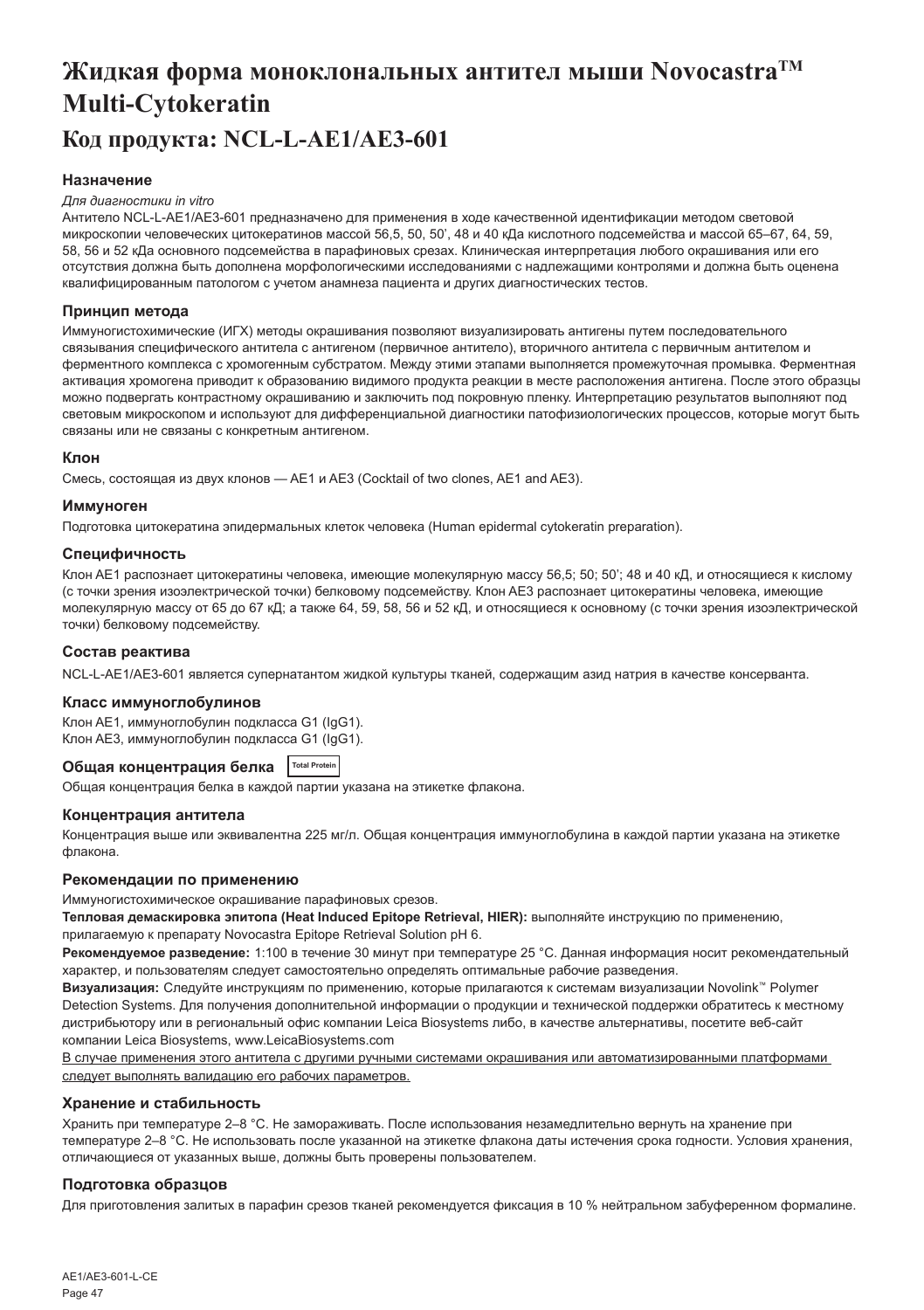# Жидкая форма моноклональных антител мыши Novocastra™ Multi-Cytokeratin

## Код продукта: NCL-L-AE1/AE3-601

### Назначение

*Для диагностики in vitro*

Антитело NCL-L-AE1/AE3-601 предназначено для применения в ходе качественной идентификации методом световой микроскопии человеческих цитокератинов массой 56,5, 50, 50', 48 и 40 кДа кислотного подсемейства и массой 65–67, 64, 59, 58, 56 и 52 кДа основного подсемейства в парафиновых срезах. Клиническая интерпретация любого окрашивания или его отсутствия должна быть дополнена морфологическими исследованиями с надлежащими контролями и должна быть оценена квалифицированным патологом с учетом анамнеза пациента и других диагностических тестов.

### Принцип метода

Иммуногистохимические (ИГХ) методы окрашивания позволяют визуализировать антигены путем последовательного связывания специфического антитела с антигеном (первичное антитело), вторичного антитела с первичным антителом и ферментного комплекса с хромогенным субстратом. Между этими этапами выполняется промежуточная промывка. Ферментная активация хромогена приводит к образованию видимого продукта реакции в месте расположения антигена. После этого образцы можно подвергать контрастному окрашиванию и заключить под покровную пленку. Интерпретацию результатов выполняют под световым микроскопом и используют для дифференциальной диагностики патофизиологических процессов, которые могут быть связаны или не связаны с конкретным антигеном.

### Клон

Смесь, состоящая из двух клонов — AE1 и AE3 (Cocktail of two clones, AE1 and AE3).

### Иммуноген

Подготовка цитокератина эпидермальных клеток человека (Human epidermal cytokeratin preparation).

### Специфичность

Клон AE1 распознает цитокератины человека, имеющие молекулярную массу 56,5; 50; 50'; 48 и 40 кД, и относящиеся к кислому (с точки зрения изоэлектрической точки) белковому подсемейству. Клон AE3 распознает цитокератины человека, имеющие молекулярную массу от 65 до 67 кД; а также 64, 59, 58, 56 и 52 кД, и относящиеся к основному (с точки зрения изоэлектрической точки) белковому подсемейству.

### Состав реактива

NCL-L-AE1/AE3-601 является супернатантом жидкой культуры тканей, содержащим азид натрия в качестве консерванта.

### Класс иммуноглобулинов

Клон AE1, иммуноглобулин подкласса G1 (IgG1).
Клон AE3, иммуноглобулин подкласса G1 (IgG1).

### Общая концентрация белка Total Protein

Общая концентрация белка в каждой партии указана на этикетке флакона.

### Концентрация антитела

Концентрация выше или эквивалентна 225 мг/л. Общая концентрация иммуноглобулина в каждой партии указана на этикетке флакона.

### Рекомендации по применению

Иммуногистохимическое окрашивание парафиновых срезов.

**Тепловая демаскировка эпитопа (Heat Induced Epitope Retrieval, HIER):** выполняйте инструкцию по применению, прилагаемую к препарату Novocastra Epitope Retrieval Solution pH 6.

**Рекомендуемое разведение:** 1:100 в течение 30 минут при температуре 25 °C. Данная информация носит рекомендательный характер, и пользователям следует самостоятельно определять оптимальные рабочие разведения.

**Визуализация:** Следуйте инструкциям по применению, которые прилагаются к системам визуализации Novolink™ Polymer Detection Systems. Для получения дополнительной информации о продукции и технической поддержки обратитесь к местному дистрибьютору или в региональный офис компании Leica Biosystems либо, в качестве альтернативы, посетите веб-сайт компании Leica Biosystems, www.LeicaBiosystems.com

<u>В случае применения этого антитела с другими ручными системами окрашивания или автоматизированными платформами следует выполнять валидацию его рабочих параметров.</u>

### Хранение и стабильность

Хранить при температуре 2–8 °C. Не замораживать. После использования незамедлительно вернуть на хранение при температуре 2–8 °C. Не использовать после указанной на этикетке флакона даты истечения срока годности. Условия хранения, отличающиеся от указанных выше, должны быть проверены пользователем.

### Подготовка образцов

Для приготовления залитых в парафин срезов тканей рекомендуется фиксация в 10 % нейтральном забуференном формалине.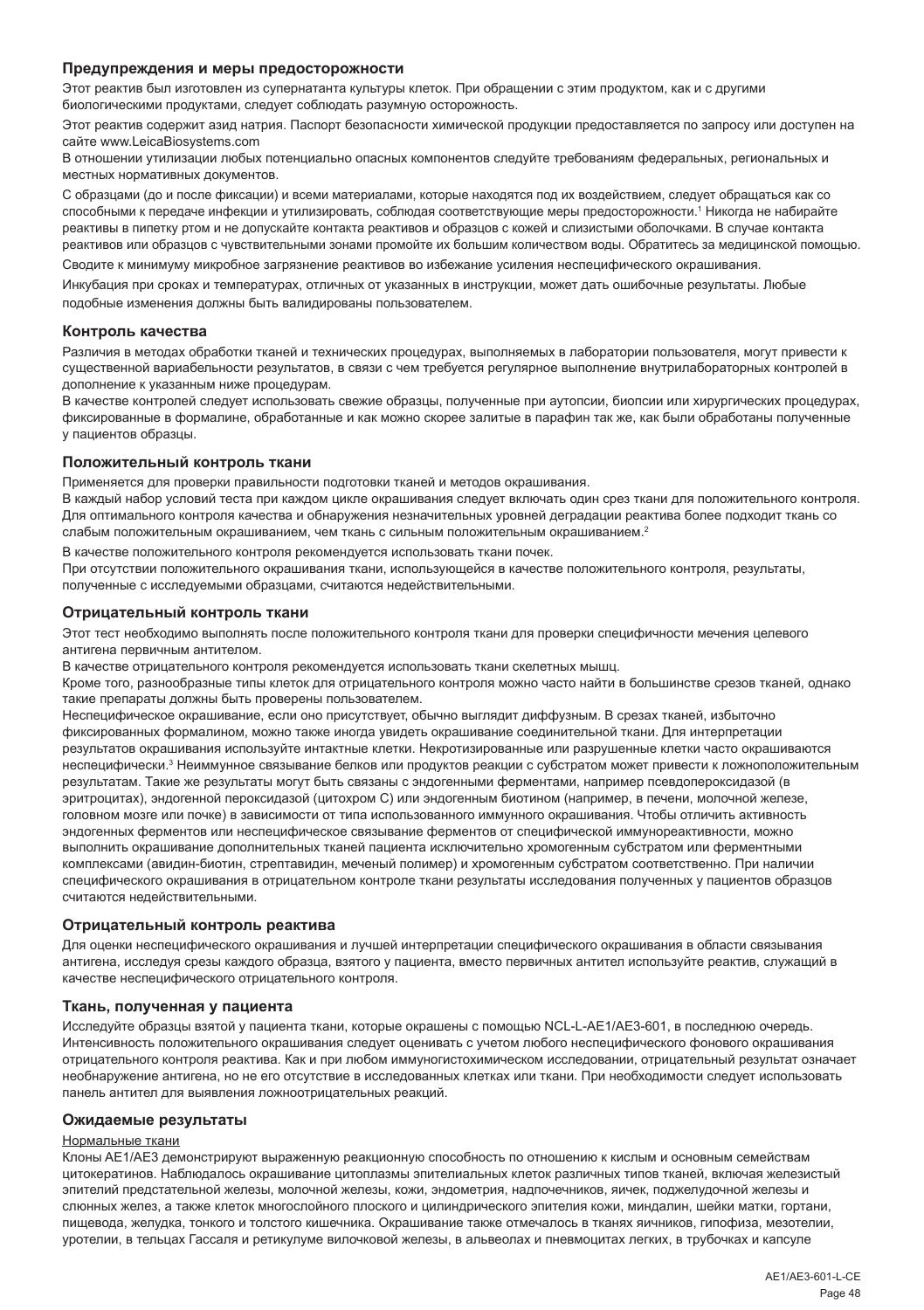### Предупреждения и меры предосторожности

Этот реактив был изготовлен из супернатанта культуры клеток. При обращении с этим продуктом, как и с другими биологическими продуктами, следует соблюдать разумную осторожность.

Этот реактив содержит азид натрия. Паспорт безопасности химической продукции предоставляется по запросу или доступен на сайте www.LeicaBiosystems.com

В отношении утилизации любых потенциально опасных компонентов следуйте требованиям федеральных, региональных и местных нормативных документов.

С образцами (до и после фиксации) и всеми материалами, которые находятся под их воздействием, следует обращаться как со способными к передаче инфекции и утилизировать, соблюдая соответствующие меры предосторожности.[1] Никогда не набирайте реактивы в пипетку ртом и не допускайте контакта реактивов и образцов с кожей и слизистыми оболочками. В случае контакта реактивов или образцов с чувствительными зонами промойте их большим количеством воды. Обратитесь за медицинской помощью.

Сводите к минимуму микробное загрязнение реактивов во избежание усиления неспецифического окрашивания.

Инкубация при сроках и температурах, отличных от указанных в инструкции, может дать ошибочные результаты. Любые подобные изменения должны быть валидированы пользователем.

### Контроль качества

Различия в методах обработки тканей и технических процедурах, выполняемых в лаборатории пользователя, могут привести к существенной вариабельности результатов, в связи с чем требуется регулярное выполнение внутрилабораторных контролей в дополнение к указанным ниже процедурам.

В качестве контролей следует использовать свежие образцы, полученные при аутопсии, биопсии или хирургических процедурах, фиксированные в формалине, обработанные и как можно скорее залитые в парафин так же, как были обработаны полученные у пациентов образцы.

### Положительный контроль ткани

Применяется для проверки правильности подготовки тканей и методов окрашивания.

В каждый набор условий теста при каждом цикле окрашивания следует включать один срез ткани для положительного контроля. Для оптимального контроля качества и обнаружения незначительных уровней деградации реактива более подходит ткань со слабым положительным окрашиванием, чем ткань с сильным положительным окрашиванием.[2]

В качестве положительного контроля рекомендуется использовать ткани почек.

При отсутствии положительного окрашивания ткани, использующейся в качестве положительного контроля, результаты, полученные с исследуемыми образцами, считаются недействительными.

### Отрицательный контроль ткани

Этот тест необходимо выполнять после положительного контроля ткани для проверки специфичности мечения целевого антигена первичным антителом.

В качестве отрицательного контроля рекомендуется использовать ткани скелетных мышц.

Кроме того, разнообразные типы клеток для отрицательного контроля можно часто найти в большинстве срезов тканей, однако такие препараты должны быть проверены пользователем.

Неспецифическое окрашивание, если оно присутствует, обычно выглядит диффузным. В срезах тканей, избыточно фиксированных формалином, можно также иногда увидеть окрашивание соединительной ткани. Для интерпретации результатов окрашивания используйте интактные клетки. Некротизированные или разрушенные клетки часто окрашиваются неспецифически.[3] Неиммунное связывание белков или продуктов реакции с субстратом может привести к ложноположительным результатам. Такие же результаты могут быть связаны с эндогенными ферментами, например псевдопероксидазой (в эритроцитах), эндогенной пероксидазой (цитохром C) или эндогенным биотином (например, в печени, молочной железе, головном мозге или почке) в зависимости от типа использованного иммунного окрашивания. Чтобы отличить активность эндогенных ферментов или неспецифическое связывание ферментов от специфической иммунореактивности, можно выполнить окрашивание дополнительных тканей пациента исключительно хромогенным субстратом или ферментными комплексами (авидин-биотин, стрептавидин, меченый полимер) и хромогенным субстратом соответственно. При наличии специфического окрашивания в отрицательном контроле ткани результаты исследования полученных у пациентов образцов считаются недействительными.

### Отрицательный контроль реактива

Для оценки неспецифического окрашивания и лучшей интерпретации специфического окрашивания в области связывания антигена, исследуя срезы каждого образца, взятого у пациента, вместо первичных антител используйте реактив, служащий в качестве неспецифического отрицательного контроля.

### Ткань, полученная у пациента

Исследуйте образцы взятой у пациента ткани, которые окрашены с помощью NCL-L-AE1/AE3-601, в последнюю очередь. Интенсивность положительного окрашивания следует оценивать с учетом любого неспецифического фонового окрашивания отрицательного контроля реактива. Как и при любом иммуногистохимическом исследовании, отрицательный результат означает необнаружение антигена, но не его отсутствие в исследованных клетках и ткани. При необходимости следует использовать панель антител для выявления ложноотрицательных реакций.

### Ожидаемые результаты

Нормальные ткани

Клоны AE1/AE3 демонстрируют выраженную реакционную способность по отношению к кислым и основным семействам цитокератинов. Наблюдалось окрашивание цитоплазмы эпителиальных клеток различных типов тканей, включая железистый эпителий предстательной железы, молочной железы, кожи, эндометрия, надпочечников, яичек, поджелудочной железы и слюнных желез, а также клеток многослойного плоского и цилиндрического эпителия кожи, миндалин, шейки матки, гортани, пищевода, желудка, тонкого и толстого кишечника. Окрашивание также отмечалось в тканях яичников, гипофиза, мезотелии, уротелии, в тельцах Гассаля и ретикулуме вилочковой железы, в альвеолах и пневмоцитах легких, в трубочках и капсуле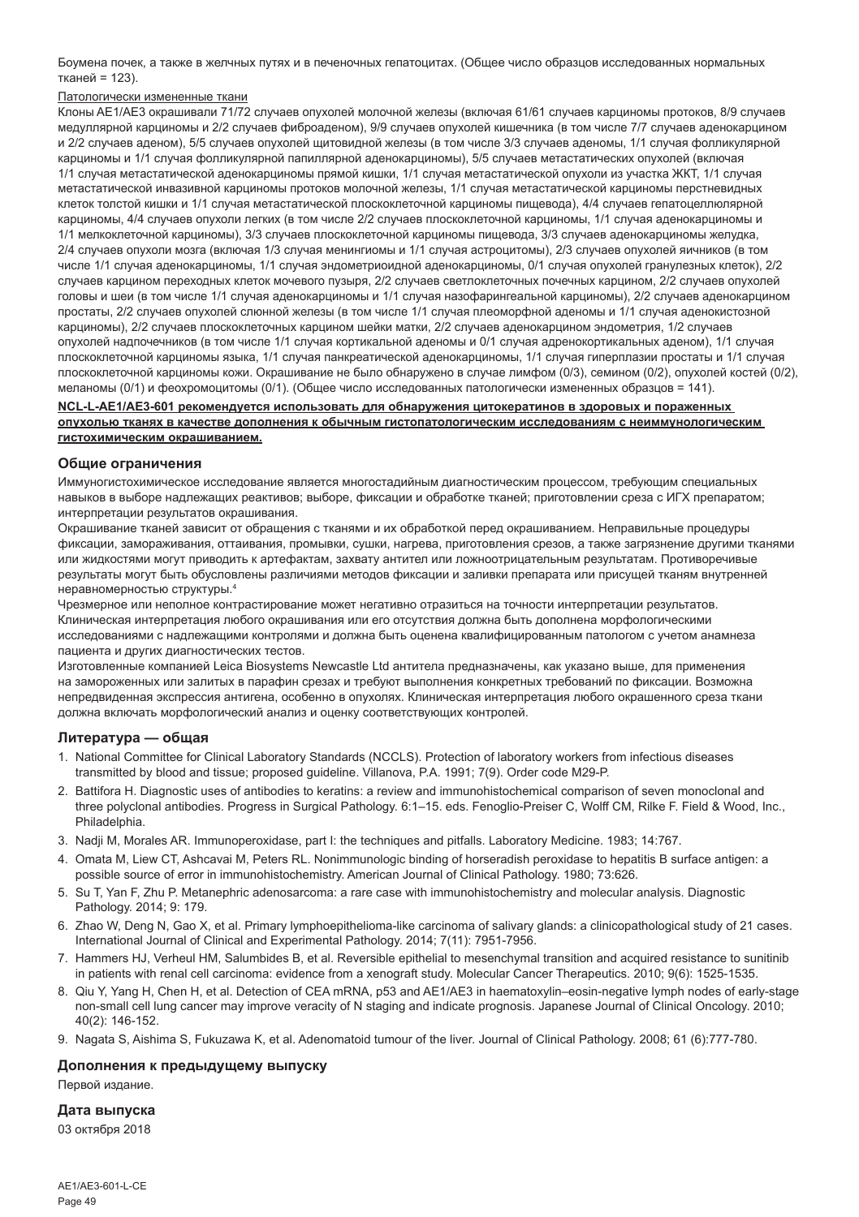Боумена почек, а также в желчных путях и в печеночных гепатоцитах. (Общее число образцов исследованных нормальных тканей = 123).

Патологически измененные ткани

Клоны AE1/AE3 окрашивали 71/72 случаев опухолей молочной железы (включая 61/61 случаев карциномы протоков, 8/9 случаев медуллярной карциномы и 2/2 случаев фиброаденом), 9/9 случаев опухолей кишечника (в том числе 7/7 случаев аденокарцином и 2/2 случаев аденом), 5/5 случаев опухолей щитовидной железы (в том числе 3/3 случаев аденомы, 1/1 случая фолликулярной карциномы и 1/1 случая фолликулярной папиллярной аденокарциномы), 5/5 случаев метастатических опухолей (включая 1/1 случая метастатической аденокарциномы прямой кишки, 1/1 случая метастатической опухоли из участка ЖКТ, 1/1 случая метастатической инвазивной карциномы протоков молочной железы, 1/1 случая метастатической карциномы перстневидных клеток толстой кишки и 1/1 случая метастатической плоскоклеточной карциномы пищевода), 4/4 случаев гепатоцеллюлярной карциномы, 4/4 случаев опухоли легких (в том числе 2/2 случаев плоскоклеточной карциномы, 1/1 случая аденокарциномы и 1/1 мелкоклеточной карциномы), 3/3 случаев плоскоклеточной карциномы пищевода, 3/3 случаев аденокарциномы желудка, 2/4 случаев опухоли мозга (включая 1/3 случая менингиомы и 1/1 случая астроцитомы), 2/3 случаев опухолей яичников (в том числе 1/1 случая аденокарциномы, 1/1 случая эндометриоидной аденокарциномы, 0/1 случая опухолей гранулезных клеток), 2/2 случаев карцином переходных клеток мочевого пузыря, 2/2 случаев светлоклеточных почечных карцином, 2/2 случаев опухолей головы и шеи (в том числе 1/1 случая аденокарциномы и 1/1 случая назофарингеальной карциномы), 2/2 случаев аденокарцином простаты, 2/2 случаев опухолей слюнной железы (в том числе 1/1 случая плеоморфной аденомы и 1/1 случая аденокистозной карциномы), 2/2 случаев плоскоклеточных карцином шейки матки, 2/2 случаев аденокарцином эндометрия, 1/2 случаев опухолей надпочечников (в том числе 1/1 случая кортикальной аденомы и 0/1 случая адренокортикальных аденом), 1/1 случая плоскоклеточной карциномы языка, 1/1 случая панкреатической аденокарциномы, 1/1 случая гиперплазии простаты и 1/1 случая плоскоклеточной карциномы кожи. Окрашивание не было обнаружено в случае лимфом (0/3), семином (0/2), опухолей костей (0/2), меланомы (0/1) и феохромоцитомы (0/1). (Общее число исследованных патологически измененных образцов = 141).

**NCL-L-AE1/AE3-601 рекомендуется использовать для обнаружения цитокератинов в здоровых и пораженных опухолью тканях в качестве дополнения к обычным гистопатологическим исследованиям с неиммунологическим гистохимическим окрашиванием.**

## Общие ограничения

Иммуногистохимическое исследование является многостадийным диагностическим процессом, требующим специальных навыков в выборе надлежащих реактивов; выборе, фиксации и обработке тканей; приготовлении среза с ИГХ препаратом; интерпретации результатов окрашивания.

Окрашивание тканей зависит от обращения с тканями и их обработкой перед окрашиванием. Неправильные процедуры фиксации, замораживания, оттаивания, промывки, сушки, нагрева, приготовления срезов, а также загрязнение другими тканями или жидкостями могут приводить к артефактам, захвату антител или ложноотрицательным результатам. Противоречивые результаты могут быть обусловлены различиями методов фиксации и заливки препарата или присущей тканям внутренней неравномерностью структуры.[4]

Чрезмерное или неполное контрастирование может негативно отразиться на точности интерпретации результатов. Клиническая интерпретация любого окрашивания или его отсутствия должна быть дополнена морфологическими исследованиями с надлежащими контролями и должна быть оценена квалифицированным патологом с учетом анамнеза пациента и других диагностических тестов.

Изготовленные компанией Leica Biosystems Newcastle Ltd антитела предназначены, как указано выше, для применения на замороженных или залитых в парафин срезах и требуют выполнения конкретных требований по фиксации. Возможна непредвиденная экспрессия антигена, особенно в опухолях. Клиническая интерпретация любого окрашенного среза ткани должна включать морфологический анализ и оценку соответствующих контролей.

## Литература — общая

1. National Committee for Clinical Laboratory Standards (NCCLS). Protection of laboratory workers from infectious diseases transmitted by blood and tissue; proposed guideline. Villanova, P.A. 1991; 7(9). Order code M29-P.
2. Battifora H. Diagnostic uses of antibodies to keratins: a review and immunohistochemical comparison of seven monoclonal and three polyclonal antibodies. Progress in Surgical Pathology. 6:1–15. eds. Fenoglio-Preiser C, Wolff CM, Rilke F. Field & Wood, Inc., Philadelphia.
3. Nadji M, Morales AR. Immunoperoxidase, part I: the techniques and pitfalls. Laboratory Medicine. 1983; 14:767.
4. Omata M, Liew CT, Ashcavai M, Peters RL. Nonimmunologic binding of horseradish peroxidase to hepatitis B surface antigen: a possible source of error in immunohistochemistry. American Journal of Clinical Pathology. 1980; 73:626.
5. Su T, Yan F, Zhu P. Metanephric adenosarcoma: a rare case with immunohistochemistry and molecular analysis. Diagnostic Pathology. 2014; 9: 179.
6. Zhao W, Deng N, Gao X, et al. Primary lymphoepithelioma-like carcinoma of salivary glands: a clinicopathological study of 21 cases. International Journal of Clinical and Experimental Pathology. 2014; 7(11): 7951-7956.
7. Hammers HJ, Verheul HM, Salumbides B, et al. Reversible epithelial to mesenchymal transition and acquired resistance to sunitinib in patients with renal cell carcinoma: evidence from a xenograft study. Molecular Cancer Therapeutics. 2010; 9(6): 1525-1535.
8. Qiu Y, Yang H, Chen H, et al. Detection of CEA mRNA, p53 and AE1/AE3 in haematoxylin–eosin-negative lymph nodes of early-stage non-small cell lung cancer may improve veracity of N staging and indicate prognosis. Japanese Journal of Clinical Oncology. 2010; 40(2): 146-152.
9. Nagata S, Aishima S, Fukuzawa K, et al. Adenomatoid tumour of the liver. Journal of Clinical Pathology. 2008; 61 (6):777-780.

## Дополнения к предыдущему выпуску

Первой издание.

## Дата выпуска

03 октября 2018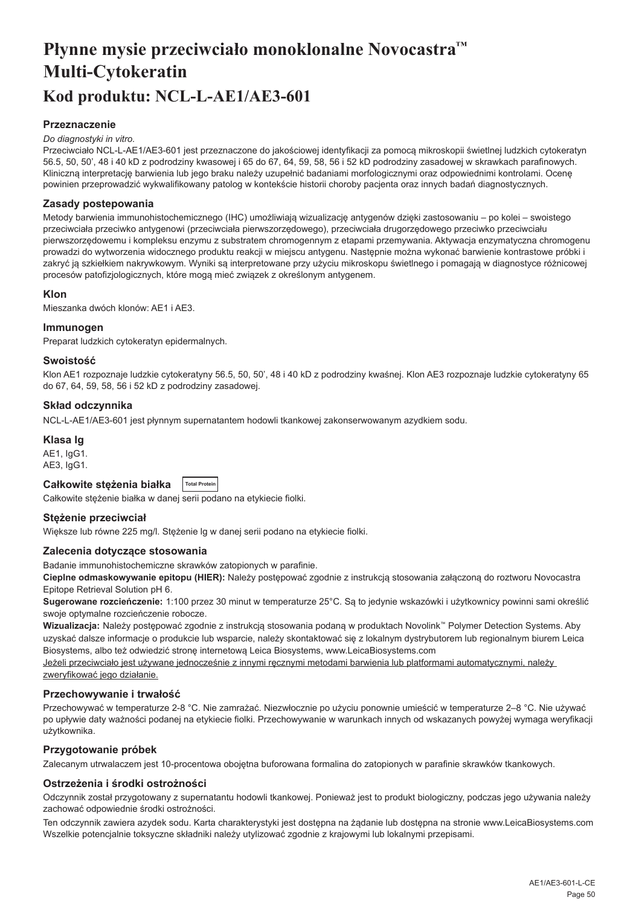# Płynne mysie przeciwciało monoklonalne Novocastra™ Multi-Cytokeratin

# Kod produktu: NCL-L-AE1/AE3-601

### Przeznaczenie

*Do diagnostyki in vitro.*

Przeciwciało NCL-L-AE1/AE3-601 jest przeznaczone do jakościowej identyfikacji za pomocą mikroskopii świetlnej ludzkich cytokeratyn 56.5, 50, 50', 48 i 40 kD z podrodziny kwasowej i 65 do 67, 64, 59, 58, 56 i 52 kD podrodziny zasadowej w skrawkach parafinowych. Kliniczną interpretację barwienia lub jego braku należy uzupełnić badaniami morfologicznymi oraz odpowiednimi kontrolami. Ocenę powinien przeprowadzić wykwalifikowany patolog w kontekście historii choroby pacjenta oraz innych badań diagnostycznych.

### Zasady postepowania

Metody barwienia immunohistochemicznego (IHC) umożliwiają wizualizację antygenów dzięki zastosowaniu – po kolei – swoistego przeciwciała przeciwko antygenowi (przeciwciała pierwszorzędowego), przeciwciała drugorzędowego przeciwko przeciwciału pierwszorzędowemu i kompleksu enzymu z substratem chromogennym z etapami przemywania. Aktywacja enzymatyczna chromogenu prowadzi do wytworzenia widocznego produktu reakcji w miejscu antygenu. Następnie można wykonać barwienie kontrastowe próbki i zakryć ją szkiełkiem nakrywkowym. Wyniki są interpretowane przy użyciu mikroskopu świetlnego i pomagają w diagnostyce różnicowej procesów patofizjologicznych, które mogą mieć związek z określonym antygenem.

### Klon

Mieszanka dwóch klonów: AE1 i AE3.

### Immunogen

Preparat ludzkich cytokeratyn epidermalnych.

### Swoistość

Klon AE1 rozpoznaje ludzkie cytokeratyny 56.5, 50, 50', 48 i 40 kD z podrodziny kwaśnej. Klon AE3 rozpoznaje ludzkie cytokeratyny 65 do 67, 64, 59, 58, 56 i 52 kD z podrodziny zasadowej.

### Skład odczynnika

NCL-L-AE1/AE3-601 jest płynnym supernatantem hodowli tkankowej zakonserwowanym azydkiem sodu.

### Klasa Ig

AE1, IgG1.
AE3, IgG1.

### Całkowite stężenia białka

Total Protein

Całkowite stężenie białka w danej serii podano na etykiecie fiolki.

### Stężenie przeciwciał

Większe lub równe 225 mg/l. Stężenie Ig w danej serii podano na etykiecie fiolki.

### Zalecenia dotyczące stosowania

Badanie immunohistochemiczne skrawków zatopionych w parafinie.

**Cieplne odmaskowywanie epitopu (HIER):** Należy postępować zgodnie z instrukcją stosowania załączoną do roztworu Novocastra Epitope Retrieval Solution pH 6.

**Sugerowane rozcieńczenie:** 1:100 przez 30 minut w temperaturze 25°C. Są to jedynie wskazówki i użytkownicy powinni sami określić swoje optymalne rozcieńczenie robocze.

**Wizualizacja:** Należy postępować zgodnie z instrukcją stosowania podaną w produktach Novolink™ Polymer Detection Systems. Aby uzyskać dalsze informacje o produkcie lub wsparcie, należy skontaktować się z lokalnym dystrybutorem lub regionalnym biurem Leica Biosystems, albo też odwiedzić stronę internetową Leica Biosystems, www.LeicaBiosystems.com

Jeżeli przeciwciało jest używane jednocześnie z innymi ręcznymi metodami barwienia lub platformami automatycznymi, należy zweryfikować jego działanie.

### Przechowywanie i trwałość

Przechowywać w temperaturze 2-8 °C. Nie zamrażać. Niezwłocznie po użyciu ponownie umieścić w temperaturze 2–8 °C. Nie używać po upływie daty ważności podanej na etykiecie fiolki. Przechowywanie w warunkach innych od wskazanych powyżej wymaga weryfikacji użytkownika.

### Przygotowanie próbek

Zalecanym utrwalaczem jest 10-procentowa obojętna buforowana formalina do zatopionych w parafinie skrawków tkankowych.

### Ostrzeżenia i środki ostrożności

Odczynnik został przygotowany z supernatantu hodowli tkankowej. Ponieważ jest to produkt biologiczny, podczas jego używania należy zachować odpowiednie środki ostrożności.

Ten odczynnik zawiera azydek sodu. Karta charakterystyki jest dostępna na żądanie lub dostępna na stronie www.LeicaBiosystems.com Wszelkie potencjalnie toksyczne składniki należy utylizować zgodnie z krajowymi lub lokalnymi przepisami.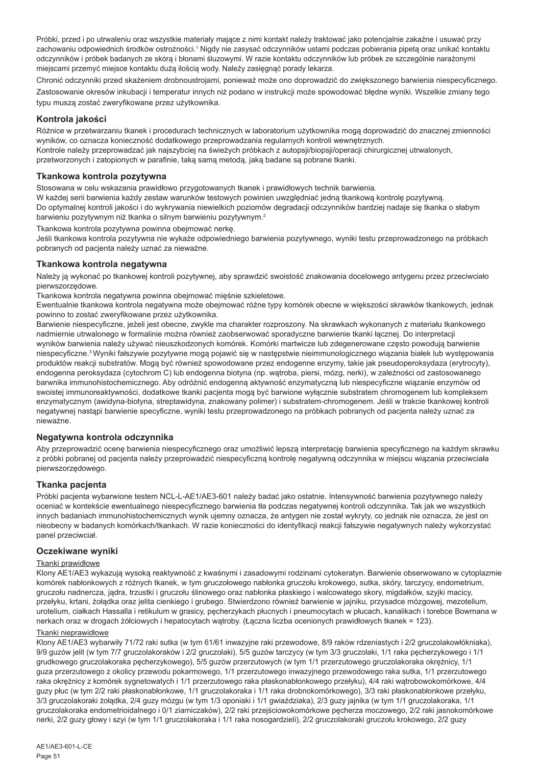Próbki, przed i po utrwaleniu oraz wszystkie materiały mające z nimi kontakt należy traktować jako potencjalnie zakaźne i usuwać przy zachowaniu odpowiednich środków ostrożności.[1] Nigdy nie zasysać odczynników ustami podczas pobierania pipetą oraz unikać kontaktu odczynników i próbek badanych ze skórą i błonami śluzowymi. W razie kontaktu odczynników lub próbek ze szczególnie narażonymi miejscami przemyć miejsce kontaktu dużą ilością wody. Należy zasięgnąć porady lekarza.

Chronić odczynniki przed skażeniem drobnoustrojami, ponieważ może ono doprowadzić do zwiększonego barwienia niespecyficznego.

Zastosowanie okresów inkubacji i temperatur innych niż podano w instrukcji może spowodować błędne wyniki. Wszelkie zmiany tego typu muszą zostać zweryfikowane przez użytkownika.

## Kontrola jakości

Różnice w przetwarzaniu tkanek i procedurach technicznych w laboratorium użytkownika mogą doprowadzić do znacznej zmienności wyników, co oznacza konieczność dodatkowego przeprowadzania regularnych kontroli wewnętrznych.
Kontrole należy przeprowadzać jak najszybciej na świeżych próbkach z autopsji/biopsji/operacji chirurgicznej utrwalonych, przetworzonych i zatopionych w parafinie, taką samą metodą, jaką badane są pobrane tkanki.

## Tkankowa kontrola pozytywna

Stosowana w celu wskazania prawidłowo przygotowanych tkanek i prawidłowych technik barwienia.
W każdej serii barwienia każdy zestaw warunków testowych powinien uwzględniać jedną tkankową kontrolę pozytywną.
Do optymalnej kontroli jakości i do wykrywania niewielkich poziomów degradacji odczynników bardziej nadaje się tkanka o słabym barwieniu pozytywnym niż tkanka o silnym barwieniu pozytywnym.[2]

Tkankowa kontrola pozytywna powinna obejmować nerkę.
Jeśli tkankowa kontrola pozytywna nie wykaże odpowiedniego barwienia pozytywnego, wyniki testu przeprowadzonego na próbkach pobranych od pacjenta należy uznać za nieważne.

## Tkankowa kontrola negatywna

Należy ją wykonać po tkankowej kontroli pozytywnej, aby sprawdzić swoistość znakowania docelowego antygenu przez przeciwciało pierwszorzędowe.
Tkankowa kontrola negatywna powinna obejmować mięśnie szkieletowe.
Ewentualnie tkankowa kontrola negatywna może obejmować różne typy komórek obecne w większości skrawków tkankowych, jednak powinno to zostać zweryfikowane przez użytkownika.
Barwienie niespecyficzne, jeżeli jest obecne, zwykle ma charakter rozproszony. Na skrawkach wykonanych z materiału tkankowego nadmiernie utrwalonego w formalinie można również zaobserwować sporadyczne barwienie tkanki łącznej. Do interpretacji wyników barwienia należy używać nieuszkodzonych komórek. Komórki martwicze lub zdegenerowane często powodują barwienie niespecyficzne.[3] Wyniki fałszywie pozytywne mogą pojawić się w następstwie nieimmunologicznego wiązania białek lub występowania produktów reakcji substratów. Mogą być również spowodowane przez endogenne enzymy, takie jak pseudoperoksydaza (erytrocyty), endogenna peroksydaza (cytochrom C) lub endogenna biotyna (np. wątroba, piersi, mózg, nerki), w zależności od zastosowanego barwnika immunohistochemicznego. Aby odróżnić endogenną aktywność enzymatyczną lub niespecyficzne wiązanie enzymów od swoistej immunoreaktywności, dodatkowe tkanki pacjenta mogą być barwione wyłącznie substratem chromogenem lub kompleksem enzymatycznym (awidyna-biotyna, streptawidyna, znakowany polimer) i substratem-chromogenem. Jeśli w trakcie tkankowej kontroli negatywnej nastąpi barwienie specyficzne, wyniki testu przeprowadzonego na próbkach pobranych od pacjenta należy uznać za nieważne.

## Negatywna kontrola odczynnika

Aby przeprowadzić ocenę barwienia niespecyficznego oraz umożliwić lepszą interpretację barwienia specyficznego na każdym skrawku z próbki pobranej od pacjenta należy przeprowadzić niespecyficzną kontrolę negatywną odczynnika w miejscu wiązania przeciwciała pierwszorzędowego.

## Tkanka pacjenta

Próbki pacjenta wybarwione testem NCL-L-AE1/AE3-601 należy badać jako ostatnie. Intensywność barwienia pozytywnego należy oceniać w kontekście ewentualnego niespecyficznego barwienia tła podczas negatywnej kontroli odczynnika. Tak jak we wszystkich innych badaniach immunohistochemicznych wynik ujemny oznacza, że antygen nie został wykryty, co jednak nie oznacza, że jest on nieobecny w badanych komórkach/tkankach. W razie konieczności do identyfikacji reakcji fałszywie negatywnych należy wykorzystać panel przeciwciał.

## Oczekiwane wyniki

Tkanki prawidłowe

Klony AE1/AE3 wykazują wysoką reaktywność z kwaśnymi i zasadowymi rodzinami cytokeratyn. Barwienie obserwowano w cytoplazmie komórek nabłonkowych z różnych tkanek, w tym gruczołowego nabłonka gruczołu krokowego, sutka, skóry, tarczycy, endometrium, gruczołu nadnercza, jądra, trzustki i gruczołu ślinowego oraz nabłonka płaskiego i walcowatego skory, migdałków, szyjki macicy, przełyku, krtani, żołądka oraz jelita cienkiego i grubego. Stwierdzono również barwienie w jajniku, przysadce mózgowej, mezotelium, urotelium, ciałkach Hassalla i retikulum w grasicy, pęcherzykach płucnych i pneumocytach w płucach, kanalikach i torebce Bowmana w nerkach oraz w drogach żółciowych i hepatocytach wątroby. (Łączna liczba ocenionych prawidłowych tkanek = 123).

Tkanki nieprawidłowe

Klony AE1/AE3 wybarwiły 71/72 raki sutka (w tym 61/61 inwazyjne raki przewodowe, 8/9 raków rdzeniastych i 2/2 gruczolakowłókniaka), 9/9 guzów jelit (w tym 7/7 gruczolakoraków i 2/2 gruczolaki), 5/5 guzów tarczycy (w tym 3/3 gruczolaki, 1/1 raka pęcherzykowego i 1/1 grudkowego gruczolakoraka pęcherzykowego), 5/5 guzów przerzutowych (w tym 1/1 przerzutowego gruczolakoraka okrężnicy, 1/1 guza przerzutowego z okolicy przewodu pokarmowego, 1/1 przerzutowego inwazyjnego przewodowego raka sutka, 1/1 przerzutowego raka okrężnicy z komórek sygnetowatych i 1/1 przerzutowego raka płaskonabłonkowego przełyku), 4/4 raki wątrobowokomórkowe, 4/4 guzy płuc (w tym 2/2 raki płaskonabłonkowe, 1/1 gruczolakoraka i 1/1 raka drobnokomórkowego), 3/3 raki płaskonabłonkowe przełyku, 3/3 gruczolakoraki żołądka, 2/4 guzy mózgu (w tym 1/3 oponiaki i 1/1 gwiaździaka), 2/3 guzy jajnika (w tym 1/1 gruczolakoraka, 1/1 gruczolakoraka endometrioidalnego i 0/1 ziarniczaków), 2/2 raki przejściowokomórkowe pęcherza moczowego, 2/2 raki jasnokomórkowe nerki, 2/2 guzy głowy i szyi (w tym 1/1 gruczolakoraka i 1/1 raka nosogardzieli), 2/2 gruczolakoraki gruczołu krokowego, 2/2 guzy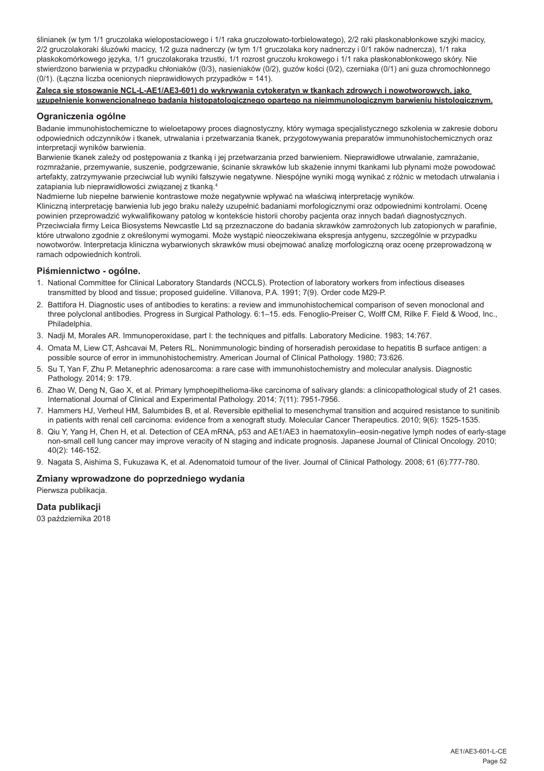ślinianek (w tym 1/1 gruczolaka wielopostaciowego i 1/1 raka gruczołowato-torbielowatego), 2/2 raki płaskonabłonkowe szyjki macicy, 2/2 gruczolakoraki śluzówki macicy, 1/2 guza nadnerczy (w tym 1/1 gruczolaka kory nadnerczy i 0/1 raków nadnercza), 1/1 raka płaskokomórkowego języka, 1/1 gruczolakoraka trzustki, 1/1 rozrost gruczołu krokowego i 1/1 raka płaskonabłonkowego skóry. Nie stwierdzono barwienia w przypadku chłoniaków (0/3), nasieniaków (0/2), guzów kości (0/2), czerniaka (0/1) ani guza chromochłonnego (0/1). (Łączna liczba ocenionych nieprawidłowych przypadków = 141).

**Zaleca się stosowanie NCL-L-AE1/AE3-601) do wykrywania cytokeratyn w tkankach zdrowych i nowotworowych, jako uzupełnienie konwencjonalnego badania histopatologicznego opartego na nieimmunologicznym barwieniu histologicznym.**

## Ograniczenia ogólne

Badanie immunohistochemiczne to wieloetapowy proces diagnostyczny, który wymaga specjalistycznego szkolenia w zakresie doboru odpowiednich odczynników i tkanek, utrwalania i przetwarzania tkanek, przygotowywania preparatów immunohistochemicznych oraz interpretacji wyników barwienia.

Barwienie tkanek zależy od postępowania z tkanką i jej przetwarzania przed barwieniem. Nieprawidłowe utrwalanie, zamrażanie, rozmrażanie, przemywanie, suszenie, podgrzewanie, ścinanie skrawków lub skażenie innymi tkankami lub płynami może powodować artefakty, zatrzymywanie przeciwciał lub wyniki fałszywie negatywne. Niespójne wyniki mogą wynikać z różnic w metodach utrwalania i zatapiania lub nieprawidłowości związanej z tkanką.[4]

Nadmierne lub niepełne barwienie kontrastowe może negatywnie wpływać na właściwą interpretację wyników.

Kliniczną interpretację barwienia lub jego braku należy uzupełnić badaniami morfologicznymi oraz odpowiednimi kontrolami. Ocenę powinien przeprowadzić wykwalifikowany patolog w kontekście historii choroby pacjenta oraz innych badań diagnostycznych.

Przeciwciała firmy Leica Biosystems Newcastle Ltd są przeznaczone do badania skrawków zamrożonych lub zatopionych w parafinie, które utrwalono zgodnie z określonymi wymogami. Może wystąpić nieoczekiwana ekspresja antygenu, szczególnie w przypadku nowotworów. Interpretacja kliniczna wybarwionych skrawków musi obejmować analizę morfologiczną oraz ocenę przeprowadzoną w ramach odpowiednich kontroli.

## Piśmiennictwo - ogólne.

1. National Committee for Clinical Laboratory Standards (NCCLS). Protection of laboratory workers from infectious diseases transmitted by blood and tissue; proposed guideline. Villanova, P.A. 1991; 7(9). Order code M29-P.
2. Battifora H. Diagnostic uses of antibodies to keratins: a review and immunohistochemical comparison of seven monoclonal and three polyclonal antibodies. Progress in Surgical Pathology. 6:1–15. eds. Fenoglio-Preiser C, Wolff CM, Rilke F. Field & Wood, Inc., Philadelphia.
3. Nadji M, Morales AR. Immunoperoxidase, part I: the techniques and pitfalls. Laboratory Medicine. 1983; 14:767.
4. Omata M, Liew CT, Ashcavai M, Peters RL. Nonimmunologic binding of horseradish peroxidase to hepatitis B surface antigen: a possible source of error in immunohistochemistry. American Journal of Clinical Pathology. 1980; 73:626.
5. Su T, Yan F, Zhu P. Metanephric adenosarcoma: a rare case with immunohistochemistry and molecular analysis. Diagnostic Pathology. 2014; 9: 179.
6. Zhao W, Deng N, Gao X, et al. Primary lymphoepithelioma-like carcinoma of salivary glands: a clinicopathological study of 21 cases. International Journal of Clinical and Experimental Pathology. 2014; 7(11): 7951-7956.
7. Hammers HJ, Verheul HM, Salumbides B, et al. Reversible epithelial to mesenchymal transition and acquired resistance to sunitinib in patients with renal cell carcinoma: evidence from a xenograft study. Molecular Cancer Therapeutics. 2010; 9(6): 1525-1535.
8. Qiu Y, Yang H, Chen H, et al. Detection of CEA mRNA, p53 and AE1/AE3 in haematoxylin–eosin-negative lymph nodes of early-stage non-small cell lung cancer may improve veracity of N staging and indicate prognosis. Japanese Journal of Clinical Oncology. 2010; 40(2): 146-152.
9. Nagata S, Aishima S, Fukuzawa K, et al. Adenomatoid tumour of the liver. Journal of Clinical Pathology. 2008; 61 (6):777-780.

## Zmiany wprowadzone do poprzedniego wydania

Pierwsza publikacja.

## Data publikacji

03 października 2018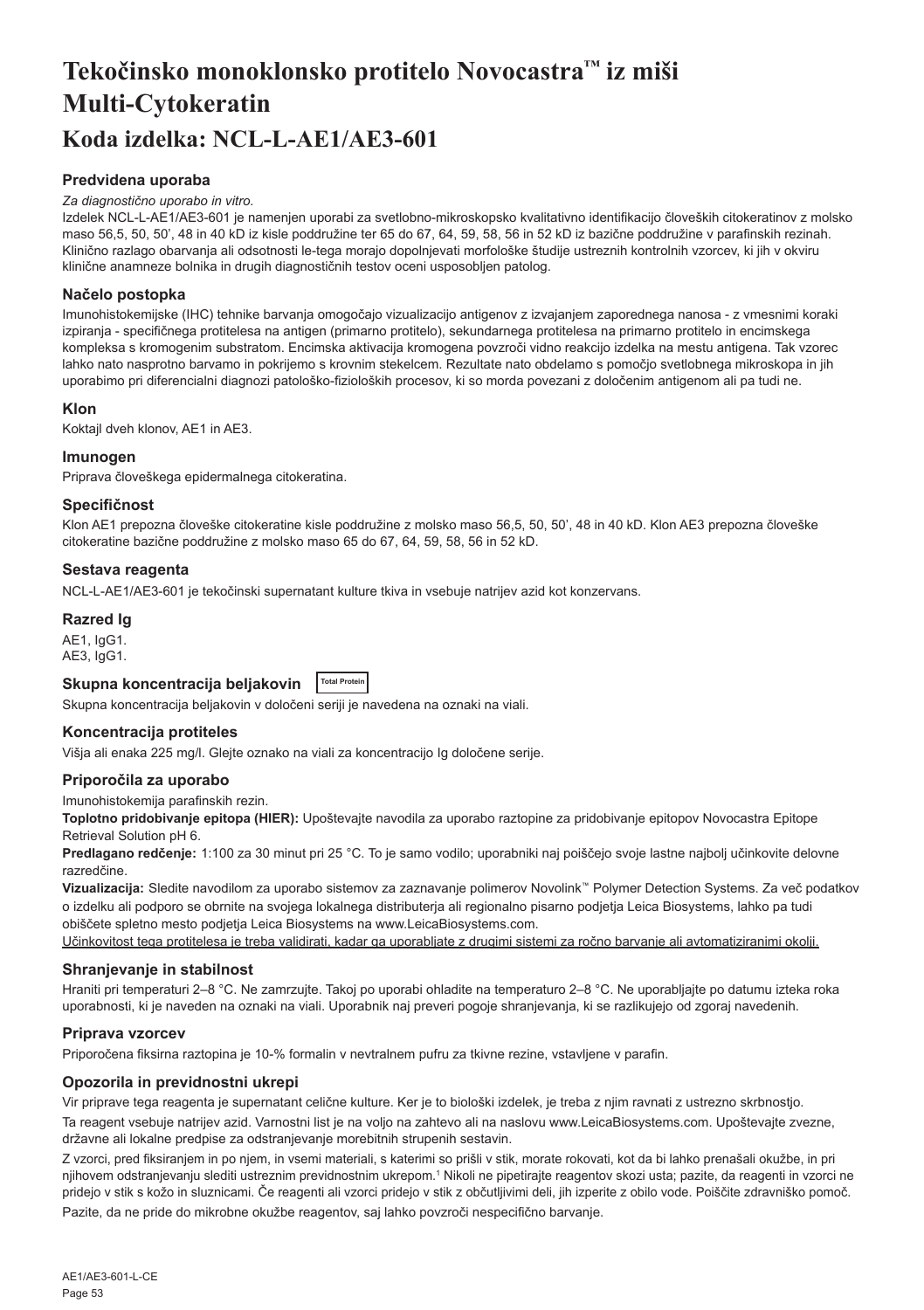# Tekočinsko monoklonsko protitelo Novocastra™ iz miši Multi-Cytokeratin

## Koda izdelka: NCL-L-AE1/AE3-601

### Predvidena uporaba

*Za diagnostično uporabo in vitro.*

Izdelek NCL-L-AE1/AE3-601 je namenjen uporabi za svetlobno-mikroskopsko kvalitativno identifikacijo človeških citokeratinov z molsko maso 56,5, 50, 50', 48 in 40 kD iz kisle poddružine ter 65 do 67, 64, 59, 58, 56 in 52 kD iz bazične poddružine v parafinskih rezinah. Klinično razlago obarvanja ali odsotnosti le-tega morajo dopolnjevati morfološke študije ustreznih kontrolnih vzorcev, ki jih v okviru klinične anamneze bolnika in drugih diagnostičnih testov oceni usposobljen patolog.

### Načelo postopka

Imunohistokemijske (IHC) tehnike barvanja omogočajo vizualizacijo antigenov z izvajanjem zaporednega nanosa - z vmesnimi koraki izpiranja - specifičnega protitelesa na antigen (primarno protitelo), sekundarnega protitelesa na primarno protitelo in encimskega kompleksa s kromogenim substratom. Encimska aktivacija kromogena povzroči vidno reakcijo izdelka na mestu antigena. Tak vzorec lahko nato nasprotno barvamo in pokrijemo s krovnim stekelcem. Rezultate nato obdelamo s pomočjo svetlobnega mikroskopa in jih uporabimo pri diferencialni diagnozi patološko-fizioloških procesov, ki so morda povezani z določenim antigenom ali pa tudi ne.

### Klon

Koktajl dveh klonov, AE1 in AE3.

### Imunogen

Priprava človeškega epidermalnega citokeratina.

### Specifičnost

Klon AE1 prepozna človeške citokeratine kisle poddružine z molsko maso 56,5, 50, 50', 48 in 40 kD. Klon AE3 prepozna človeške citokeratine bazične poddružine z molsko maso 65 do 67, 64, 59, 58, 56 in 52 kD.

### Sestava reagenta

NCL-L-AE1/AE3-601 je tekočinski supernatant kulture tkiva in vsebuje natrijev azid kot konzervans.

### Razred Ig

AE1, IgG1.
AE3, IgG1.

### Skupna koncentracija beljakovin Total Protein

Skupna koncentracija beljakovin v določeni seriji je navedena na oznaki na viali.

### Koncentracija protiteles

Višja ali enaka 225 mg/l. Glejte oznako na viali za koncentracijo Ig določene serije.

### Priporočila za uporabo

Imunohistokemija parafinskih rezin.

**Toplotno pridobivanje epitopa (HIER):** Upoštevajte navodila za uporabo raztopine za pridobivanje epitopov Novocastra Epitope Retrieval Solution pH 6.

**Predlagano redčenje:** 1:100 za 30 minut pri 25 °C. To je samo vodilo; uporabniki naj poiščejo svoje lastne najbolj učinkovite delovne razredčine.

**Vizualizacija:** Sledite navodilom za uporabo sistemov za zaznavanje polimerov Novolink™ Polymer Detection Systems. Za več podatkov o izdelku ali podporo se obrnite na svojega lokalnega distributerja ali regionalno pisarno podjetja Leica Biosystems, lahko pa tudi obiščete spletno mesto podjetja Leica Biosystems na www.LeicaBiosystems.com.

Učinkovitost tega protitelesa je treba validirati, kadar ga uporabljate z drugimi sistemi za ročno barvanje ali avtomatiziranimi okolji.

### Shranjevanje in stabilnost

Hraniti pri temperaturi 2–8 °C. Ne zamrzujte. Takoj po uporabi ohladite na temperaturo 2–8 °C. Ne uporabljajte po datumu izteka roka uporabnosti, ki je naveden na oznaki na viali. Uporabnik naj preveri pogoje shranjevanja, ki se razlikujejo od zgoraj navedenih.

### Priprava vzorcev

Priporočena fiksirna raztopina je 10-% formalin v nevtralnem pufru za tkivne rezine, vstavljene v parafin.

### Opozorila in previdnostni ukrepi

Vir priprave tega reagenta je supernatant celične kulture. Ker je to biološki izdelek, je treba z njim ravnati z ustrezno skrbnostjo.

Ta reagent vsebuje natrijev azid. Varnostni list je na voljo na zahtevo ali na naslovu www.LeicaBiosystems.com. Upoštevajte zvezne, državne ali lokalne predpise za odstranjevanje morebitnih strupenih sestavin.

Z vzorci, pred fiksiranjem in po njem, in vsemi materiali, s katerimi so prišli v stik, morate rokovati, kot da bi lahko prenašali okužbe, in pri njihovem odstranjevanju slediti ustreznim previdnostnim ukrepom.[1] Nikoli ne pipetirajte reagentov skozi usta; pazite, da reagenti in vzorci ne pridejo v stik s kožo in sluznicami. Če reagenti ali vzorci pridejo v stik z občutljivimi deli, jih izperite z obilo vode. Poiščite zdravniško pomoč.

Pazite, da ne pride do mikrobne okužbe reagentov, saj lahko povzroči nespecifično barvanje.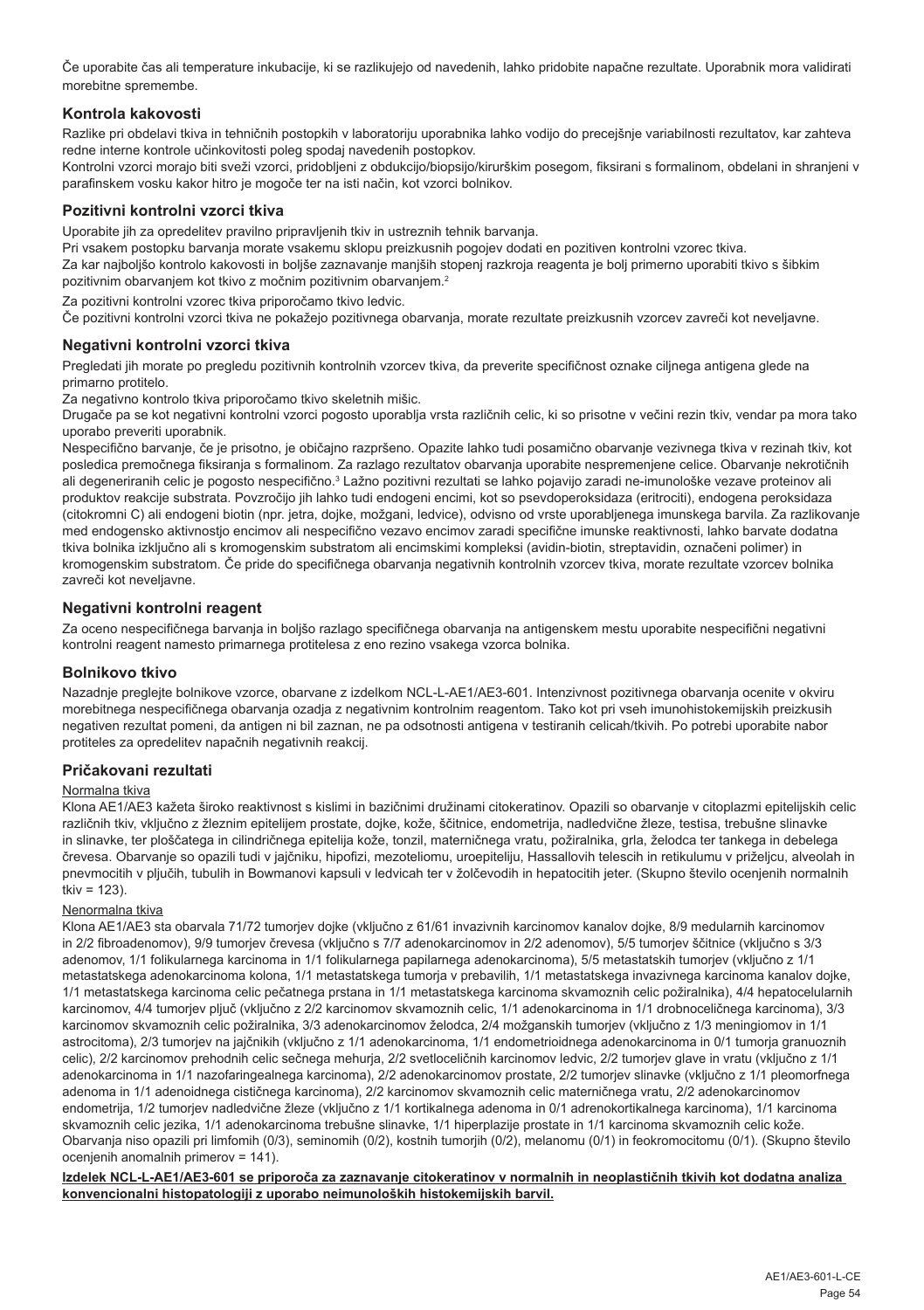Če uporabite čas ali temperature inkubacije, ki se razlikujejo od navedenih, lahko pridobite napačne rezultate. Uporabnik mora validirati morebitne spremembe.

## Kontrola kakovosti

Razlike pri obdelavi tkiva in tehničnih postopkih v laboratoriju uporabnika lahko vodijo do precejšnje variabilnosti rezultatov, kar zahteva redne interne kontrole učinkovitosti poleg spodaj navedenih postopkov.

Kontrolni vzorci morajo biti sveži vzorci, pridobljeni z obdukcijo/biopsijo/kirurškim posegom, fiksirani s formalinom, obdelani in shranjeni v parafinskem vosku kakor hitro je mogoče ter na isti način, kot vzorci bolnikov.

## Pozitivni kontrolni vzorci tkiva

Uporabite jih za opredelitev pravilno pripravljenih tkiv in ustreznih tehnik barvanja.

Pri vsakem postopku barvanja morate vsakemu sklopu preizkusnih pogojev dodati en pozitiven kontrolni vzorec tkiva.

Za kar najboljšo kontrolo kakovosti in boljše zaznavanje manjših stopenj razkroja reagenta je bolj primerno uporabiti tkivo s šibkim pozitivnim obarvanjem kot tkivo z močnim pozitivnim obarvanjem.[2]

Za pozitivni kontrolni vzorec tkiva priporočamo tkivo ledvic.

Če pozitivni kontrolni vzorci tkiva ne pokažejo pozitivnega obarvanja, morate rezultate preizkusnih vzorcev zavreči kot neveljavne.

## Negativni kontrolni vzorci tkiva

Pregledati jih morate po pregledu pozitivnih kontrolnih vzorcev tkiva, da preverite specifičnost oznake ciljnega antigena glede na primarno protitelo.

Za negativno kontrolo tkiva priporočamo tkivo skeletnih mišic.

Drugače pa se kot negativni kontrolni vzorci pogosto uporablja vrsta različnih celic, ki so prisotne v večini rezin tkiv, vendar pa mora tako uporabo preveriti uporabnik.

Nespecifično barvanje, če je prisotno, je običajno razpršeno. Opazite lahko tudi posamično obarvanje vezivnega tkiva v rezinah tkiv, kot posledica premočnega fiksiranja s formalinom. Za razlago rezultatov obarvanja uporabite nespremenjene celice. Obarvanje nekrotičnih ali degeneriranih celic je pogosto nespecifično.[3] Lažno pozitivni rezultati se lahko pojavijo zaradi ne-imunološke vezave proteinov ali produktov reakcije substrata. Povzročijo jih lahko tudi endogeni encimi, kot so psevdoperoksidaza (eritrociti), endogena peroksidaza (citokromni C) ali endogeni biotin (npr. jetra, dojke, možgani, ledvice), odvisno od vrste uporabljenega imunskega barvila. Za razlikovanje med endogensko aktivnostjo encimov ali nespecifično vezavo encimov zaradi specifične imunske reaktivnosti, lahko barvate dodatna tkiva bolnika izključno ali s kromogenskim substratom ali encimskimi kompleksi (avidin-biotin, streptavidin, označeni polimer) in kromogenskim substratom. Če pride do specifičnega obarvanja negativnih kontrolnih vzorcev tkiva, morate rezultate vzorcev bolnika zavreči kot neveljavne.

## Negativni kontrolni reagent

Za oceno nespecifičnega barvanja in boljšo razlago specifičnega obarvanja na antigenskem mestu uporabite nespecifični negativni kontrolni reagent namesto primarnega protitelesa z eno rezino vsakega vzorca bolnika.

## Bolnikovo tkivo

Nazadnje preglejte bolnikove vzorce, obarvane z izdelkom NCL-L-AE1/AE3-601. Intenzivnost pozitivnega obarvanja ocenite v okviru morebitnega nespecifičnega obarvanja ozadja z negativnim kontrolnim reagentom. Tako kot pri vseh imunohistokemijskih preizkusih negativen rezultat pomeni, da antigen ni bil zaznan, ne pa odsotnosti antigena v testiranih celicah/tkivih. Po potrebi uporabite nabor protiteles za opredelitev napačnih negativnih reakcij.

## Pričakovani rezultati

Normalna tkiva

Klona AE1/AE3 kažeta široko reaktivnost s kislimi in bazičnimi družinami citokeratinov. Opazili so obarvanje v citoplazmi epitelijskih celic različnih tkiv, vključno z žleznim epitelijem prostate, dojke, kože, ščitnice, endometrija, nadledvične žleze, testisa, trebušne slinavke in slinavke, ter ploščatega in cilindričnega epitelija kože, tonzil, materničnega vratu, požiralnika, grla, želodca ter tankega in debelega črevesa. Obarvanje so opazili tudi v jajčniku, hipofizi, mezoteliomu, uroepiteliju, Hassallovih telescih in retikulumu v priželjcu, alveolah in pnevmocitih v pljučih, tubulih in Bowmanovi kapsuli v ledvicah ter v žolčevodih in hepatocitih jeter. (Skupno število ocenjenih normalnih tkiv = 123).

Nenormalna tkiva

Klona AE1/AE3 sta obarvala 71/72 tumorjev dojke (vključno z 61/61 invazivnih karcinomov kanalov dojke, 8/9 medularnih karcinomov in 2/2 fibroadenomov), 9/9 tumorjev črevesa (vključno s 7/7 adenokarcinomov in 2/2 adenomov), 5/5 tumorjev ščitnice (vključno s 3/3 adenomov, 1/1 folikularnega karcinoma in 1/1 folikularnega papilarnega adenokarcinoma), 5/5 metastatskih tumorjev (vključno z 1/1 metastatskega adenokarcinoma kolona, 1/1 metastatskega tumorja v prebavilih, 1/1 metastatskega invazivnega karcinoma kanalov dojke, 1/1 metastatskega karcinoma celic pečatnega prstana in 1/1 metastatskega karcinoma skvamoznih celic požiralnika), 4/4 hepatocelularnih karcinomov, 4/4 tumorjev pljuč (vključno z 2/2 karcinomov skvamoznih celic, 1/1 adenokarcinoma in 1/1 drobnoceličnega karcinoma), 3/3 karcinomov skvamoznih celic požiralnika, 3/3 adenokarcinomov želodca, 2/4 možganskih tumorjev (vključno z 1/3 meningiomov in 1/1 astrocitoma), 2/3 tumorjev na jajčnikih (vključno z 1/1 adenokarcinoma, 1/1 endometrioidnega adenokarcinoma in 0/1 tumorja granuoznih celic), 2/2 karcinomov prehodnih celic sečnega mehurja, 2/2 svetloceličnih karcinomov ledvic, 2/2 tumorjev glave in vratu (vključno z 1/1 adenokarcinoma in 1/1 nazofaringealnega karcinoma), 2/2 adenokarcinomov prostate, 2/2 tumorjev slinavke (vključno z 1/1 pleomorfnega adenoma in 1/1 adenoidnega cističnega karcinoma), 2/2 karcinomov skvamoznih celic materničnega vratu, 2/2 adenokarcinomov endometrija, 1/2 tumorjev nadledvične žleze (vključno z 1/1 kortikalnega adenoma in 0/1 adrenokortikalnega karcinoma), 1/1 karcinoma skvamoznih celic jezika, 1/1 adenokarcinoma trebušne slinavke, 1/1 hiperplazije prostate in 1/1 karcinoma skvamoznih celic kože. Obarvanja niso opazili pri limfomih (0/3), seminomih (0/2), kostnih tumorjih (0/2), melanomu (0/1) in feokromocitomu (0/1). (Skupno število ocenjenih anomalnih primerov = 141).

**Izdelek NCL-L-AE1/AE3-601 se priporoča za zaznavanje citokeratinov v normalnih in neoplastičnih tkivih kot dodatna analiza konvencionalni histopatologiji z uporabo neimunoloških histokemijskih barvil.**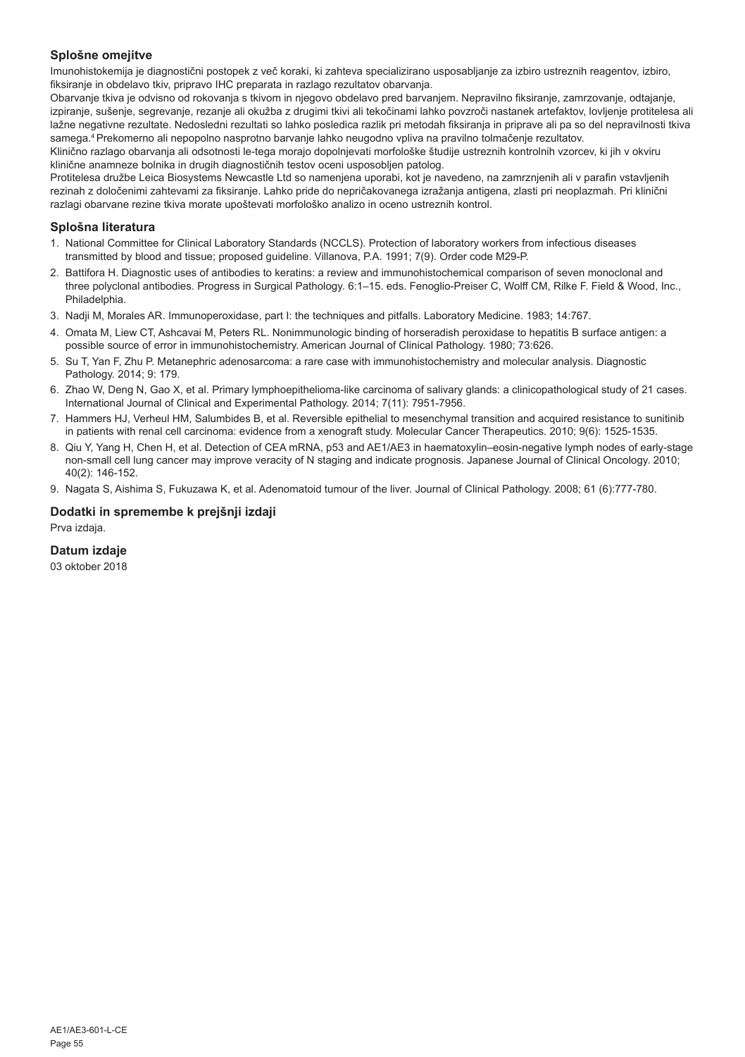### Splošne omejitve

Imunohistokemija je diagnostični postopek z več koraki, ki zahteva specializirano usposabljanje za izbiro ustreznih reagentov, izbiro, fiksiranje in obdelavo tkiv, pripravo IHC preparata in razlago rezultatov obarvanja.

Obarvanje tkiva je odvisno od rokovanja s tkivom in njegovo obdelavo pred barvanjem. Nepravilno fiksiranje, zamrzovanje, odtajanje, izpiranje, sušenje, segrevanje, rezanje ali okužba z drugimi tkivi ali tekočinami lahko povzroči nastanek artefaktov, lovljenje protitelesa ali lažne negativne rezultate. Nedosledni rezultati so lahko posledica razlik pri metodah fiksiranja in priprave ali pa so del nepravilnosti tkiva samega.[4] Prekomerno ali nepopolno nasprotno barvanje lahko neugodno vpliva na pravilno tolmačenje rezultatov.

Klinično razlago obarvanja ali odsotnosti le-tega morajo dopolnjevati morfološke študije ustreznih kontrolnih vzorcev, ki jih v okviru klinične anamneze bolnika in drugih diagnostičnih testov oceni usposobljen patolog.

Protitelesa družbe Leica Biosystems Newcastle Ltd so namenjena uporabi, kot je navedeno, na zamrznjenih ali v parafin vstavljenih rezinah z določenimi zahtevami za fiksiranje. Lahko pride do nepričakovanega izražanja antigena, zlasti pri neoplazmah. Pri klinični razlagi obarvane rezine tkiva morate upoštevati morfološko analizo in oceno ustreznih kontrol.

### Splošna literatura

1. National Committee for Clinical Laboratory Standards (NCCLS). Protection of laboratory workers from infectious diseases transmitted by blood and tissue; proposed guideline. Villanova, P.A. 1991; 7(9). Order code M29-P.
2. Battifora H. Diagnostic uses of antibodies to keratins: a review and immunohistochemical comparison of seven monoclonal and three polyclonal antibodies. Progress in Surgical Pathology. 6:1–15. eds. Fenoglio-Preiser C, Wolff CM, Rilke F. Field & Wood, Inc., Philadelphia.
3. Nadji M, Morales AR. Immunoperoxidase, part I: the techniques and pitfalls. Laboratory Medicine. 1983; 14:767.
4. Omata M, Liew CT, Ashcavai M, Peters RL. Nonimmunologic binding of horseradish peroxidase to hepatitis B surface antigen: a possible source of error in immunohistochemistry. American Journal of Clinical Pathology. 1980; 73:626.
5. Su T, Yan F, Zhu P. Metanephric adenosarcoma: a rare case with immunohistochemistry and molecular analysis. Diagnostic Pathology. 2014; 9: 179.
6. Zhao W, Deng N, Gao X, et al. Primary lymphoepithelioma-like carcinoma of salivary glands: a clinicopathological study of 21 cases. International Journal of Clinical and Experimental Pathology. 2014; 7(11): 7951-7956.
7. Hammers HJ, Verheul HM, Salumbides B, et al. Reversible epithelial to mesenchymal transition and acquired resistance to sunitinib in patients with renal cell carcinoma: evidence from a xenograft study. Molecular Cancer Therapeutics. 2010; 9(6): 1525-1535.
8. Qiu Y, Yang H, Chen H, et al. Detection of CEA mRNA, p53 and AE1/AE3 in haematoxylin–eosin-negative lymph nodes of early-stage non-small cell lung cancer may improve veracity of N staging and indicate prognosis. Japanese Journal of Clinical Oncology. 2010; 40(2): 146-152.
9. Nagata S, Aishima S, Fukuzawa K, et al. Adenomatoid tumour of the liver. Journal of Clinical Pathology. 2008; 61 (6):777-780.

### Dodatki in spremembe k prejšnji izdaji

Prva izdaja.

### Datum izdaje

03 oktober 2018

AE1/AE3-601-L-CE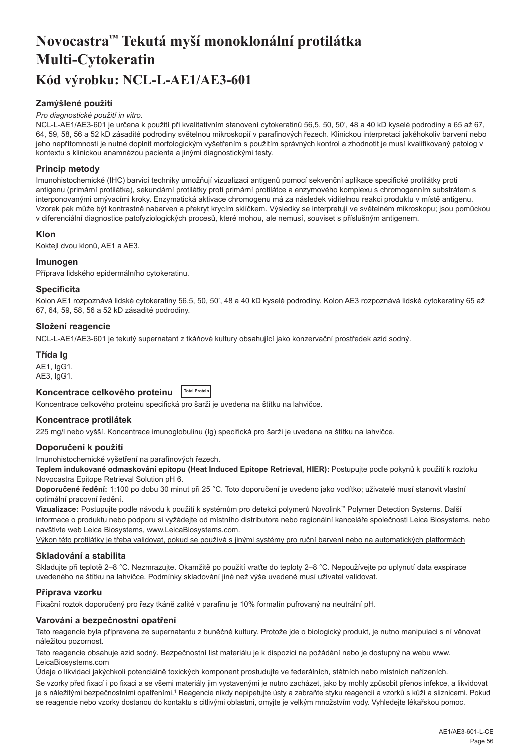# Novocastra™ Tekutá myší monoklonální protilátka Multi-Cytokeratin

## Kód výrobku: NCL-L-AE1/AE3-601

### Zamýšlené použití

*Pro diagnostické použití in vitro.*

NCL-L-AE1/AE3-601 je určena k použití při kvalitativním stanovení cytokeratinů 56,5, 50, 50', 48 a 40 kD kyselé podrodiny a 65 až 67, 64, 59, 58, 56 a 52 kD zásadité podrodiny světelnou mikroskopií v parafinových řezech. Klinickou interpretaci jakéhokoliv barvení nebo jeho nepřítomnosti je nutné doplnit morfologickým vyšetřením s použitím správných kontrol a zhodnotit je musí kvalifikovaný patolog v kontextu s klinickou anamnézou pacienta a jinými diagnostickými testy.

### Princip metody

Imunohistochemické (IHC) barvicí techniky umožňují vizualizaci antigenů pomocí sekvenční aplikace specifické protilátky proti antigenu (primární protilátka), sekundární protilátky proti primární protilátce a enzymového komplexu s chromogenním substrátem s interponovanými omývacími kroky. Enzymatická aktivace chromogenu má za následek viditelnou reakci produktu v místě antigenu. Vzorek pak může být kontrastně nabarven a překryt krycím sklíčkem. Výsledky se interpretují ve světelném mikroskopu; jsou pomůckou v diferenciální diagnostice patofyziologických procesů, které mohou, ale nemusí, souviset s příslušným antigenem.

### Klon

Koktejl dvou klonů, AE1 a AE3.

### Imunogen

Příprava lidského epidermálního cytokeratinu.

### Specificita

Kolon AE1 rozpoznává lidské cytokeratiny 56.5, 50, 50', 48 a 40 kD kyselé podrodiny. Kolon AE3 rozpoznává lidské cytokeratiny 65 až 67, 64, 59, 58, 56 a 52 kD zásadité podrodiny.

### Složení reagencie

NCL-L-AE1/AE3-601 je tekutý supernatant z tkáňové kultury obsahující jako konzervační prostředek azid sodný.

### Třída Ig

AE1, IgG1.
AE3, IgG1.

### Koncentrace celkového proteinu Total Protein

Koncentrace celkového proteinu specifická pro šarži je uvedena na štítku na lahvičce.

### Koncentrace protilátek

225 mg/l nebo vyšší. Koncentrace imunoglobulinu (Ig) specifická pro šarži je uvedena na štítku na lahvičce.

### Doporučení k použití

Imunohistochemické vyšetření na parafínových řezech.

**Teplem indukované odmaskování epitopu (Heat Induced Epitope Retrieval, HIER):** Postupujte podle pokynů k použití k roztoku Novocastra Epitope Retrieval Solution pH 6.

**Doporučené ředění:** 1:100 po dobu 30 minut při 25 °C. Toto doporučení je uvedeno jako vodítko; uživatelé musí stanovit vlastní optimální pracovní ředění.

**Vizualizace:** Postupujte podle návodu k použití k systémům pro detekci polymerů Novolink™ Polymer Detection Systems. Další informace o produktu nebo podporu si vyžádejte od místního distributora nebo regionální kanceláře společnosti Leica Biosystems, nebo navštivte web Leica Biosystems, www.LeicaBiosystems.com.

<u>Výkon této protilátky je třeba validovat, pokud se používá s jinými systémy pro ruční barvení nebo na automatických platformách</u>

### Skladování a stabilita

Skladujte při teplotě 2–8 °C. Nezmrazujte. Okamžitě po použití vraťte do teploty 2–8 °C. Nepoužívejte po uplynutí data exspirace uvedeného na štítku na lahvičce. Podmínky skladování jiné než výše uvedené musí uživatel validovat.

### Příprava vzorku

Fixační roztok doporučený pro řezy tkáně zalité v parafinu je 10% formalín pufrovaný na neutrální pH.

### Varování a bezpečnostní opatření

Tato reagencie byla připravena ze supernatantu z buněčné kultury. Protože jde o biologický produkt, je nutno manipulaci s ní věnovat náležitou pozornost.

Tato reagencie obsahuje azid sodný. Bezpečnostní list materiálu je k dispozici na požádání nebo je dostupný na webu www.LeicaBiosystems.com

Údaje o likvidaci jakýchkoli potenciálně toxických komponent prostudujte ve federálních, státních nebo místních nařízeních.

Se vzorky před fixací i po fixaci a se všemi materiály jim vystavenými je nutno zacházet, jako by mohly způsobit přenos infekce, a likvidovat je s náležitými bezpečnostními opatřeními.[1] Reagencie nikdy nepipetujte ústy a zabraňte styku reagencií a vzorků s kůží a sliznicemi. Pokud se reagencie nebo vzorky dostanou do kontaktu s citlivými oblastmi, omyjte je velkým množstvím vody. Vyhledejte lékařskou pomoc.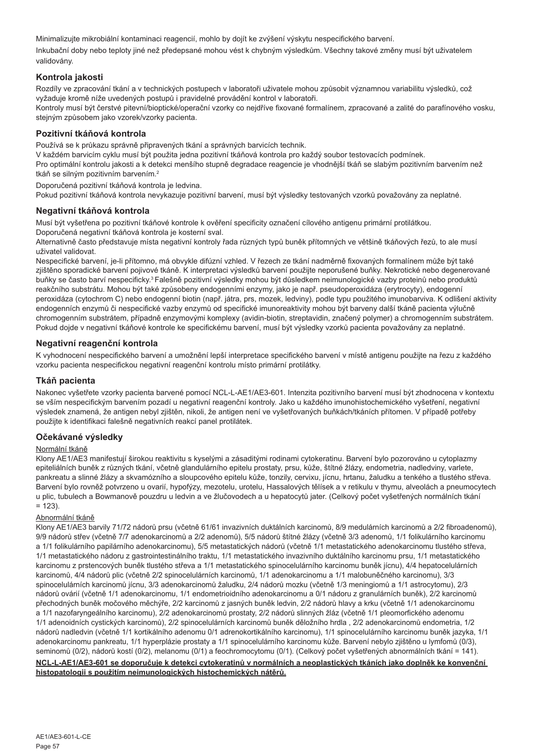Minimalizujte mikrobiální kontaminaci reagencií, mohlo by dojít ke zvýšení výskytu nespecifického barvení.

Inkubační doby nebo teploty jiné než předepsané mohou vést k chybným výsledkům. Všechny takové změny musí být uživatelem validovány.

### Kontrola jakosti

Rozdíly ve zpracování tkání a v technických postupech v laboratoři uživatele mohou způsobit významnou variabilitu výsledků, což vyžaduje kromě níže uvedených postupů i pravidelné provádění kontrol v laboratoři.
Kontroly musí být čerstvé pitevní/bioptické/operační vzorky co nejdříve fixované formalínem, zpracované a zalité do parafínového vosku, stejným způsobem jako vzorek/vzorky pacienta.

### Pozitivní tkáňová kontrola

Používá se k průkazu správně připravených tkání a správných barvicích technik.
V každém barvicím cyklu musí být použita jedna pozitivní tkáňová kontrola pro každý soubor testovacích podmínek.
Pro optimální kontrolu jakosti a k detekci menšího stupně degradace reagencie je vhodnější tkáň se slabým pozitivním barvením než tkáň se silným pozitivním barvením.[2]

Doporučená pozitivní tkáňová kontrola je ledvina.
Pokud pozitivní tkáňová kontrola nevykazuje pozitivní barvení, musí být výsledky testovaných vzorků považovány za neplatné.

### Negativní tkáňová kontrola

Musí být vyšetřena po pozitivní tkáňové kontrole k ověření specificity označení cílového antigenu primární protilátkou.
Doporučená negativní tkáňová kontrola je kosterní sval.
Alternativně často představuje místa negativní kontroly řada různých typů buněk přítomných ve většině tkáňových řezů, to ale musí uživatel validovat.
Nespecifické barvení, je-li přítomno, má obvykle difúzní vzhled. V řezech ze tkání nadměrně fixovaných formalínem může být také zjištěno sporadické barvení pojivové tkáně. K interpretaci výsledků barvení použijte neporušené buňky. Nekrotické nebo degenerované buňky se často barví nespecificky.[3] Falešně pozitivní výsledky mohou být důsledkem neimunologické vazby proteinů nebo produktů reakčního substrátu. Mohou být také způsobeny endogenními enzymy, jako je např. pseudoperoxidáza (erytrocyty), endogenní peroxidáza (cytochrom C) nebo endogenní biotin (např. játra, prs, mozek, ledviny), podle typu použitého imunobarviva. K odlišení aktivity endogenních enzymů či nespecifické vazby enzymů od specifické imunoreaktivity mohou být barveny další tkáně pacienta výlučně chromogenním substrátem, případně enzymovými komplexy (avidin-biotin, streptavidin, značený polymer) a chromogenním substrátem. Pokud dojde v negativní tkáňové kontrole ke specifickému barvení, musí být výsledky vzorků pacienta považovány za neplatné.

### Negativní reagenční kontrola

K vyhodnocení nespecifického barvení a umožnění lepší interpretace specifického barvení v místě antigenu použijte na řezu z každého vzorku pacienta nespecifickou negativní reagenční kontrolu místo primární protilátky.

### Tkáň pacienta

Nakonec vyšetřete vzorky pacienta barvené pomocí NCL-L-AE1/AE3-601. Intenzita pozitivního barvení musí být zhodnocena v kontextu se vším nespecifickým barvením pozadí u negativní reagenční kontroly. Jako u každého imunohistochemického vyšetření, negativní výsledek znamená, že antigen nebyl zjištěn, nikoli, že antigen není ve vyšetřovaných buňkách/tkáních přítomen. V případě potřeby použijte k identifikaci falešně negativních reakcí panel protilátek.

### Očekávané výsledky

Normální tkáně

Klony AE1/AE3 manifestují širokou reaktivitu s kyselými a zásaditými rodinami cytokeratinu. Barvení bylo pozorováno u cytoplazmy epiteliálních buněk z různých tkání, včetně glandulárního epitelu prostaty, prsu, kůže, štítné žlázy, endometria, nadledviny, varlete, pankreatu a slinné žlázy a skvamózního a sloupcového epitelu kůže, tonzily, cervixu, jícnu, hrtanu, žaludku a tenkého a tlustého střeva. Barvení bylo rovněž potvrzeno u ovarií, hypofýzy, mezotelu, urotelu, Hassalových tělísek a v retikulu v thymu, alveolách a pneumocytech u plic, tubulech a Bowmanově pouzdru u ledvin a ve žlučovodech a u hepatocytů jater. (Celkový počet vyšetřených normálních tkání = 123).

Abnormální tkáně

Klony AE1/AE3 barvily 71/72 nádorů prsu (včetně 61/61 invazivních duktálních karcinomů, 8/9 medulárních karcinomů a 2/2 fibroadenomů), 9/9 nádorů střev (včetně 7/7 adenokarcinomů a 2/2 adenomů), 5/5 nádorů štítné žlázy (včetně 3/3 adenomů, 1/1 folikulárního karcinomu a 1/1 folikulárního papilárního adenokarcinomu), 5/5 metastatických nádorů (včetně 1/1 metastatického adenokarcinomu tlustého střeva, 1/1 metastatického nádoru z gastrointestinálního traktu, 1/1 metastatického invazivního duktálního karcinomu prsu, 1/1 metastatického karcinomu z prstencových buněk tlustého střeva a 1/1 metastatického spinocelulárního karcinomu buněk jícnu), 4/4 hepatocelulárních karcinomů, 4/4 nádorů plic (včetně 2/2 spinocelulárních karcinomů, 1/1 adenokarcinomu a 1/1 malobuněčného karcinomu), 3/3 spinocelulárních karcinomů jícnu, 3/3 adenokarcinomů žaludku, 2/4 nádorů mozku (včetně 1/3 meningiomů a 1/1 astrocytomu), 2/3 nádorů ovárií (včetně 1/1 adenokarcinomu, 1/1 endometrioidního adenokarcinomu a 0/1 nádoru z granulárních buněk), 2/2 karcinomů přechodných buněk močového měchýře, 2/2 karcinomů z jasných buněk ledvin, 2/2 nádorů hlavy a krku (včetně 1/1 adenokarcinomu a 1/1 nazofaryngeálního karcinomu), 2/2 adenokarcinomů prostaty, 2/2 nádorů slinných žláz (včetně 1/1 pleomorfického adenomu 1/1 adenoidních cystických karcinomů), 2/2 spinocelulárních karcinomů buněk děložního hrdla , 2/2 adenokarcinomů endometria, 1/2 nádorů nadledvin (včetně 1/1 kortikálního adenomu 0/1 adrenokortikálního karcinomu), 1/1 spinocelulárního karcinomu buněk jazyka, 1/1 adenokarcinomu pankreatu, 1/1 hyperplázie prostaty a 1/1 spinocelulárního karcinomu kůže. Barvení nebylo zjištěno u lymfomů (0/3), seminomů (0/2), nádorů kostí (0/2), melanomu (0/1) a feochromocytomu (0/1). (Celkový počet vyšetřených abnormálních tkání = 141).

**NCL-L-AE1/AE3-601 se doporučuje k detekci cytokeratinů v normálních a neoplastických tkáních jako doplněk ke konvenční histopatologii s použitím neimunologických histochemických nátěrů.**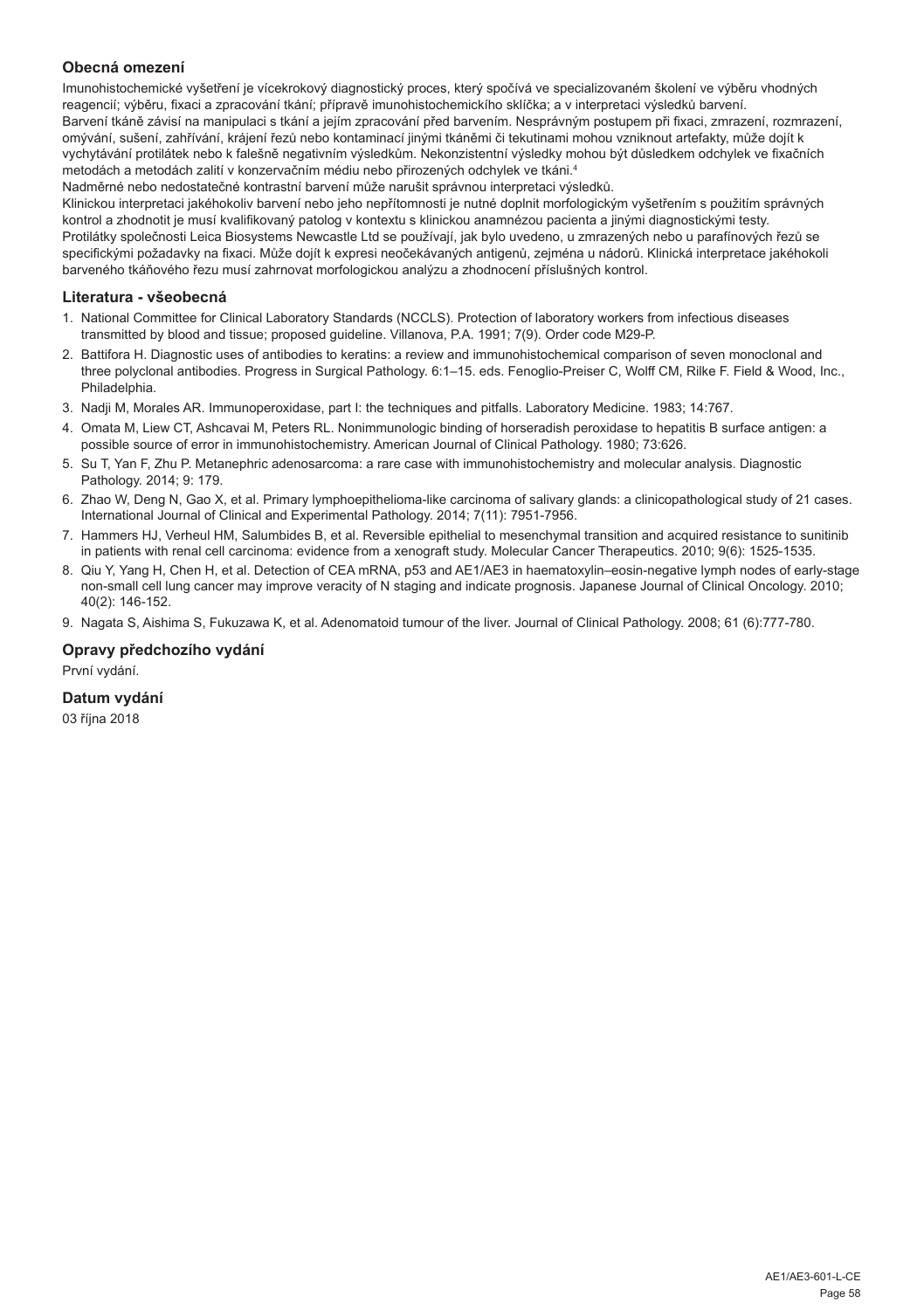## Obecná omezení

Imunohistochemické vyšetření je vícekrokový diagnostický proces, který spočívá ve specializovaném školení ve výběru vhodných reagencií; výběru, fixaci a zpracování tkání; přípravě imunohistochemickího sklíčka; a v interpretaci výsledků barvení.

Barvení tkáně závisí na manipulaci s tkání a jejím zpracování před barvením. Nesprávným postupem při fixaci, zmrazení, rozmrazení, omývání, sušení, zahřívání, krájení řezů nebo kontaminací jinými tkáněmi či tekutinami mohou vzniknout artefakty, může dojít k vychytávání protilátek nebo k falešně negativním výsledkům. Nekonzistentní výsledky mohou být důsledkem odchylek ve fixačních metodách a metodách zalití v konzervačním médiu nebo přirozených odchylek ve tkáni.[4]

Nadměrné nebo nedostatečné kontrastní barvení může narušit správnou interpretaci výsledků.

Klinickou interpretaci jakéhokoliv barvení nebo jeho nepřítomnosti je nutné doplnit morfologickým vyšetřením s použitím správných kontrol a zhodnotit je musí kvalifikovaný patolog v kontextu s klinickou anamnézou pacienta a jinými diagnostickými testy.

Protilátky společnosti Leica Biosystems Newcastle Ltd se používají, jak bylo uvedeno, u zmrazených nebo u parafínových řezů se specifickými požadavky na fixaci. Může dojít k expresi neočekávaných antigenů, zejména u nádorů. Klinická interpretace jakéhokoli barveného tkáňového řezu musí zahrnovat morfologickou analýzu a zhodnocení příslušných kontrol.

## Literatura - všeobecná

1. National Committee for Clinical Laboratory Standards (NCCLS). Protection of laboratory workers from infectious diseases transmitted by blood and tissue; proposed guideline. Villanova, P.A. 1991; 7(9). Order code M29-P.
2. Battifora H. Diagnostic uses of antibodies to keratins: a review and immunohistochemical comparison of seven monoclonal and three polyclonal antibodies. Progress in Surgical Pathology. 6:1–15. eds. Fenoglio-Preiser C, Wolff CM, Rilke F. Field & Wood, Inc., Philadelphia.
3. Nadji M, Morales AR. Immunoperoxidase, part I: the techniques and pitfalls. Laboratory Medicine. 1983; 14:767.
4. Omata M, Liew CT, Ashcavai M, Peters RL. Nonimmunologic binding of horseradish peroxidase to hepatitis B surface antigen: a possible source of error in immunohistochemistry. American Journal of Clinical Pathology. 1980; 73:626.
5. Su T, Yan F, Zhu P. Metanephric adenosarcoma: a rare case with immunohistochemistry and molecular analysis. Diagnostic Pathology. 2014; 9: 179.
6. Zhao W, Deng N, Gao X, et al. Primary lymphoepithelioma-like carcinoma of salivary glands: a clinicopathological study of 21 cases. International Journal of Clinical and Experimental Pathology. 2014; 7(11): 7951-7956.
7. Hammers HJ, Verheul HM, Salumbides B, et al. Reversible epithelial to mesenchymal transition and acquired resistance to sunitinib in patients with renal cell carcinoma: evidence from a xenograft study. Molecular Cancer Therapeutics. 2010; 9(6): 1525-1535.
8. Qiu Y, Yang H, Chen H, et al. Detection of CEA mRNA, p53 and AE1/AE3 in haematoxylin–eosin-negative lymph nodes of early-stage non-small cell lung cancer may improve veracity of N staging and indicate prognosis. Japanese Journal of Clinical Oncology. 2010; 40(2): 146-152.
9. Nagata S, Aishima S, Fukuzawa K, et al. Adenomatoid tumour of the liver. Journal of Clinical Pathology. 2008; 61 (6):777-780.

## Opravy předchozího vydání

První vydání.

## Datum vydání

03 října 2018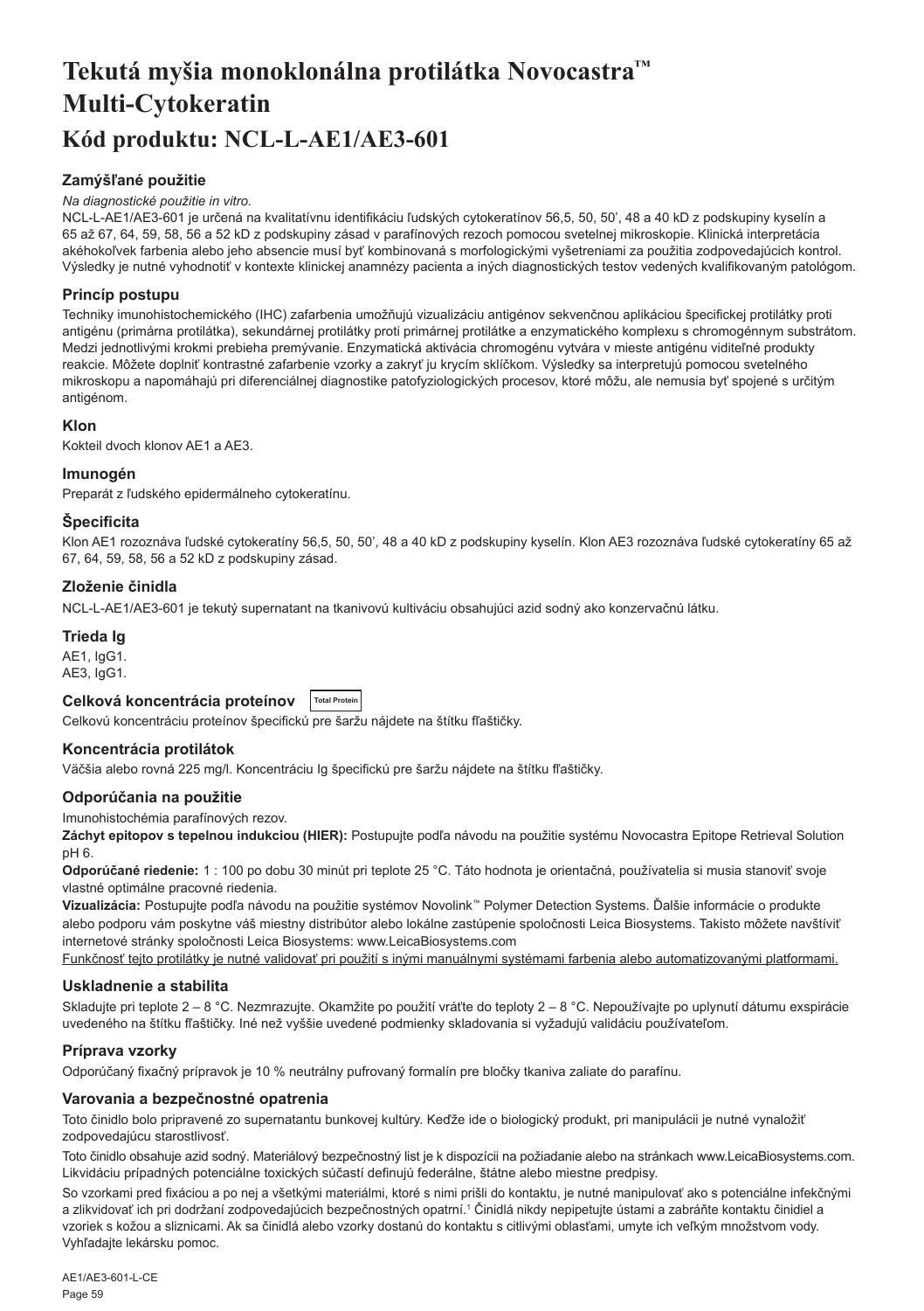# Tekutá myšia monoklonálna protilátka Novocastra™ Multi-Cytokeratin

# Kód produktu: NCL-L-AE1/AE3-601

### Zamýšľané použitie

*Na diagnostické použitie in vitro.*

NCL-L-AE1/AE3-601 je určená na kvalitatívnu identifikáciu ľudských cytokeratínov 56,5, 50, 50', 48 a 40 kD z podskupiny kyselín a 65 až 67, 64, 59, 58, 56 a 52 kD z podskupiny zásad v parafínových rezoch pomocou svetelnej mikroskopie. Klinická interpretácia akéhokoľvek farbenia alebo jeho absencie musí byť kombinovaná s morfologickými vyšetreniami za použitia zodpovedajúcich kontrol. Výsledky je nutné vyhodnotiť v kontexte klinickej anamnézy pacienta a iných diagnostických testov vedených kvalifikovaným patológom.

### Princíp postupu

Techniky imunohistochemického (IHC) zafarbenia umožňujú vizualizáciu antigénov sekvenčnou aplikáciou špecifickej protilátky proti antigénu (primárna protilátka), sekundárnej protilátky proti primárnej protilátke a enzymatického komplexu s chromogénnym substrátom. Medzi jednotlivými krokmi prebieha premývanie. Enzymatická aktivácia chromogénu vytvára v mieste antigénu viditeľné produkty reakcie. Môžete doplniť kontrastné zafarbenie vzorky a zakryť ju krycím sklíčkom. Výsledky sa interpretujú pomocou svetelného mikroskopu a napomáhajú pri diferenciálnej diagnostike patofyziologických procesov, ktoré môžu, ale nemusia byť spojené s určitým antigénom.

### Klon

Kokteil dvoch klonov AE1 a AE3.

### Imunogén

Preparát z ľudského epidermálneho cytokeratínu.

### Špecificita

Klon AE1 rozoznáva ľudské cytokeratíny 56,5, 50, 50', 48 a 40 kD z podskupiny kyselín. Klon AE3 rozoznáva ľudské cytokeratíny 65 až 67, 64, 59, 58, 56 a 52 kD z podskupiny zásad.

### Zloženie činidla

NCL-L-AE1/AE3-601 je tekutý supernatant na tkanivovú kultiváciu obsahujúci azid sodný ako konzervačnú látku.

### Trieda Ig

AE1, IgG1.
AE3, IgG1.

### Celková koncentrácia proteínov Total Protein

Celkovú koncentráciu proteínov špecifickú pre šaržu nájdete na štítku fľaštičky.

### Koncentrácia protilátok

Väčšia alebo rovná 225 mg/l. Koncentráciu Ig špecifickú pre šaržu nájdete na štítku fľaštičky.

### Odporúčania na použitie

Imunohistochémia parafínových rezov.

**Záchyt epitopov s tepelnou indukciou (HIER):** Postupujte podľa návodu na použitie systému Novocastra Epitope Retrieval Solution pH 6.

**Odporúčané riedenie:** 1 : 100 po dobu 30 minút pri teplote 25 °C. Táto hodnota je orientačná, používatelia si musia stanoviť svoje vlastné optimálne pracovné riedenia.

**Vizualizácia:** Postupujte podľa návodu na použitie systémov Novolink™ Polymer Detection Systems. Ďalšie informácie o produkte alebo podporu vám poskytne váš miestny distribútor alebo lokálne zastúpenie spoločnosti Leica Biosystems. Takisto môžete navštíviť internetové stránky spoločnosti Leica Biosystems: www.LeicaBiosystems.com

Funkčnosť tejto protilátky je nutné validovať pri použití s inými manuálnymi systémami farbenia alebo automatizovanými platformami.

### Uskladnenie a stabilita

Skladujte pri teplote 2 – 8 °C. Nezmrazujte. Okamžite po použití vráťte do teploty 2 – 8 °C. Nepoužívajte po uplynutí dátumu exspirácie uvedeného na štítku fľaštičky. Iné než vyššie uvedené podmienky skladovania si vyžadujú validáciu používateľom.

### Príprava vzorky

Odporúčaný fixačný prípravok je 10 % neutrálny pufrovaný formalín pre bločky tkaniva zaliate do parafínu.

### Varovania a bezpečnostné opatrenia

Toto činidlo bolo pripravené zo supernatantu bunkovej kultúry. Keďže ide o biologický produkt, pri manipulácii je nutné vynaložiť zodpovedajúcu starostlivosť.

Toto činidlo obsahuje azid sodný. Materiálový bezpečnostný list je k dispozícii na požiadanie alebo na stránkach www.LeicaBiosystems.com. Likvidáciu prípadných potenciálne toxických súčastí definujú federálne, štátne alebo miestne predpisy.

So vzorkami pred fixáciou a po nej a všetkými materiálmi, ktoré s nimi prišli do kontaktu, je nutné manipulovať ako s potenciálne infekčnými a zlikvidovať ich pri dodržaní zodpovedajúcich bezpečnostných opatrní.[1] Činidlá nikdy nepipetujte ústami a zabráňte kontaktu činidiel a vzoriek s kožou a sliznicami. Ak sa činidlá alebo vzorky dostanú do kontaktu s citlivými oblasťami, umyte ich veľkým množstvom vody. Vyhľadajte lekársku pomoc.

AE1/AE3-601-L-CE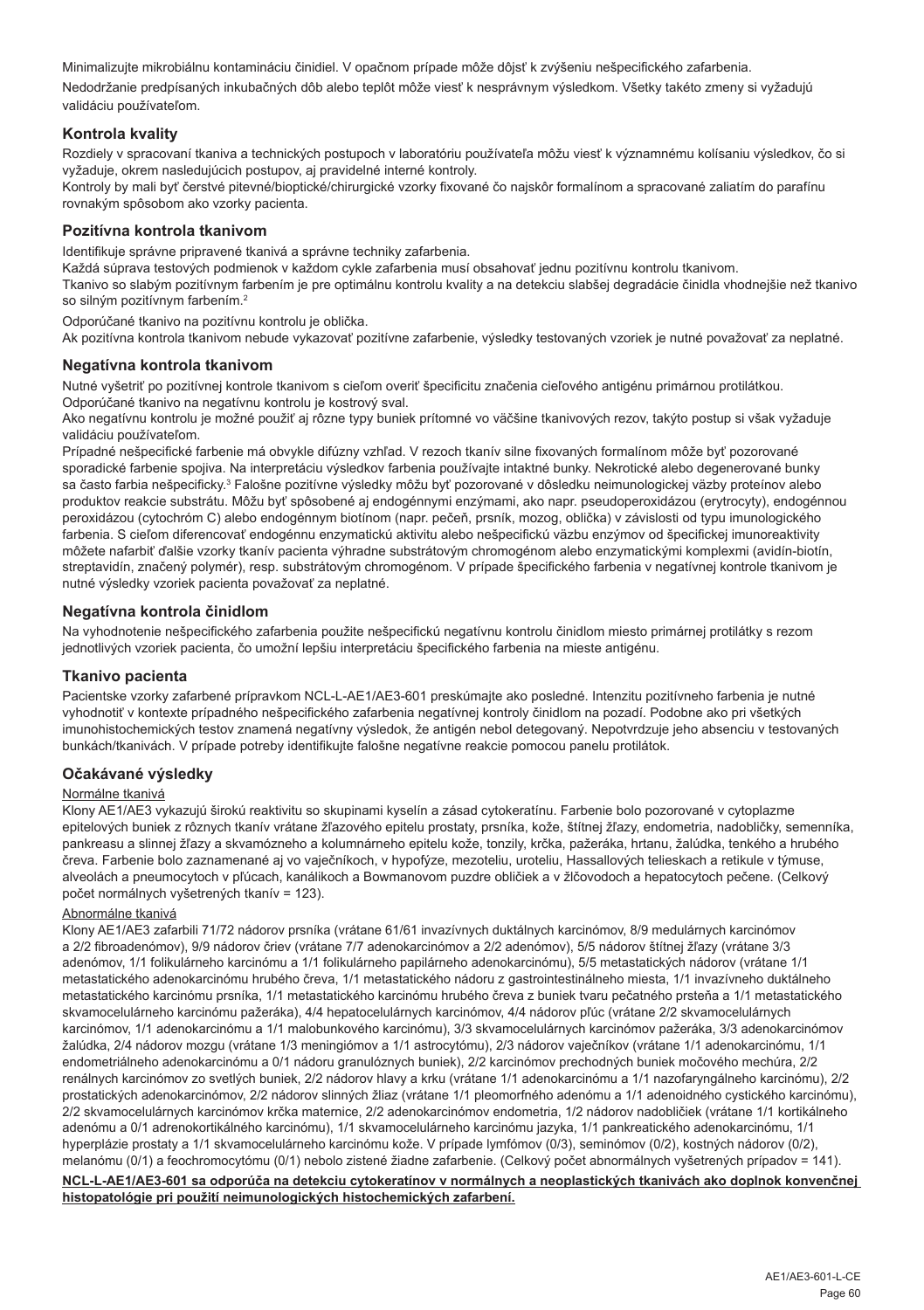Minimalizujte mikrobiálnu kontamináciu činidiel. V opačnom prípade môže dôjsť k zvýšeniu nešpecifického zafarbenia.

Nedodržanie predpísaných inkubačných dôb alebo teplôt môže viesť k nesprávnym výsledkom. Všetky takéto zmeny si vyžadujú validáciu používateľom.

## Kontrola kvality

Rozdiely v spracovaní tkaniva a technických postupoch v laboratóriu používateľa môžu viesť k významnému kolísaniu výsledkov, čo si vyžaduje, okrem nasledujúcich postupov, aj pravidelné interné kontroly.

Kontroly by mali byť čerstvé pitevné/bioptické/chirurgické vzorky fixované čo najskôr formalínom a spracované zaliatím do parafínu rovnakým spôsobom ako vzorky pacienta.

## Pozitívna kontrola tkanivom

Identifikuje správne pripravené tkanivá a správne techniky zafarbenia.

Každá súprava testových podmienok v každom cykle zafarbenia musí obsahovať jednu pozitívnu kontrolu tkanivom.

Tkanivo so slabým pozitívnym farbením je pre optimálnu kontrolu kvality a na detekciu slabšej degradácie činidla vhodnejšie než tkanivo so silným pozitívnym farbením.[2]

Odporúčané tkanivo na pozitívnu kontrolu je oblička.

Ak pozitívna kontrola tkanivom nebude vykazovať pozitívne zafarbenie, výsledky testovaných vzoriek je nutné považovať za neplatné.

## Negatívna kontrola tkanivom

Nutné vyšetriť po pozitívnej kontrole tkanivom s cieľom overiť špecificitu značenia cieľového antigénu primárnou protilátkou.

Odporúčané tkanivo na negatívnu kontrolu je kostrový sval.

Ako negatívnu kontrolu je možné použiť aj rôzne typy buniek prítomné vo väčšine tkanivových rezov, takýto postup si však vyžaduje validáciu používateľom.

Prípadné nešpecifické farbenie má obvykle difúzny vzhľad. V rezoch tkanív silne fixovaných formalínom môže byť pozorované sporadické farbenie spojiva. Na interpretáciu výsledkov farbenia používajte intaktné bunky. Nekrotické alebo degenerované bunky sa často farbia nešpecificky.[3] Falošne pozitívne výsledky môžu byť pozorované v dôsledku neimunologickej väzby proteínov alebo produktov reakcie substrátu. Môžu byť spôsobené aj endogénnymi enzýmami, ako napr. pseudoperoxidázou (erytrocyty), endogénnou peroxidázou (cytochróm C) alebo endogénnym biotínom (napr. pečeň, prsník, mozog, oblička) v závislosti od typu imunologického farbenia. S cieľom diferencovať endogénnu enzymatickú aktivitu alebo nešpecifickú väzbu enzýmov od špecifickej imunoreaktivity môžete nafarbiť ďalšie vzorky tkanív pacienta výhradne substrátovým chromogénom alebo enzymatickými komplexmi (avidín-biotín, streptavidín, značený polymér), resp. substrátovým chromogénom. V prípade špecifického farbenia v negatívnej kontrole tkanivom je nutné výsledky vzoriek pacienta považovať za neplatné.

## Negatívna kontrola činidlom

Na vyhodnotenie nešpecifického zafarbenia použite nešpecifickú negatívnu kontrolu činidlom miesto primárnej protilátky s rezom jednotlivých vzoriek pacienta, čo umožní lepšiu interpretáciu špecifického farbenia na mieste antigénu.

## Tkanivo pacienta

Pacientske vzorky zafarbené prípravkom NCL-L-AE1/AE3-601 preskúmajte ako posledné. Intenzitu pozitívneho farbenia je nutné vyhodnotiť v kontexte prípadného nešpecifického zafarbenia negatívnej kontroly činidlom na pozadí. Podobne ako pri všetkých imunohistochemických testov znamená negatívny výsledok, že antigén nebol detegovaný. Nepotvrdzuje jeho absenciu v testovaných bunkách/tkanivách. V prípade potreby identifikujte falošne negatívne reakcie pomocou panelu protilátok.

## Očakávané výsledky

Normálne tkanivá

Klony AE1/AE3 vykazujú širokú reaktivitu so skupinami kyselín a zásad cytokeratínu. Farbenie bolo pozorované v cytoplazme epitelových buniek z rôznych tkanív vrátane žľazového epitelu prostaty, prsníka, kože, štítnej žľazy, endometria, nadobličky, semenníka, pankreasu a slinnej žľazy a skvamózneho a kolumnárneho epitelu kože, tonzily, krčka, pažeráka, hrtanu, žalúdka, tenkého a hrubého čreva. Farbenie bolo zaznamenané aj vo vaječníkoch, v hypofýze, mezoteliu, uroteliu, Hassallových telieskach a retikule v týmuse, alveolách a pneumocytoch v pľúcach, kanálikoch a Bowmanovom puzdre obličiek a v žlčovodoch a hepatocytoch pečene. (Celkový počet normálnych vyšetrených tkanív = 123).

Abnormálne tkanivá

Klony AE1/AE3 zafarbili 71/72 nádorov prsníka (vrátane 61/61 invazívnych duktálnych karcinómov, 8/9 medulárnych karcinómov a 2/2 fibroadenómov), 9/9 nádorov čriev (vrátane 7/7 adenokarcinómov a 2/2 adenómov), 5/5 nádorov štítnej žľazy (vrátane 3/3 adenómov, 1/1 folikulárneho karcinómu a 1/1 folikulárneho papilárneho adenokarcinómu), 5/5 metastatických nádorov (vrátane 1/1 metastatického adenokarcinómu hrubého čreva, 1/1 metastatického nádoru z gastrointestinálneho miesta, 1/1 invazívneho duktálneho metastatického karcinómu prsníka, 1/1 metastatického karcinómu hrubého čreva z buniek tvaru pečatného prsteňa a 1/1 metastatického skvamocelulárneho karcinómu pažeráka), 4/4 hepatocelulárnych karcinómov, 4/4 nádorov pľúc (vrátane 2/2 skvamocelulárnych karcinómov, 1/1 adenokarcinómu a 1/1 malobunkového karcinómu), 3/3 skvamocelulárnych karcinómov pažeráka, 3/3 adenokarcinómov žalúdka, 2/4 nádorov mozgu (vrátane 1/3 meningiómov a 1/1 astrocytómu), 2/3 nádorov vaječníkov (vrátane 1/1 adenokarcinómu, 1/1 endometriálneho adenokarcinómu a 0/1 nádoru granulóznych buniek), 2/2 karcinómov prechodných buniek močového mechúra, 2/2 renálnych karcinómov zo svetlých buniek, 2/2 nádorov hlavy a krku (vrátane 1/1 adenokarcinómu a 1/1 nazofaryngálneho karcinómu), 2/2 prostatických adenokarcinómov, 2/2 nádorov slinných žliaz (vrátane 1/1 pleomorfného adenómu a 1/1 adenoidného cystického karcinómu), 2/2 skvamocelulárnych karcinómov krčka maternice, 2/2 adenokarcinómov endometria, 1/2 nádorov nadobličiek (vrátane 1/1 kortikálneho adenómu a 0/1 adrenokortikálneho karcinómu), 1/1 skvamocelulárneho karcinómu jazyka, 1/1 pankreatického adenokarcinómu, 1/1 hyperplázie prostaty a 1/1 skvamocelulárneho karcinómu kože. V prípade lymfómov (0/3), seminómov (0/2), kostných nádorov (0/2), melanómu (0/1) a feochromocytómu (0/1) nebolo zistené žiadne zafarbenie. (Celkový počet abnormálnych vyšetrených prípadov = 141).

**NCL-L-AE1/AE3-601 sa odporúča na detekciu cytokeratínov v normálnych a neoplastických tkanivách ako doplnok konvenčnej histopatológie pri použití neimunologických histochemických zafarbení.**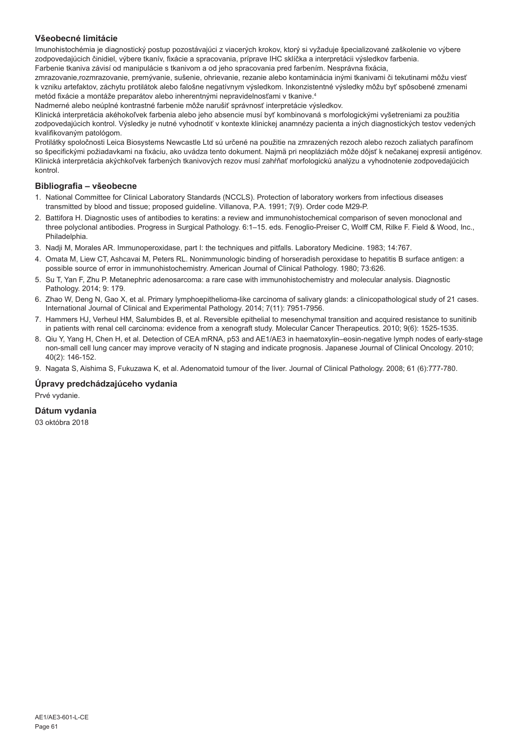## Všeobecné limitácie

Imunohistochémia je diagnostický postup pozostávajúci z viacerých krokov, ktorý si vyžaduje špecializované zaškolenie vo výbere zodpovedajúcich činidiel, výbere tkanív, fixácie a spracovania, príprave IHC sklíčka a interpretácii výsledkov farbenia.

Farbenie tkaniva závisí od manipulácie s tkanivom a od jeho spracovania pred farbením. Nesprávna fixácia, zmrazovanie,rozmrazovanie, premývanie, sušenie, ohrievanie, rezanie alebo kontaminácia inými tkanivami či tekutinami môžu viesť k vzniku artefaktov, záchytu protilátok alebo falošne negatívnym výsledkom. Inkonzistentné výsledky môžu byť spôsobené zmenami metód fixácie a montáže preparátov alebo inherentnými nepravidelnosťami v tkanive.[4]

Nadmerné alebo neúplné kontrastné farbenie môže narušiť správnosť interpretácie výsledkov.

Klinická interpretácia akéhokoľvek farbenia alebo jeho absencie musí byť kombinovaná s morfologickými vyšetreniami za použitia zodpovedajúcich kontrol. Výsledky je nutné vyhodnotiť v kontexte klinickej anamnézy pacienta a iných diagnostických testov vedených kvalifikovaným patológom.

Protilátky spoločnosti Leica Biosystems Newcastle Ltd sú určené na použitie na zmrazených rezoch alebo rezoch zaliatych parafínom so špecifickými požiadavkami na fixáciu, ako uvádza tento dokument. Najmä pri neopláziách môže dôjsť k nečakanej expresii antigénov. Klinická interpretácia akýchkoľvek farbených tkanivových rezov musí zahŕňať morfologickú analýzu a vyhodnotenie zodpovedajúcich kontrol.

## Bibliografia – všeobecne

1. National Committee for Clinical Laboratory Standards (NCCLS). Protection of laboratory workers from infectious diseases transmitted by blood and tissue; proposed guideline. Villanova, P.A. 1991; 7(9). Order code M29-P.
2. Battifora H. Diagnostic uses of antibodies to keratins: a review and immunohistochemical comparison of seven monoclonal and three polyclonal antibodies. Progress in Surgical Pathology. 6:1–15. eds. Fenoglio-Preiser C, Wolff CM, Rilke F. Field & Wood, Inc., Philadelphia.
3. Nadji M, Morales AR. Immunoperoxidase, part I: the techniques and pitfalls. Laboratory Medicine. 1983; 14:767.
4. Omata M, Liew CT, Ashcavai M, Peters RL. Nonimmunologic binding of horseradish peroxidase to hepatitis B surface antigen: a possible source of error in immunohistochemistry. American Journal of Clinical Pathology. 1980; 73:626.
5. Su T, Yan F, Zhu P. Metanephric adenosarcoma: a rare case with immunohistochemistry and molecular analysis. Diagnostic Pathology. 2014; 9: 179.
6. Zhao W, Deng N, Gao X, et al. Primary lymphoepithelioma-like carcinoma of salivary glands: a clinicopathological study of 21 cases. International Journal of Clinical and Experimental Pathology. 2014; 7(11): 7951-7956.
7. Hammers HJ, Verheul HM, Salumbides B, et al. Reversible epithelial to mesenchymal transition and acquired resistance to sunitinib in patients with renal cell carcinoma: evidence from a xenograft study. Molecular Cancer Therapeutics. 2010; 9(6): 1525-1535.
8. Qiu Y, Yang H, Chen H, et al. Detection of CEA mRNA, p53 and AE1/AE3 in haematoxylin–eosin-negative lymph nodes of early-stage non-small cell lung cancer may improve veracity of N staging and indicate prognosis. Japanese Journal of Clinical Oncology. 2010; 40(2): 146-152.
9. Nagata S, Aishima S, Fukuzawa K, et al. Adenomatoid tumour of the liver. Journal of Clinical Pathology. 2008; 61 (6):777-780.

## Úpravy predchádzajúceho vydania

Prvé vydanie.

## Dátum vydania

03 októbra 2018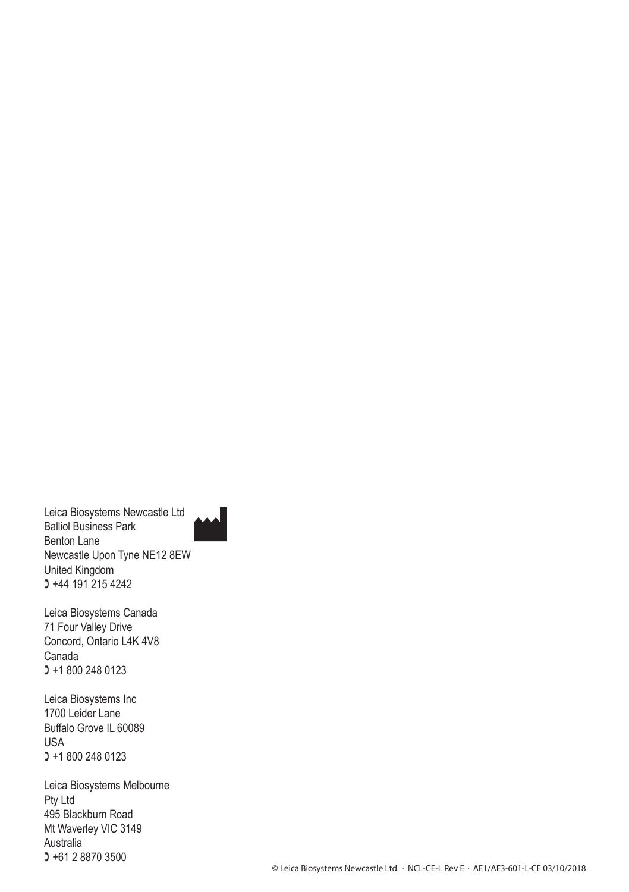Leica Biosystems Newcastle Ltd
Balliol Business Park
Benton Lane
Newcastle Upon Tyne NE12 8EW
United Kingdom
+44 191 215 4242

Leica Biosystems Canada
71 Four Valley Drive
Concord, Ontario L4K 4V8
Canada
+1 800 248 0123

Leica Biosystems Inc
1700 Leider Lane
Buffalo Grove IL 60089
USA
+1 800 248 0123

Leica Biosystems Melbourne
Pty Ltd
495 Blackburn Road
Mt Waverley VIC 3149
Australia
+61 2 8870 3500

© Leica Biosystems Newcastle Ltd. · NCL-CE-L Rev E · AE1/AE3-601-L-CE 03/10/2018